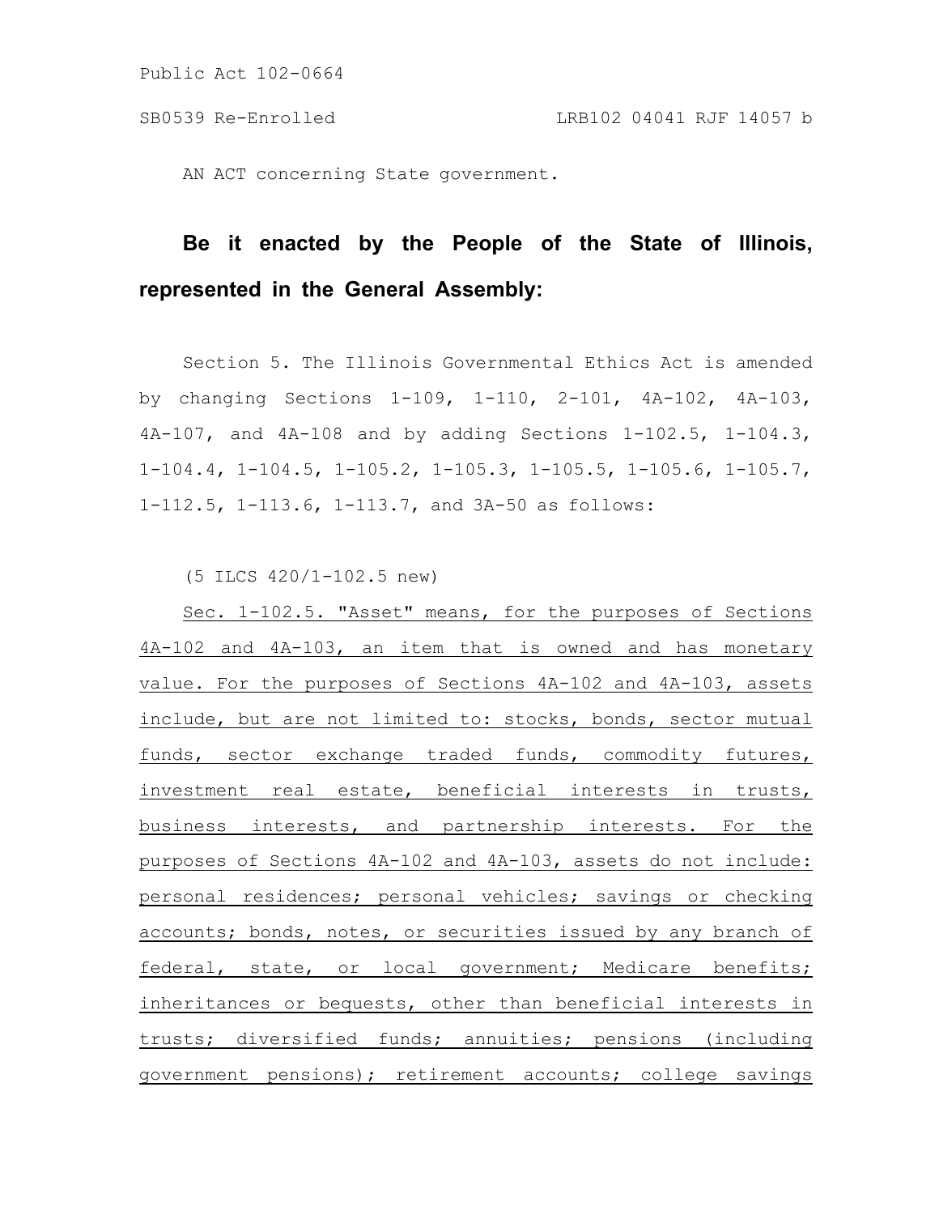Public Act 102-0664

SB0539 Re-Enrolled LRB102 04041 RJF 14057 b

AN ACT concerning State government.

**Be it enacted by the People of the State of Illinois, represented in the General Assembly:**

Section 5. The Illinois Governmental Ethics Act is amended by changing Sections 1-109, 1-110, 2-101, 4A-102, 4A-103, 4A-107, and 4A-108 and by adding Sections 1-102.5, 1-104.3, 1-104.4, 1-104.5, 1-105.2, 1-105.3, 1-105.5, 1-105.6, 1-105.7, 1-112.5, 1-113.6, 1-113.7, and 3A-50 as follows:

(5 ILCS 420/1-102.5 new)

Sec. 1-102.5. "Asset" means, for the purposes of Sections 4A-102 and 4A-103, an item that is owned and has monetary value. For the purposes of Sections 4A-102 and 4A-103, assets include, but are not limited to: stocks, bonds, sector mutual funds, sector exchange traded funds, commodity futures, investment real estate, beneficial interests in trusts, business interests, and partnership interests. For the purposes of Sections 4A-102 and 4A-103, assets do not include: personal residences; personal vehicles; savings or checking accounts; bonds, notes, or securities issued by any branch of federal, state, or local government; Medicare benefits; inheritances or bequests, other than beneficial interests in trusts; diversified funds; annuities; pensions (including government pensions); retirement accounts; college savings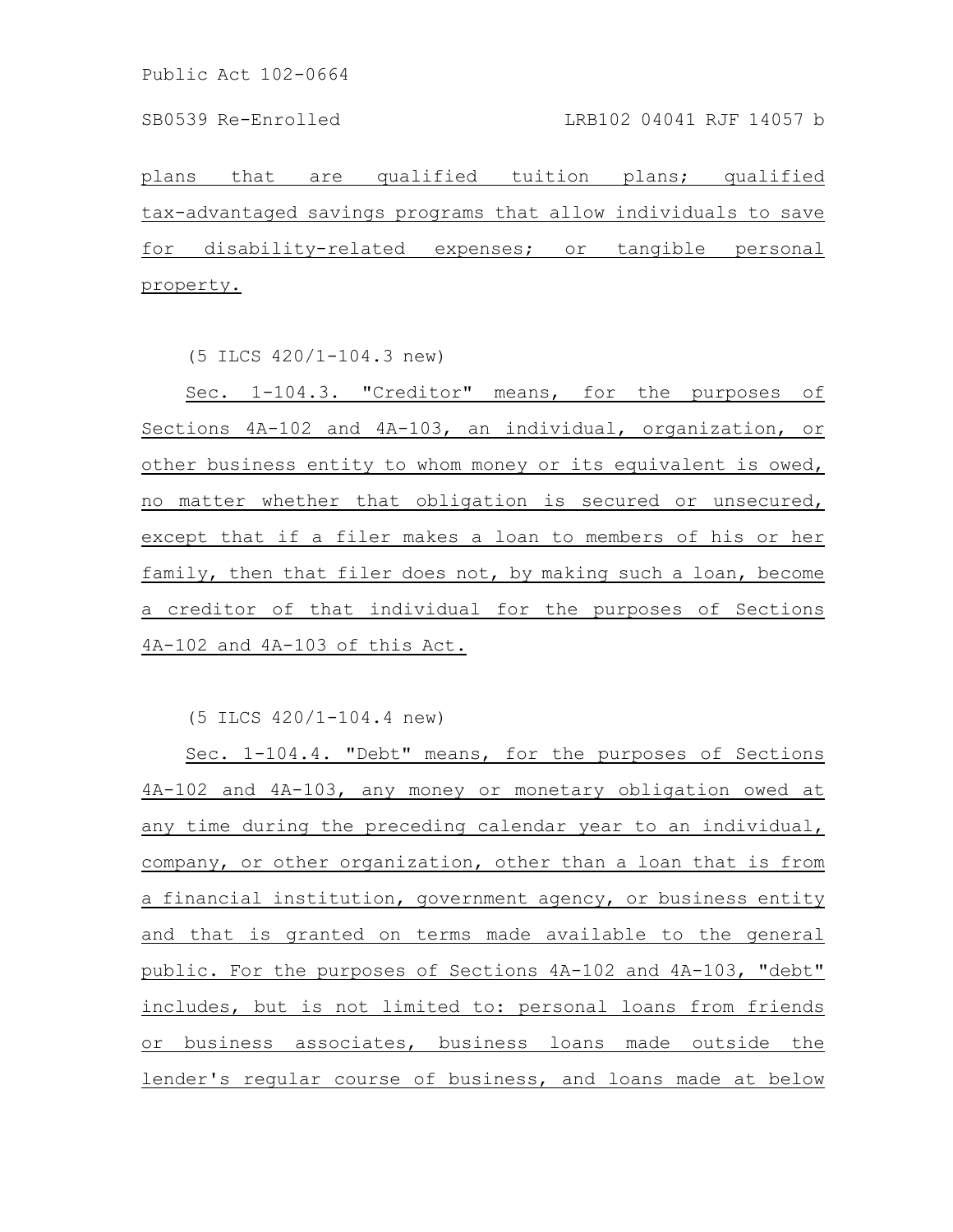plans that are qualified tuition plans; qualified tax-advantaged savings programs that allow individuals to save for disability-related expenses; or tangible personal property.

(5 ILCS 420/1-104.3 new)

Sec. 1-104.3. "Creditor" means, for the purposes of Sections 4A-102 and 4A-103, an individual, organization, or other business entity to whom money or its equivalent is owed, no matter whether that obligation is secured or unsecured, except that if a filer makes a loan to members of his or her family, then that filer does not, by making such a loan, become a creditor of that individual for the purposes of Sections 4A-102 and 4A-103 of this Act.

(5 ILCS 420/1-104.4 new)

Sec. 1-104.4. "Debt" means, for the purposes of Sections 4A-102 and 4A-103, any money or monetary obligation owed at any time during the preceding calendar year to an individual, company, or other organization, other than a loan that is from a financial institution, government agency, or business entity and that is granted on terms made available to the general public. For the purposes of Sections 4A-102 and 4A-103, "debt" includes, but is not limited to: personal loans from friends or business associates, business loans made outside the lender's regular course of business, and loans made at below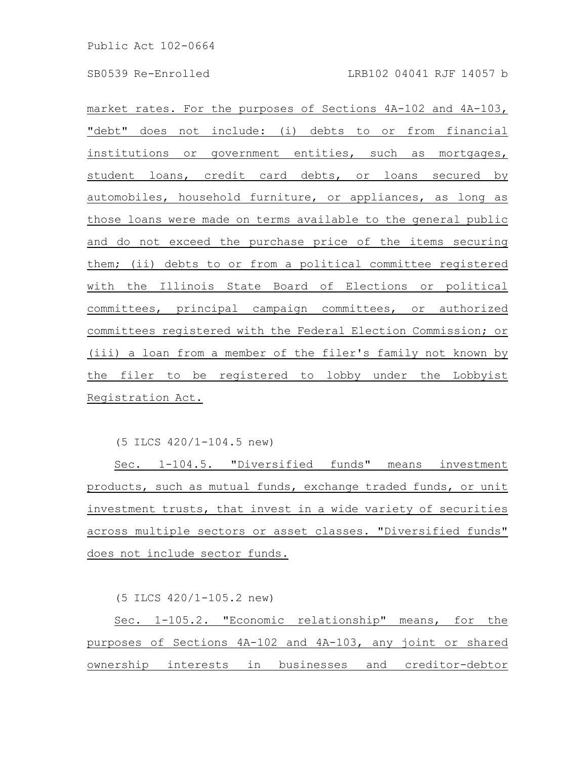market rates. For the purposes of Sections 4A-102 and 4A-103, "debt" does not include: (i) debts to or from financial institutions or government entities, such as mortgages, student loans, credit card debts, or loans secured by automobiles, household furniture, or appliances, as long as those loans were made on terms available to the general public and do not exceed the purchase price of the items securing them; (ii) debts to or from a political committee registered with the Illinois State Board of Elections or political committees, principal campaign committees, or authorized committees registered with the Federal Election Commission; or (iii) a loan from a member of the filer's family not known by the filer to be registered to lobby under the Lobbyist Registration Act.

(5 ILCS 420/1-104.5 new)

Sec. 1-104.5. "Diversified funds" means investment products, such as mutual funds, exchange traded funds, or unit investment trusts, that invest in a wide variety of securities across multiple sectors or asset classes. "Diversified funds" does not include sector funds.

(5 ILCS 420/1-105.2 new)

Sec. 1-105.2. "Economic relationship" means, for the purposes of Sections 4A-102 and 4A-103, any joint or shared ownership interests in businesses and creditor-debtor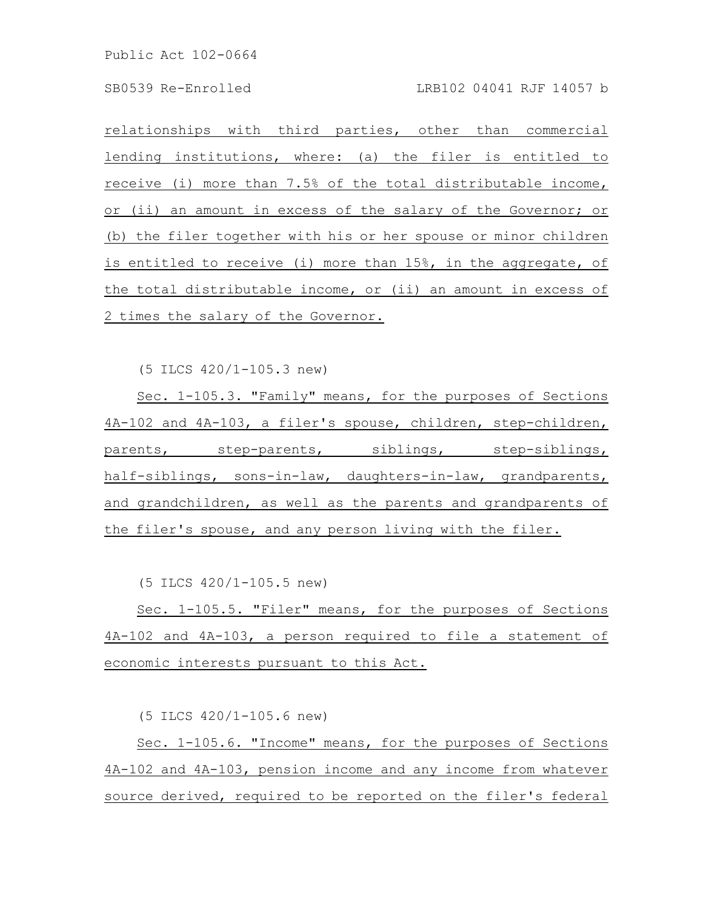relationships with third parties, other than commercial lending institutions, where: (a) the filer is entitled to receive (i) more than 7.5% of the total distributable income, or (ii) an amount in excess of the salary of the Governor; or (b) the filer together with his or her spouse or minor children is entitled to receive (i) more than 15%, in the aggregate, of the total distributable income, or (ii) an amount in excess of 2 times the salary of the Governor.

(5 ILCS 420/1-105.3 new)

Sec. 1-105.3. "Family" means, for the purposes of Sections 4A-102 and 4A-103, a filer's spouse, children, step-children, parents, step-parents, siblings, step-siblings, half-siblings, sons-in-law, daughters-in-law, grandparents, and grandchildren, as well as the parents and grandparents of the filer's spouse, and any person living with the filer.

(5 ILCS 420/1-105.5 new)

Sec. 1-105.5. "Filer" means, for the purposes of Sections 4A-102 and 4A-103, a person required to file a statement of economic interests pursuant to this Act.

(5 ILCS 420/1-105.6 new)

Sec. 1-105.6. "Income" means, for the purposes of Sections 4A-102 and 4A-103, pension income and any income from whatever source derived, required to be reported on the filer's federal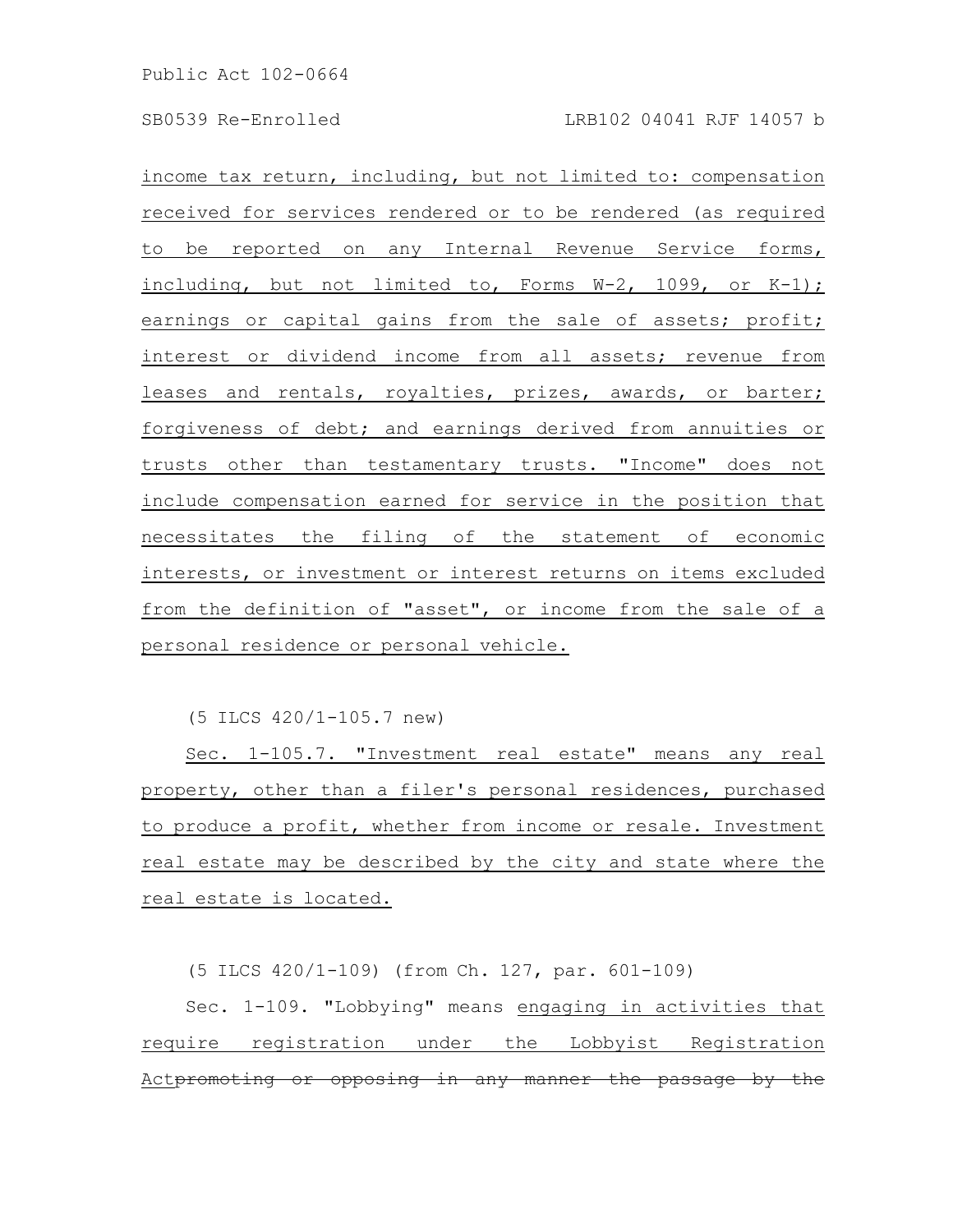income tax return, including, but not limited to: compensation received for services rendered or to be rendered (as required to be reported on any Internal Revenue Service forms, including, but not limited to, Forms W-2, 1099, or K-1); earnings or capital gains from the sale of assets; profit; interest or dividend income from all assets; revenue from leases and rentals, royalties, prizes, awards, or barter; forgiveness of debt; and earnings derived from annuities or trusts other than testamentary trusts. "Income" does not include compensation earned for service in the position that necessitates the filing of the statement of economic interests, or investment or interest returns on items excluded from the definition of "asset", or income from the sale of a personal residence or personal vehicle.

(5 ILCS 420/1-105.7 new)

Sec. 1-105.7. "Investment real estate" means any real property, other than a filer's personal residences, purchased to produce a profit, whether from income or resale. Investment real estate may be described by the city and state where the real estate is located.

(5 ILCS 420/1-109) (from Ch. 127, par. 601-109)

Sec. 1-109. "Lobbying" means engaging in activities that require registration under the Lobbyist Registration Act~~promoting or opposing in any manner the passage by the~~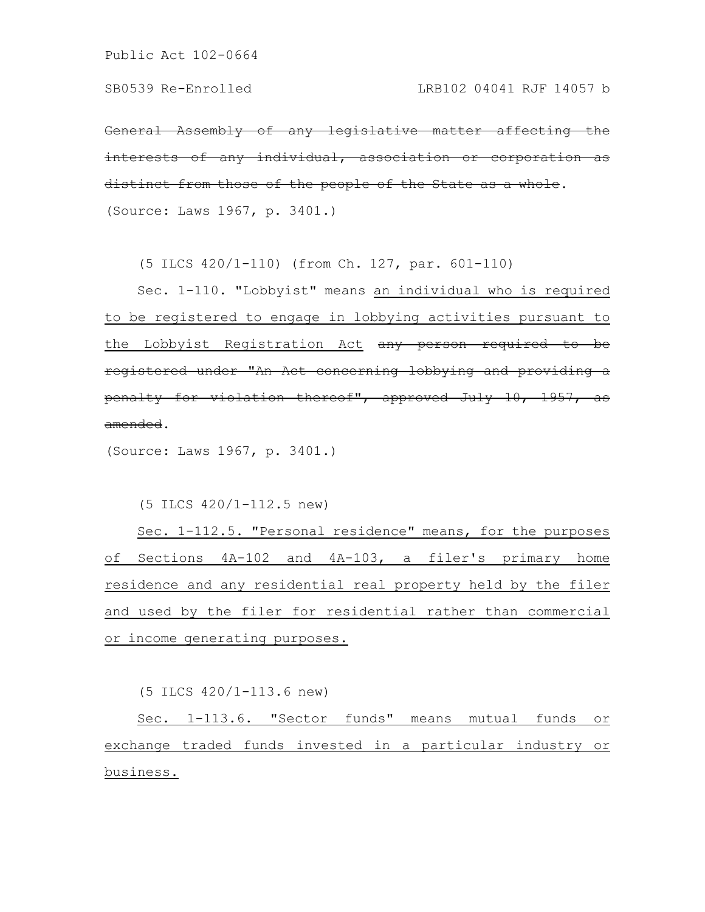~~General Assembly of any legislative matter affecting the interests of any individual, association or corporation as distinct from those of the people of the State as a whole~~.

(Source: Laws 1967, p. 3401.)

(5 ILCS 420/1-110) (from Ch. 127, par. 601-110)

Sec. 1-110. "Lobbyist" means <u>an individual who is required to be registered to engage in lobbying activities pursuant to the Lobbyist Registration Act</u> ~~any person required to be registered under "An Act concerning lobbying and providing a penalty for violation thereof", approved July 10, 1957, as amended~~.

(Source: Laws 1967, p. 3401.)

(5 ILCS 420/1-112.5 new)

<u>Sec. 1-112.5. "Personal residence" means, for the purposes of Sections 4A-102 and 4A-103, a filer's primary home residence and any residential real property held by the filer and used by the filer for residential rather than commercial or income generating purposes.</u>

(5 ILCS 420/1-113.6 new)

<u>Sec. 1-113.6. "Sector funds" means mutual funds or exchange traded funds invested in a particular industry or business.</u>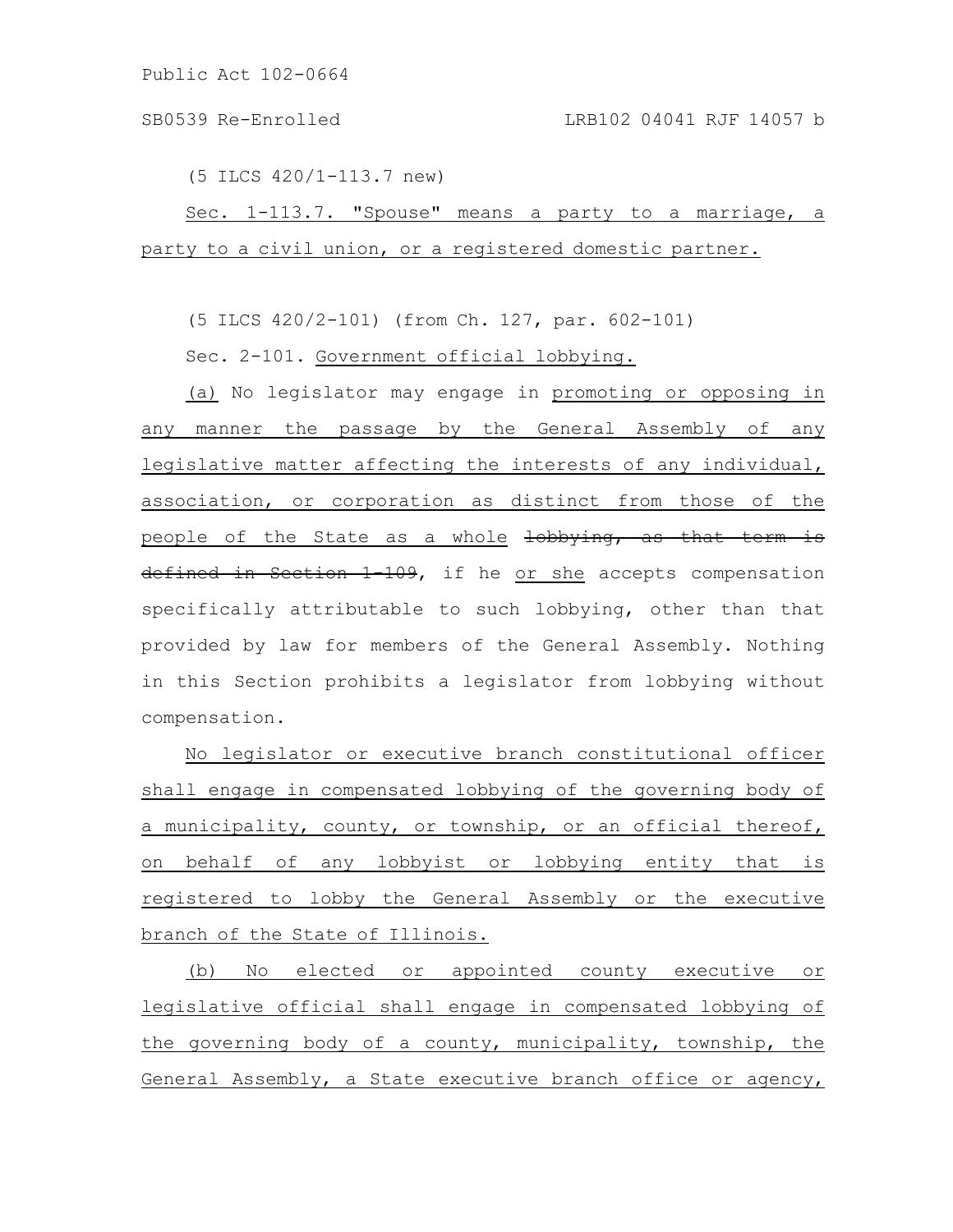(5 ILCS 420/1-113.7 new)

Sec. 1-113.7. "Spouse" means a party to a marriage, a party to a civil union, or a registered domestic partner.

(5 ILCS 420/2-101) (from Ch. 127, par. 602-101)

Sec. 2-101. Government official lobbying.

(a) No legislator may engage in promoting or opposing in any manner the passage by the General Assembly of any legislative matter affecting the interests of any individual, association, or corporation as distinct from those of the people of the State as a whole ~~lobbying, as that term is defined in Section 1-109~~, if he or she accepts compensation specifically attributable to such lobbying, other than that provided by law for members of the General Assembly. Nothing in this Section prohibits a legislator from lobbying without compensation.

No legislator or executive branch constitutional officer shall engage in compensated lobbying of the governing body of a municipality, county, or township, or an official thereof, on behalf of any lobbyist or lobbying entity that is registered to lobby the General Assembly or the executive branch of the State of Illinois.

(b) No elected or appointed county executive or legislative official shall engage in compensated lobbying of the governing body of a county, municipality, township, the General Assembly, a State executive branch office or agency,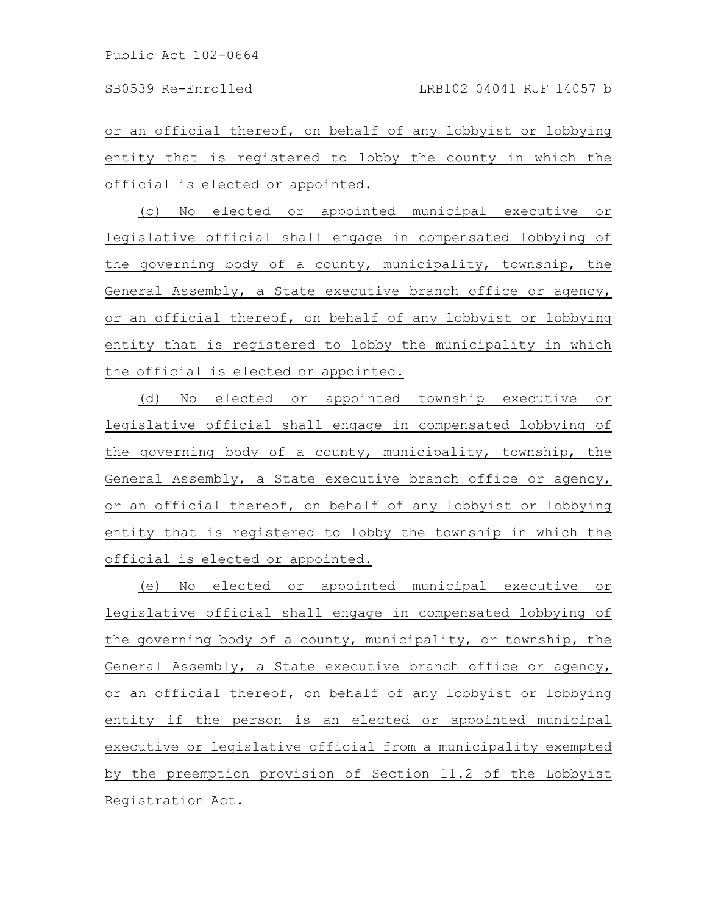or an official thereof, on behalf of any lobbyist or lobbying entity that is registered to lobby the county in which the official is elected or appointed.

(c) No elected or appointed municipal executive or legislative official shall engage in compensated lobbying of the governing body of a county, municipality, township, the General Assembly, a State executive branch office or agency, or an official thereof, on behalf of any lobbyist or lobbying entity that is registered to lobby the municipality in which the official is elected or appointed.

(d) No elected or appointed township executive or legislative official shall engage in compensated lobbying of the governing body of a county, municipality, township, the General Assembly, a State executive branch office or agency, or an official thereof, on behalf of any lobbyist or lobbying entity that is registered to lobby the township in which the official is elected or appointed.

(e) No elected or appointed municipal executive or legislative official shall engage in compensated lobbying of the governing body of a county, municipality, or township, the General Assembly, a State executive branch office or agency, or an official thereof, on behalf of any lobbyist or lobbying entity if the person is an elected or appointed municipal executive or legislative official from a municipality exempted by the preemption provision of Section 11.2 of the Lobbyist Registration Act.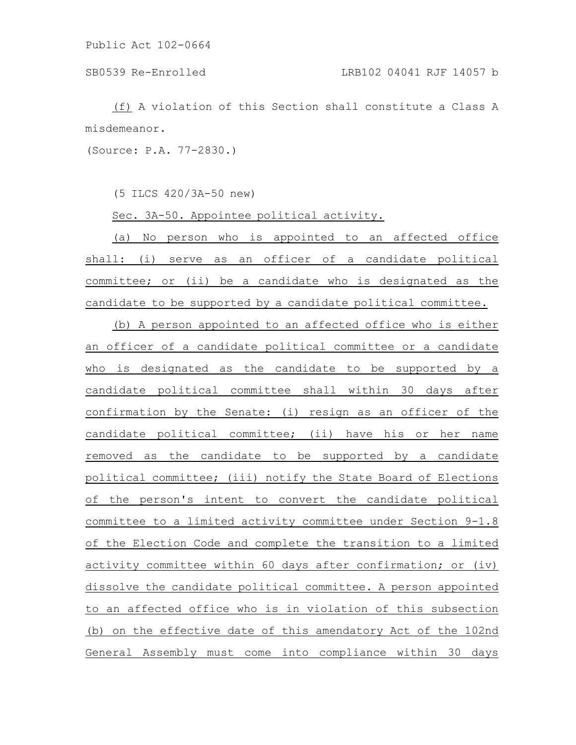(f) A violation of this Section shall constitute a Class A misdemeanor.

(Source: P.A. 77-2830.)

(5 ILCS 420/3A-50 new)

Sec. 3A-50. Appointee political activity.

(a) No person who is appointed to an affected office shall: (i) serve as an officer of a candidate political committee; or (ii) be a candidate who is designated as the candidate to be supported by a candidate political committee.

(b) A person appointed to an affected office who is either an officer of a candidate political committee or a candidate who is designated as the candidate to be supported by a candidate political committee shall within 30 days after confirmation by the Senate: (i) resign as an officer of the candidate political committee; (ii) have his or her name removed as the candidate to be supported by a candidate political committee; (iii) notify the State Board of Elections of the person's intent to convert the candidate political committee to a limited activity committee under Section 9-1.8 of the Election Code and complete the transition to a limited activity committee within 60 days after confirmation; or (iv) dissolve the candidate political committee. A person appointed to an affected office who is in violation of this subsection (b) on the effective date of this amendatory Act of the 102nd General Assembly must come into compliance within 30 days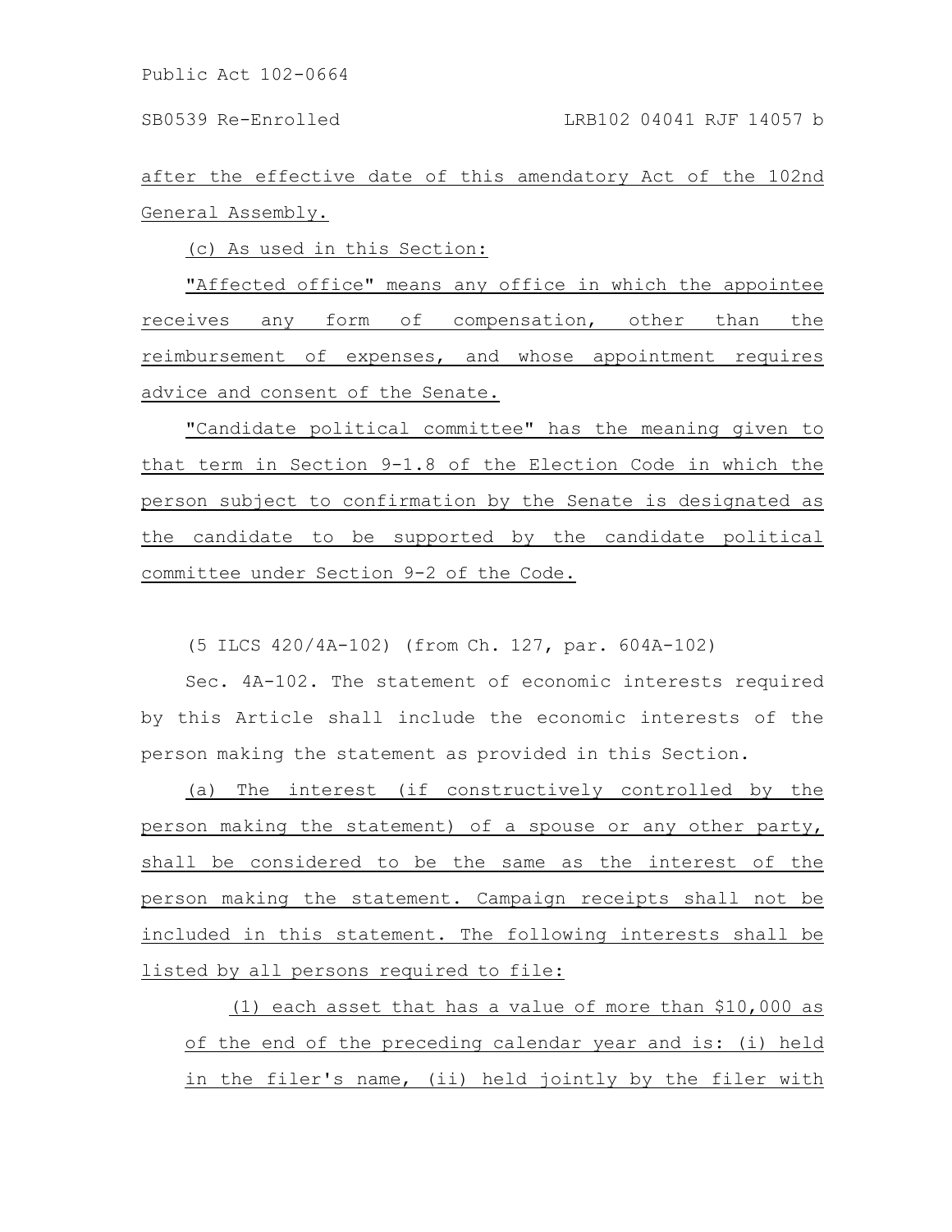after the effective date of this amendatory Act of the 102nd General Assembly.

(c) As used in this Section:

"Affected office" means any office in which the appointee receives any form of compensation, other than the reimbursement of expenses, and whose appointment requires advice and consent of the Senate.

"Candidate political committee" has the meaning given to that term in Section 9-1.8 of the Election Code in which the person subject to confirmation by the Senate is designated as the candidate to be supported by the candidate political committee under Section 9-2 of the Code.

(5 ILCS 420/4A-102) (from Ch. 127, par. 604A-102)

Sec. 4A-102. The statement of economic interests required by this Article shall include the economic interests of the person making the statement as provided in this Section.

(a) The interest (if constructively controlled by the person making the statement) of a spouse or any other party, shall be considered to be the same as the interest of the person making the statement. Campaign receipts shall not be included in this statement. The following interests shall be listed by all persons required to file:

(1) each asset that has a value of more than $10,000 as of the end of the preceding calendar year and is: (i) held in the filer's name, (ii) held jointly by the filer with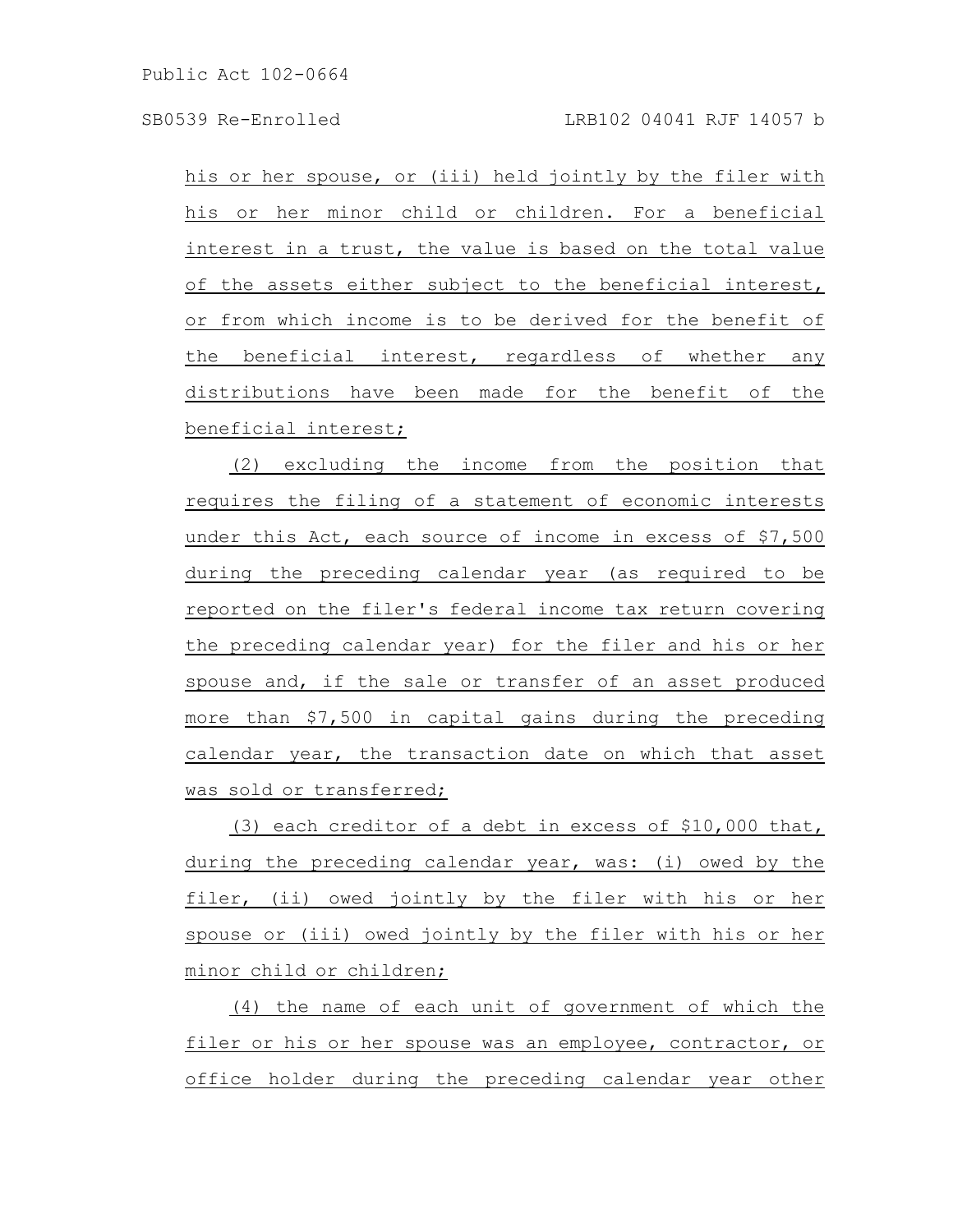his or her spouse, or (iii) held jointly by the filer with his or her minor child or children. For a beneficial interest in a trust, the value is based on the total value of the assets either subject to the beneficial interest, or from which income is to be derived for the benefit of the beneficial interest, regardless of whether any distributions have been made for the benefit of the beneficial interest;

(2) excluding the income from the position that requires the filing of a statement of economic interests under this Act, each source of income in excess of $7,500 during the preceding calendar year (as required to be reported on the filer's federal income tax return covering the preceding calendar year) for the filer and his or her spouse and, if the sale or transfer of an asset produced more than $7,500 in capital gains during the preceding calendar year, the transaction date on which that asset was sold or transferred;

(3) each creditor of a debt in excess of $10,000 that, during the preceding calendar year, was: (i) owed by the filer, (ii) owed jointly by the filer with his or her spouse or (iii) owed jointly by the filer with his or her minor child or children;

(4) the name of each unit of government of which the filer or his or her spouse was an employee, contractor, or office holder during the preceding calendar year other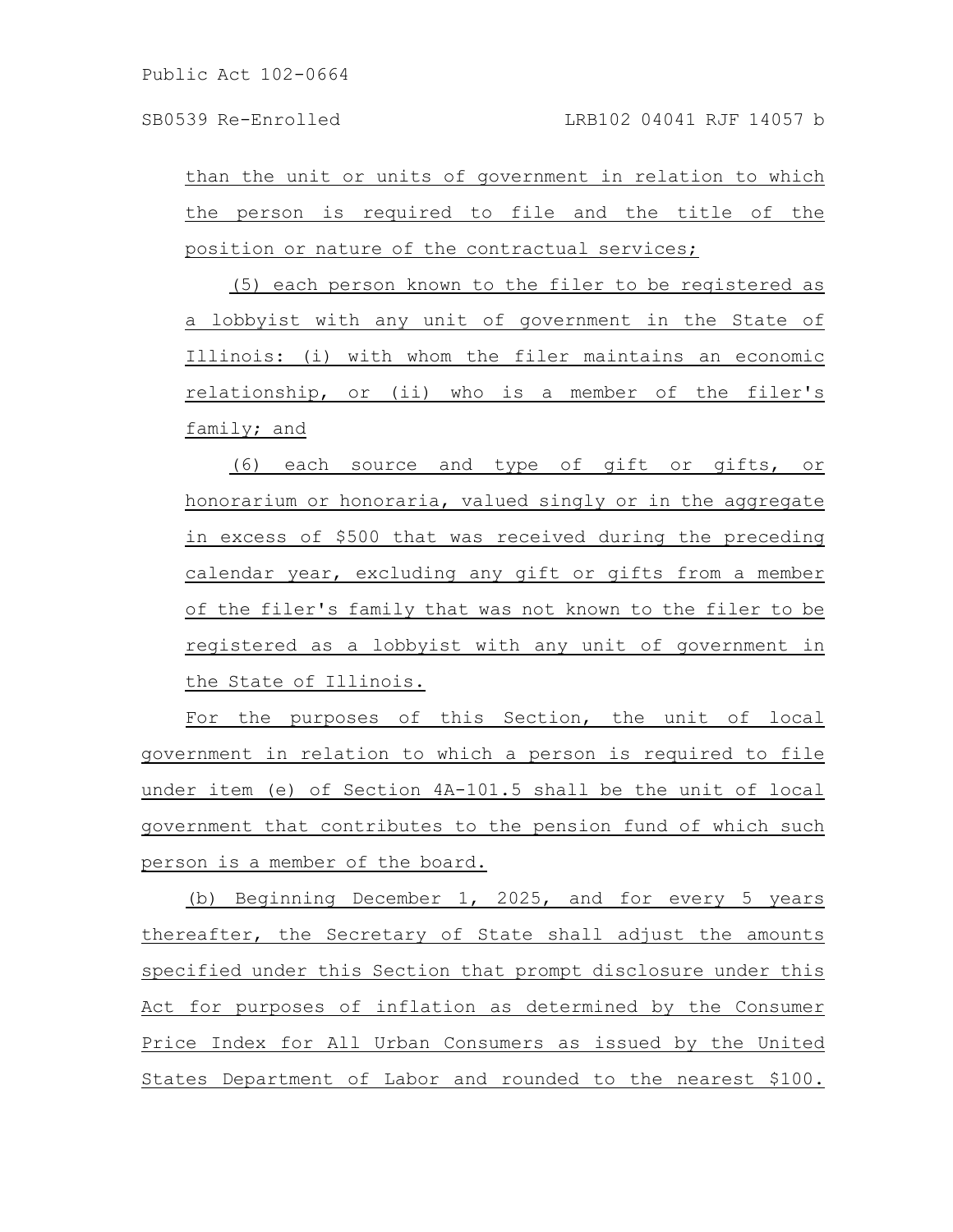than the unit or units of government in relation to which the person is required to file and the title of the position or nature of the contractual services;

(5) each person known to the filer to be registered as a lobbyist with any unit of government in the State of Illinois: (i) with whom the filer maintains an economic relationship, or (ii) who is a member of the filer's family; and

(6) each source and type of gift or gifts, or honorarium or honoraria, valued singly or in the aggregate in excess of $500 that was received during the preceding calendar year, excluding any gift or gifts from a member of the filer's family that was not known to the filer to be registered as a lobbyist with any unit of government in the State of Illinois.

For the purposes of this Section, the unit of local government in relation to which a person is required to file under item (e) of Section 4A-101.5 shall be the unit of local government that contributes to the pension fund of which such person is a member of the board.

(b) Beginning December 1, 2025, and for every 5 years thereafter, the Secretary of State shall adjust the amounts specified under this Section that prompt disclosure under this Act for purposes of inflation as determined by the Consumer Price Index for All Urban Consumers as issued by the United States Department of Labor and rounded to the nearest $100.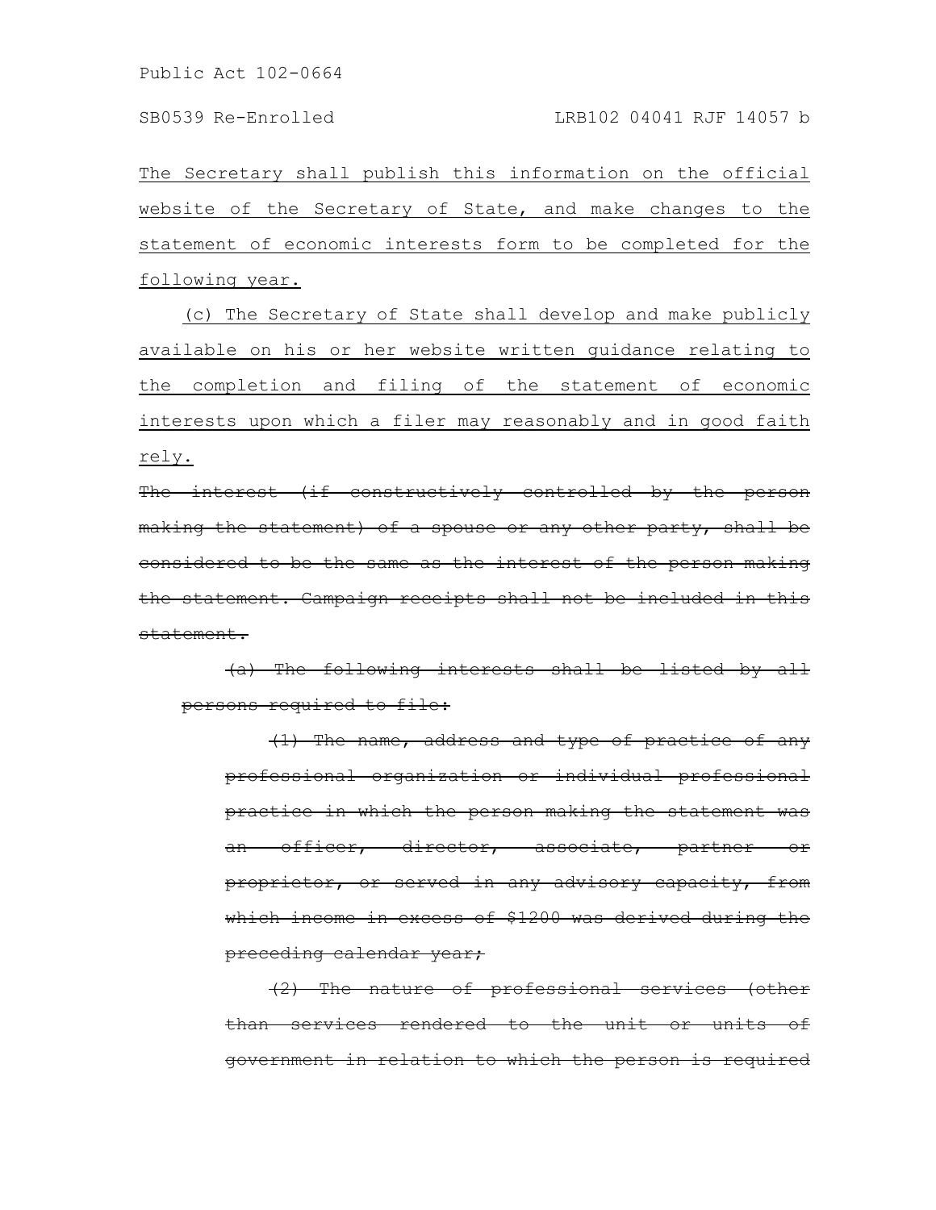The Secretary shall publish this information on the official website of the Secretary of State, and make changes to the statement of economic interests form to be completed for the following year.

(c) The Secretary of State shall develop and make publicly available on his or her website written guidance relating to the completion and filing of the statement of economic interests upon which a filer may reasonably and in good faith rely.

~~The interest (if constructively controlled by the person making the statement) of a spouse or any other party, shall be considered to be the same as the interest of the person making the statement. Campaign receipts shall not be included in this statement.~~

~~(a) The following interests shall be listed by all persons required to file:~~

~~(1) The name, address and type of practice of any professional organization or individual professional practice in which the person making the statement was an officer, director, associate, partner or proprietor, or served in any advisory capacity, from which income in excess of $1200 was derived during the preceding calendar year;~~

~~(2) The nature of professional services (other than services rendered to the unit or units of government in relation to which the person is required~~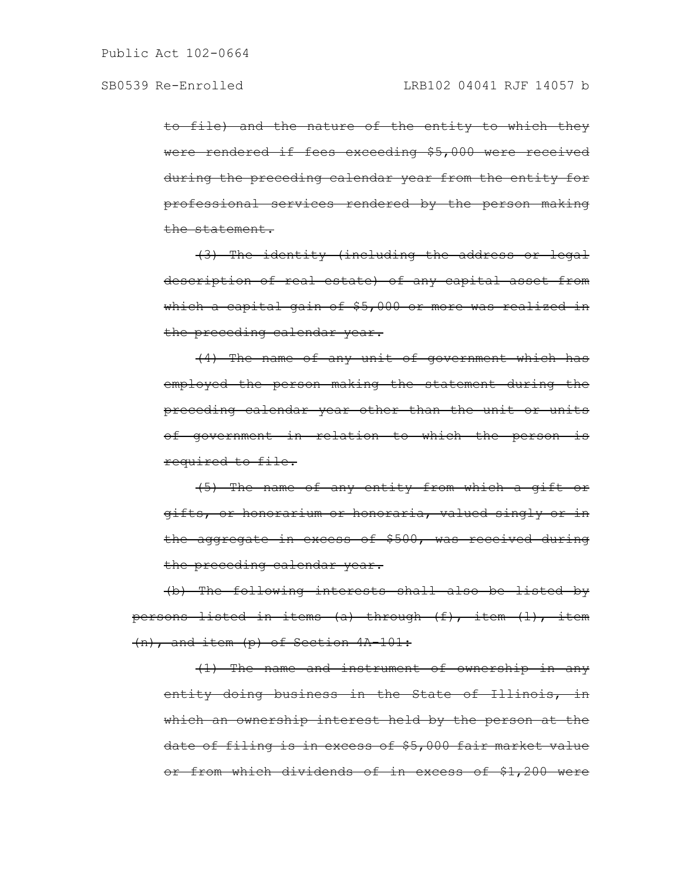~~to file) and the nature of the entity to which they were rendered if fees exceeding $5,000 were received during the preceding calendar year from the entity for professional services rendered by the person making the statement.~~

~~(3) The identity (including the address or legal description of real estate) of any capital asset from which a capital gain of $5,000 or more was realized in the preceding calendar year.~~

~~(4) The name of any unit of government which has employed the person making the statement during the preceding calendar year other than the unit or units of government in relation to which the person is required to file.~~

~~(5) The name of any entity from which a gift or gifts, or honorarium or honoraria, valued singly or in the aggregate in excess of $500, was received during the preceding calendar year.~~

~~(b) The following interests shall also be listed by persons listed in items (a) through (f), item (l), item (n), and item (p) of Section 4A-101:~~

~~(1) The name and instrument of ownership in any entity doing business in the State of Illinois, in which an ownership interest held by the person at the date of filing is in excess of $5,000 fair market value or from which dividends of in excess of $1,200 were~~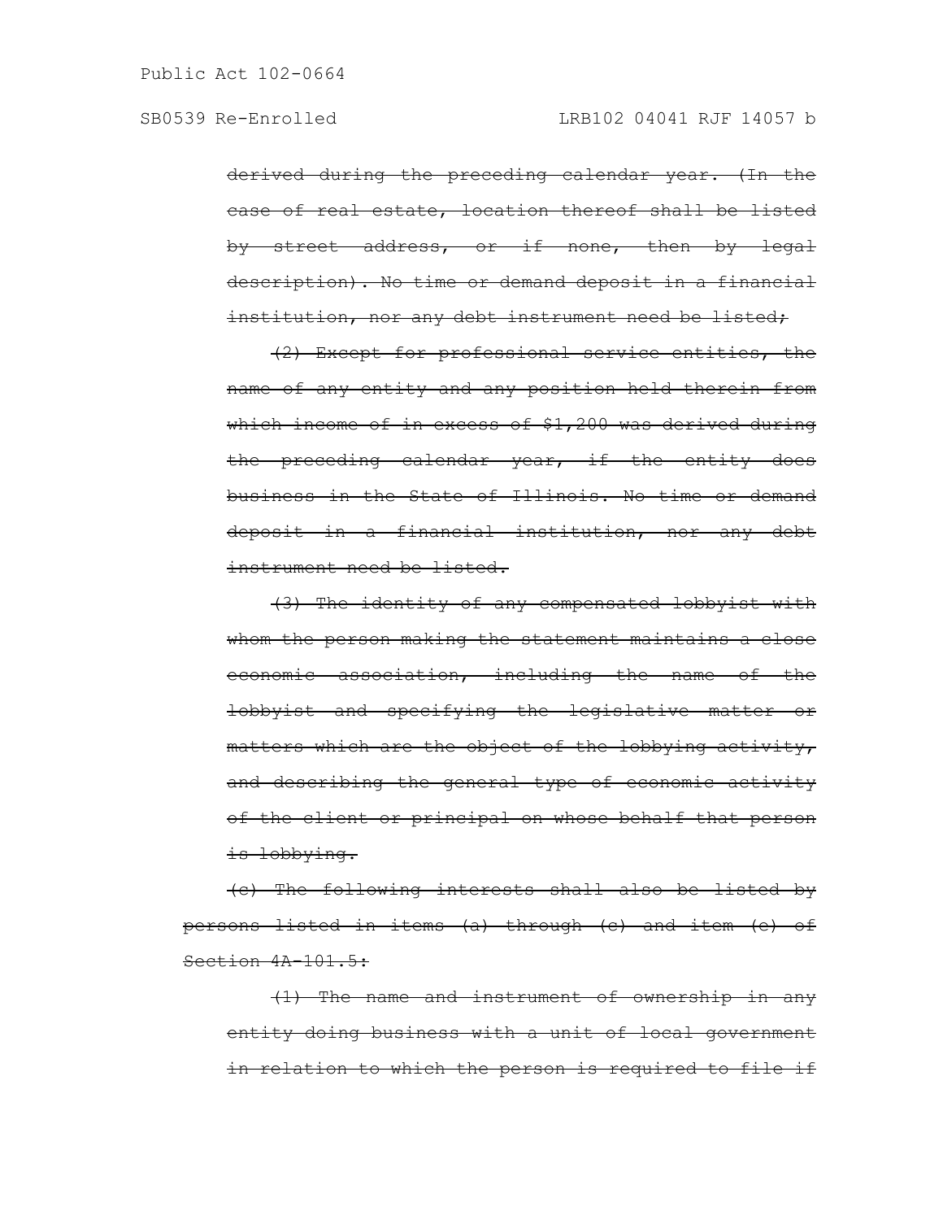~~derived during the preceding calendar year. (In the case of real estate, location thereof shall be listed by street address, or if none, then by legal description). No time or demand deposit in a financial institution, nor any debt instrument need be listed;~~

~~(2) Except for professional service entities, the name of any entity and any position held therein from which income of in excess of $1,200 was derived during the preceding calendar year, if the entity does business in the State of Illinois. No time or demand deposit in a financial institution, nor any debt instrument need be listed.~~

~~(3) The identity of any compensated lobbyist with whom the person making the statement maintains a close economic association, including the name of the lobbyist and specifying the legislative matter or matters which are the object of the lobbying activity, and describing the general type of economic activity of the client or principal on whose behalf that person is lobbying.~~

~~(c) The following interests shall also be listed by persons listed in items (a) through (c) and item (e) of Section 4A-101.5:~~

~~(1) The name and instrument of ownership in any entity doing business with a unit of local government in relation to which the person is required to file if~~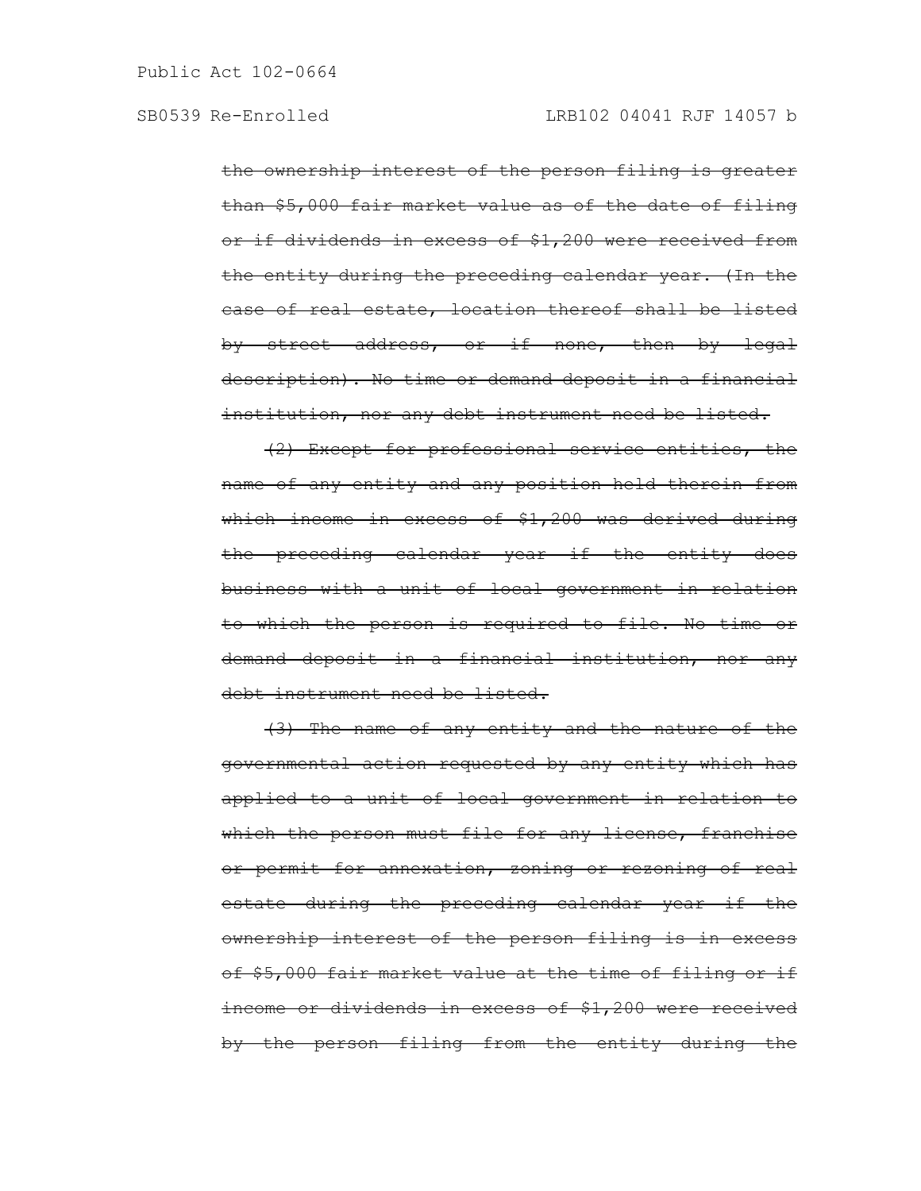~~the ownership interest of the person filing is greater than $5,000 fair market value as of the date of filing or if dividends in excess of $1,200 were received from the entity during the preceding calendar year. (In the case of real estate, location thereof shall be listed by street address, or if none, then by legal description). No time or demand deposit in a financial institution, nor any debt instrument need be listed.~~

~~(2) Except for professional service entities, the name of any entity and any position held therein from which income in excess of $1,200 was derived during the preceding calendar year if the entity does business with a unit of local government in relation to which the person is required to file. No time or demand deposit in a financial institution, nor any debt instrument need be listed.~~

~~(3) The name of any entity and the nature of the governmental action requested by any entity which has applied to a unit of local government in relation to which the person must file for any license, franchise or permit for annexation, zoning or rezoning of real estate during the preceding calendar year if the ownership interest of the person filing is in excess of $5,000 fair market value at the time of filing or if income or dividends in excess of $1,200 were received by the person filing from the entity during the~~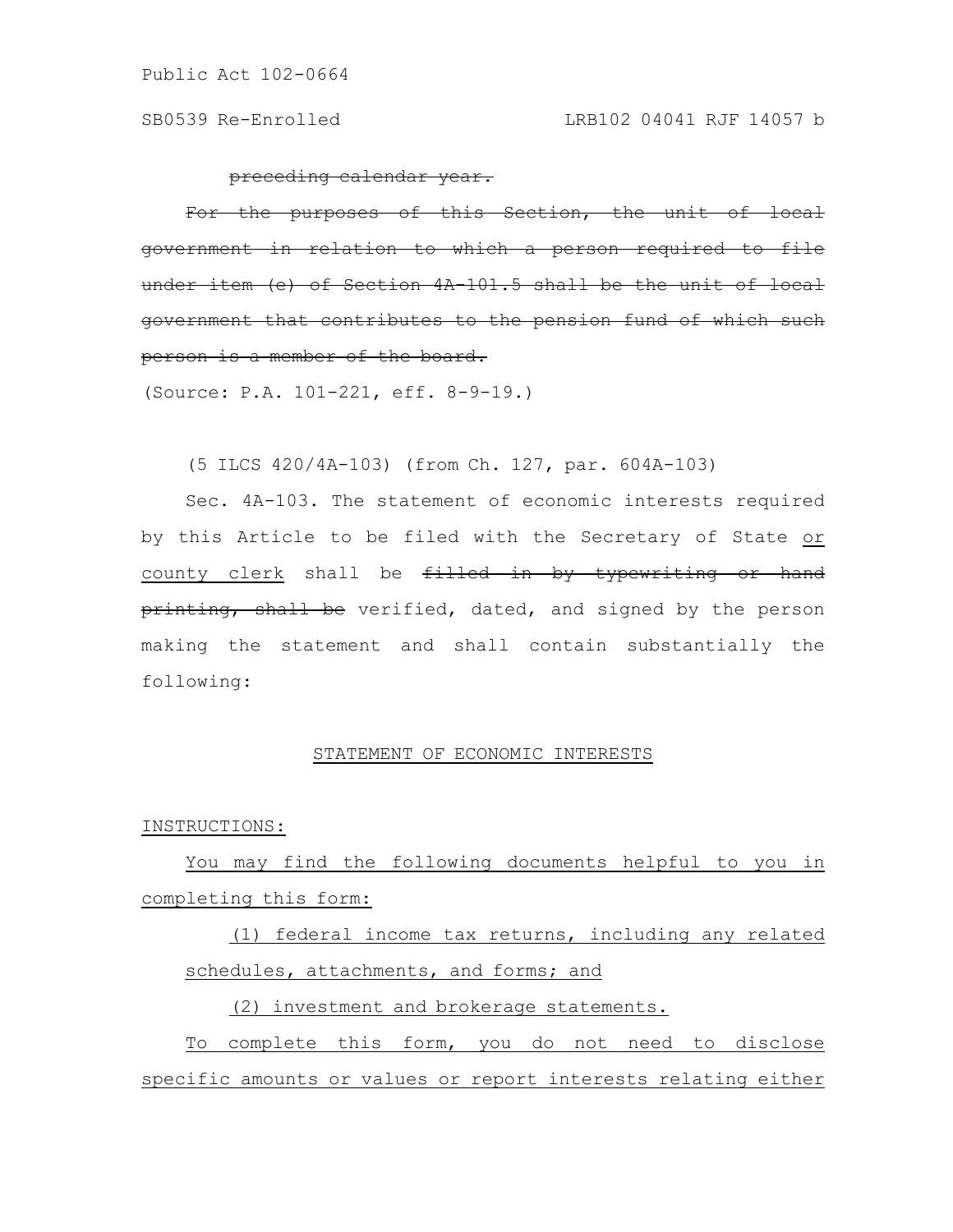~~preceding calendar year.~~

~~For the purposes of this Section, the unit of local government in relation to which a person required to file under item (e) of Section 4A-101.5 shall be the unit of local government that contributes to the pension fund of which such person is a member of the board.~~

(Source: P.A. 101-221, eff. 8-9-19.)

(5 ILCS 420/4A-103) (from Ch. 127, par. 604A-103)

Sec. 4A-103. The statement of economic interests required by this Article to be filed with the Secretary of State <u>or county clerk</u> shall be ~~filled in by typewriting or hand printing, shall be~~ verified, dated, and signed by the person making the statement and shall contain substantially the following:

<u>STATEMENT OF ECONOMIC INTERESTS</u>

<u>INSTRUCTIONS:</u>

<u>You may find the following documents helpful to you in completing this form:</u>

<u>(1) federal income tax returns, including any related schedules, attachments, and forms; and</u>

<u>(2) investment and brokerage statements.</u>

<u>To complete this form, you do not need to disclose specific amounts or values or report interests relating either</u>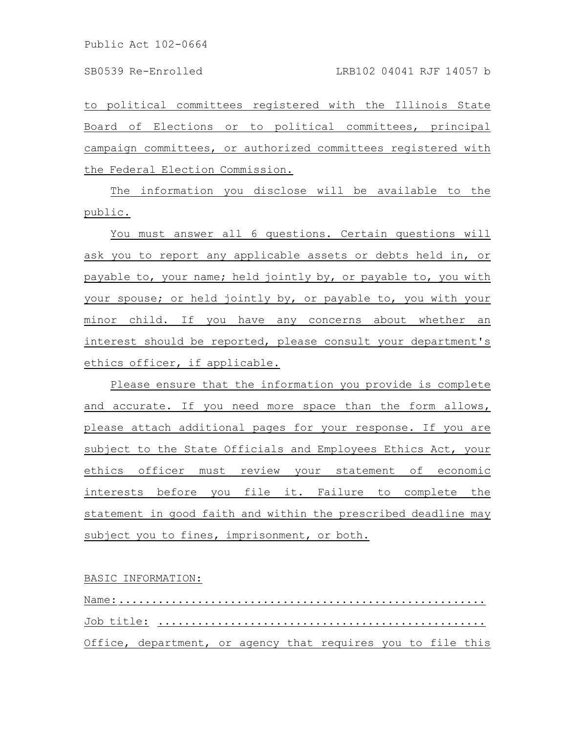to political committees registered with the Illinois State Board of Elections or to political committees, principal campaign committees, or authorized committees registered with the Federal Election Commission.

The information you disclose will be available to the public.

You must answer all 6 questions. Certain questions will ask you to report any applicable assets or debts held in, or payable to, your name; held jointly by, or payable to, you with your spouse; or held jointly by, or payable to, you with your minor child. If you have any concerns about whether an interest should be reported, please consult your department's ethics officer, if applicable.

Please ensure that the information you provide is complete and accurate. If you need more space than the form allows, please attach additional pages for your response. If you are subject to the State Officials and Employees Ethics Act, your ethics officer must review your statement of economic interests before you file it. Failure to complete the statement in good faith and within the prescribed deadline may subject you to fines, imprisonment, or both.

BASIC INFORMATION:

Name:......................................................

Job title: ..............................................

Office, department, or agency that requires you to file this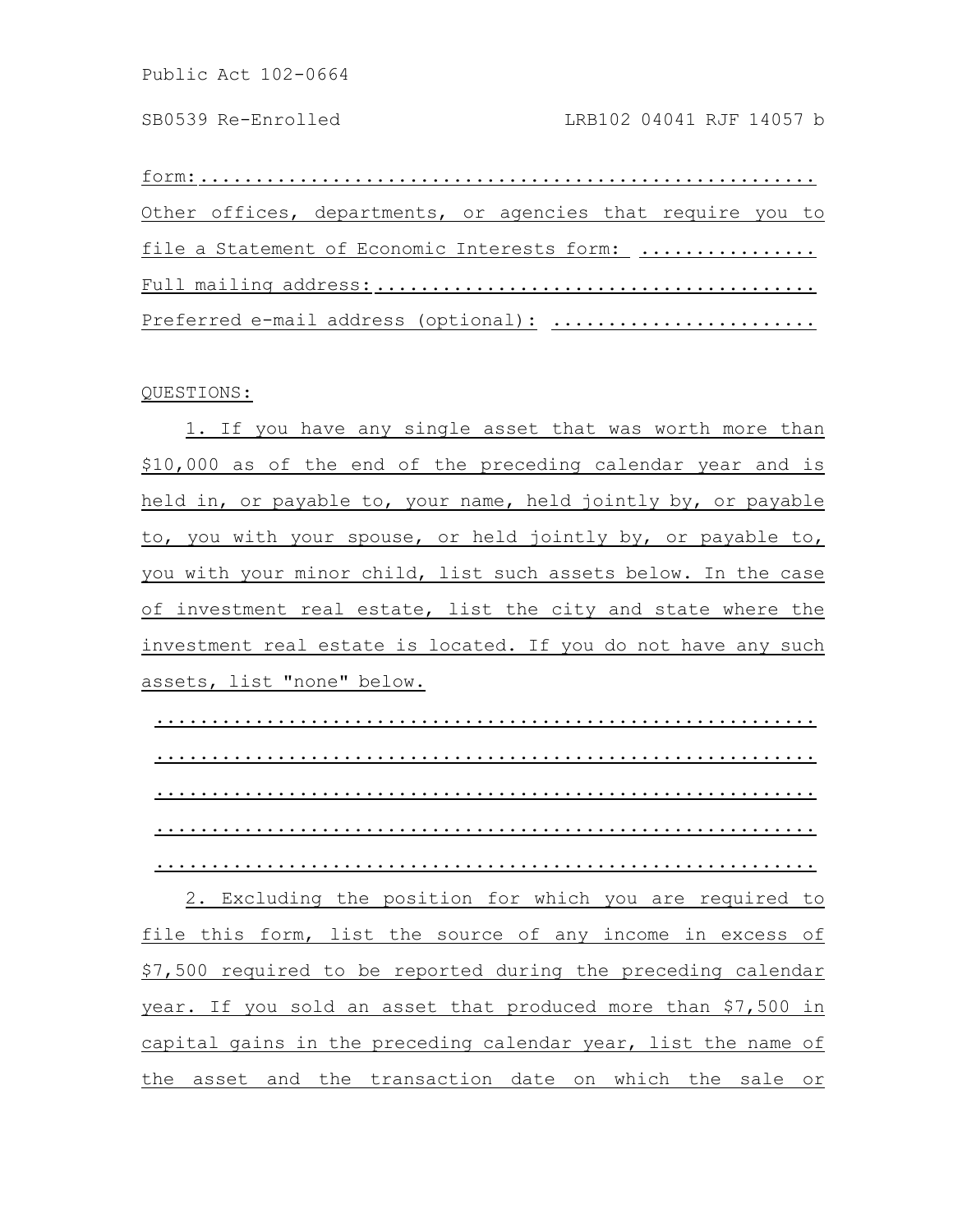form:.....................................................

Other offices, departments, or agencies that require you to file a Statement of Economic Interests form: ................

Full mailing address:.......................................

Preferred e-mail address (optional): .......................

QUESTIONS:

1. If you have any single asset that was worth more than $10,000 as of the end of the preceding calendar year and is held in, or payable to, your name, held jointly by, or payable to, you with your spouse, or held jointly by, or payable to, you with your minor child, list such assets below. In the case of investment real estate, list the city and state where the investment real estate is located. If you do not have any such assets, list "none" below.

.........................................................

.........................................................

.........................................................

.........................................................

.........................................................

2. Excluding the position for which you are required to file this form, list the source of any income in excess of $7,500 required to be reported during the preceding calendar year. If you sold an asset that produced more than $7,500 in capital gains in the preceding calendar year, list the name of the asset and the transaction date on which the sale or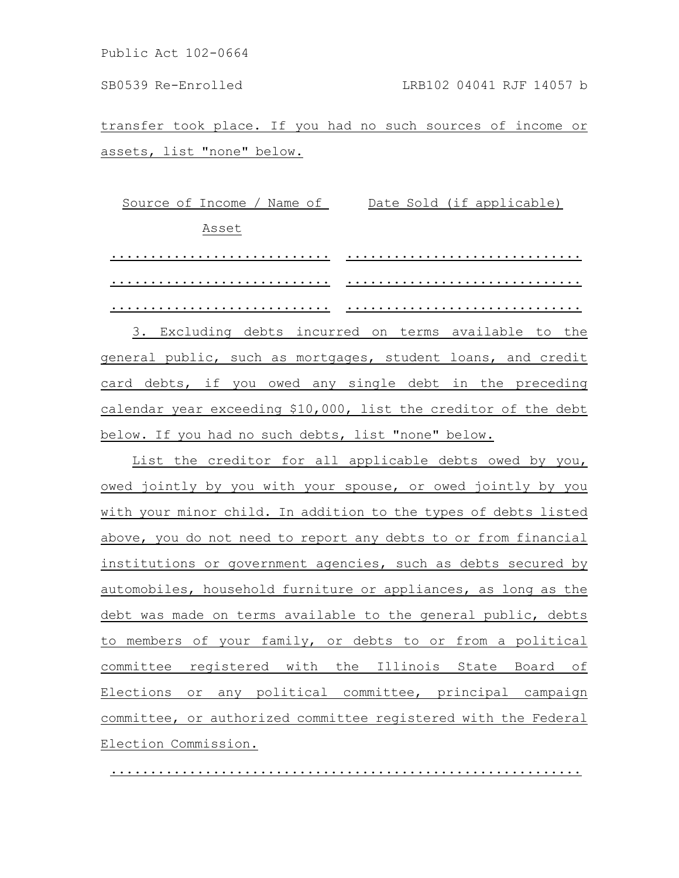transfer took place. If you had no such sources of income or assets, list "none" below.

| Source of Income / Name of Asset | Date Sold (if applicable) |
| --- | --- |
| ............................ | ............................ |
| ............................ | ............................ |
| ............................ | ............................ |

3. Excluding debts incurred on terms available to the general public, such as mortgages, student loans, and credit card debts, if you owed any single debt in the preceding calendar year exceeding $10,000, list the creditor of the debt below. If you had no such debts, list "none" below.

List the creditor for all applicable debts owed by you, owed jointly by you with your spouse, or owed jointly by you with your minor child. In addition to the types of debts listed above, you do not need to report any debts to or from financial institutions or government agencies, such as debts secured by automobiles, household furniture or appliances, as long as the debt was made on terms available to the general public, debts to members of your family, or debts to or from a political committee registered with the Illinois State Board of Elections or any political committee, principal campaign committee, or authorized committee registered with the Federal Election Commission.

............................................................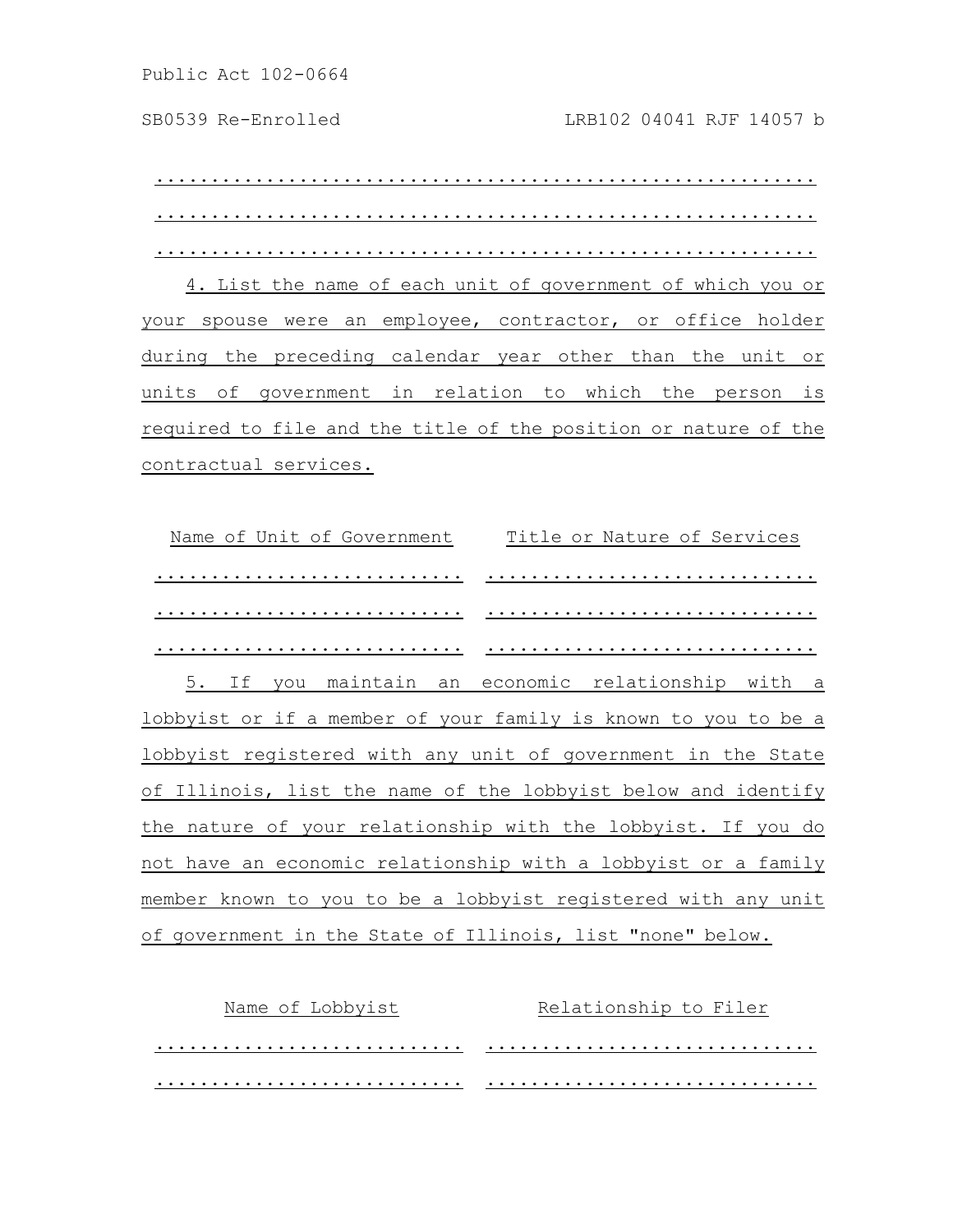...........................................................

...........................................................

...........................................................

4. List the name of each unit of government of which you or your spouse were an employee, contractor, or office holder during the preceding calendar year other than the unit or units of government in relation to which the person is required to file and the title of the position or nature of the contractual services.

| Name of Unit of Government | Title or Nature of Services |
|---|---|
| ............................ | ............................ |
| ............................ | ............................ |
| ............................ | ............................ |

5. If you maintain an economic relationship with a lobbyist or if a member of your family is known to you to be a lobbyist registered with any unit of government in the State of Illinois, list the name of the lobbyist below and identify the nature of your relationship with the lobbyist. If you do not have an economic relationship with a lobbyist or a family member known to you to be a lobbyist registered with any unit of government in the State of Illinois, list "none" below.

| Name of Lobbyist | Relationship to Filer |
|---|---|
| ............................ | ............................ |
| ............................ | ............................ |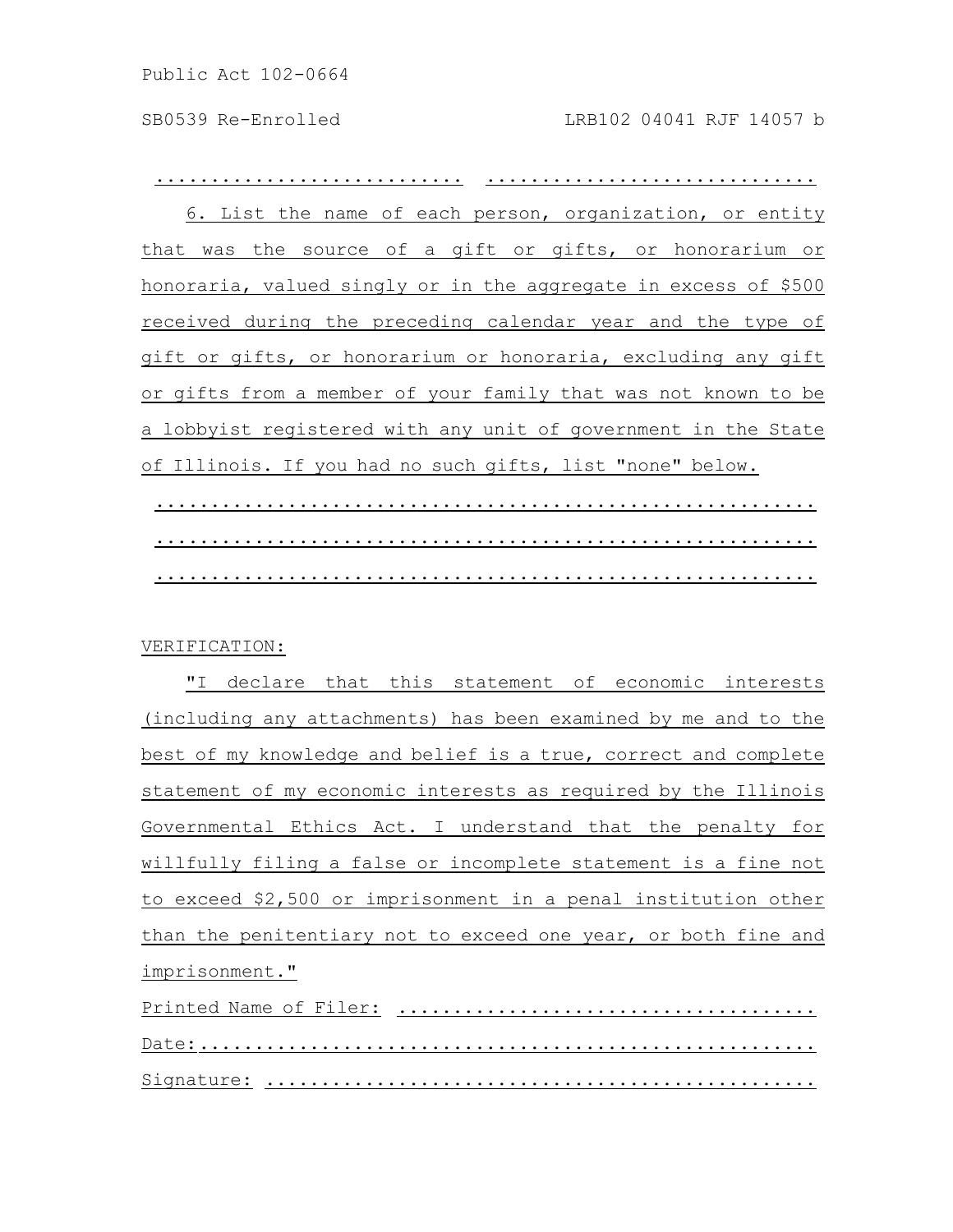............................ ............................

6. List the name of each person, organization, or entity that was the source of a gift or gifts, or honorarium or honoraria, valued singly or in the aggregate in excess of $500 received during the preceding calendar year and the type of gift or gifts, or honorarium or honoraria, excluding any gift or gifts from a member of your family that was not known to be a lobbyist registered with any unit of government in the State of Illinois. If you had no such gifts, list "none" below.

...........................................................

...........................................................

...........................................................

VERIFICATION:

"I declare that this statement of economic interests (including any attachments) has been examined by me and to the best of my knowledge and belief is a true, correct and complete statement of my economic interests as required by the Illinois Governmental Ethics Act. I understand that the penalty for willfully filing a false or incomplete statement is a fine not to exceed $2,500 or imprisonment in a penal institution other than the penitentiary not to exceed one year, or both fine and imprisonment."

Printed Name of Filer: ....................................

Date: ....................................................

Signature: ...............................................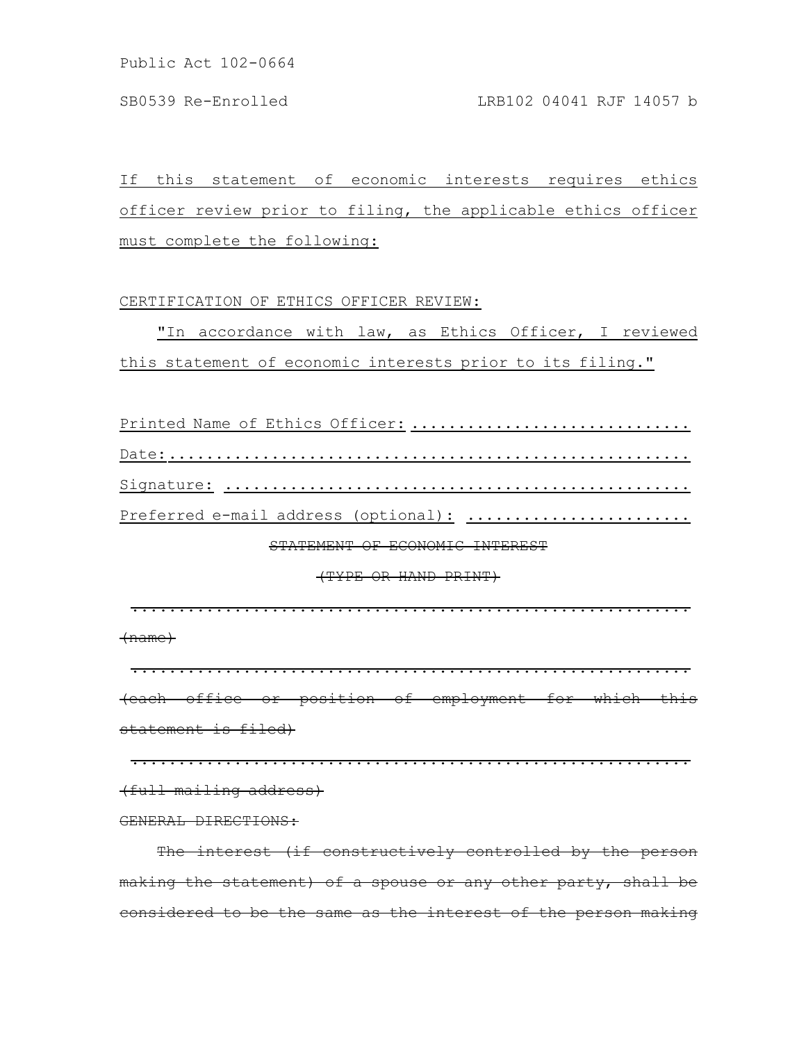If this statement of economic interests requires ethics officer review prior to filing, the applicable ethics officer must complete the following:

CERTIFICATION OF ETHICS OFFICER REVIEW:

"In accordance with law, as Ethics Officer, I reviewed this statement of economic interests prior to its filing."

Printed Name of Ethics Officer: ............................

Date:.......................................................

Signature: .................................................

Preferred e-mail address (optional): .......................

~~STATEMENT OF ECONOMIC INTEREST~~

~~(TYPE OR HAND PRINT)~~

.............................................................

~~(name)~~

.............................................................

~~(each office or position of employment for which this statement is filed)~~

.............................................................

~~(full mailing address)~~

~~GENERAL DIRECTIONS:~~

~~The interest (if constructively controlled by the person making the statement) of a spouse or any other party, shall be considered to be the same as the interest of the person making~~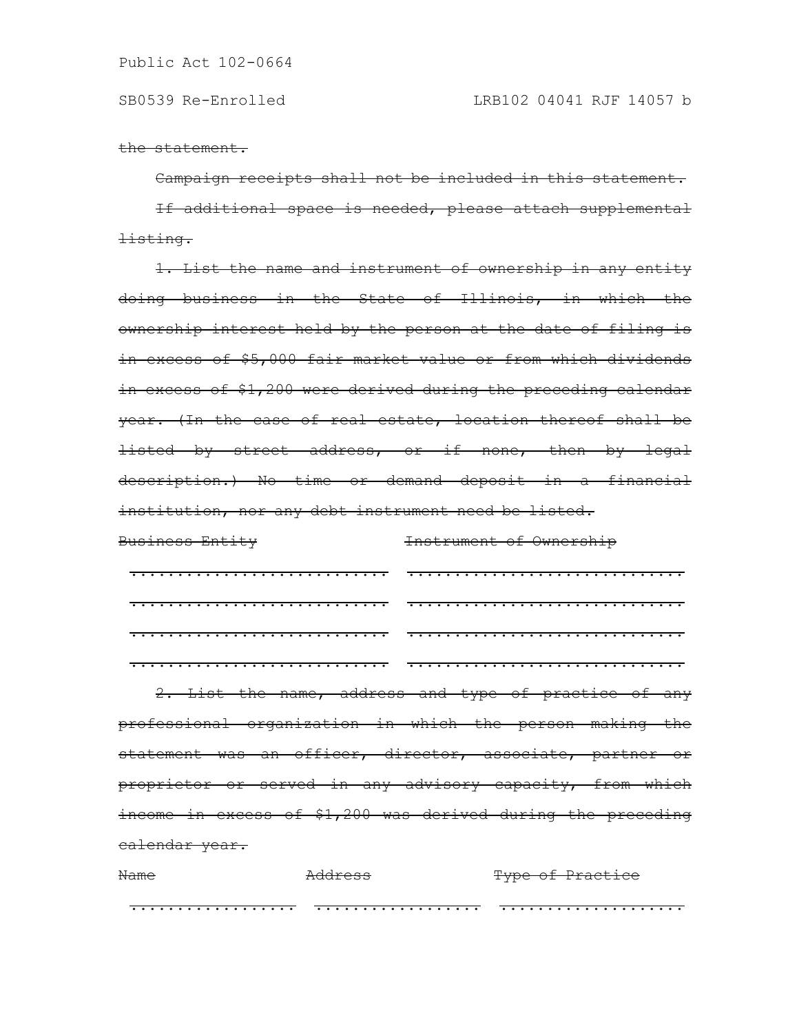~~the statement.~~

~~Campaign receipts shall not be included in this statement.~~

~~If additional space is needed, please attach supplemental listing.~~

~~1. List the name and instrument of ownership in any entity doing business in the State of Illinois, in which the ownership interest held by the person at the date of filing is in excess of $5,000 fair market value or from which dividends in excess of $1,200 were derived during the preceding calendar year. (In the case of real estate, location thereof shall be listed by street address, or if none, then by legal description.) No time or demand deposit in a financial institution, nor any debt instrument need be listed.~~

| ~~Business Entity~~ | ~~Instrument of Ownership~~ |
|---|---|
| ~~............................~~ | ~~..............................~~ |
| ~~............................~~ | ~~..............................~~ |
| ~~............................~~ | ~~..............................~~ |
| ~~............................~~ | ~~..............................~~ |

~~2. List the name, address and type of practice of any professional organization in which the person making the statement was an officer, director, associate, partner or proprietor or served in any advisory capacity, from which income in excess of $1,200 was derived during the preceding calendar year.~~

| ~~Name~~ | ~~Address~~ | ~~Type of Practice~~ |
|---|---|---|
| ~~..................~~ | ~~..................~~ | ~~....................~~ |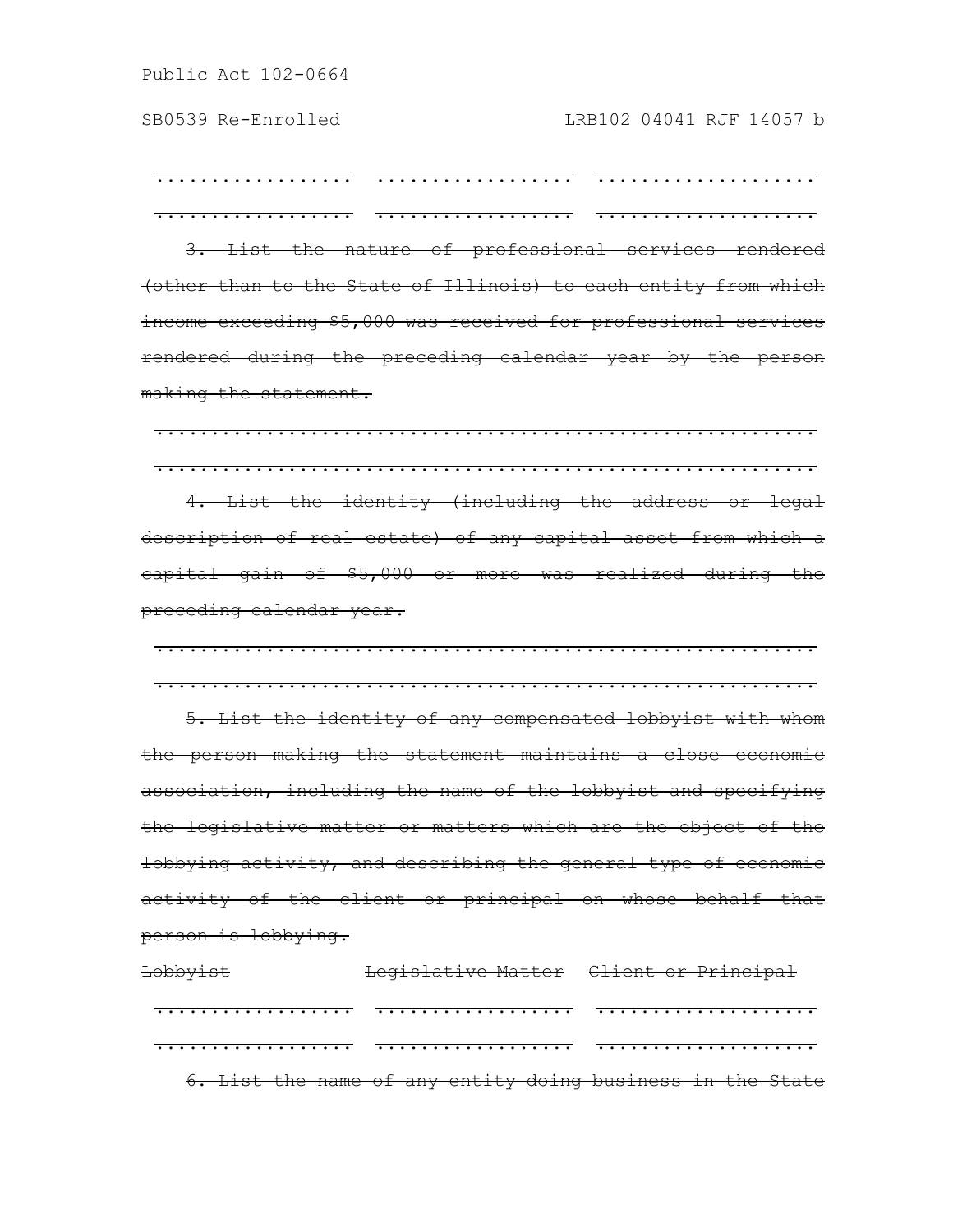.................. .................. ....................

.................. .................. ....................

~~3. List the nature of professional services rendered (other than to the State of Illinois) to each entity from which income exceeding $5,000 was received for professional services rendered during the preceding calendar year by the person making the statement.~~

.............................................................

.............................................................

~~4. List the identity (including the address or legal description of real estate) of any capital asset from which a capital gain of $5,000 or more was realized during the preceding calendar year.~~

.............................................................

.............................................................

~~5. List the identity of any compensated lobbyist with whom the person making the statement maintains a close economic association, including the name of the lobbyist and specifying the legislative matter or matters which are the object of the lobbying activity, and describing the general type of economic activity of the client or principal on whose behalf that person is lobbying.~~

| ~~Lobbyist~~ | ~~Legislative Matter~~ | ~~Client or Principal~~ |
|---|---|---|
| .................. | .................. | .................... |
| .................. | .................. | .................... |

~~6. List the name of any entity doing business in the State~~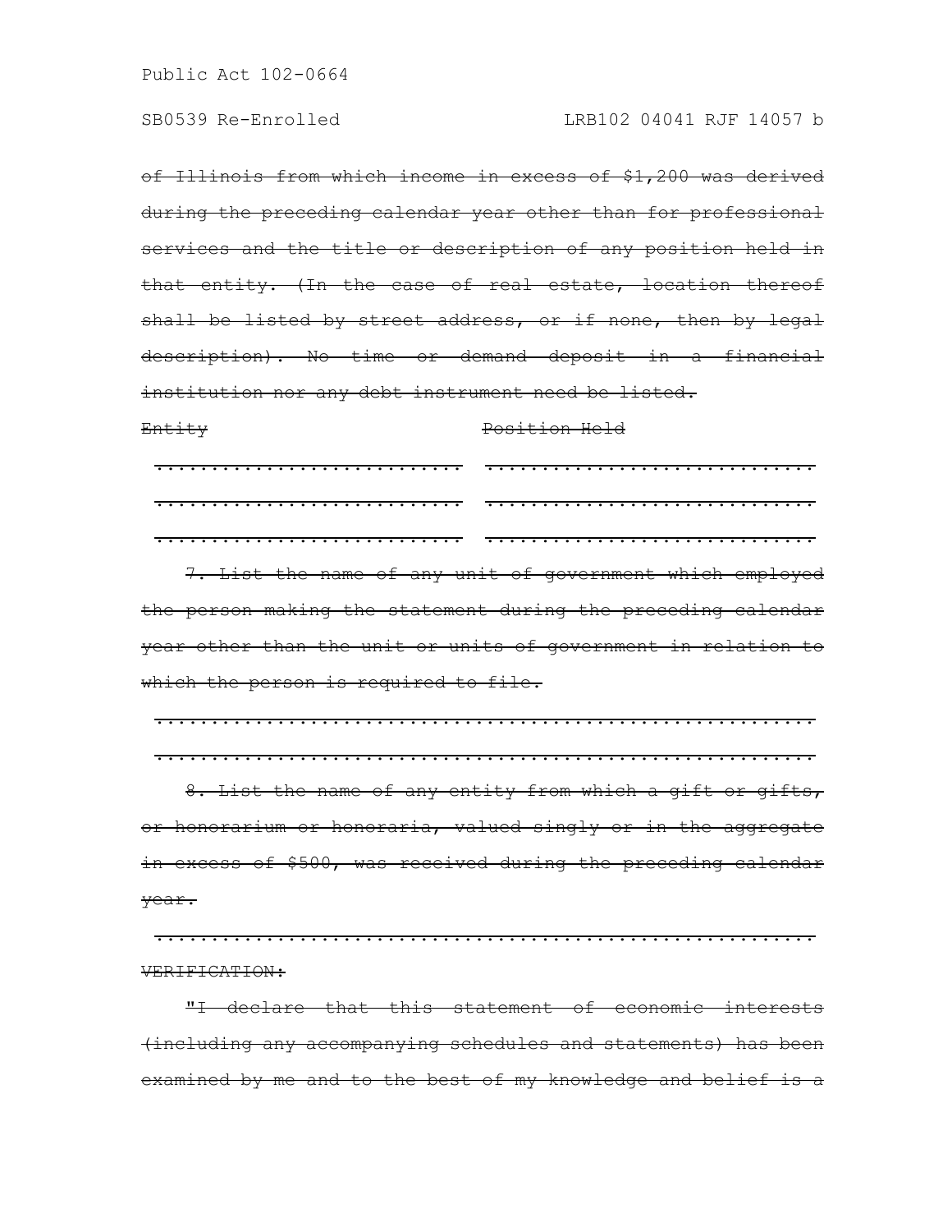~~of Illinois from which income in excess of $1,200 was derived during the preceding calendar year other than for professional services and the title or description of any position held in that entity. (In the case of real estate, location thereof shall be listed by street address, or if none, then by legal description). No time or demand deposit in a financial institution nor any debt instrument need be listed.~~

| ~~Entity~~ | ~~Position Held~~ |
|---|---|
| ~~.............................~~ | ~~.............................~~ |
| ~~.............................~~ | ~~.............................~~ |
| ~~.............................~~ | ~~.............................~~ |

~~7. List the name of any unit of government which employed the person making the statement during the preceding calendar year other than the unit or units of government in relation to which the person is required to file.~~

~~..............................................................~~

~~..............................................................~~

~~8. List the name of any entity from which a gift or gifts, or honorarium or honoraria, valued singly or in the aggregate in excess of $500, was received during the preceding calendar year.~~

~~..............................................................~~

~~VERIFICATION:~~

~~"I declare that this statement of economic interests (including any accompanying schedules and statements) has been examined by me and to the best of my knowledge and belief is a~~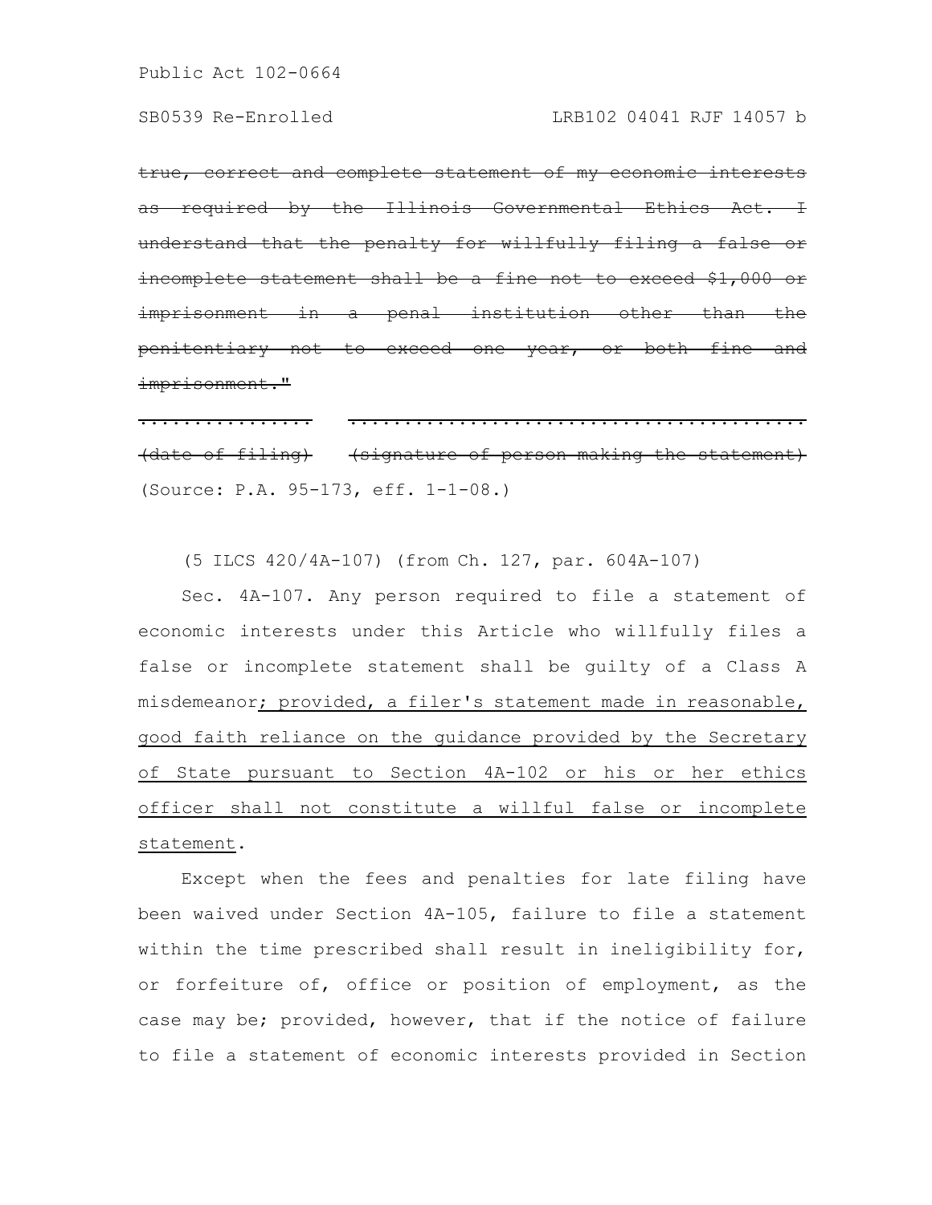~~true, correct and complete statement of my economic interests as required by the Illinois Governmental Ethics Act. I understand that the penalty for willfully filing a false or incomplete statement shall be a fine not to exceed $1,000 or imprisonment in a penal institution other than the penitentiary not to exceed one year, or both fine and imprisonment."~~

~~................ ..........................................~~

~~(date of filing) (signature of person making the statement)~~

(Source: P.A. 95-173, eff. 1-1-08.)

(5 ILCS 420/4A-107) (from Ch. 127, par. 604A-107)

Sec. 4A-107. Any person required to file a statement of economic interests under this Article who willfully files a false or incomplete statement shall be guilty of a Class A misdemeanor<u>; provided, a filer's statement made in reasonable, good faith reliance on the guidance provided by the Secretary of State pursuant to Section 4A-102 or his or her ethics officer shall not constitute a willful false or incomplete statement</u>.

Except when the fees and penalties for late filing have been waived under Section 4A-105, failure to file a statement within the time prescribed shall result in ineligibility for, or forfeiture of, office or position of employment, as the case may be; provided, however, that if the notice of failure to file a statement of economic interests provided in Section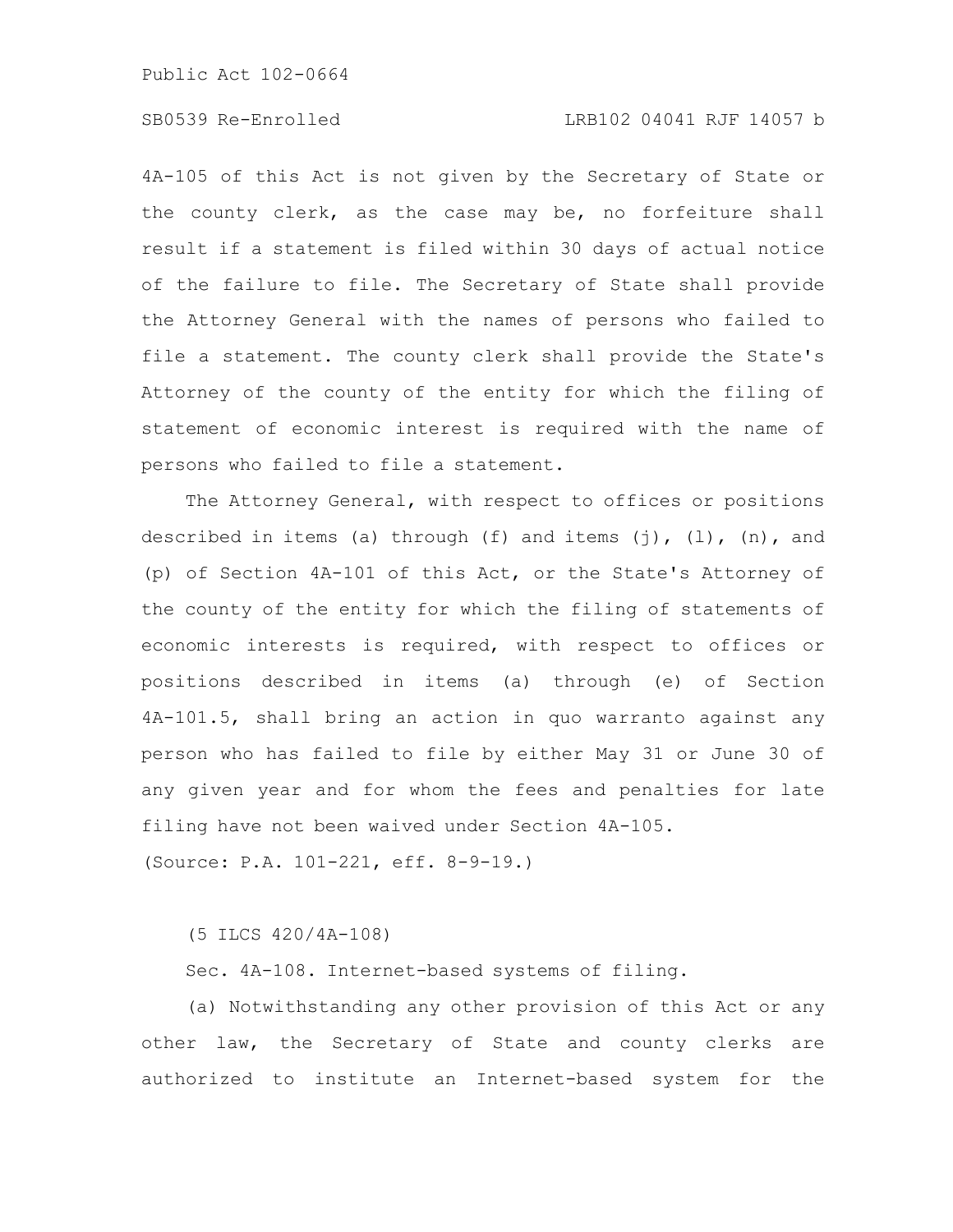4A-105 of this Act is not given by the Secretary of State or the county clerk, as the case may be, no forfeiture shall result if a statement is filed within 30 days of actual notice of the failure to file. The Secretary of State shall provide the Attorney General with the names of persons who failed to file a statement. The county clerk shall provide the State's Attorney of the county of the entity for which the filing of statement of economic interest is required with the name of persons who failed to file a statement.

The Attorney General, with respect to offices or positions described in items (a) through (f) and items (j), (l), (n), and (p) of Section 4A-101 of this Act, or the State's Attorney of the county of the entity for which the filing of statements of economic interests is required, with respect to offices or positions described in items (a) through (e) of Section 4A-101.5, shall bring an action in quo warranto against any person who has failed to file by either May 31 or June 30 of any given year and for whom the fees and penalties for late filing have not been waived under Section 4A-105.

(Source: P.A. 101-221, eff. 8-9-19.)

(5 ILCS 420/4A-108)

Sec. 4A-108. Internet-based systems of filing.

(a) Notwithstanding any other provision of this Act or any other law, the Secretary of State and county clerks are authorized to institute an Internet-based system for the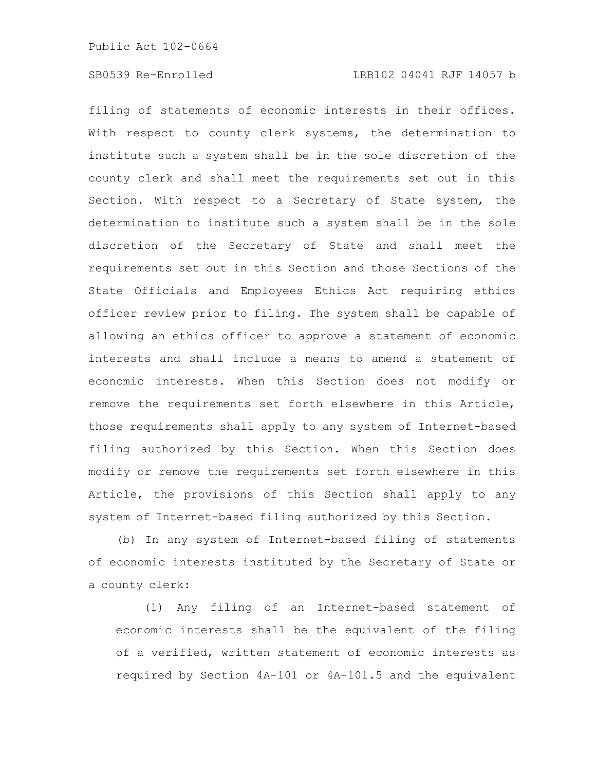filing of statements of economic interests in their offices. With respect to county clerk systems, the determination to institute such a system shall be in the sole discretion of the county clerk and shall meet the requirements set out in this Section. With respect to a Secretary of State system, the determination to institute such a system shall be in the sole discretion of the Secretary of State and shall meet the requirements set out in this Section and those Sections of the State Officials and Employees Ethics Act requiring ethics officer review prior to filing. The system shall be capable of allowing an ethics officer to approve a statement of economic interests and shall include a means to amend a statement of economic interests. When this Section does not modify or remove the requirements set forth elsewhere in this Article, those requirements shall apply to any system of Internet-based filing authorized by this Section. When this Section does modify or remove the requirements set forth elsewhere in this Article, the provisions of this Section shall apply to any system of Internet-based filing authorized by this Section.

(b) In any system of Internet-based filing of statements of economic interests instituted by the Secretary of State or a county clerk:

(1) Any filing of an Internet-based statement of economic interests shall be the equivalent of the filing of a verified, written statement of economic interests as required by Section 4A-101 or 4A-101.5 and the equivalent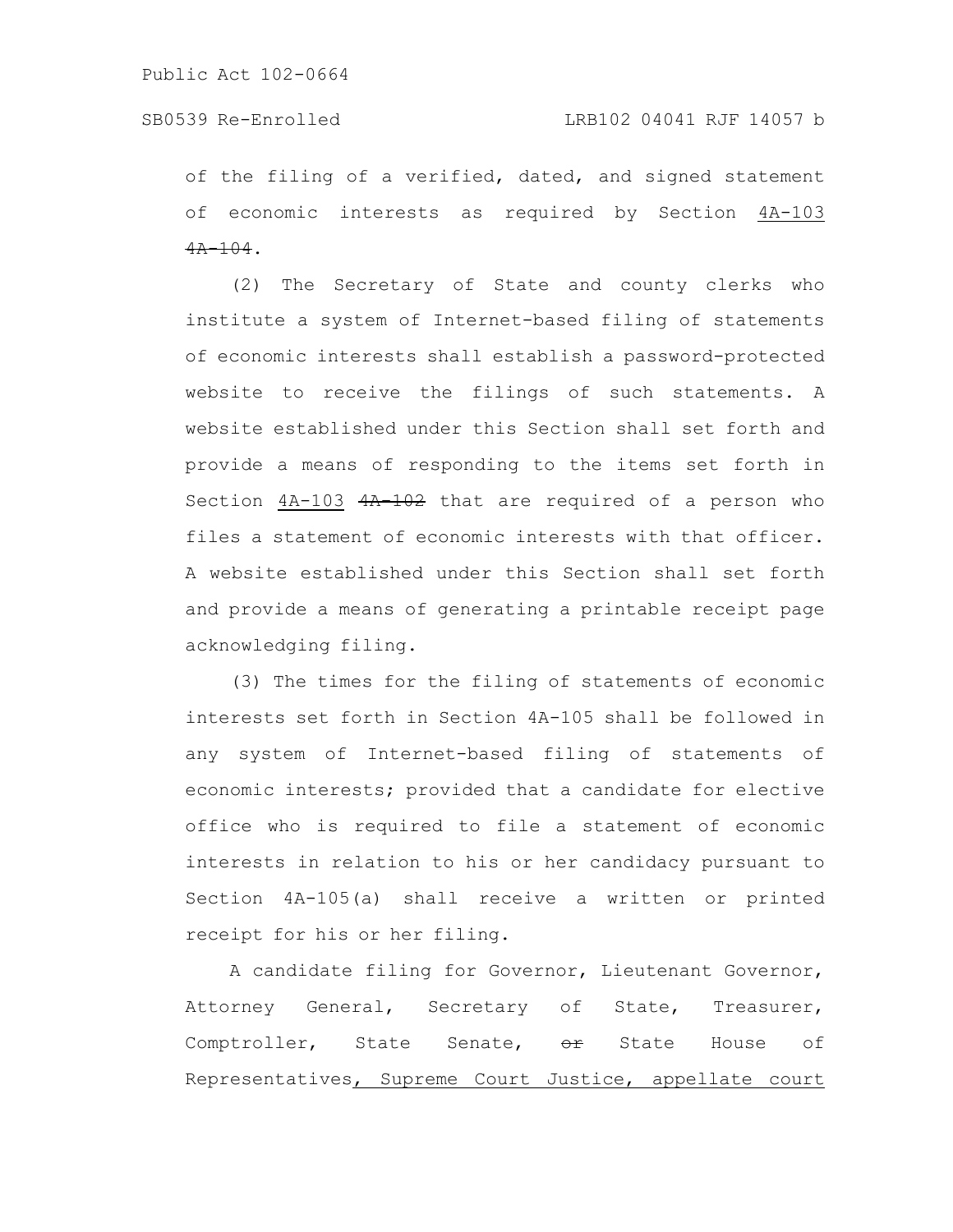of the filing of a verified, dated, and signed statement of economic interests as required by Section 4A-103 ~~4A-104~~.

(2) The Secretary of State and county clerks who institute a system of Internet-based filing of statements of economic interests shall establish a password-protected website to receive the filings of such statements. A website established under this Section shall set forth and provide a means of responding to the items set forth in Section 4A-103 ~~4A-102~~ that are required of a person who files a statement of economic interests with that officer. A website established under this Section shall set forth and provide a means of generating a printable receipt page acknowledging filing.

(3) The times for the filing of statements of economic interests set forth in Section 4A-105 shall be followed in any system of Internet-based filing of statements of economic interests; provided that a candidate for elective office who is required to file a statement of economic interests in relation to his or her candidacy pursuant to Section 4A-105(a) shall receive a written or printed receipt for his or her filing.

A candidate filing for Governor, Lieutenant Governor, Attorney General, Secretary of State, Treasurer, Comptroller, State Senate, ~~or~~ State House of Representatives, Supreme Court Justice, appellate court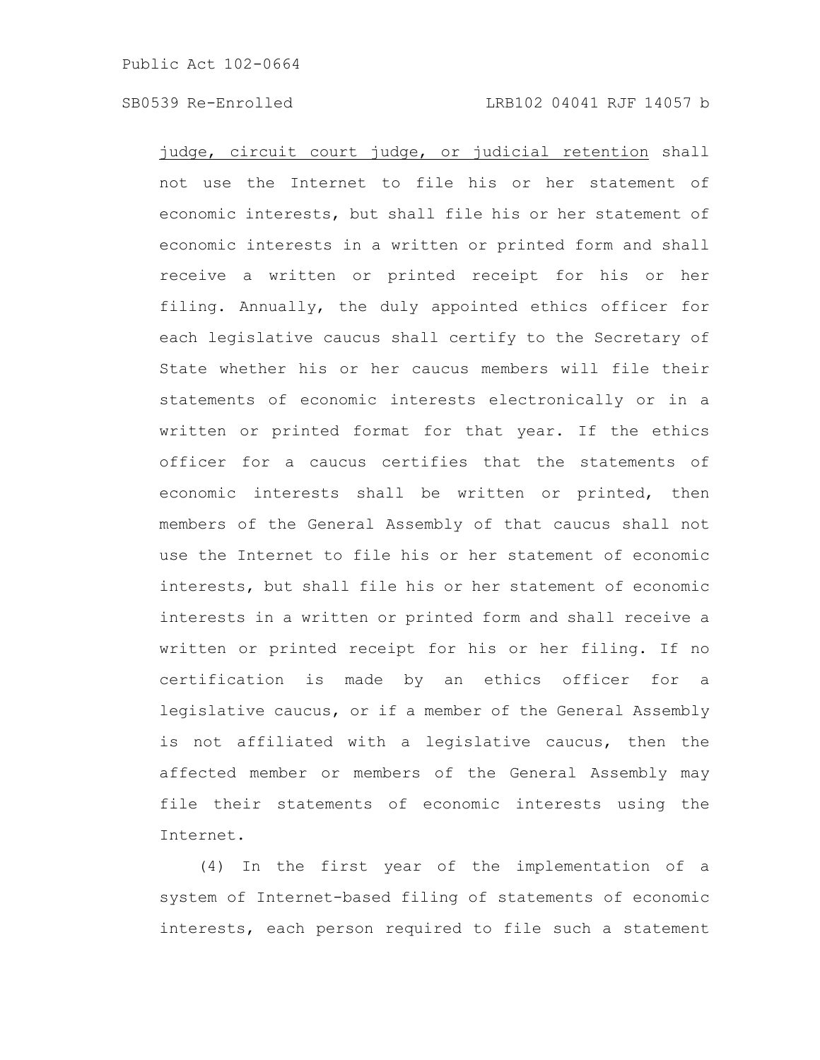judge, circuit court judge, or judicial retention shall not use the Internet to file his or her statement of economic interests, but shall file his or her statement of economic interests in a written or printed form and shall receive a written or printed receipt for his or her filing. Annually, the duly appointed ethics officer for each legislative caucus shall certify to the Secretary of State whether his or her caucus members will file their statements of economic interests electronically or in a written or printed format for that year. If the ethics officer for a caucus certifies that the statements of economic interests shall be written or printed, then members of the General Assembly of that caucus shall not use the Internet to file his or her statement of economic interests, but shall file his or her statement of economic interests in a written or printed form and shall receive a written or printed receipt for his or her filing. If no certification is made by an ethics officer for a legislative caucus, or if a member of the General Assembly is not affiliated with a legislative caucus, then the affected member or members of the General Assembly may file their statements of economic interests using the Internet.

(4) In the first year of the implementation of a system of Internet-based filing of statements of economic interests, each person required to file such a statement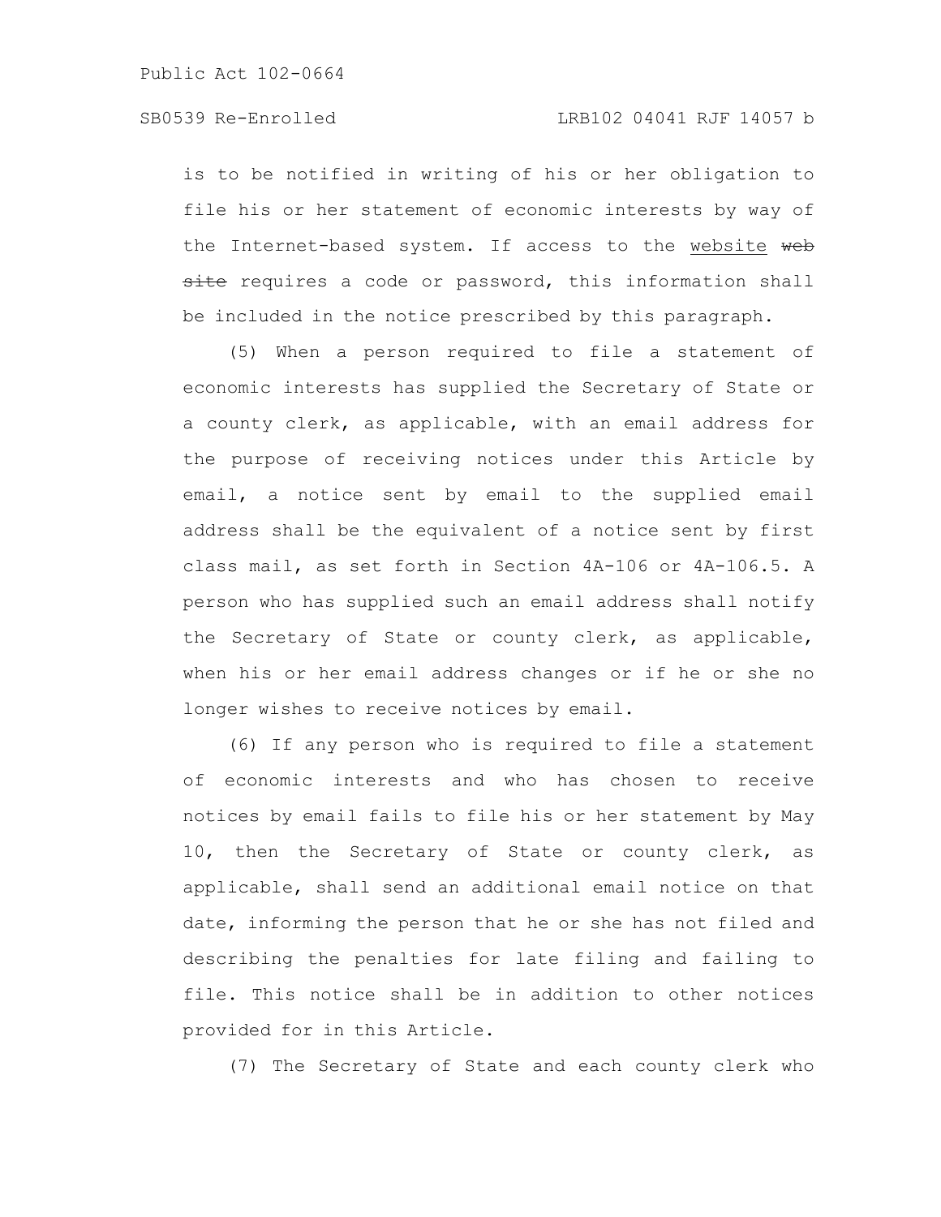is to be notified in writing of his or her obligation to file his or her statement of economic interests by way of the Internet-based system. If access to the website ~~web site~~ requires a code or password, this information shall be included in the notice prescribed by this paragraph.

(5) When a person required to file a statement of economic interests has supplied the Secretary of State or a county clerk, as applicable, with an email address for the purpose of receiving notices under this Article by email, a notice sent by email to the supplied email address shall be the equivalent of a notice sent by first class mail, as set forth in Section 4A-106 or 4A-106.5. A person who has supplied such an email address shall notify the Secretary of State or county clerk, as applicable, when his or her email address changes or if he or she no longer wishes to receive notices by email.

(6) If any person who is required to file a statement of economic interests and who has chosen to receive notices by email fails to file his or her statement by May 10, then the Secretary of State or county clerk, as applicable, shall send an additional email notice on that date, informing the person that he or she has not filed and describing the penalties for late filing and failing to file. This notice shall be in addition to other notices provided for in this Article.

(7) The Secretary of State and each county clerk who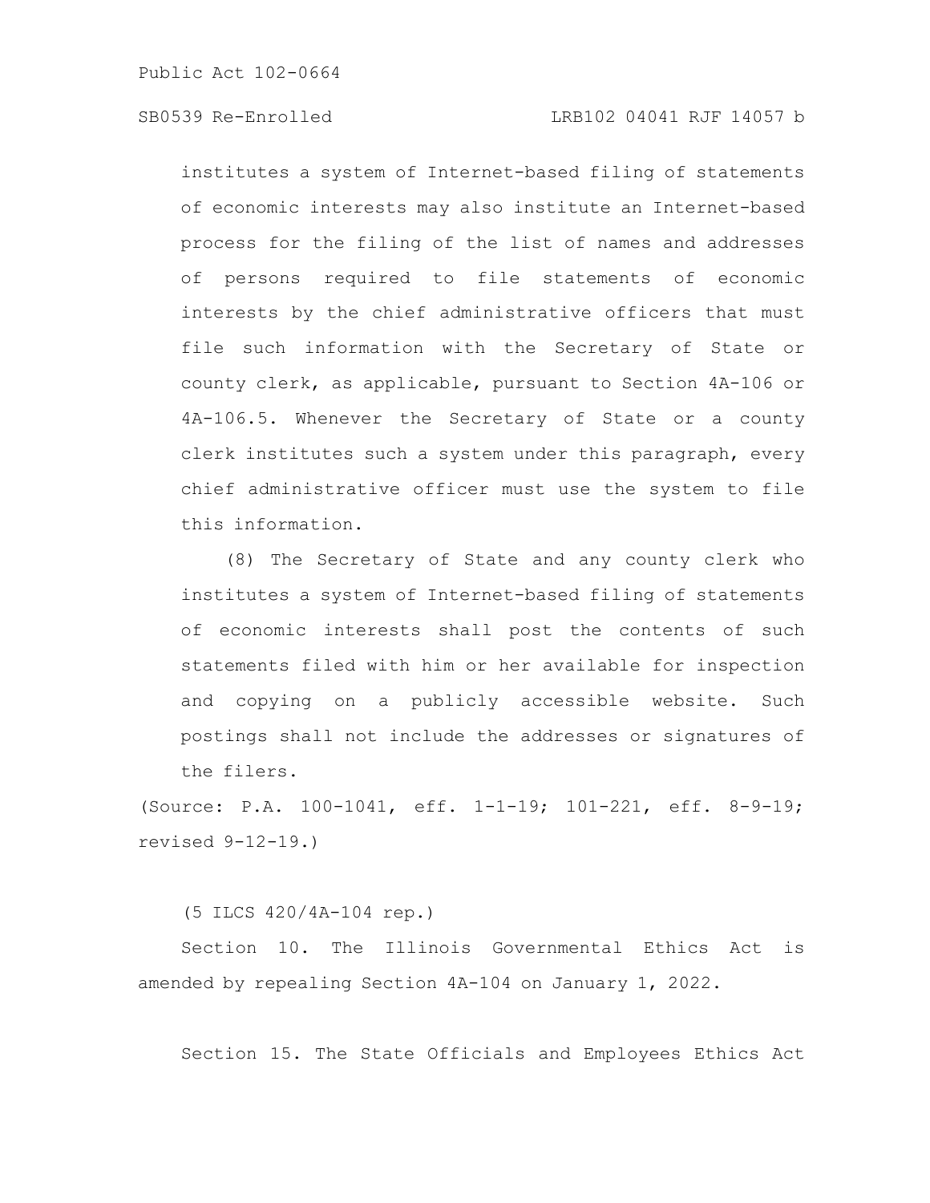institutes a system of Internet-based filing of statements of economic interests may also institute an Internet-based process for the filing of the list of names and addresses of persons required to file statements of economic interests by the chief administrative officers that must file such information with the Secretary of State or county clerk, as applicable, pursuant to Section 4A-106 or 4A-106.5. Whenever the Secretary of State or a county clerk institutes such a system under this paragraph, every chief administrative officer must use the system to file this information.

(8) The Secretary of State and any county clerk who institutes a system of Internet-based filing of statements of economic interests shall post the contents of such statements filed with him or her available for inspection and copying on a publicly accessible website. Such postings shall not include the addresses or signatures of the filers.

(Source: P.A. 100-1041, eff. 1-1-19; 101-221, eff. 8-9-19; revised 9-12-19.)

(5 ILCS 420/4A-104 rep.)

Section 10. The Illinois Governmental Ethics Act is amended by repealing Section 4A-104 on January 1, 2022.

Section 15. The State Officials and Employees Ethics Act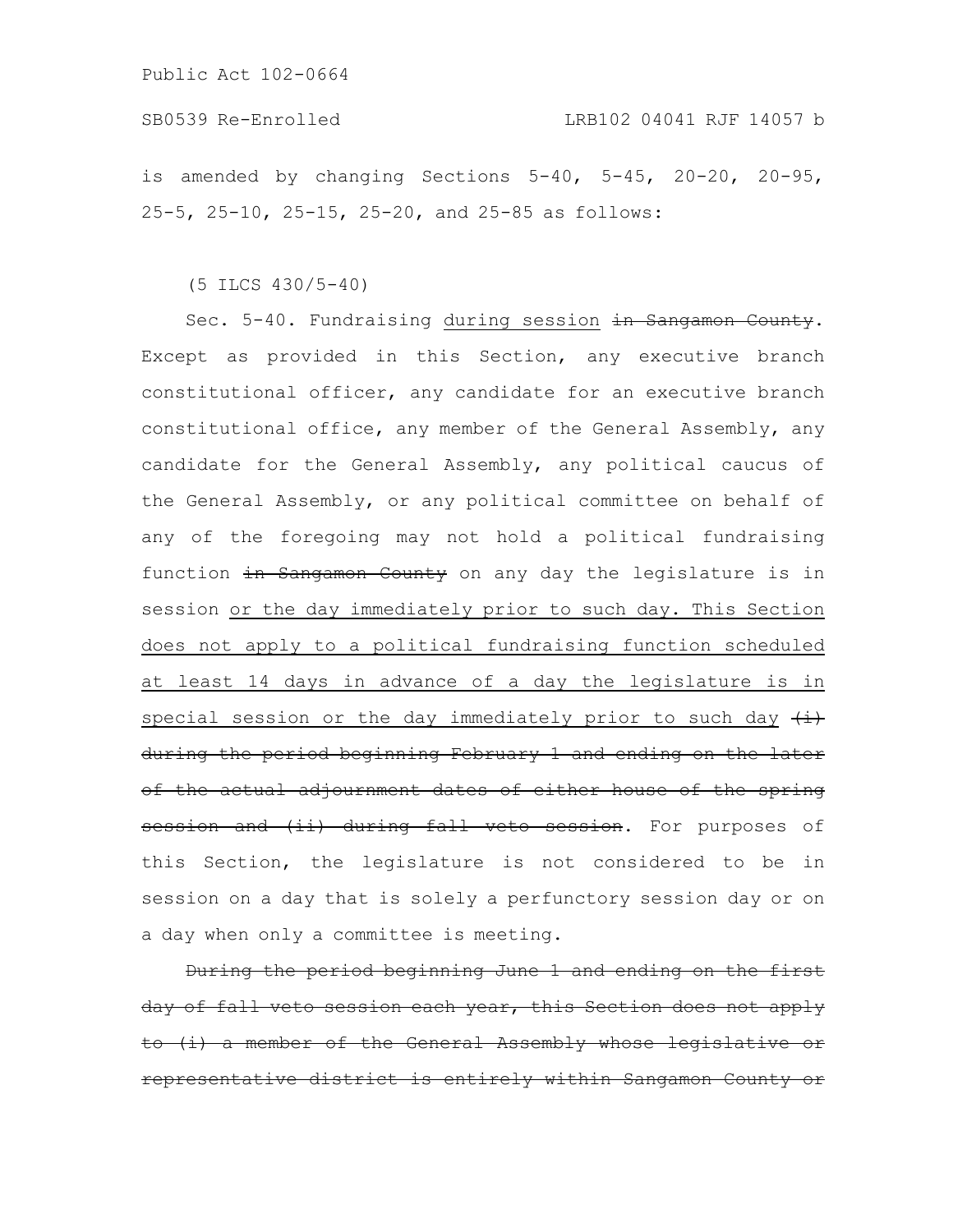is amended by changing Sections 5-40, 5-45, 20-20, 20-95, 25-5, 25-10, 25-15, 25-20, and 25-85 as follows:

(5 ILCS 430/5-40)

Sec. 5-40. Fundraising <u>during session</u> ~~in Sangamon County~~. Except as provided in this Section, any executive branch constitutional officer, any candidate for an executive branch constitutional office, any member of the General Assembly, any candidate for the General Assembly, any political caucus of the General Assembly, or any political committee on behalf of any of the foregoing may not hold a political fundraising function ~~in Sangamon County~~ on any day the legislature is in session <u>or the day immediately prior to such day. This Section does not apply to a political fundraising function scheduled at least 14 days in advance of a day the legislature is in special session or the day immediately prior to such day</u> ~~(i) during the period beginning February 1 and ending on the later of the actual adjournment dates of either house of the spring session and (ii) during fall veto session~~. For purposes of this Section, the legislature is not considered to be in session on a day that is solely a perfunctory session day or on a day when only a committee is meeting.

~~During the period beginning June 1 and ending on the first day of fall veto session each year, this Section does not apply to (i) a member of the General Assembly whose legislative or representative district is entirely within Sangamon County or~~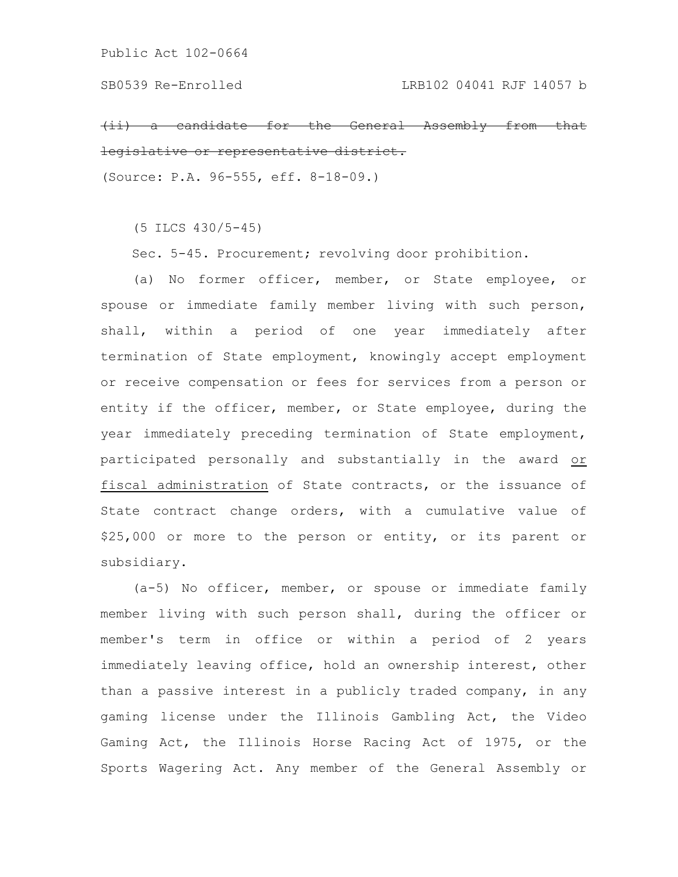~~(ii) a candidate for the General Assembly from that legislative or representative district.~~

(Source: P.A. 96-555, eff. 8-18-09.)

(5 ILCS 430/5-45)

Sec. 5-45. Procurement; revolving door prohibition.

(a) No former officer, member, or State employee, or spouse or immediate family member living with such person, shall, within a period of one year immediately after termination of State employment, knowingly accept employment or receive compensation or fees for services from a person or entity if the officer, member, or State employee, during the year immediately preceding termination of State employment, participated personally and substantially in the award <u>or fiscal administration</u> of State contracts, or the issuance of State contract change orders, with a cumulative value of $25,000 or more to the person or entity, or its parent or subsidiary.

(a-5) No officer, member, or spouse or immediate family member living with such person shall, during the officer or member's term in office or within a period of 2 years immediately leaving office, hold an ownership interest, other than a passive interest in a publicly traded company, in any gaming license under the Illinois Gambling Act, the Video Gaming Act, the Illinois Horse Racing Act of 1975, or the Sports Wagering Act. Any member of the General Assembly or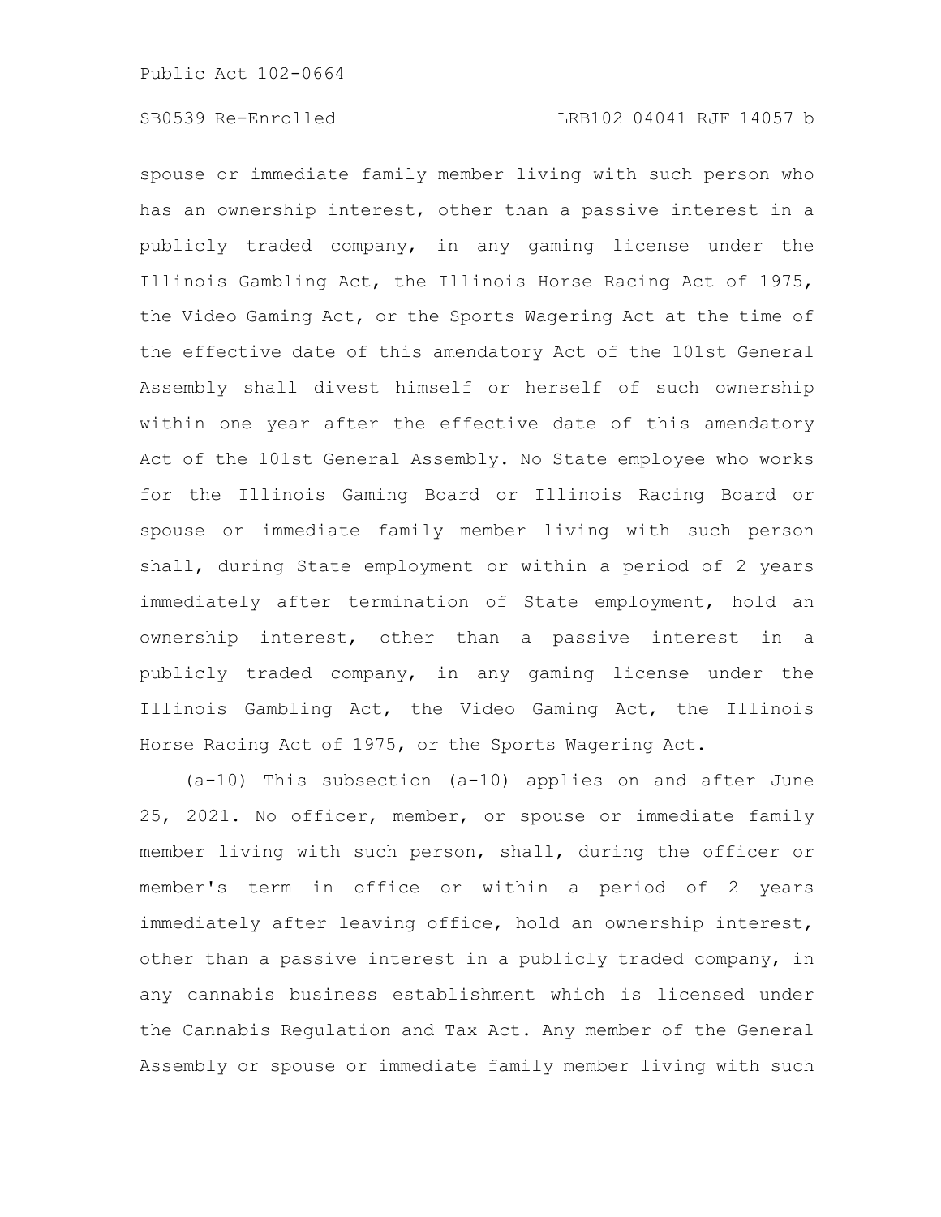spouse or immediate family member living with such person who has an ownership interest, other than a passive interest in a publicly traded company, in any gaming license under the Illinois Gambling Act, the Illinois Horse Racing Act of 1975, the Video Gaming Act, or the Sports Wagering Act at the time of the effective date of this amendatory Act of the 101st General Assembly shall divest himself or herself of such ownership within one year after the effective date of this amendatory Act of the 101st General Assembly. No State employee who works for the Illinois Gaming Board or Illinois Racing Board or spouse or immediate family member living with such person shall, during State employment or within a period of 2 years immediately after termination of State employment, hold an ownership interest, other than a passive interest in a publicly traded company, in any gaming license under the Illinois Gambling Act, the Video Gaming Act, the Illinois Horse Racing Act of 1975, or the Sports Wagering Act.

(a-10) This subsection (a-10) applies on and after June 25, 2021. No officer, member, or spouse or immediate family member living with such person, shall, during the officer or member's term in office or within a period of 2 years immediately after leaving office, hold an ownership interest, other than a passive interest in a publicly traded company, in any cannabis business establishment which is licensed under the Cannabis Regulation and Tax Act. Any member of the General Assembly or spouse or immediate family member living with such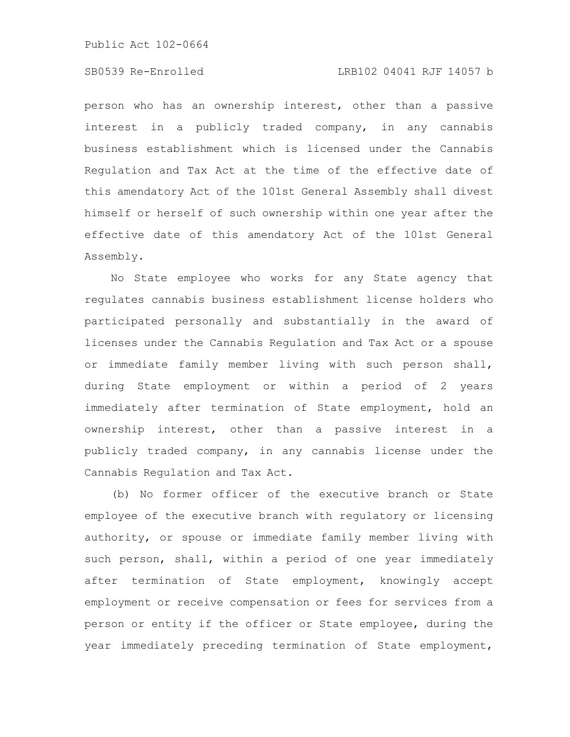person who has an ownership interest, other than a passive interest in a publicly traded company, in any cannabis business establishment which is licensed under the Cannabis Regulation and Tax Act at the time of the effective date of this amendatory Act of the 101st General Assembly shall divest himself or herself of such ownership within one year after the effective date of this amendatory Act of the 101st General Assembly.

No State employee who works for any State agency that regulates cannabis business establishment license holders who participated personally and substantially in the award of licenses under the Cannabis Regulation and Tax Act or a spouse or immediate family member living with such person shall, during State employment or within a period of 2 years immediately after termination of State employment, hold an ownership interest, other than a passive interest in a publicly traded company, in any cannabis license under the Cannabis Regulation and Tax Act.

(b) No former officer of the executive branch or State employee of the executive branch with regulatory or licensing authority, or spouse or immediate family member living with such person, shall, within a period of one year immediately after termination of State employment, knowingly accept employment or receive compensation or fees for services from a person or entity if the officer or State employee, during the year immediately preceding termination of State employment,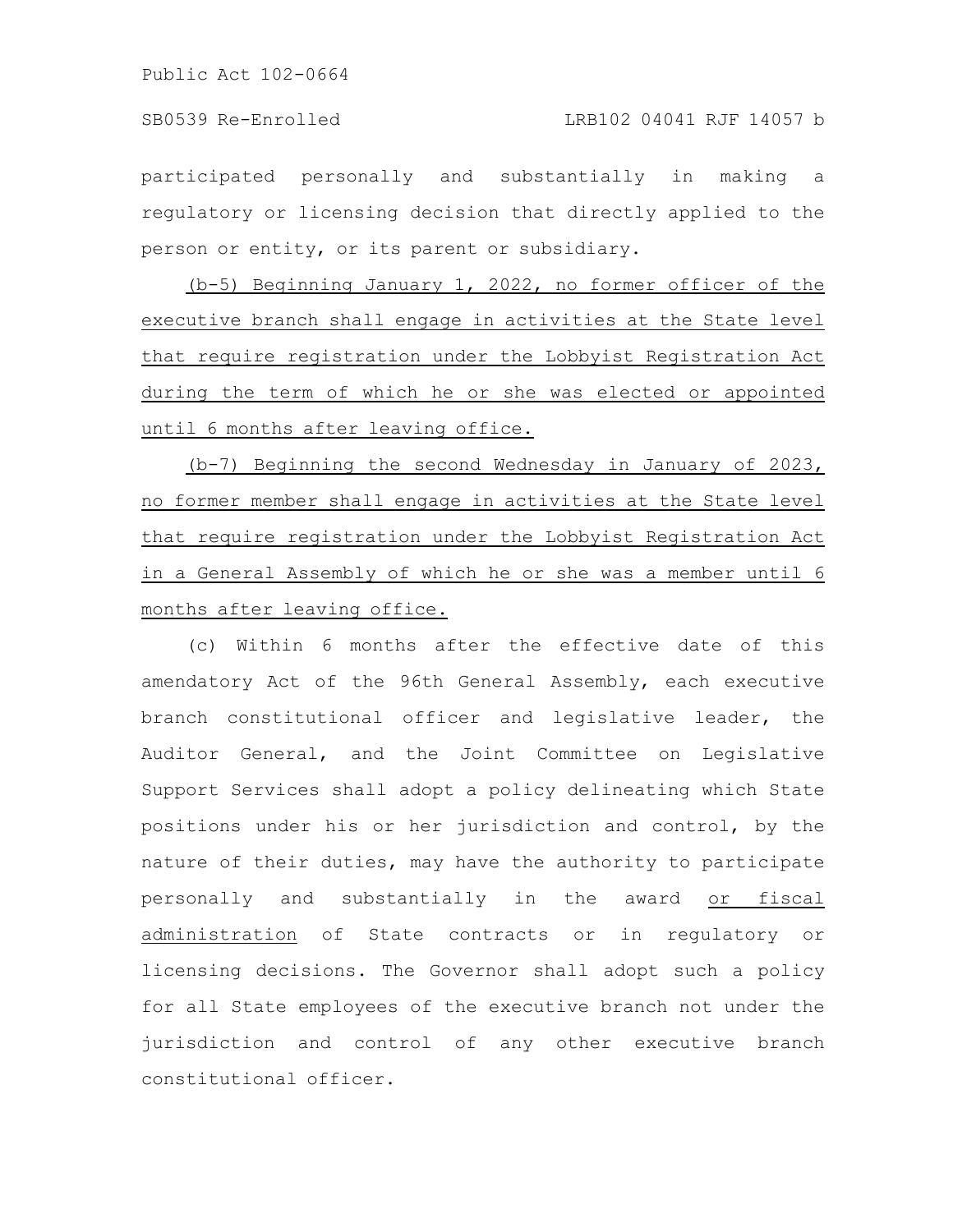participated personally and substantially in making a regulatory or licensing decision that directly applied to the person or entity, or its parent or subsidiary.

(b-5) Beginning January 1, 2022, no former officer of the executive branch shall engage in activities at the State level that require registration under the Lobbyist Registration Act during the term of which he or she was elected or appointed until 6 months after leaving office.

(b-7) Beginning the second Wednesday in January of 2023, no former member shall engage in activities at the State level that require registration under the Lobbyist Registration Act in a General Assembly of which he or she was a member until 6 months after leaving office.

(c) Within 6 months after the effective date of this amendatory Act of the 96th General Assembly, each executive branch constitutional officer and legislative leader, the Auditor General, and the Joint Committee on Legislative Support Services shall adopt a policy delineating which State positions under his or her jurisdiction and control, by the nature of their duties, may have the authority to participate personally and substantially in the award or fiscal administration of State contracts or in regulatory or licensing decisions. The Governor shall adopt such a policy for all State employees of the executive branch not under the jurisdiction and control of any other executive branch constitutional officer.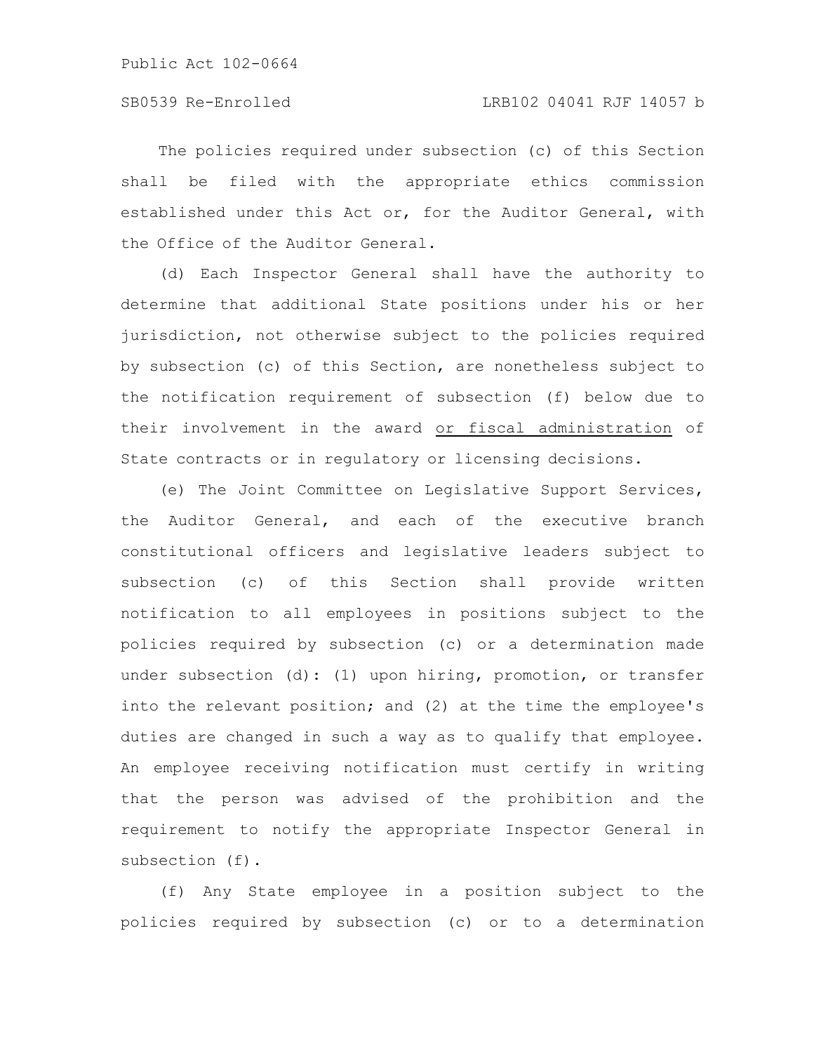The policies required under subsection (c) of this Section shall be filed with the appropriate ethics commission established under this Act or, for the Auditor General, with the Office of the Auditor General.

(d) Each Inspector General shall have the authority to determine that additional State positions under his or her jurisdiction, not otherwise subject to the policies required by subsection (c) of this Section, are nonetheless subject to the notification requirement of subsection (f) below due to their involvement in the award <u>or fiscal administration</u> of State contracts or in regulatory or licensing decisions.

(e) The Joint Committee on Legislative Support Services, the Auditor General, and each of the executive branch constitutional officers and legislative leaders subject to subsection (c) of this Section shall provide written notification to all employees in positions subject to the policies required by subsection (c) or a determination made under subsection (d): (1) upon hiring, promotion, or transfer into the relevant position; and (2) at the time the employee's duties are changed in such a way as to qualify that employee. An employee receiving notification must certify in writing that the person was advised of the prohibition and the requirement to notify the appropriate Inspector General in subsection (f).

(f) Any State employee in a position subject to the policies required by subsection (c) or to a determination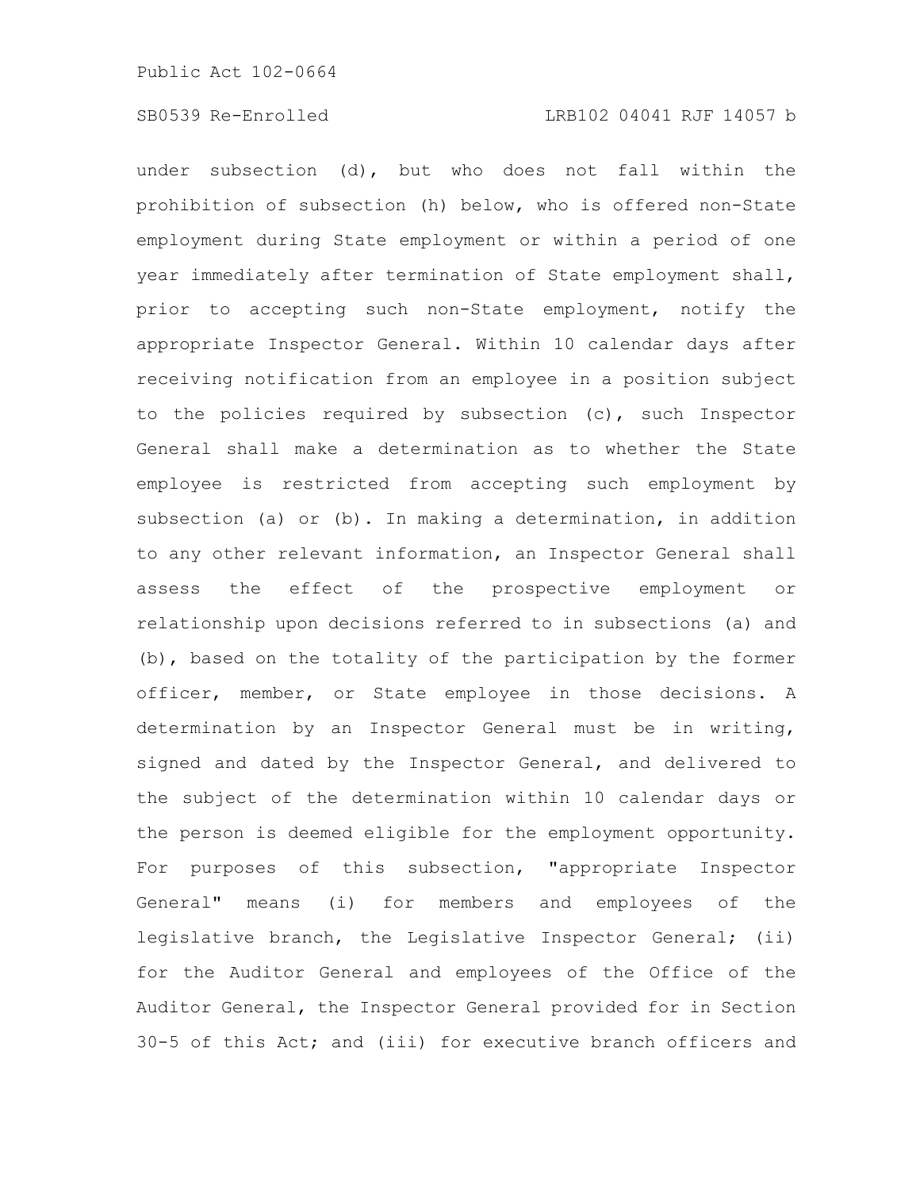under subsection (d), but who does not fall within the prohibition of subsection (h) below, who is offered non-State employment during State employment or within a period of one year immediately after termination of State employment shall, prior to accepting such non-State employment, notify the appropriate Inspector General. Within 10 calendar days after receiving notification from an employee in a position subject to the policies required by subsection (c), such Inspector General shall make a determination as to whether the State employee is restricted from accepting such employment by subsection (a) or (b). In making a determination, in addition to any other relevant information, an Inspector General shall assess the effect of the prospective employment or relationship upon decisions referred to in subsections (a) and (b), based on the totality of the participation by the former officer, member, or State employee in those decisions. A determination by an Inspector General must be in writing, signed and dated by the Inspector General, and delivered to the subject of the determination within 10 calendar days or the person is deemed eligible for the employment opportunity. For purposes of this subsection, "appropriate Inspector General" means (i) for members and employees of the legislative branch, the Legislative Inspector General; (ii) for the Auditor General and employees of the Office of the Auditor General, the Inspector General provided for in Section 30-5 of this Act; and (iii) for executive branch officers and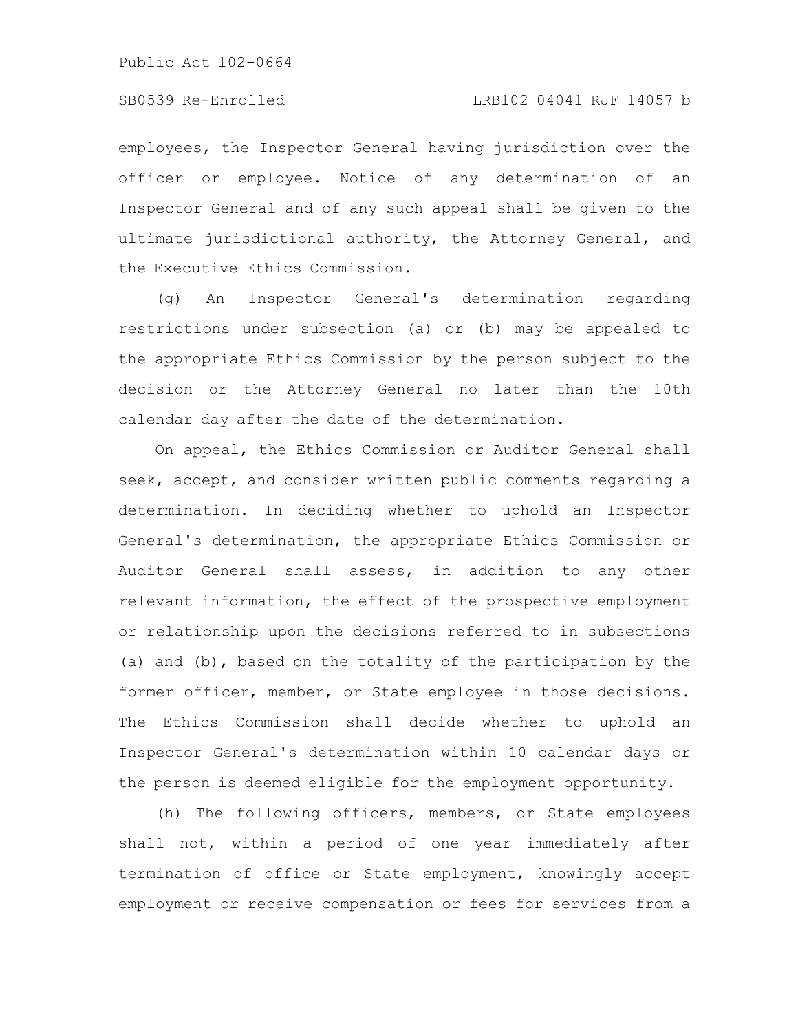employees, the Inspector General having jurisdiction over the officer or employee. Notice of any determination of an Inspector General and of any such appeal shall be given to the ultimate jurisdictional authority, the Attorney General, and the Executive Ethics Commission.

(g) An Inspector General's determination regarding restrictions under subsection (a) or (b) may be appealed to the appropriate Ethics Commission by the person subject to the decision or the Attorney General no later than the 10th calendar day after the date of the determination.

On appeal, the Ethics Commission or Auditor General shall seek, accept, and consider written public comments regarding a determination. In deciding whether to uphold an Inspector General's determination, the appropriate Ethics Commission or Auditor General shall assess, in addition to any other relevant information, the effect of the prospective employment or relationship upon the decisions referred to in subsections (a) and (b), based on the totality of the participation by the former officer, member, or State employee in those decisions. The Ethics Commission shall decide whether to uphold an Inspector General's determination within 10 calendar days or the person is deemed eligible for the employment opportunity.

(h) The following officers, members, or State employees shall not, within a period of one year immediately after termination of office or State employment, knowingly accept employment or receive compensation or fees for services from a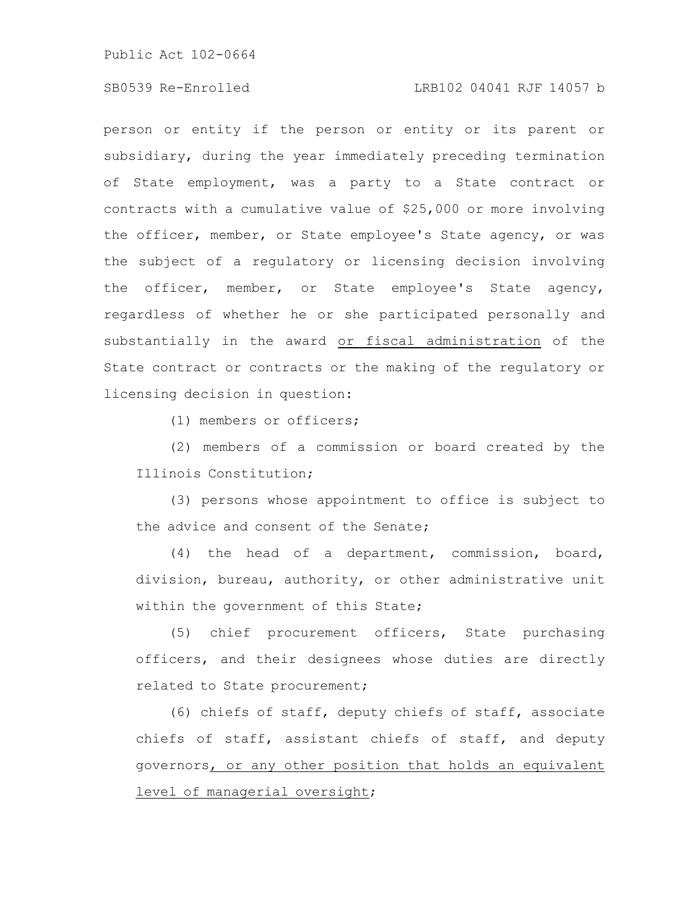person or entity if the person or entity or its parent or subsidiary, during the year immediately preceding termination of State employment, was a party to a State contract or contracts with a cumulative value of $25,000 or more involving the officer, member, or State employee's State agency, or was the subject of a regulatory or licensing decision involving the officer, member, or State employee's State agency, regardless of whether he or she participated personally and substantially in the award <u>or fiscal administration</u> of the State contract or contracts or the making of the regulatory or licensing decision in question:

(1) members or officers;

(2) members of a commission or board created by the Illinois Constitution;

(3) persons whose appointment to office is subject to the advice and consent of the Senate;

(4) the head of a department, commission, board, division, bureau, authority, or other administrative unit within the government of this State;

(5) chief procurement officers, State purchasing officers, and their designees whose duties are directly related to State procurement;

(6) chiefs of staff, deputy chiefs of staff, associate chiefs of staff, assistant chiefs of staff, and deputy governors<u>, or any other position that holds an equivalent level of managerial oversight</u>;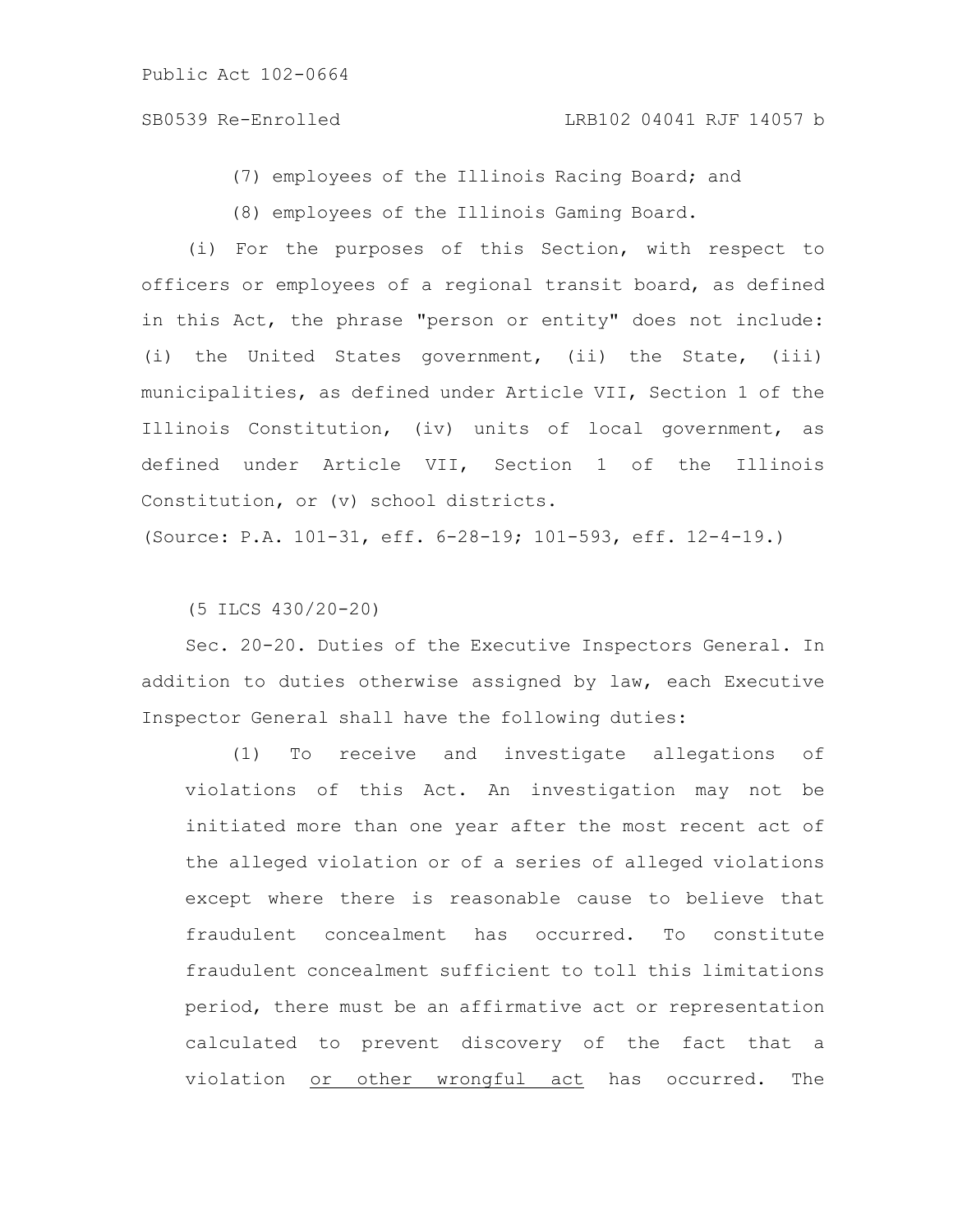(7) employees of the Illinois Racing Board; and

(8) employees of the Illinois Gaming Board.

(i) For the purposes of this Section, with respect to officers or employees of a regional transit board, as defined in this Act, the phrase "person or entity" does not include: (i) the United States government, (ii) the State, (iii) municipalities, as defined under Article VII, Section 1 of the Illinois Constitution, (iv) units of local government, as defined under Article VII, Section 1 of the Illinois Constitution, or (v) school districts.

(Source: P.A. 101-31, eff. 6-28-19; 101-593, eff. 12-4-19.)

(5 ILCS 430/20-20)

Sec. 20-20. Duties of the Executive Inspectors General. In addition to duties otherwise assigned by law, each Executive Inspector General shall have the following duties:

(1) To receive and investigate allegations of violations of this Act. An investigation may not be initiated more than one year after the most recent act of the alleged violation or of a series of alleged violations except where there is reasonable cause to believe that fraudulent concealment has occurred. To constitute fraudulent concealment sufficient to toll this limitations period, there must be an affirmative act or representation calculated to prevent discovery of the fact that a violation <u>or other wrongful act</u> has occurred. The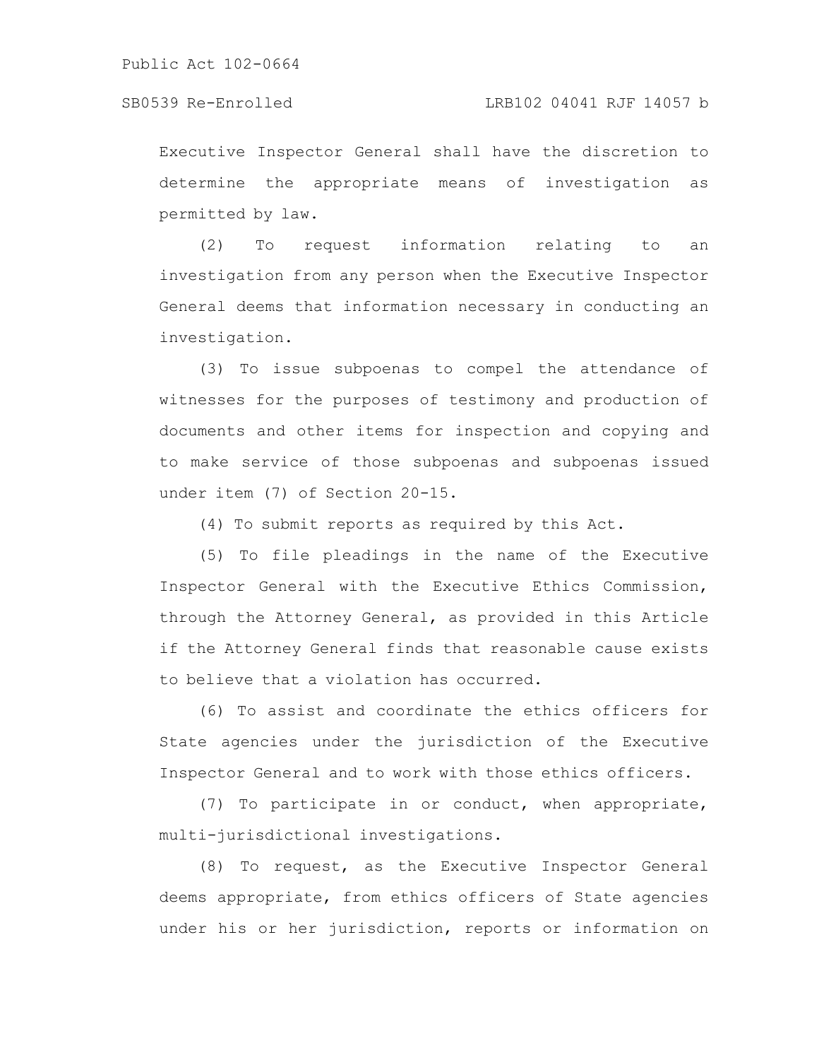Executive Inspector General shall have the discretion to determine the appropriate means of investigation as permitted by law.

(2) To request information relating to an investigation from any person when the Executive Inspector General deems that information necessary in conducting an investigation.

(3) To issue subpoenas to compel the attendance of witnesses for the purposes of testimony and production of documents and other items for inspection and copying and to make service of those subpoenas and subpoenas issued under item (7) of Section 20-15.

(4) To submit reports as required by this Act.

(5) To file pleadings in the name of the Executive Inspector General with the Executive Ethics Commission, through the Attorney General, as provided in this Article if the Attorney General finds that reasonable cause exists to believe that a violation has occurred.

(6) To assist and coordinate the ethics officers for State agencies under the jurisdiction of the Executive Inspector General and to work with those ethics officers.

(7) To participate in or conduct, when appropriate, multi-jurisdictional investigations.

(8) To request, as the Executive Inspector General deems appropriate, from ethics officers of State agencies under his or her jurisdiction, reports or information on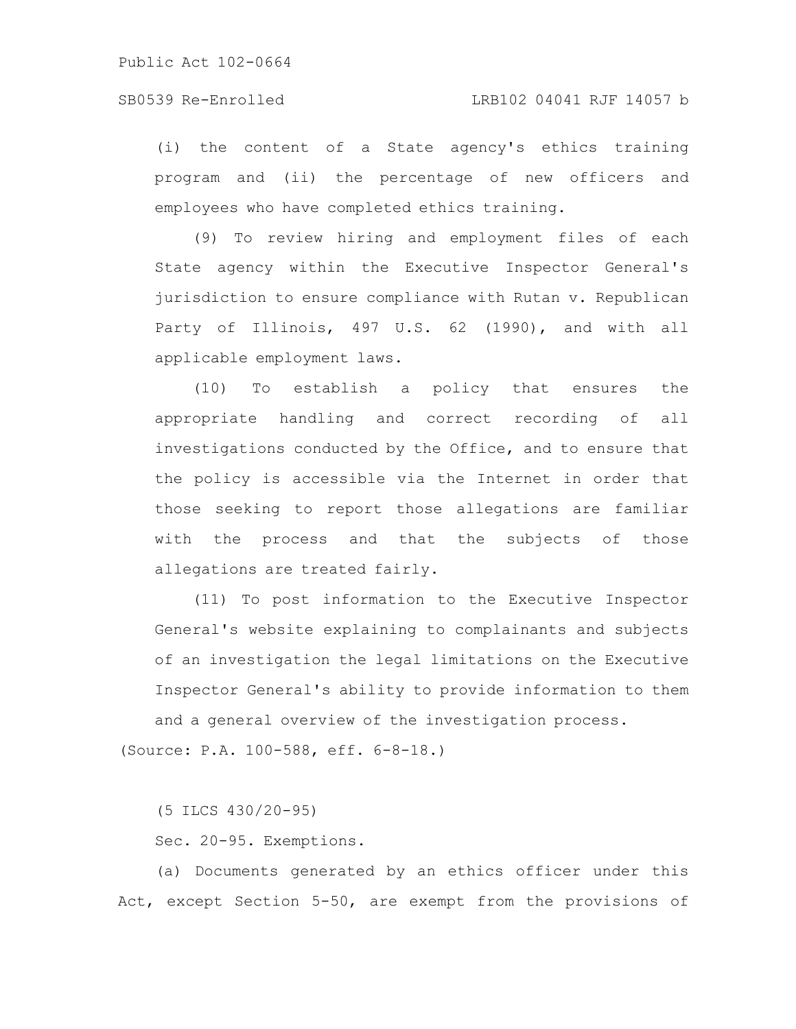(i) the content of a State agency's ethics training program and (ii) the percentage of new officers and employees who have completed ethics training.

(9) To review hiring and employment files of each State agency within the Executive Inspector General's jurisdiction to ensure compliance with Rutan v. Republican Party of Illinois, 497 U.S. 62 (1990), and with all applicable employment laws.

(10) To establish a policy that ensures the appropriate handling and correct recording of all investigations conducted by the Office, and to ensure that the policy is accessible via the Internet in order that those seeking to report those allegations are familiar with the process and that the subjects of those allegations are treated fairly.

(11) To post information to the Executive Inspector General's website explaining to complainants and subjects of an investigation the legal limitations on the Executive Inspector General's ability to provide information to them and a general overview of the investigation process.

(Source: P.A. 100-588, eff. 6-8-18.)

(5 ILCS 430/20-95)

Sec. 20-95. Exemptions.

(a) Documents generated by an ethics officer under this Act, except Section 5-50, are exempt from the provisions of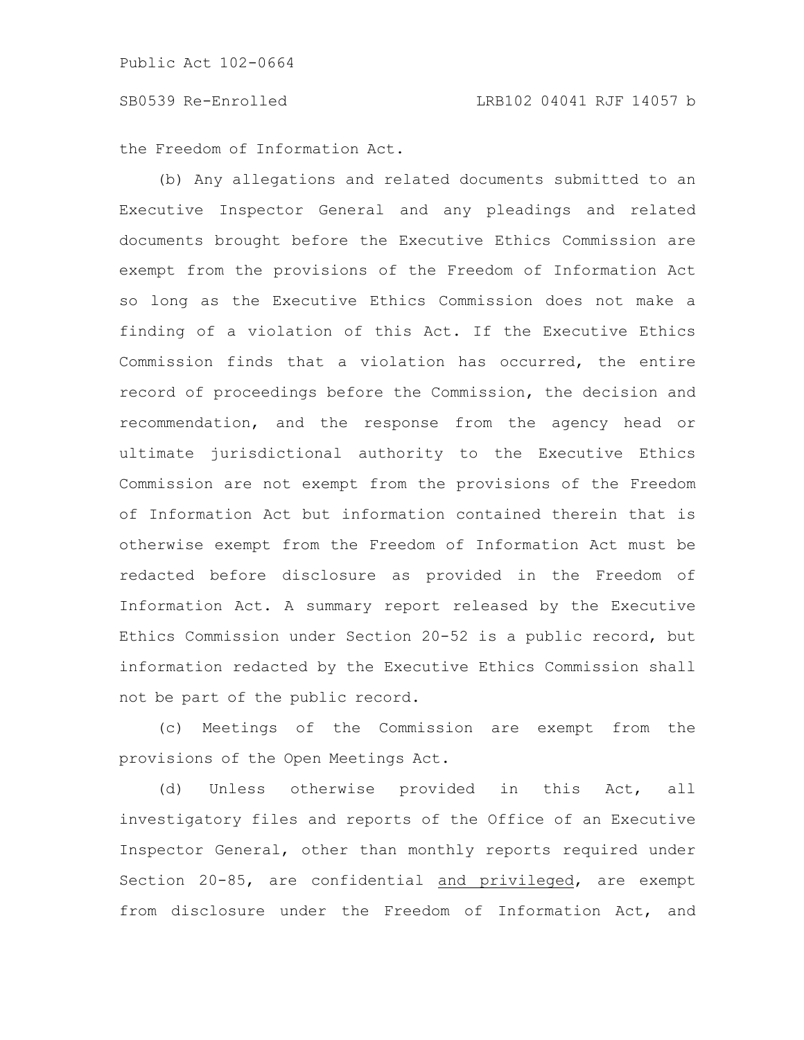the Freedom of Information Act.

(b) Any allegations and related documents submitted to an Executive Inspector General and any pleadings and related documents brought before the Executive Ethics Commission are exempt from the provisions of the Freedom of Information Act so long as the Executive Ethics Commission does not make a finding of a violation of this Act. If the Executive Ethics Commission finds that a violation has occurred, the entire record of proceedings before the Commission, the decision and recommendation, and the response from the agency head or ultimate jurisdictional authority to the Executive Ethics Commission are not exempt from the provisions of the Freedom of Information Act but information contained therein that is otherwise exempt from the Freedom of Information Act must be redacted before disclosure as provided in the Freedom of Information Act. A summary report released by the Executive Ethics Commission under Section 20-52 is a public record, but information redacted by the Executive Ethics Commission shall not be part of the public record.

(c) Meetings of the Commission are exempt from the provisions of the Open Meetings Act.

(d) Unless otherwise provided in this Act, all investigatory files and reports of the Office of an Executive Inspector General, other than monthly reports required under Section 20-85, are confidential and privileged, are exempt from disclosure under the Freedom of Information Act, and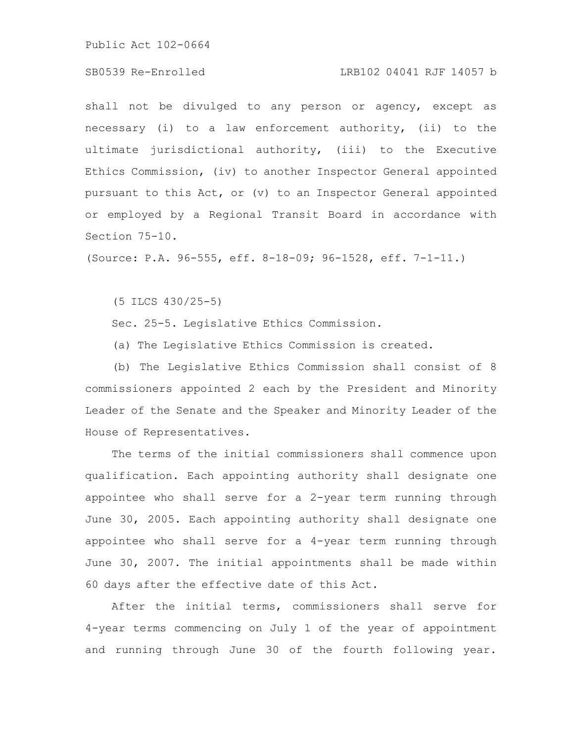shall not be divulged to any person or agency, except as necessary (i) to a law enforcement authority, (ii) to the ultimate jurisdictional authority, (iii) to the Executive Ethics Commission, (iv) to another Inspector General appointed pursuant to this Act, or (v) to an Inspector General appointed or employed by a Regional Transit Board in accordance with Section 75-10.

(Source: P.A. 96-555, eff. 8-18-09; 96-1528, eff. 7-1-11.)

(5 ILCS 430/25-5)

Sec. 25-5. Legislative Ethics Commission.

(a) The Legislative Ethics Commission is created.

(b) The Legislative Ethics Commission shall consist of 8 commissioners appointed 2 each by the President and Minority Leader of the Senate and the Speaker and Minority Leader of the House of Representatives.

The terms of the initial commissioners shall commence upon qualification. Each appointing authority shall designate one appointee who shall serve for a 2-year term running through June 30, 2005. Each appointing authority shall designate one appointee who shall serve for a 4-year term running through June 30, 2007. The initial appointments shall be made within 60 days after the effective date of this Act.

After the initial terms, commissioners shall serve for 4-year terms commencing on July 1 of the year of appointment and running through June 30 of the fourth following year.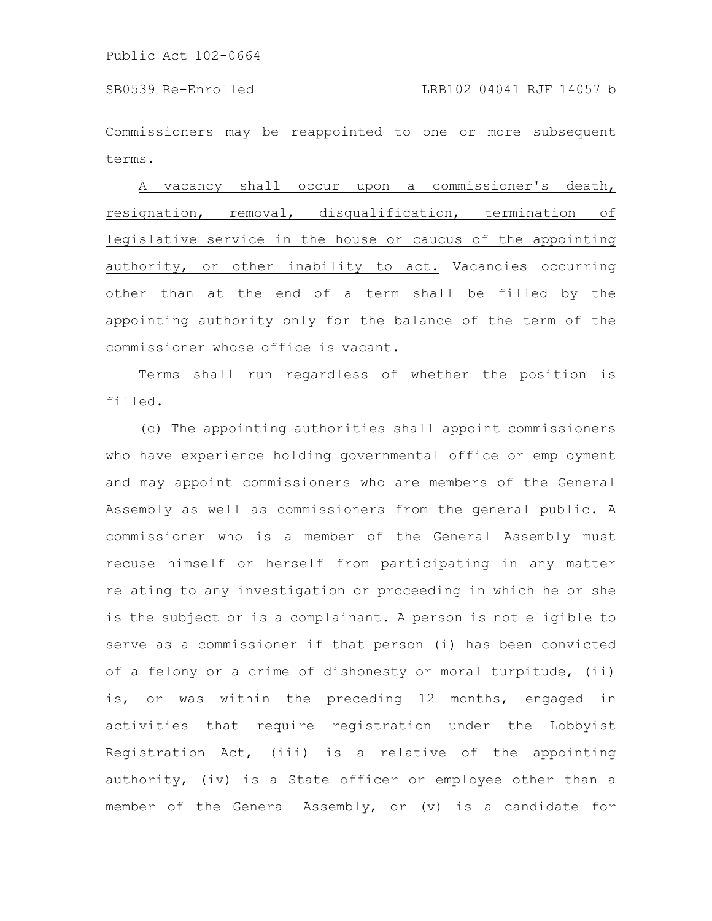Commissioners may be reappointed to one or more subsequent terms.

<u>A vacancy shall occur upon a commissioner's death, resignation, removal, disqualification, termination of legislative service in the house or caucus of the appointing authority, or other inability to act.</u> Vacancies occurring other than at the end of a term shall be filled by the appointing authority only for the balance of the term of the commissioner whose office is vacant.

Terms shall run regardless of whether the position is filled.

(c) The appointing authorities shall appoint commissioners who have experience holding governmental office or employment and may appoint commissioners who are members of the General Assembly as well as commissioners from the general public. A commissioner who is a member of the General Assembly must recuse himself or herself from participating in any matter relating to any investigation or proceeding in which he or she is the subject or is a complainant. A person is not eligible to serve as a commissioner if that person (i) has been convicted of a felony or a crime of dishonesty or moral turpitude, (ii) is, or was within the preceding 12 months, engaged in activities that require registration under the Lobbyist Registration Act, (iii) is a relative of the appointing authority, (iv) is a State officer or employee other than a member of the General Assembly, or (v) is a candidate for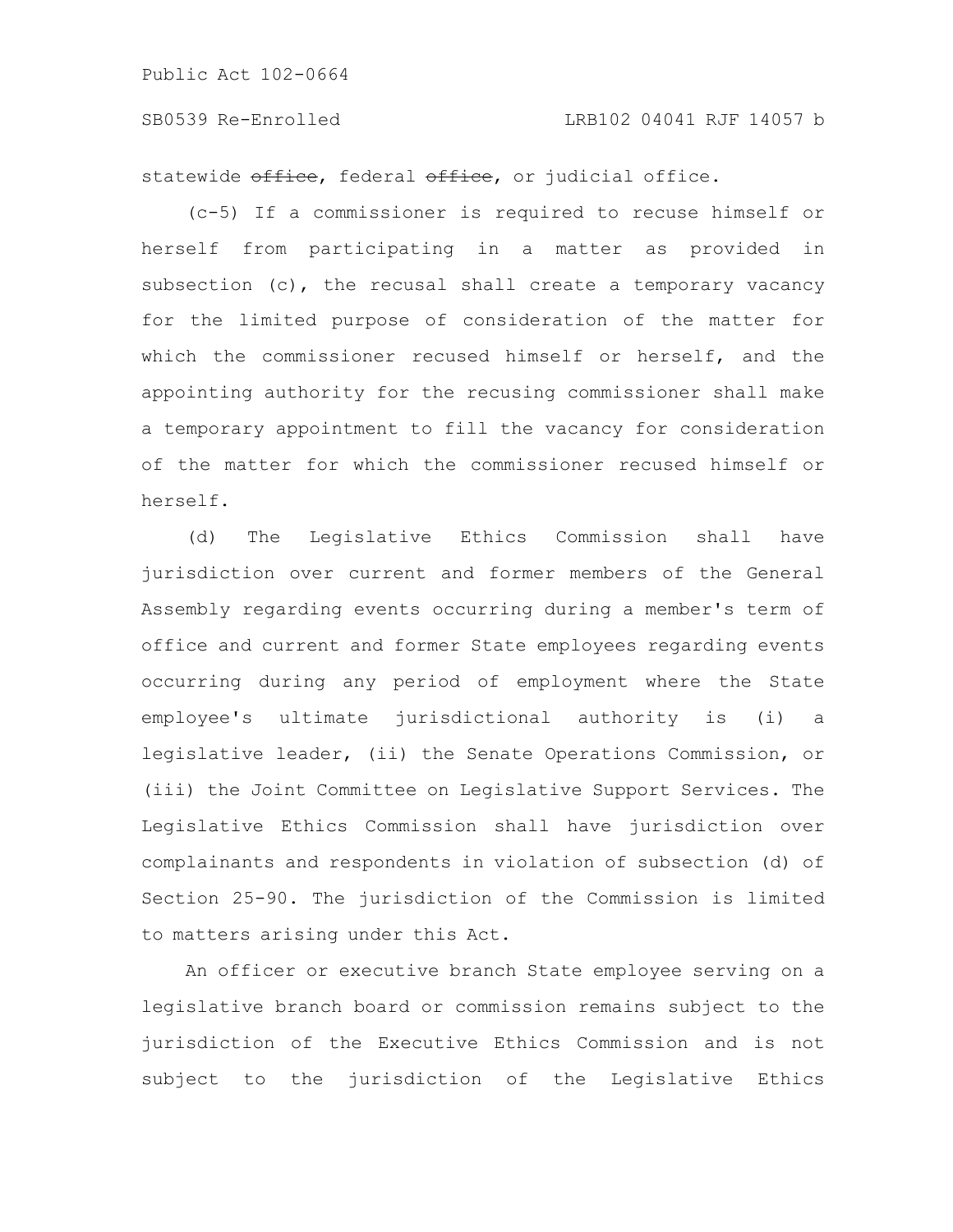statewide ~~office~~, federal ~~office~~, or judicial office.

(c-5) If a commissioner is required to recuse himself or herself from participating in a matter as provided in subsection (c), the recusal shall create a temporary vacancy for the limited purpose of consideration of the matter for which the commissioner recused himself or herself, and the appointing authority for the recusing commissioner shall make a temporary appointment to fill the vacancy for consideration of the matter for which the commissioner recused himself or herself.

(d) The Legislative Ethics Commission shall have jurisdiction over current and former members of the General Assembly regarding events occurring during a member's term of office and current and former State employees regarding events occurring during any period of employment where the State employee's ultimate jurisdictional authority is (i) a legislative leader, (ii) the Senate Operations Commission, or (iii) the Joint Committee on Legislative Support Services. The Legislative Ethics Commission shall have jurisdiction over complainants and respondents in violation of subsection (d) of Section 25-90. The jurisdiction of the Commission is limited to matters arising under this Act.

An officer or executive branch State employee serving on a legislative branch board or commission remains subject to the jurisdiction of the Executive Ethics Commission and is not subject to the jurisdiction of the Legislative Ethics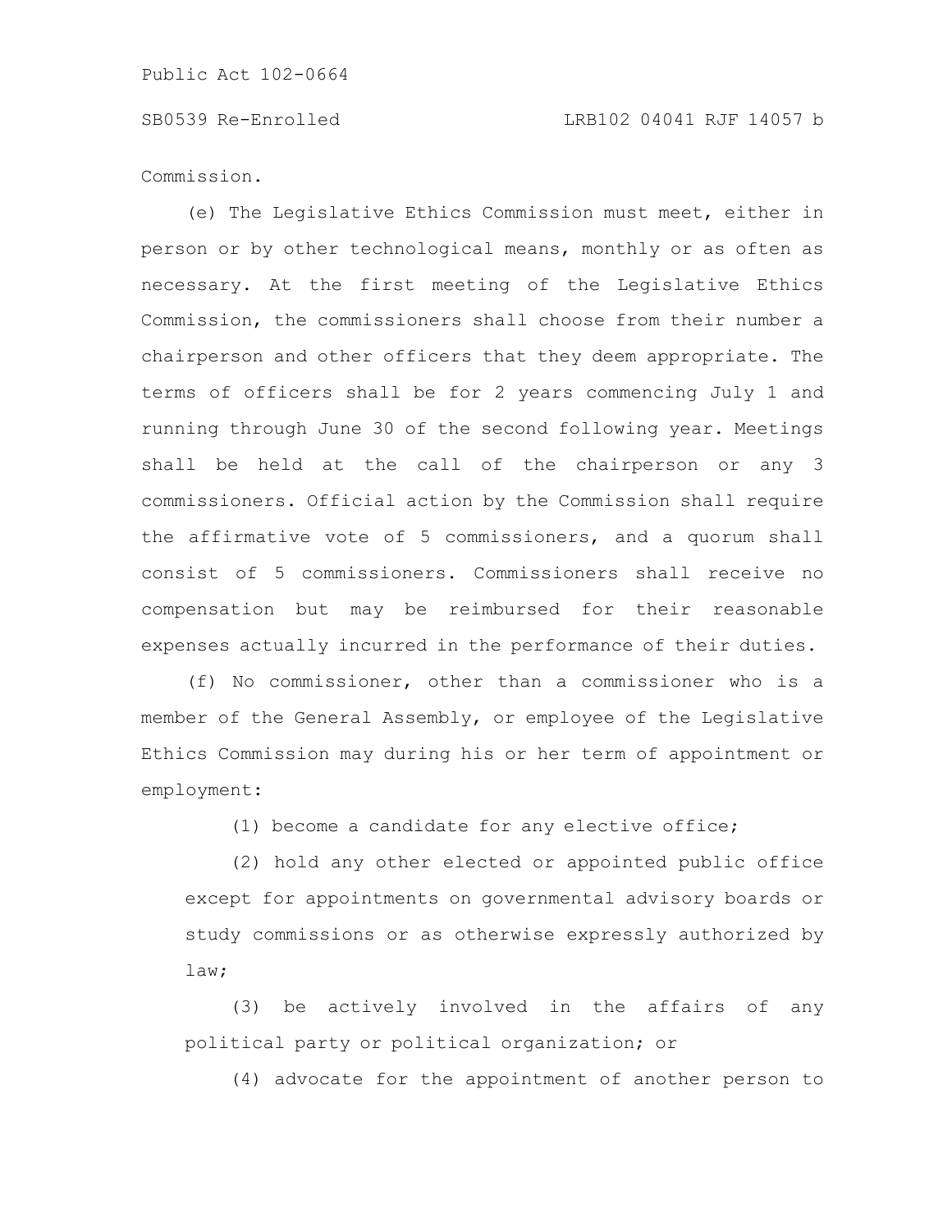Commission.

(e) The Legislative Ethics Commission must meet, either in person or by other technological means, monthly or as often as necessary. At the first meeting of the Legislative Ethics Commission, the commissioners shall choose from their number a chairperson and other officers that they deem appropriate. The terms of officers shall be for 2 years commencing July 1 and running through June 30 of the second following year. Meetings shall be held at the call of the chairperson or any 3 commissioners. Official action by the Commission shall require the affirmative vote of 5 commissioners, and a quorum shall consist of 5 commissioners. Commissioners shall receive no compensation but may be reimbursed for their reasonable expenses actually incurred in the performance of their duties.

(f) No commissioner, other than a commissioner who is a member of the General Assembly, or employee of the Legislative Ethics Commission may during his or her term of appointment or employment:

(1) become a candidate for any elective office;

(2) hold any other elected or appointed public office except for appointments on governmental advisory boards or study commissions or as otherwise expressly authorized by law;

(3) be actively involved in the affairs of any political party or political organization; or

(4) advocate for the appointment of another person to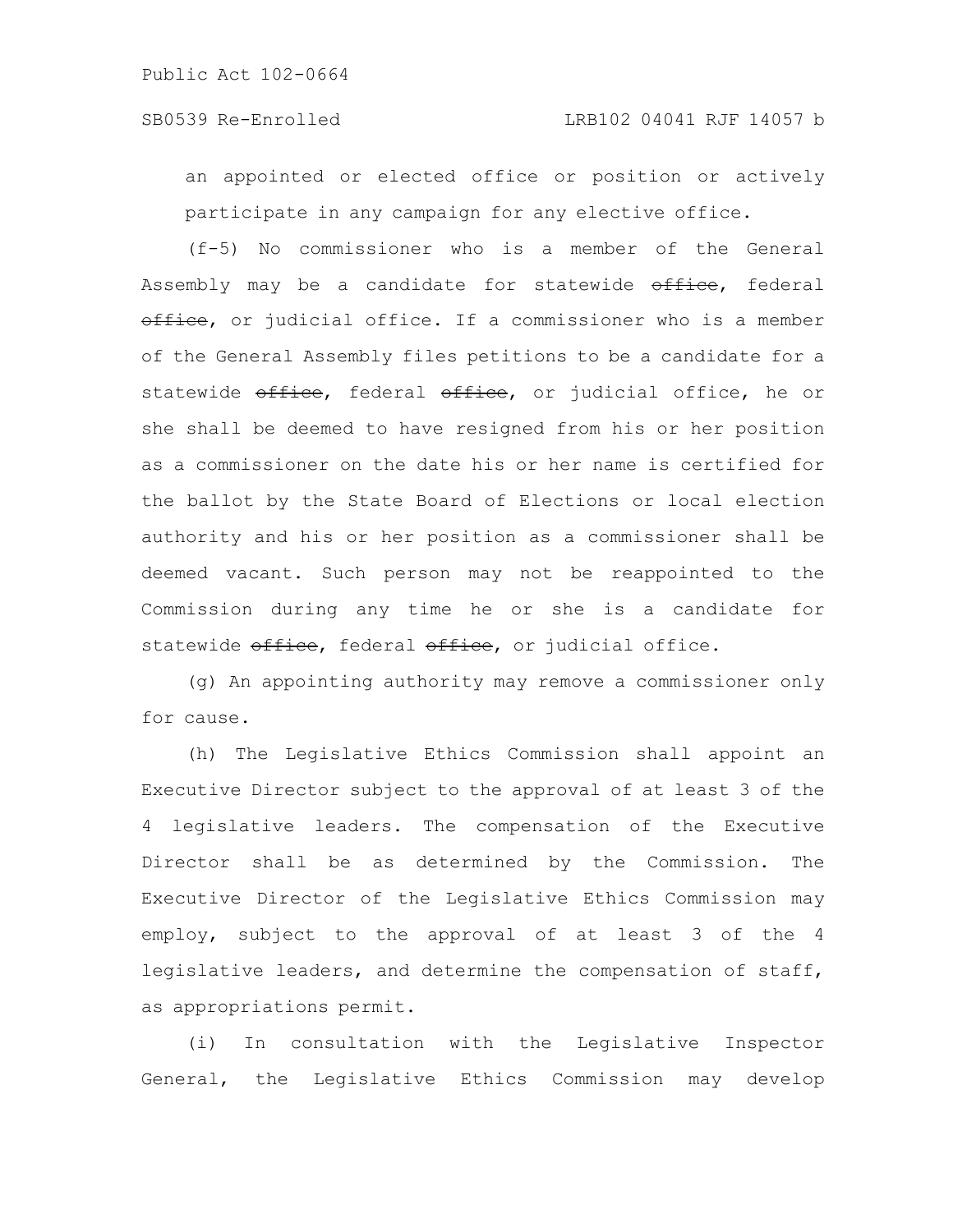an appointed or elected office or position or actively participate in any campaign for any elective office.

(f-5) No commissioner who is a member of the General Assembly may be a candidate for statewide ~~office~~, federal ~~office~~, or judicial office. If a commissioner who is a member of the General Assembly files petitions to be a candidate for a statewide ~~office~~, federal ~~office~~, or judicial office, he or she shall be deemed to have resigned from his or her position as a commissioner on the date his or her name is certified for the ballot by the State Board of Elections or local election authority and his or her position as a commissioner shall be deemed vacant. Such person may not be reappointed to the Commission during any time he or she is a candidate for statewide ~~office~~, federal ~~office~~, or judicial office.

(g) An appointing authority may remove a commissioner only for cause.

(h) The Legislative Ethics Commission shall appoint an Executive Director subject to the approval of at least 3 of the 4 legislative leaders. The compensation of the Executive Director shall be as determined by the Commission. The Executive Director of the Legislative Ethics Commission may employ, subject to the approval of at least 3 of the 4 legislative leaders, and determine the compensation of staff, as appropriations permit.

(i) In consultation with the Legislative Inspector General, the Legislative Ethics Commission may develop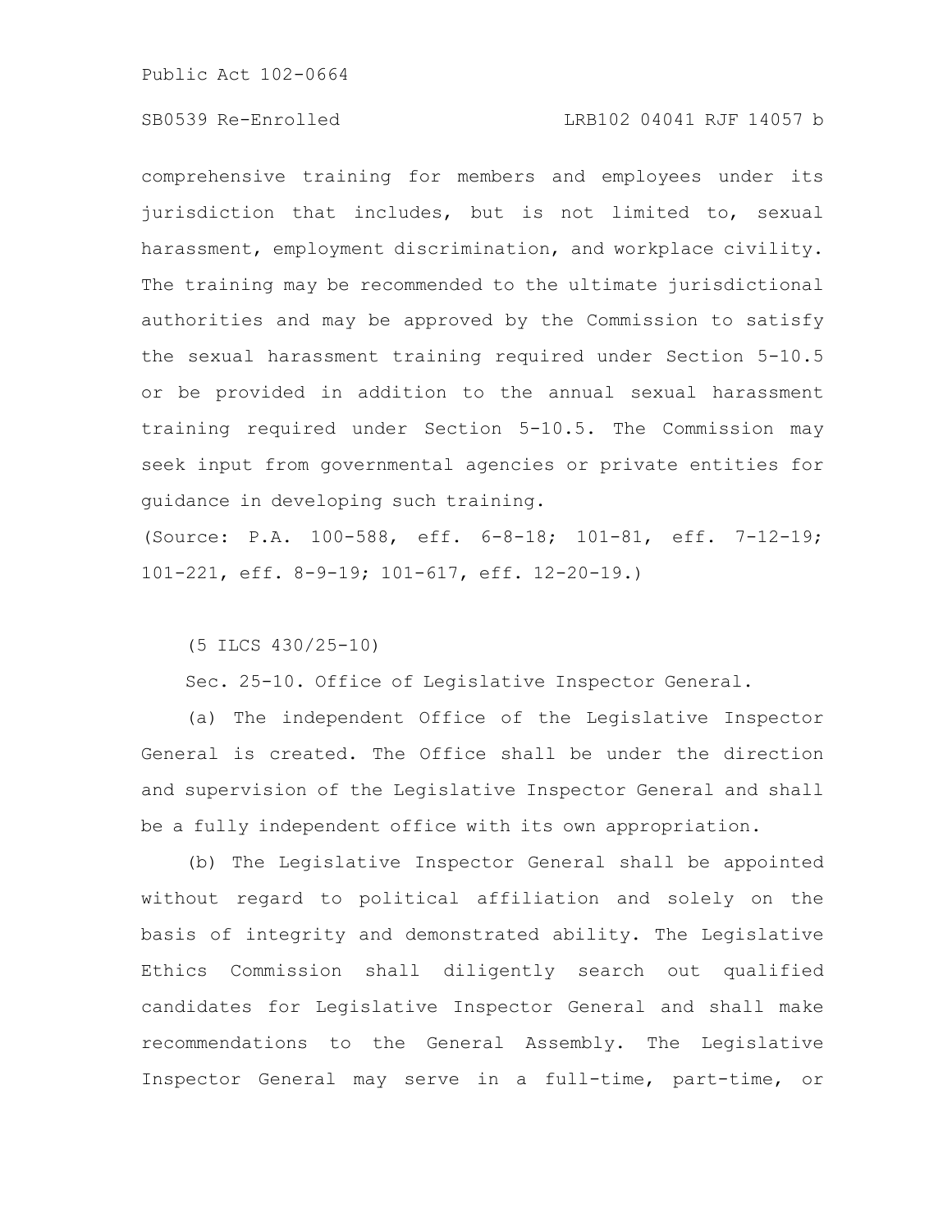comprehensive training for members and employees under its jurisdiction that includes, but is not limited to, sexual harassment, employment discrimination, and workplace civility. The training may be recommended to the ultimate jurisdictional authorities and may be approved by the Commission to satisfy the sexual harassment training required under Section 5-10.5 or be provided in addition to the annual sexual harassment training required under Section 5-10.5. The Commission may seek input from governmental agencies or private entities for guidance in developing such training.

(Source: P.A. 100-588, eff. 6-8-18; 101-81, eff. 7-12-19; 101-221, eff. 8-9-19; 101-617, eff. 12-20-19.)

(5 ILCS 430/25-10)

Sec. 25-10. Office of Legislative Inspector General.

(a) The independent Office of the Legislative Inspector General is created. The Office shall be under the direction and supervision of the Legislative Inspector General and shall be a fully independent office with its own appropriation.

(b) The Legislative Inspector General shall be appointed without regard to political affiliation and solely on the basis of integrity and demonstrated ability. The Legislative Ethics Commission shall diligently search out qualified candidates for Legislative Inspector General and shall make recommendations to the General Assembly. The Legislative Inspector General may serve in a full-time, part-time, or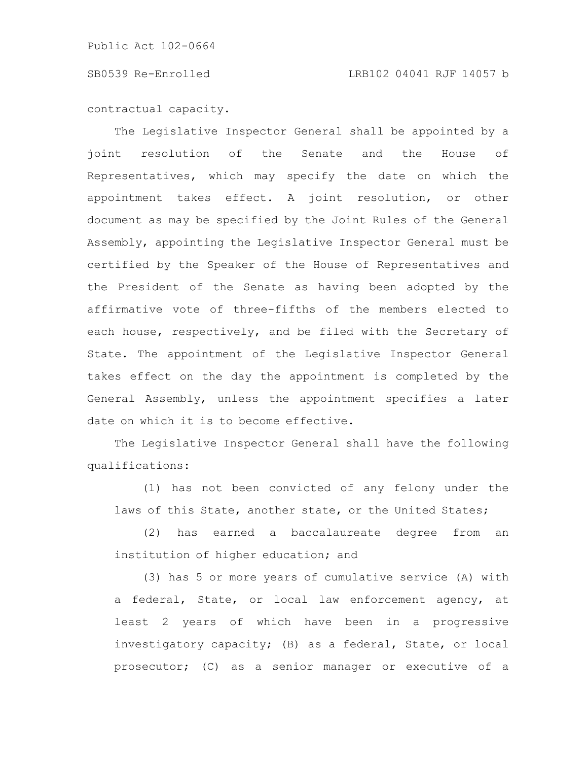contractual capacity.

The Legislative Inspector General shall be appointed by a joint resolution of the Senate and the House of Representatives, which may specify the date on which the appointment takes effect. A joint resolution, or other document as may be specified by the Joint Rules of the General Assembly, appointing the Legislative Inspector General must be certified by the Speaker of the House of Representatives and the President of the Senate as having been adopted by the affirmative vote of three-fifths of the members elected to each house, respectively, and be filed with the Secretary of State. The appointment of the Legislative Inspector General takes effect on the day the appointment is completed by the General Assembly, unless the appointment specifies a later date on which it is to become effective.

The Legislative Inspector General shall have the following qualifications:

(1) has not been convicted of any felony under the laws of this State, another state, or the United States;

(2) has earned a baccalaureate degree from an institution of higher education; and

(3) has 5 or more years of cumulative service (A) with a federal, State, or local law enforcement agency, at least 2 years of which have been in a progressive investigatory capacity; (B) as a federal, State, or local prosecutor; (C) as a senior manager or executive of a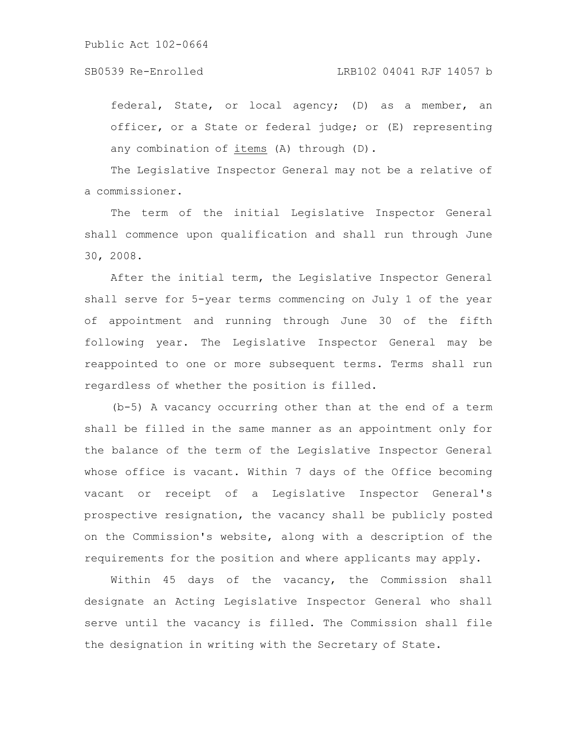federal, State, or local agency; (D) as a member, an officer, or a State or federal judge; or (E) representing any combination of items (A) through (D).

The Legislative Inspector General may not be a relative of a commissioner.

The term of the initial Legislative Inspector General shall commence upon qualification and shall run through June 30, 2008.

After the initial term, the Legislative Inspector General shall serve for 5-year terms commencing on July 1 of the year of appointment and running through June 30 of the fifth following year. The Legislative Inspector General may be reappointed to one or more subsequent terms. Terms shall run regardless of whether the position is filled.

(b-5) A vacancy occurring other than at the end of a term shall be filled in the same manner as an appointment only for the balance of the term of the Legislative Inspector General whose office is vacant. Within 7 days of the Office becoming vacant or receipt of a Legislative Inspector General's prospective resignation, the vacancy shall be publicly posted on the Commission's website, along with a description of the requirements for the position and where applicants may apply.

Within 45 days of the vacancy, the Commission shall designate an Acting Legislative Inspector General who shall serve until the vacancy is filled. The Commission shall file the designation in writing with the Secretary of State.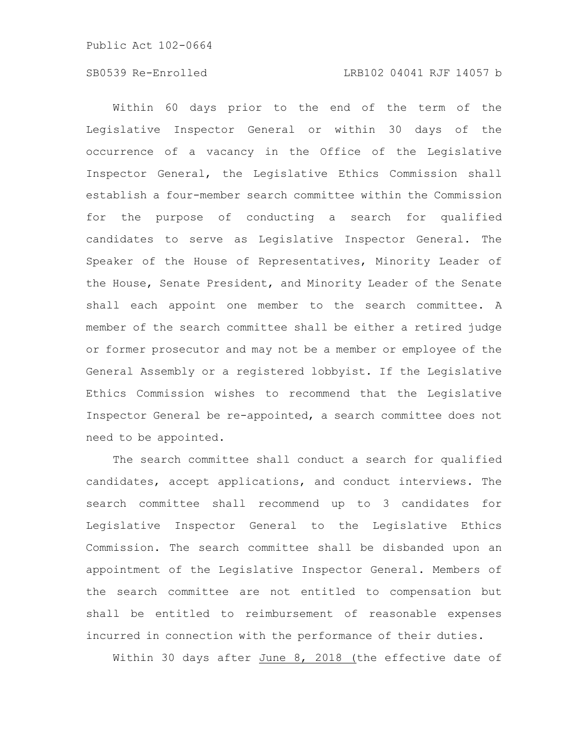Within 60 days prior to the end of the term of the Legislative Inspector General or within 30 days of the occurrence of a vacancy in the Office of the Legislative Inspector General, the Legislative Ethics Commission shall establish a four-member search committee within the Commission for the purpose of conducting a search for qualified candidates to serve as Legislative Inspector General. The Speaker of the House of Representatives, Minority Leader of the House, Senate President, and Minority Leader of the Senate shall each appoint one member to the search committee. A member of the search committee shall be either a retired judge or former prosecutor and may not be a member or employee of the General Assembly or a registered lobbyist. If the Legislative Ethics Commission wishes to recommend that the Legislative Inspector General be re-appointed, a search committee does not need to be appointed.

The search committee shall conduct a search for qualified candidates, accept applications, and conduct interviews. The search committee shall recommend up to 3 candidates for Legislative Inspector General to the Legislative Ethics Commission. The search committee shall be disbanded upon an appointment of the Legislative Inspector General. Members of the search committee are not entitled to compensation but shall be entitled to reimbursement of reasonable expenses incurred in connection with the performance of their duties.

Within 30 days after <u>June 8, 2018 (</u>the effective date of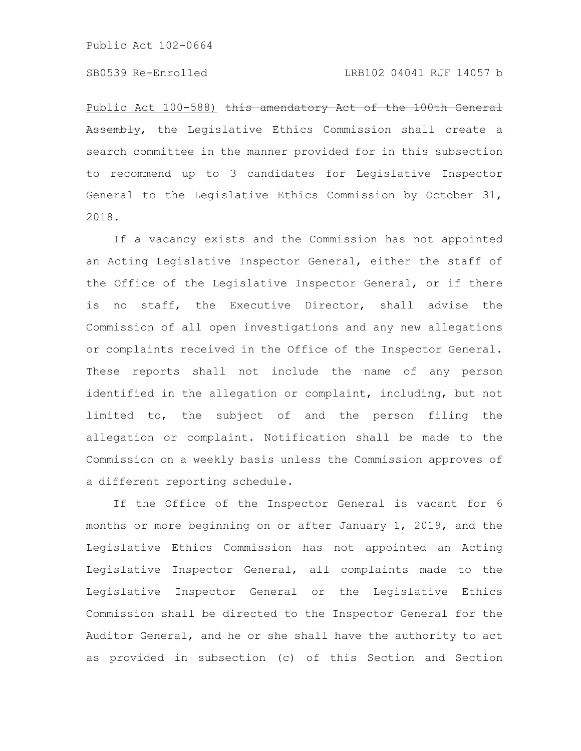Public Act 100-588) ~~this amendatory Act of the 100th General Assembly~~, the Legislative Ethics Commission shall create a search committee in the manner provided for in this subsection to recommend up to 3 candidates for Legislative Inspector General to the Legislative Ethics Commission by October 31, 2018.

If a vacancy exists and the Commission has not appointed an Acting Legislative Inspector General, either the staff of the Office of the Legislative Inspector General, or if there is no staff, the Executive Director, shall advise the Commission of all open investigations and any new allegations or complaints received in the Office of the Inspector General. These reports shall not include the name of any person identified in the allegation or complaint, including, but not limited to, the subject of and the person filing the allegation or complaint. Notification shall be made to the Commission on a weekly basis unless the Commission approves of a different reporting schedule.

If the Office of the Inspector General is vacant for 6 months or more beginning on or after January 1, 2019, and the Legislative Ethics Commission has not appointed an Acting Legislative Inspector General, all complaints made to the Legislative Inspector General or the Legislative Ethics Commission shall be directed to the Inspector General for the Auditor General, and he or she shall have the authority to act as provided in subsection (c) of this Section and Section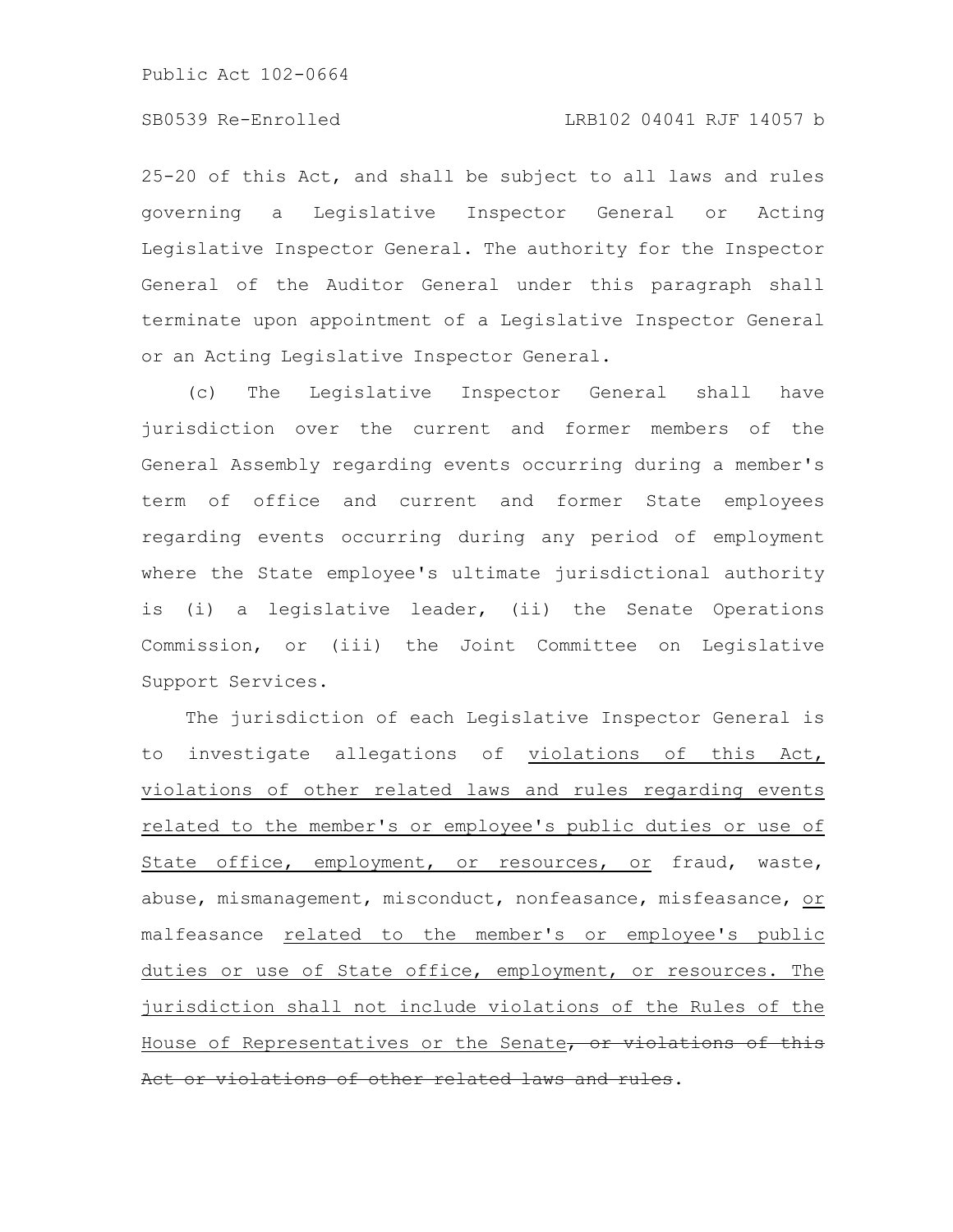25-20 of this Act, and shall be subject to all laws and rules governing a Legislative Inspector General or Acting Legislative Inspector General. The authority for the Inspector General of the Auditor General under this paragraph shall terminate upon appointment of a Legislative Inspector General or an Acting Legislative Inspector General.

(c) The Legislative Inspector General shall have jurisdiction over the current and former members of the General Assembly regarding events occurring during a member's term of office and current and former State employees regarding events occurring during any period of employment where the State employee's ultimate jurisdictional authority is (i) a legislative leader, (ii) the Senate Operations Commission, or (iii) the Joint Committee on Legislative Support Services.

The jurisdiction of each Legislative Inspector General is to investigate allegations of violations of this Act, violations of other related laws and rules regarding events related to the member's or employee's public duties or use of State office, employment, or resources, or fraud, waste, abuse, mismanagement, misconduct, nonfeasance, misfeasance, or malfeasance related to the member's or employee's public duties or use of State office, employment, or resources. The jurisdiction shall not include violations of the Rules of the House of Representatives or the Senate~~, or violations of this Act or violations of other related laws and rules~~.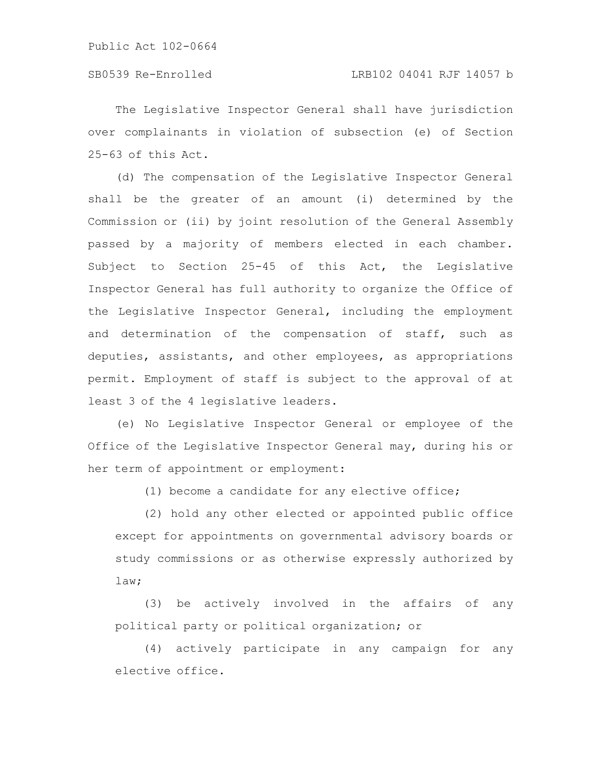The Legislative Inspector General shall have jurisdiction over complainants in violation of subsection (e) of Section 25-63 of this Act.

(d) The compensation of the Legislative Inspector General shall be the greater of an amount (i) determined by the Commission or (ii) by joint resolution of the General Assembly passed by a majority of members elected in each chamber. Subject to Section 25-45 of this Act, the Legislative Inspector General has full authority to organize the Office of the Legislative Inspector General, including the employment and determination of the compensation of staff, such as deputies, assistants, and other employees, as appropriations permit. Employment of staff is subject to the approval of at least 3 of the 4 legislative leaders.

(e) No Legislative Inspector General or employee of the Office of the Legislative Inspector General may, during his or her term of appointment or employment:

(1) become a candidate for any elective office;

(2) hold any other elected or appointed public office except for appointments on governmental advisory boards or study commissions or as otherwise expressly authorized by law;

(3) be actively involved in the affairs of any political party or political organization; or

(4) actively participate in any campaign for any elective office.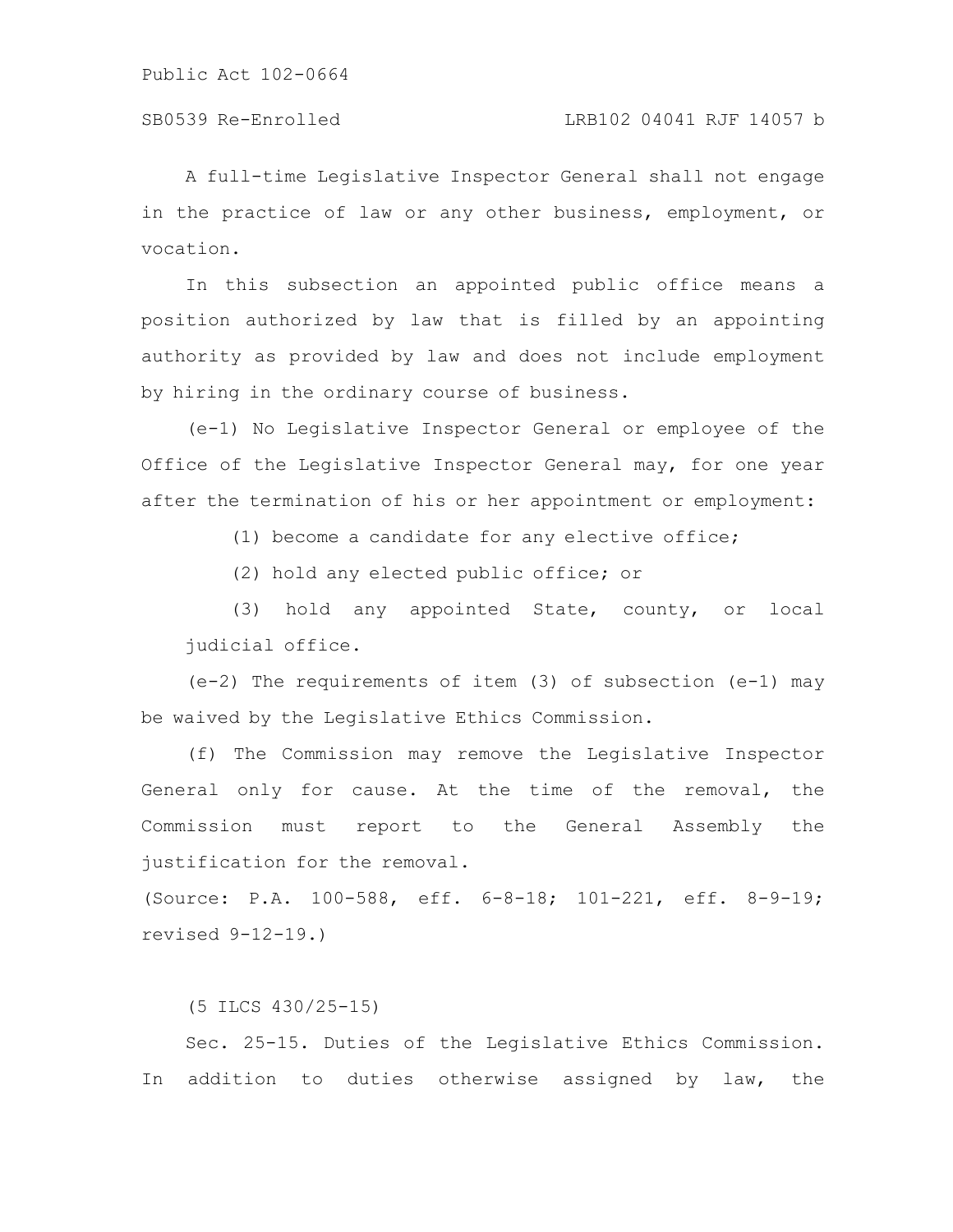A full-time Legislative Inspector General shall not engage in the practice of law or any other business, employment, or vocation.

In this subsection an appointed public office means a position authorized by law that is filled by an appointing authority as provided by law and does not include employment by hiring in the ordinary course of business.

(e-1) No Legislative Inspector General or employee of the Office of the Legislative Inspector General may, for one year after the termination of his or her appointment or employment:

(1) become a candidate for any elective office;

(2) hold any elected public office; or

(3) hold any appointed State, county, or local judicial office.

(e-2) The requirements of item (3) of subsection (e-1) may be waived by the Legislative Ethics Commission.

(f) The Commission may remove the Legislative Inspector General only for cause. At the time of the removal, the Commission must report to the General Assembly the justification for the removal.

(Source: P.A. 100-588, eff. 6-8-18; 101-221, eff. 8-9-19; revised 9-12-19.)

(5 ILCS 430/25-15)

Sec. 25-15. Duties of the Legislative Ethics Commission. In addition to duties otherwise assigned by law, the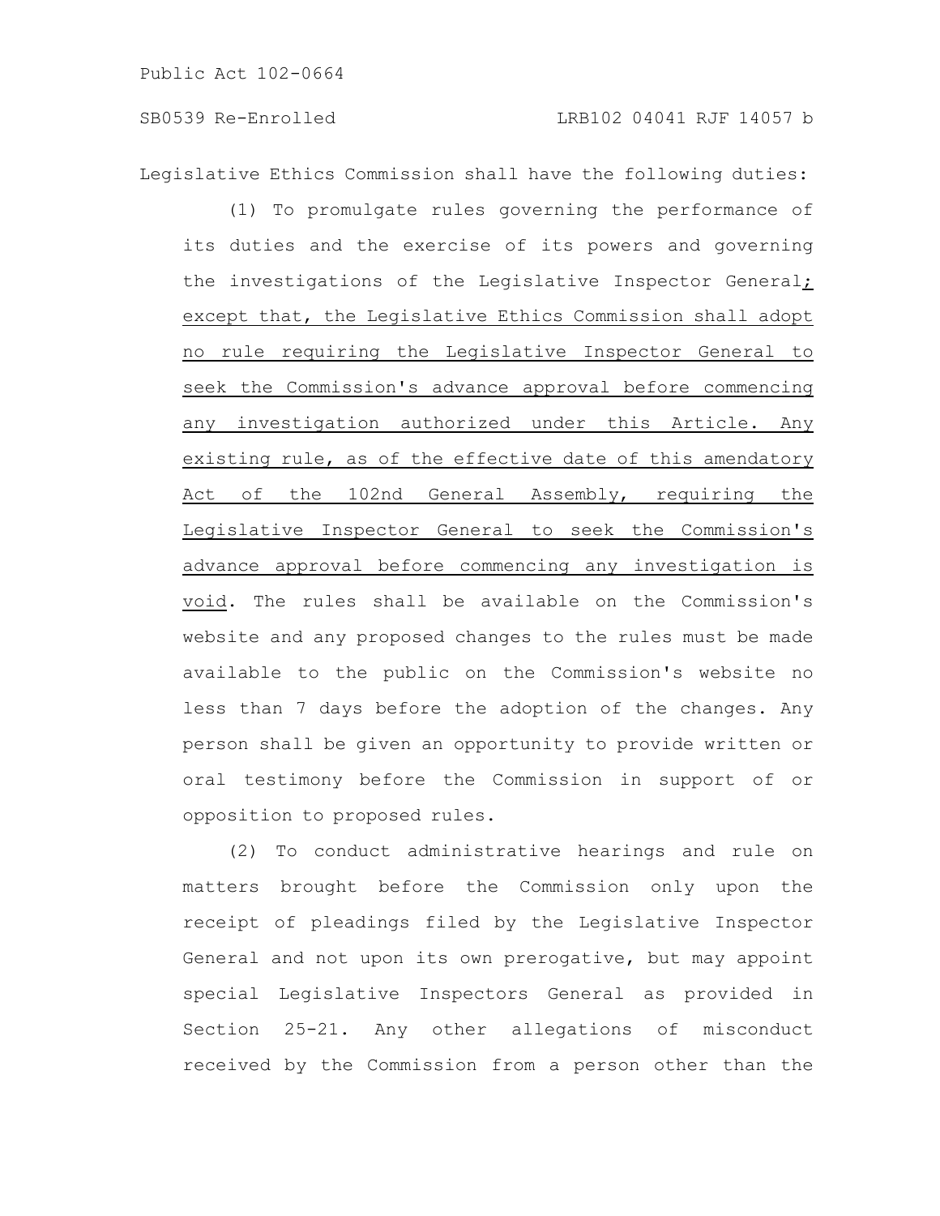Legislative Ethics Commission shall have the following duties:

(1) To promulgate rules governing the performance of its duties and the exercise of its powers and governing the investigations of the Legislative Inspector General; except that, the Legislative Ethics Commission shall adopt no rule requiring the Legislative Inspector General to seek the Commission's advance approval before commencing any investigation authorized under this Article. Any existing rule, as of the effective date of this amendatory Act of the 102nd General Assembly, requiring the Legislative Inspector General to seek the Commission's advance approval before commencing any investigation is void. The rules shall be available on the Commission's website and any proposed changes to the rules must be made available to the public on the Commission's website no less than 7 days before the adoption of the changes. Any person shall be given an opportunity to provide written or oral testimony before the Commission in support of or opposition to proposed rules.

(2) To conduct administrative hearings and rule on matters brought before the Commission only upon the receipt of pleadings filed by the Legislative Inspector General and not upon its own prerogative, but may appoint special Legislative Inspectors General as provided in Section 25-21. Any other allegations of misconduct received by the Commission from a person other than the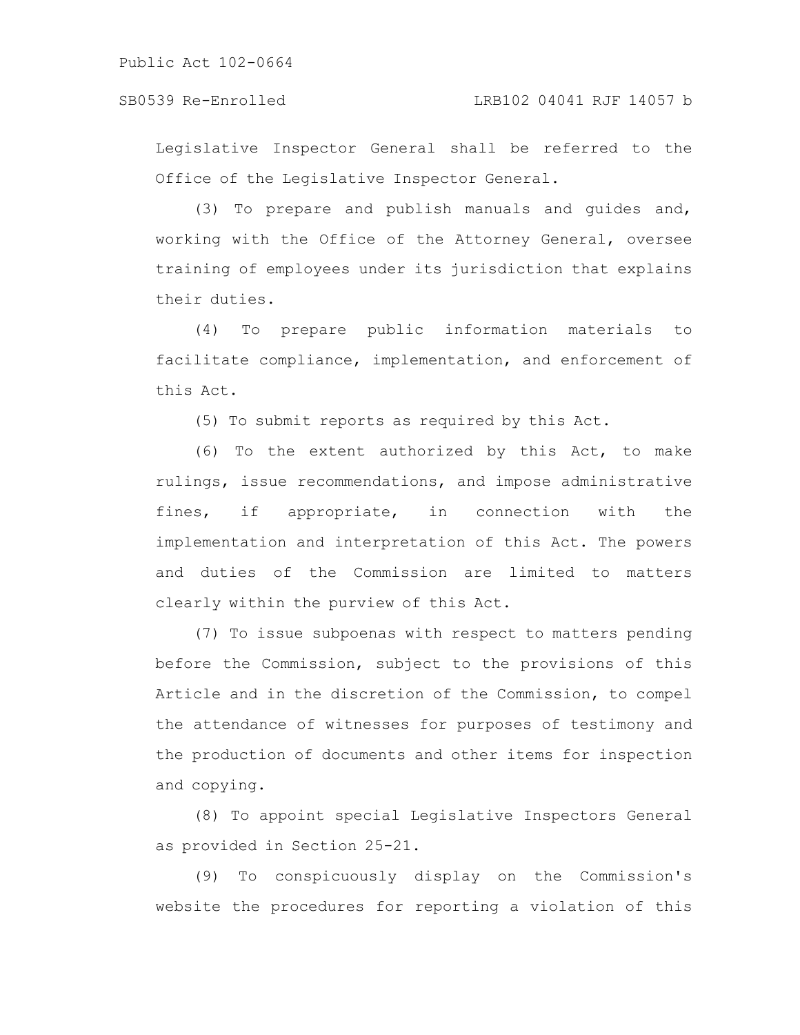Legislative Inspector General shall be referred to the Office of the Legislative Inspector General.

(3) To prepare and publish manuals and guides and, working with the Office of the Attorney General, oversee training of employees under its jurisdiction that explains their duties.

(4) To prepare public information materials to facilitate compliance, implementation, and enforcement of this Act.

(5) To submit reports as required by this Act.

(6) To the extent authorized by this Act, to make rulings, issue recommendations, and impose administrative fines, if appropriate, in connection with the implementation and interpretation of this Act. The powers and duties of the Commission are limited to matters clearly within the purview of this Act.

(7) To issue subpoenas with respect to matters pending before the Commission, subject to the provisions of this Article and in the discretion of the Commission, to compel the attendance of witnesses for purposes of testimony and the production of documents and other items for inspection and copying.

(8) To appoint special Legislative Inspectors General as provided in Section 25-21.

(9) To conspicuously display on the Commission's website the procedures for reporting a violation of this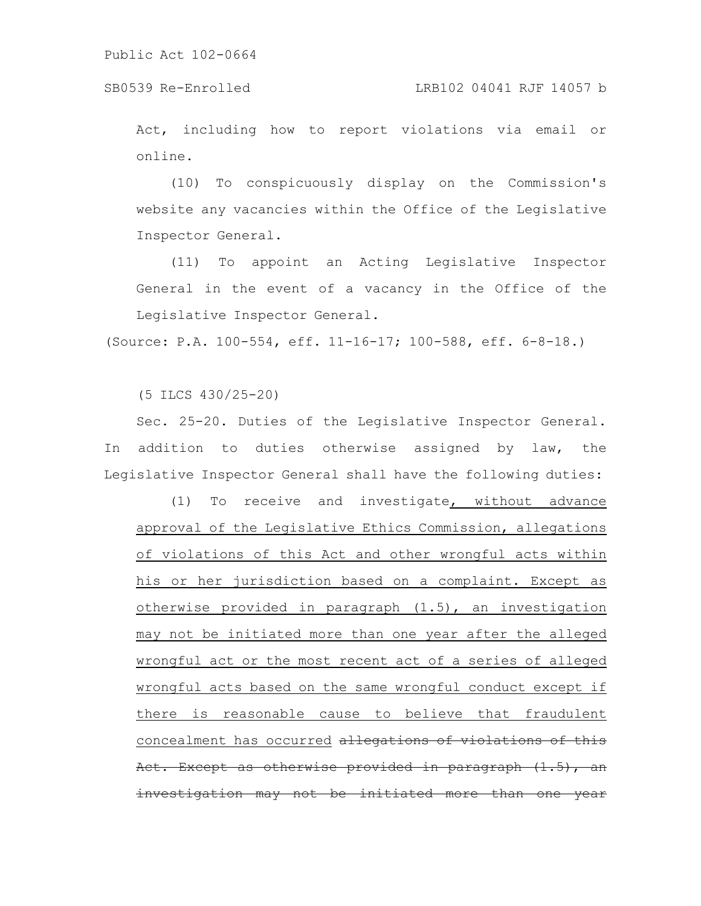Act, including how to report violations via email or online.

(10) To conspicuously display on the Commission's website any vacancies within the Office of the Legislative Inspector General.

(11) To appoint an Acting Legislative Inspector General in the event of a vacancy in the Office of the Legislative Inspector General.

(Source: P.A. 100-554, eff. 11-16-17; 100-588, eff. 6-8-18.)

(5 ILCS 430/25-20)

Sec. 25-20. Duties of the Legislative Inspector General. In addition to duties otherwise assigned by law, the Legislative Inspector General shall have the following duties:

(1) To receive and investigate<u>, without advance approval of the Legislative Ethics Commission, allegations of violations of this Act and other wrongful acts within his or her jurisdiction based on a complaint. Except as otherwise provided in paragraph (1.5), an investigation may not be initiated more than one year after the alleged wrongful act or the most recent act of a series of alleged wrongful acts based on the same wrongful conduct except if there is reasonable cause to believe that fraudulent concealment has occurred</u> ~~allegations of violations of this Act. Except as otherwise provided in paragraph (1.5), an investigation may not be initiated more than one year~~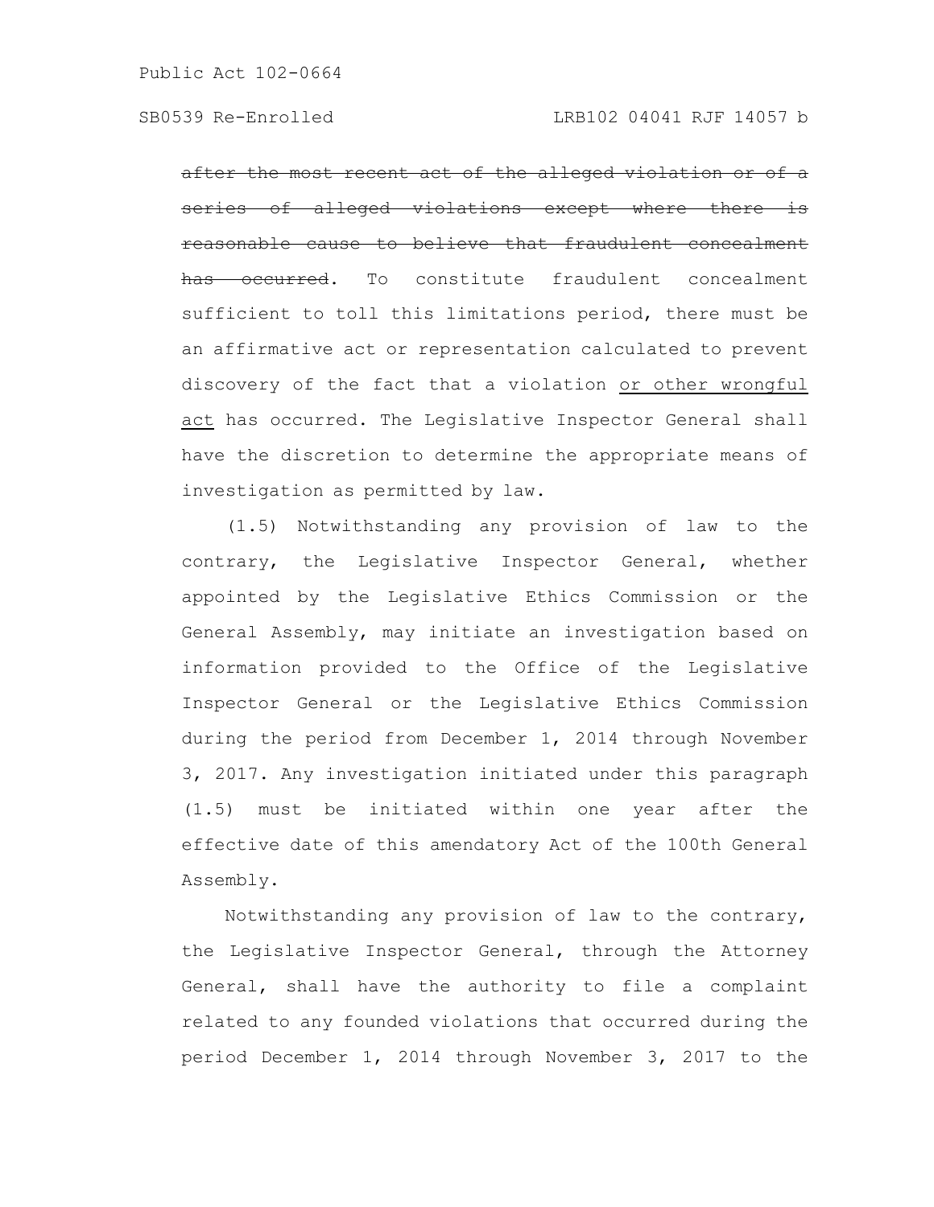~~after the most recent act of the alleged violation or of a series of alleged violations except where there is reasonable cause to believe that fraudulent concealment has occurred~~. To constitute fraudulent concealment sufficient to toll this limitations period, there must be an affirmative act or representation calculated to prevent discovery of the fact that a violation <u>or other wrongful act</u> has occurred. The Legislative Inspector General shall have the discretion to determine the appropriate means of investigation as permitted by law.

(1.5) Notwithstanding any provision of law to the contrary, the Legislative Inspector General, whether appointed by the Legislative Ethics Commission or the General Assembly, may initiate an investigation based on information provided to the Office of the Legislative Inspector General or the Legislative Ethics Commission during the period from December 1, 2014 through November 3, 2017. Any investigation initiated under this paragraph (1.5) must be initiated within one year after the effective date of this amendatory Act of the 100th General Assembly.

Notwithstanding any provision of law to the contrary, the Legislative Inspector General, through the Attorney General, shall have the authority to file a complaint related to any founded violations that occurred during the period December 1, 2014 through November 3, 2017 to the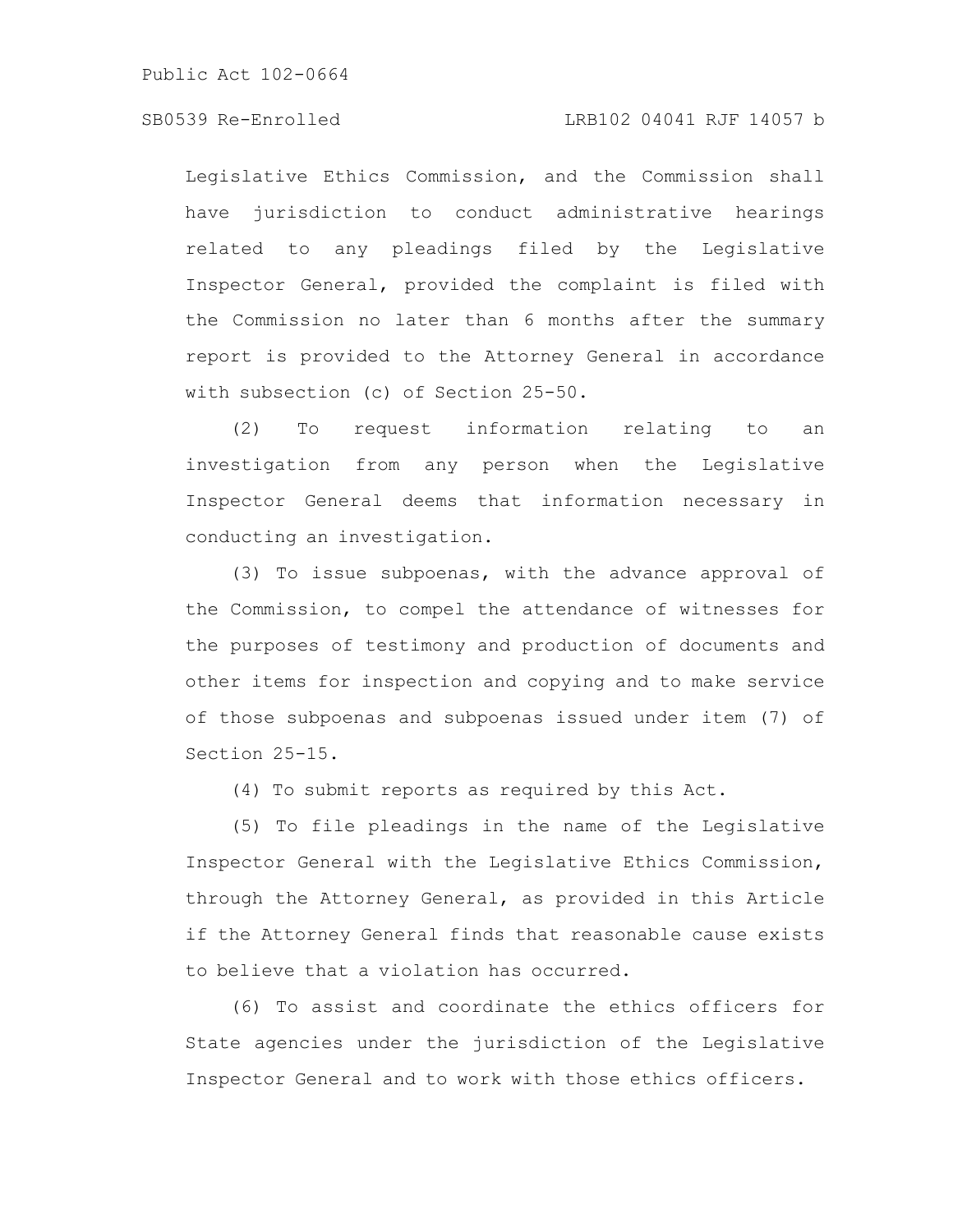Legislative Ethics Commission, and the Commission shall have jurisdiction to conduct administrative hearings related to any pleadings filed by the Legislative Inspector General, provided the complaint is filed with the Commission no later than 6 months after the summary report is provided to the Attorney General in accordance with subsection (c) of Section 25-50.

(2) To request information relating to an investigation from any person when the Legislative Inspector General deems that information necessary in conducting an investigation.

(3) To issue subpoenas, with the advance approval of the Commission, to compel the attendance of witnesses for the purposes of testimony and production of documents and other items for inspection and copying and to make service of those subpoenas and subpoenas issued under item (7) of Section 25-15.

(4) To submit reports as required by this Act.

(5) To file pleadings in the name of the Legislative Inspector General with the Legislative Ethics Commission, through the Attorney General, as provided in this Article if the Attorney General finds that reasonable cause exists to believe that a violation has occurred.

(6) To assist and coordinate the ethics officers for State agencies under the jurisdiction of the Legislative Inspector General and to work with those ethics officers.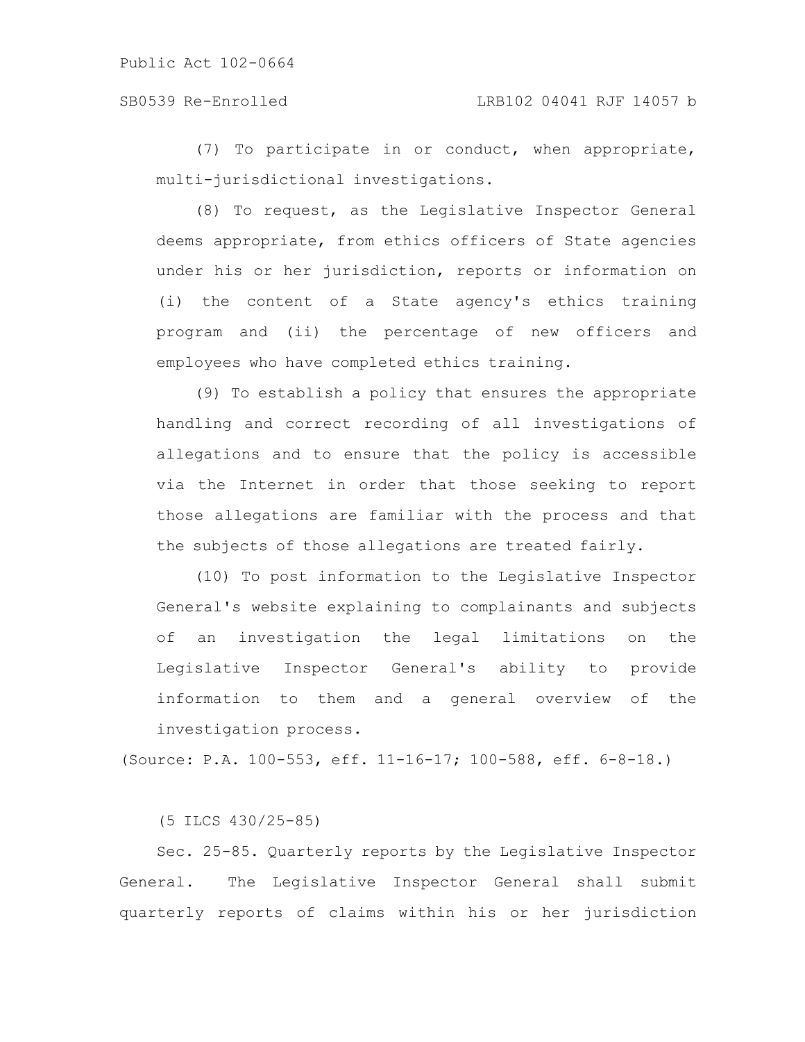(7) To participate in or conduct, when appropriate, multi-jurisdictional investigations.

(8) To request, as the Legislative Inspector General deems appropriate, from ethics officers of State agencies under his or her jurisdiction, reports or information on (i) the content of a State agency's ethics training program and (ii) the percentage of new officers and employees who have completed ethics training.

(9) To establish a policy that ensures the appropriate handling and correct recording of all investigations of allegations and to ensure that the policy is accessible via the Internet in order that those seeking to report those allegations are familiar with the process and that the subjects of those allegations are treated fairly.

(10) To post information to the Legislative Inspector General's website explaining to complainants and subjects of an investigation the legal limitations on the Legislative Inspector General's ability to provide information to them and a general overview of the investigation process.

(Source: P.A. 100-553, eff. 11-16-17; 100-588, eff. 6-8-18.)

(5 ILCS 430/25-85)

Sec. 25-85. Quarterly reports by the Legislative Inspector General. The Legislative Inspector General shall submit quarterly reports of claims within his or her jurisdiction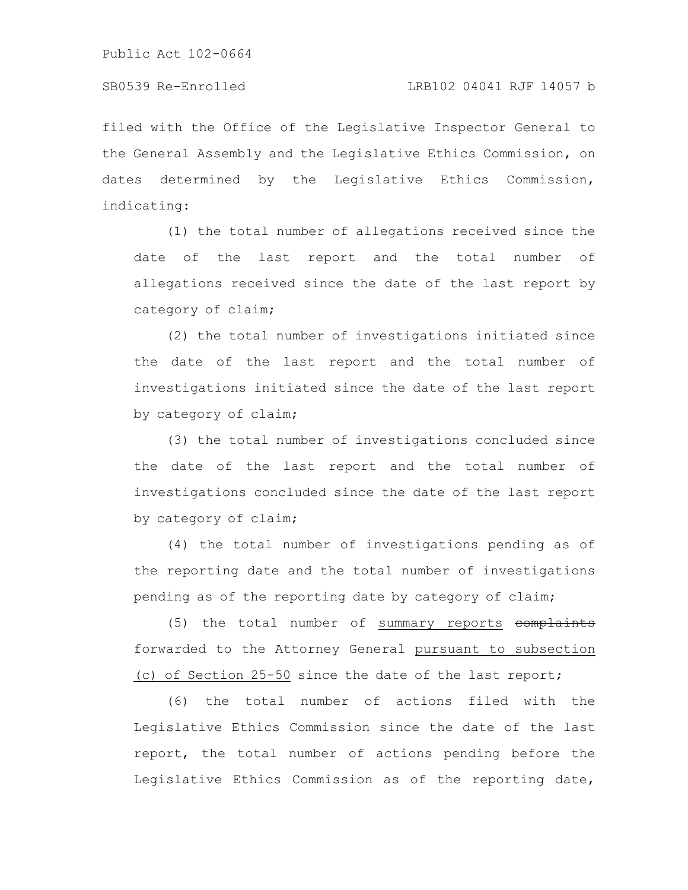filed with the Office of the Legislative Inspector General to the General Assembly and the Legislative Ethics Commission, on dates determined by the Legislative Ethics Commission, indicating:

(1) the total number of allegations received since the date of the last report and the total number of allegations received since the date of the last report by category of claim;

(2) the total number of investigations initiated since the date of the last report and the total number of investigations initiated since the date of the last report by category of claim;

(3) the total number of investigations concluded since the date of the last report and the total number of investigations concluded since the date of the last report by category of claim;

(4) the total number of investigations pending as of the reporting date and the total number of investigations pending as of the reporting date by category of claim;

(5) the total number of summary reports ~~complaints~~ forwarded to the Attorney General pursuant to subsection (c) of Section 25-50 since the date of the last report;

(6) the total number of actions filed with the Legislative Ethics Commission since the date of the last report, the total number of actions pending before the Legislative Ethics Commission as of the reporting date,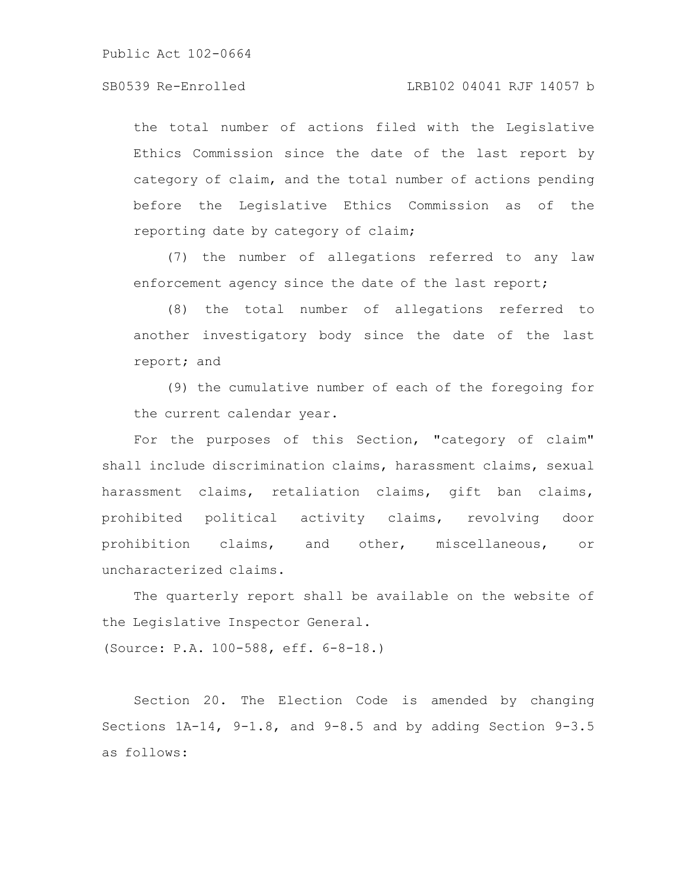the total number of actions filed with the Legislative Ethics Commission since the date of the last report by category of claim, and the total number of actions pending before the Legislative Ethics Commission as of the reporting date by category of claim;

(7) the number of allegations referred to any law enforcement agency since the date of the last report;

(8) the total number of allegations referred to another investigatory body since the date of the last report; and

(9) the cumulative number of each of the foregoing for the current calendar year.

For the purposes of this Section, "category of claim" shall include discrimination claims, harassment claims, sexual harassment claims, retaliation claims, gift ban claims, prohibited political activity claims, revolving door prohibition claims, and other, miscellaneous, or uncharacterized claims.

The quarterly report shall be available on the website of the Legislative Inspector General.

(Source: P.A. 100-588, eff. 6-8-18.)

Section 20. The Election Code is amended by changing Sections 1A-14, 9-1.8, and 9-8.5 and by adding Section 9-3.5 as follows: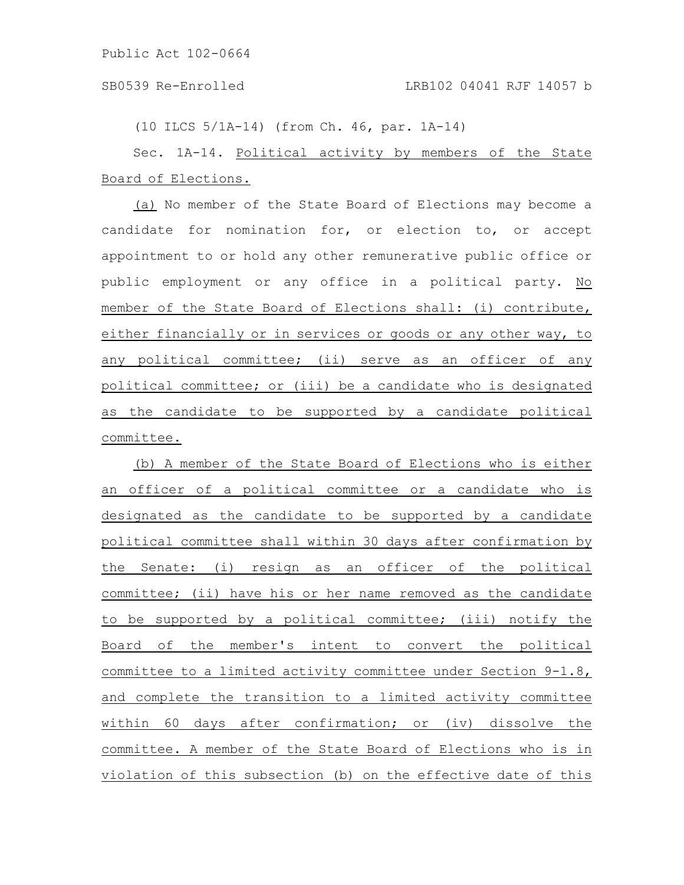(10 ILCS 5/1A-14) (from Ch. 46, par. 1A-14)

Sec. 1A-14. Political activity by members of the State Board of Elections.

(a) No member of the State Board of Elections may become a candidate for nomination for, or election to, or accept appointment to or hold any other remunerative public office or public employment or any office in a political party. No member of the State Board of Elections shall: (i) contribute, either financially or in services or goods or any other way, to any political committee; (ii) serve as an officer of any political committee; or (iii) be a candidate who is designated as the candidate to be supported by a candidate political committee.

(b) A member of the State Board of Elections who is either an officer of a political committee or a candidate who is designated as the candidate to be supported by a candidate political committee shall within 30 days after confirmation by the Senate: (i) resign as an officer of the political committee; (ii) have his or her name removed as the candidate to be supported by a political committee; (iii) notify the Board of the member's intent to convert the political committee to a limited activity committee under Section 9-1.8, and complete the transition to a limited activity committee within 60 days after confirmation; or (iv) dissolve the committee. A member of the State Board of Elections who is in violation of this subsection (b) on the effective date of this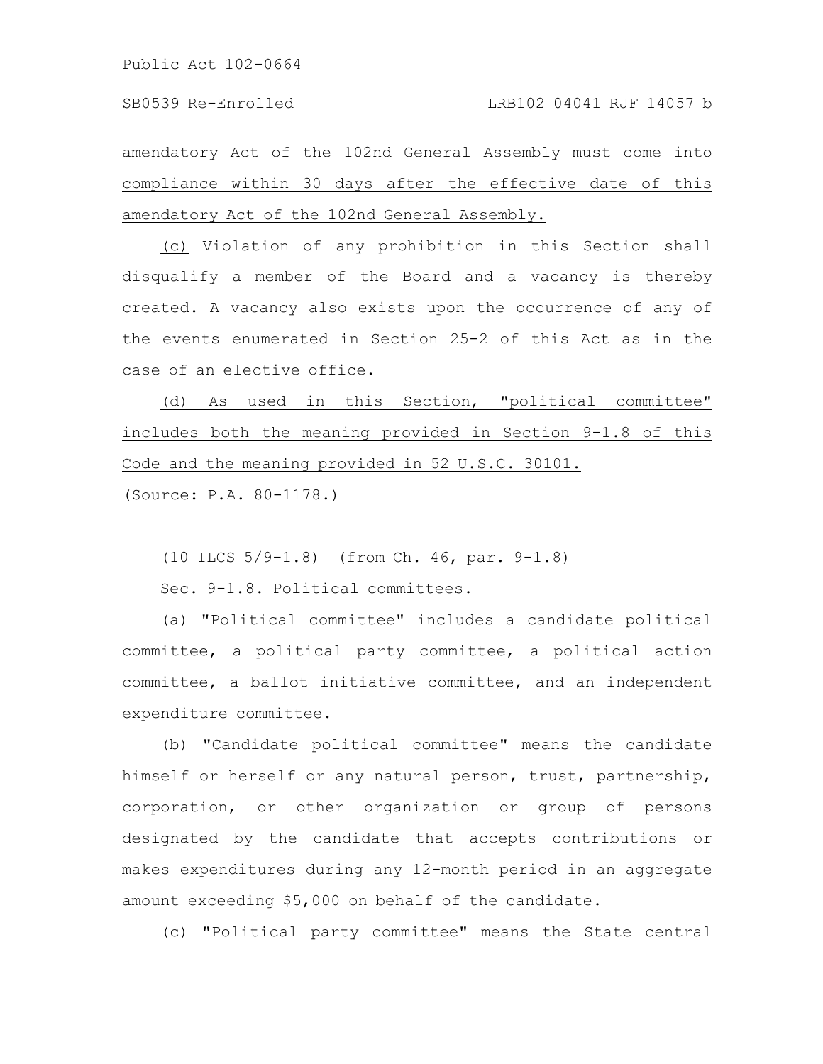amendatory Act of the 102nd General Assembly must come into compliance within 30 days after the effective date of this amendatory Act of the 102nd General Assembly.

(c) Violation of any prohibition in this Section shall disqualify a member of the Board and a vacancy is thereby created. A vacancy also exists upon the occurrence of any of the events enumerated in Section 25-2 of this Act as in the case of an elective office.

(d) As used in this Section, "political committee" includes both the meaning provided in Section 9-1.8 of this Code and the meaning provided in 52 U.S.C. 30101.

(Source: P.A. 80-1178.)

(10 ILCS 5/9-1.8) (from Ch. 46, par. 9-1.8)

Sec. 9-1.8. Political committees.

(a) "Political committee" includes a candidate political committee, a political party committee, a political action committee, a ballot initiative committee, and an independent expenditure committee.

(b) "Candidate political committee" means the candidate himself or herself or any natural person, trust, partnership, corporation, or other organization or group of persons designated by the candidate that accepts contributions or makes expenditures during any 12-month period in an aggregate amount exceeding $5,000 on behalf of the candidate.

(c) "Political party committee" means the State central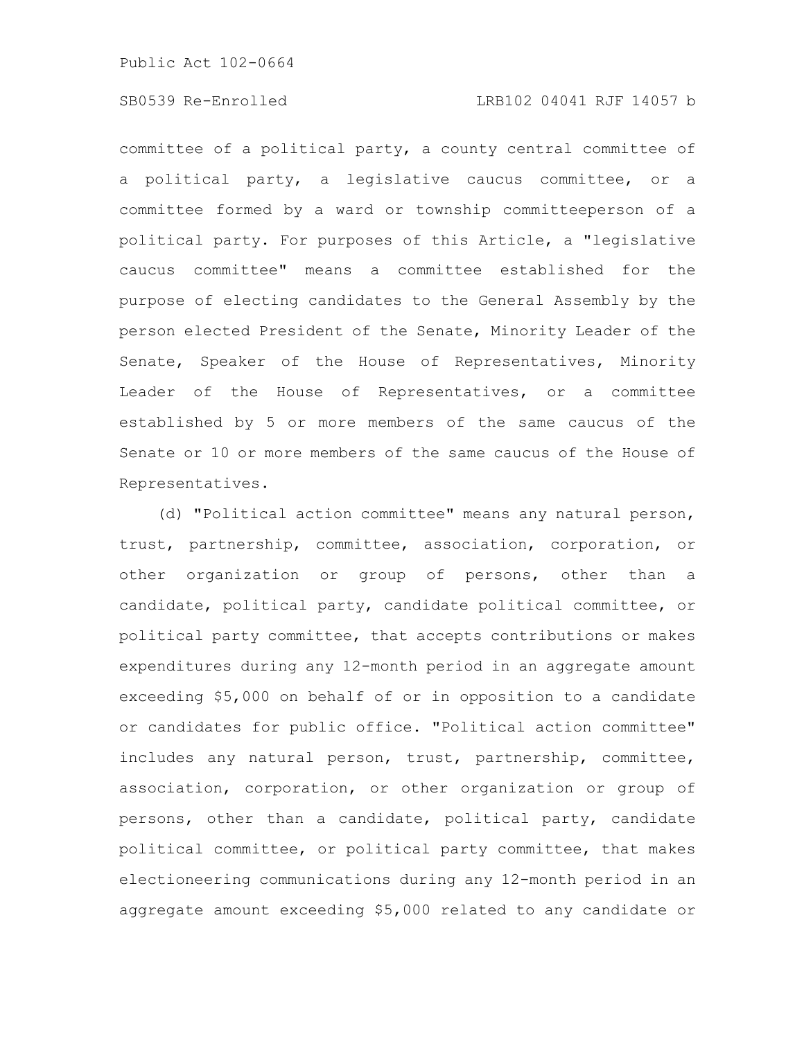committee of a political party, a county central committee of a political party, a legislative caucus committee, or a committee formed by a ward or township committeeperson of a political party. For purposes of this Article, a "legislative caucus committee" means a committee established for the purpose of electing candidates to the General Assembly by the person elected President of the Senate, Minority Leader of the Senate, Speaker of the House of Representatives, Minority Leader of the House of Representatives, or a committee established by 5 or more members of the same caucus of the Senate or 10 or more members of the same caucus of the House of Representatives.

(d) "Political action committee" means any natural person, trust, partnership, committee, association, corporation, or other organization or group of persons, other than a candidate, political party, candidate political committee, or political party committee, that accepts contributions or makes expenditures during any 12-month period in an aggregate amount exceeding $5,000 on behalf of or in opposition to a candidate or candidates for public office. "Political action committee" includes any natural person, trust, partnership, committee, association, corporation, or other organization or group of persons, other than a candidate, political party, candidate political committee, or political party committee, that makes electioneering communications during any 12-month period in an aggregate amount exceeding $5,000 related to any candidate or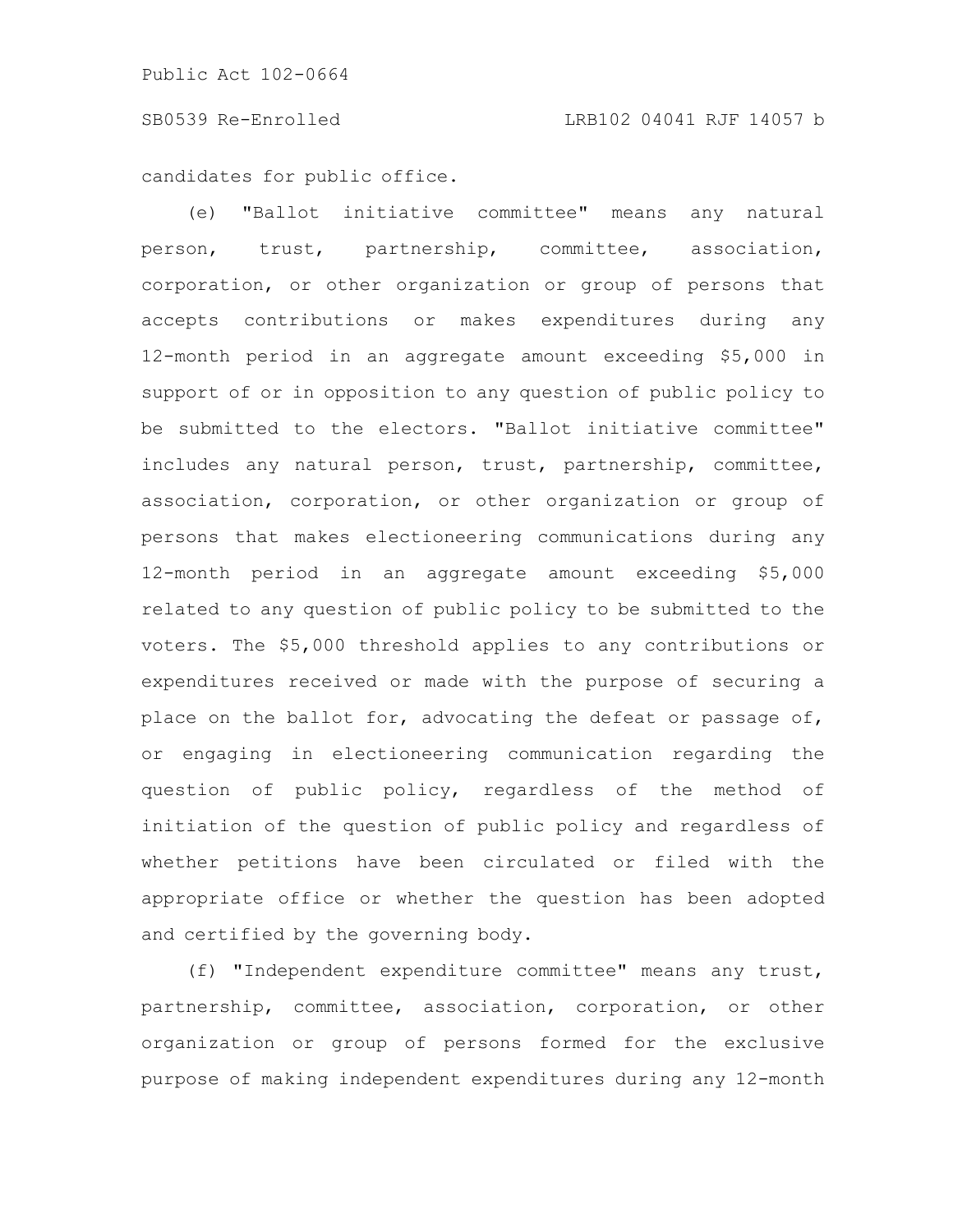candidates for public office.

(e) "Ballot initiative committee" means any natural person, trust, partnership, committee, association, corporation, or other organization or group of persons that accepts contributions or makes expenditures during any 12-month period in an aggregate amount exceeding $5,000 in support of or in opposition to any question of public policy to be submitted to the electors. "Ballot initiative committee" includes any natural person, trust, partnership, committee, association, corporation, or other organization or group of persons that makes electioneering communications during any 12-month period in an aggregate amount exceeding $5,000 related to any question of public policy to be submitted to the voters. The $5,000 threshold applies to any contributions or expenditures received or made with the purpose of securing a place on the ballot for, advocating the defeat or passage of, or engaging in electioneering communication regarding the question of public policy, regardless of the method of initiation of the question of public policy and regardless of whether petitions have been circulated or filed with the appropriate office or whether the question has been adopted and certified by the governing body.

(f) "Independent expenditure committee" means any trust, partnership, committee, association, corporation, or other organization or group of persons formed for the exclusive purpose of making independent expenditures during any 12-month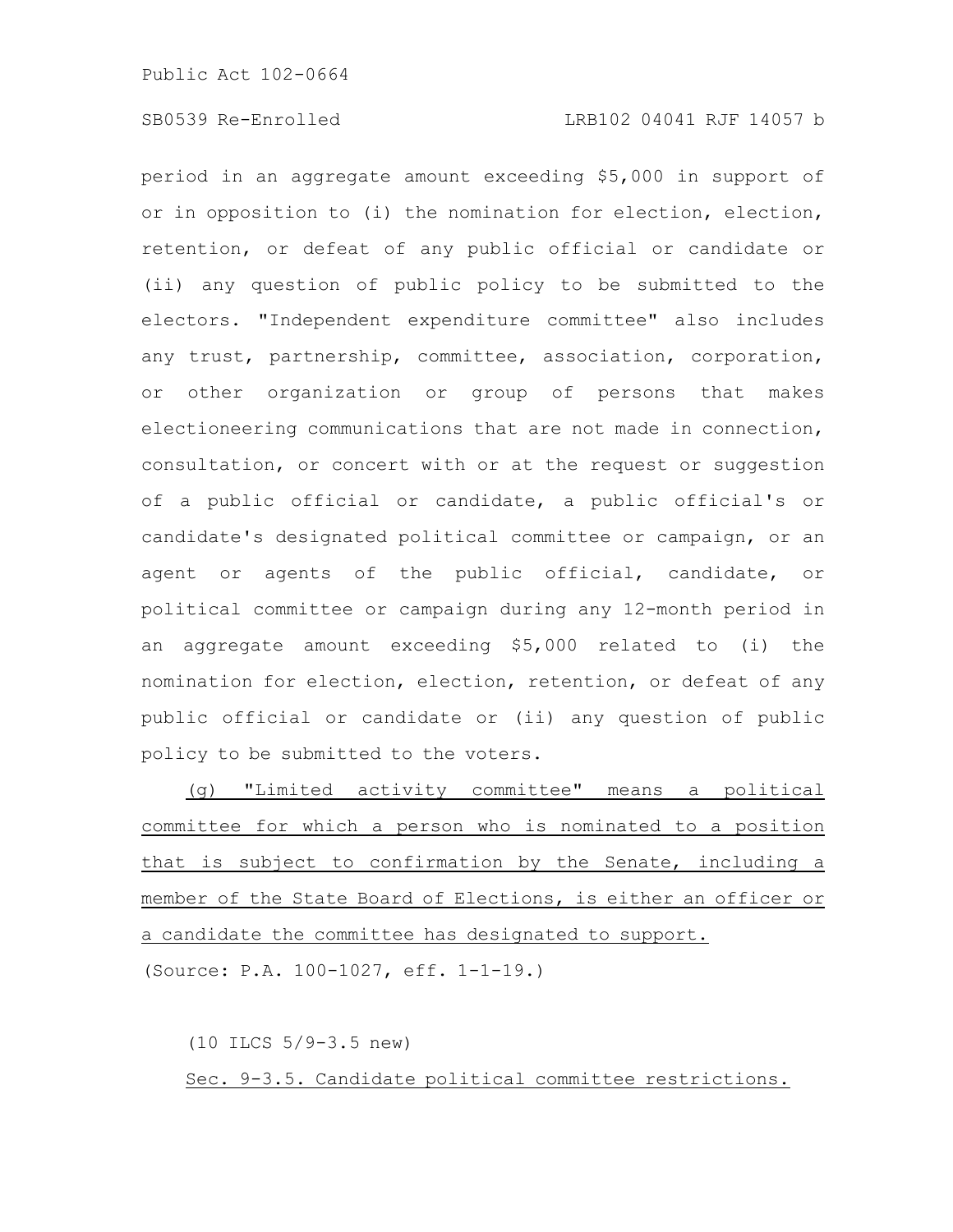period in an aggregate amount exceeding $5,000 in support of or in opposition to (i) the nomination for election, election, retention, or defeat of any public official or candidate or (ii) any question of public policy to be submitted to the electors. "Independent expenditure committee" also includes any trust, partnership, committee, association, corporation, or other organization or group of persons that makes electioneering communications that are not made in connection, consultation, or concert with or at the request or suggestion of a public official or candidate, a public official's or candidate's designated political committee or campaign, or an agent or agents of the public official, candidate, or political committee or campaign during any 12-month period in an aggregate amount exceeding $5,000 related to (i) the nomination for election, election, retention, or defeat of any public official or candidate or (ii) any question of public policy to be submitted to the voters.

(g) "Limited activity committee" means a political committee for which a person who is nominated to a position that is subject to confirmation by the Senate, including a member of the State Board of Elections, is either an officer or a candidate the committee has designated to support.

(Source: P.A. 100-1027, eff. 1-1-19.)

(10 ILCS 5/9-3.5 new)

Sec. 9-3.5. Candidate political committee restrictions.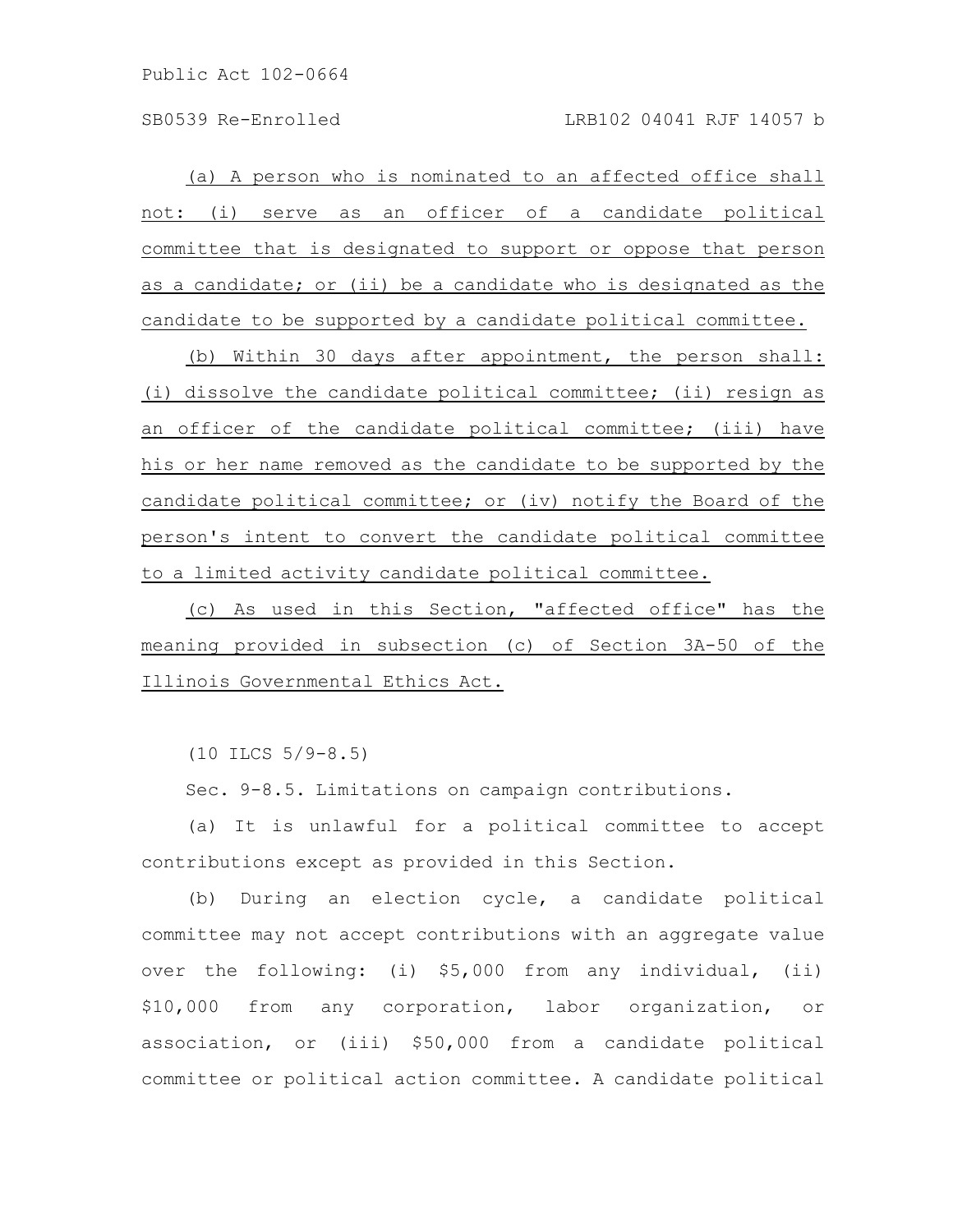(a) A person who is nominated to an affected office shall not: (i) serve as an officer of a candidate political committee that is designated to support or oppose that person as a candidate; or (ii) be a candidate who is designated as the candidate to be supported by a candidate political committee.

(b) Within 30 days after appointment, the person shall: (i) dissolve the candidate political committee; (ii) resign as an officer of the candidate political committee; (iii) have his or her name removed as the candidate to be supported by the candidate political committee; or (iv) notify the Board of the person's intent to convert the candidate political committee to a limited activity candidate political committee.

(c) As used in this Section, "affected office" has the meaning provided in subsection (c) of Section 3A-50 of the Illinois Governmental Ethics Act.

(10 ILCS 5/9-8.5)

Sec. 9-8.5. Limitations on campaign contributions.

(a) It is unlawful for a political committee to accept contributions except as provided in this Section.

(b) During an election cycle, a candidate political committee may not accept contributions with an aggregate value over the following: (i) $5,000 from any individual, (ii) $10,000 from any corporation, labor organization, or association, or (iii) $50,000 from a candidate political committee or political action committee. A candidate political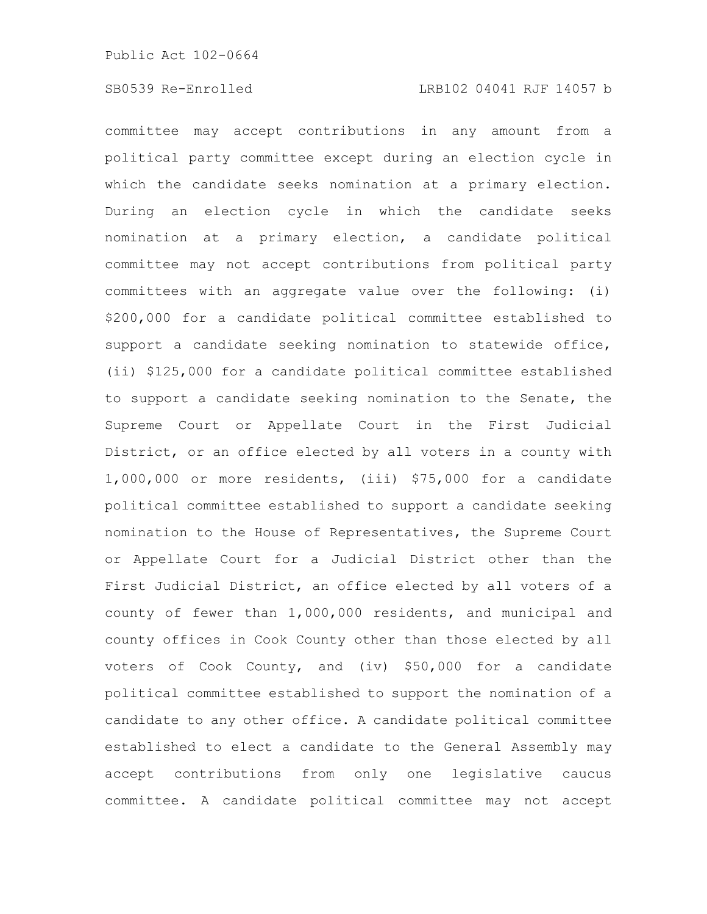committee may accept contributions in any amount from a political party committee except during an election cycle in which the candidate seeks nomination at a primary election. During an election cycle in which the candidate seeks nomination at a primary election, a candidate political committee may not accept contributions from political party committees with an aggregate value over the following: (i) $200,000 for a candidate political committee established to support a candidate seeking nomination to statewide office, (ii) $125,000 for a candidate political committee established to support a candidate seeking nomination to the Senate, the Supreme Court or Appellate Court in the First Judicial District, or an office elected by all voters in a county with 1,000,000 or more residents, (iii) $75,000 for a candidate political committee established to support a candidate seeking nomination to the House of Representatives, the Supreme Court or Appellate Court for a Judicial District other than the First Judicial District, an office elected by all voters of a county of fewer than 1,000,000 residents, and municipal and county offices in Cook County other than those elected by all voters of Cook County, and (iv) $50,000 for a candidate political committee established to support the nomination of a candidate to any other office. A candidate political committee established to elect a candidate to the General Assembly may accept contributions from only one legislative caucus committee. A candidate political committee may not accept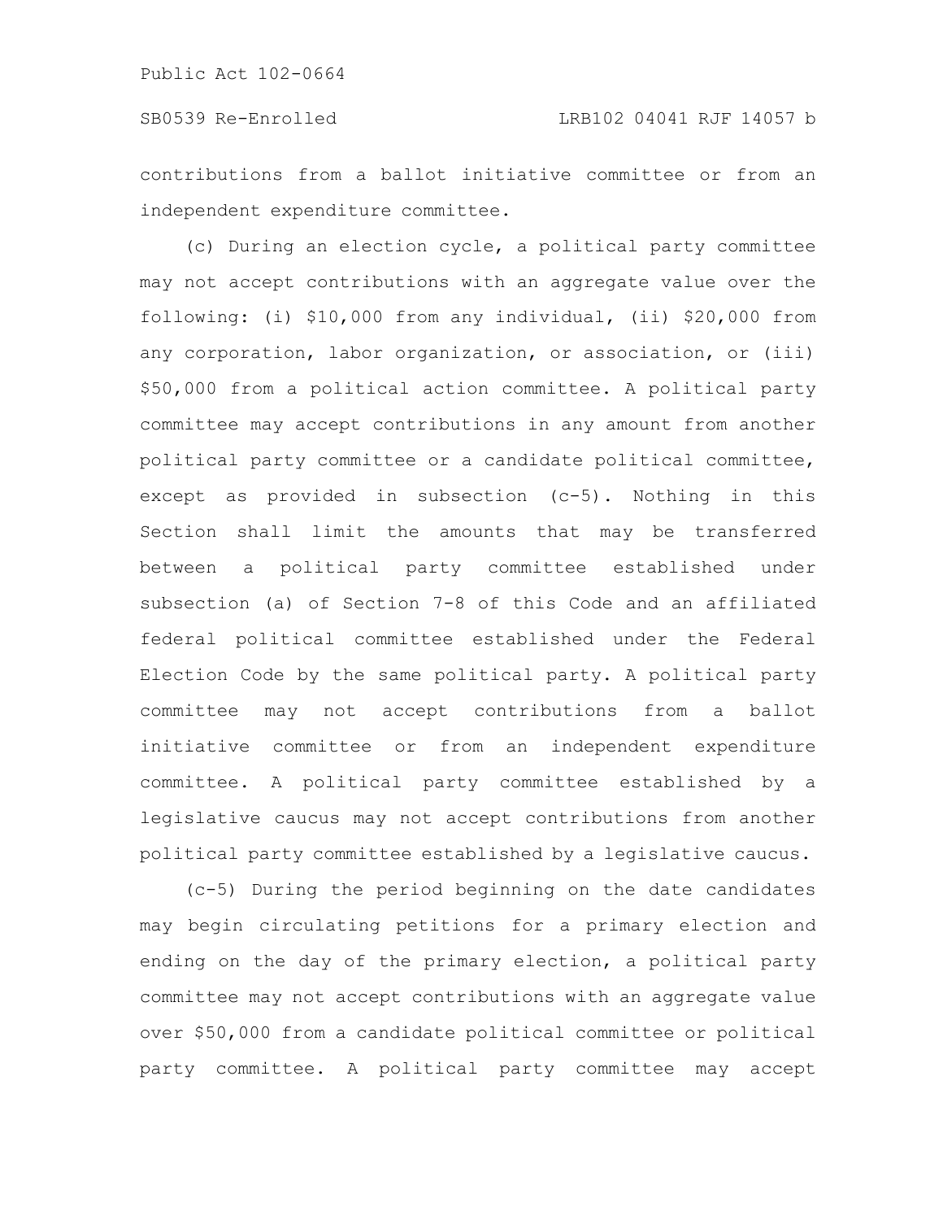contributions from a ballot initiative committee or from an independent expenditure committee.

(c) During an election cycle, a political party committee may not accept contributions with an aggregate value over the following: (i) $10,000 from any individual, (ii) $20,000 from any corporation, labor organization, or association, or (iii) $50,000 from a political action committee. A political party committee may accept contributions in any amount from another political party committee or a candidate political committee, except as provided in subsection (c-5). Nothing in this Section shall limit the amounts that may be transferred between a political party committee established under subsection (a) of Section 7-8 of this Code and an affiliated federal political committee established under the Federal Election Code by the same political party. A political party committee may not accept contributions from a ballot initiative committee or from an independent expenditure committee. A political party committee established by a legislative caucus may not accept contributions from another political party committee established by a legislative caucus.

(c-5) During the period beginning on the date candidates may begin circulating petitions for a primary election and ending on the day of the primary election, a political party committee may not accept contributions with an aggregate value over $50,000 from a candidate political committee or political party committee. A political party committee may accept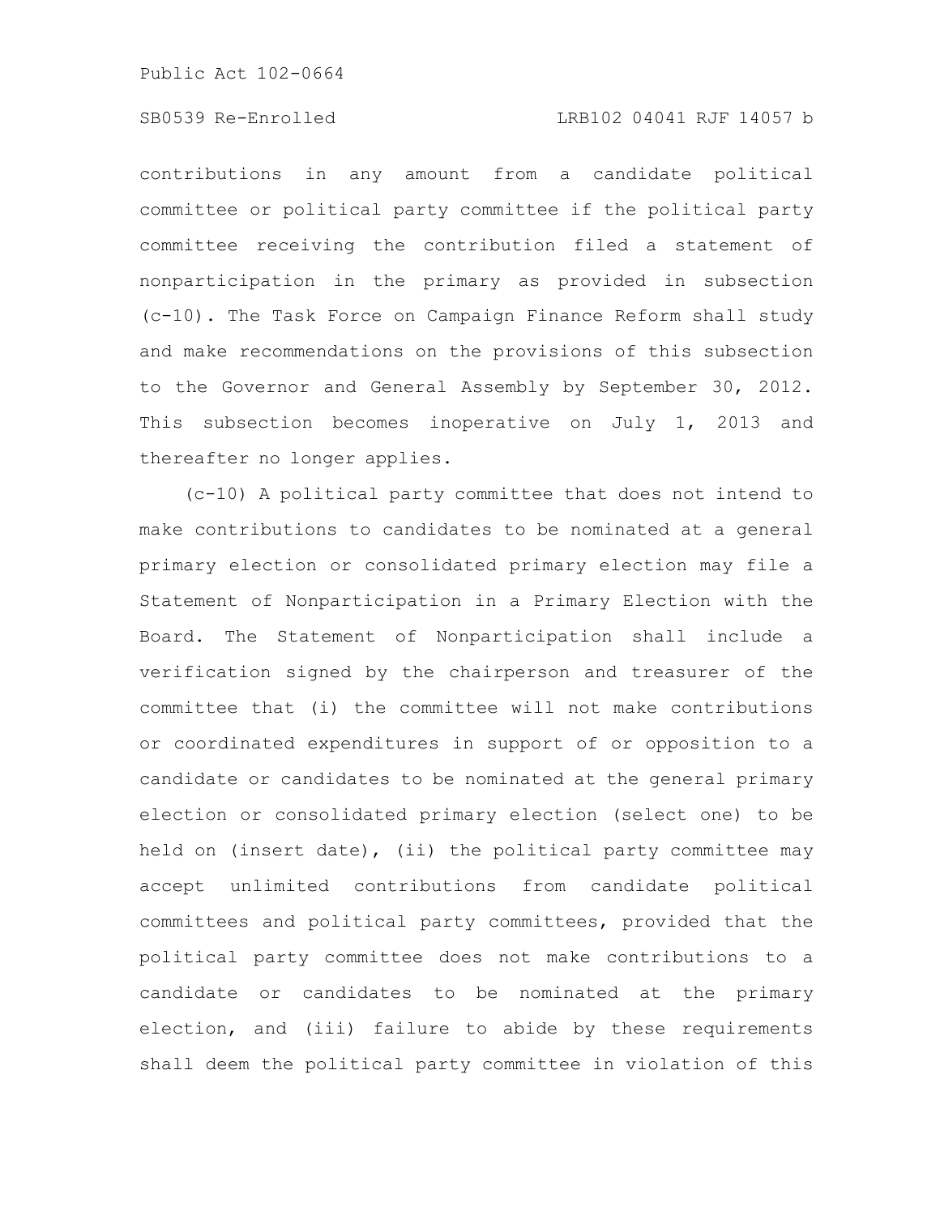contributions in any amount from a candidate political committee or political party committee if the political party committee receiving the contribution filed a statement of nonparticipation in the primary as provided in subsection (c-10). The Task Force on Campaign Finance Reform shall study and make recommendations on the provisions of this subsection to the Governor and General Assembly by September 30, 2012. This subsection becomes inoperative on July 1, 2013 and thereafter no longer applies.

(c-10) A political party committee that does not intend to make contributions to candidates to be nominated at a general primary election or consolidated primary election may file a Statement of Nonparticipation in a Primary Election with the Board. The Statement of Nonparticipation shall include a verification signed by the chairperson and treasurer of the committee that (i) the committee will not make contributions or coordinated expenditures in support of or opposition to a candidate or candidates to be nominated at the general primary election or consolidated primary election (select one) to be held on (insert date), (ii) the political party committee may accept unlimited contributions from candidate political committees and political party committees, provided that the political party committee does not make contributions to a candidate or candidates to be nominated at the primary election, and (iii) failure to abide by these requirements shall deem the political party committee in violation of this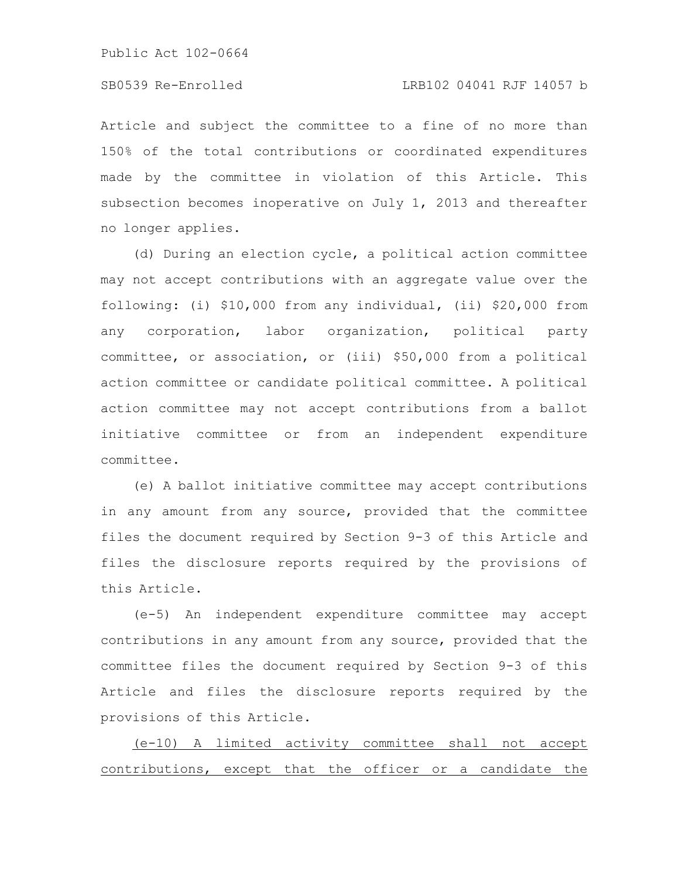Article and subject the committee to a fine of no more than 150% of the total contributions or coordinated expenditures made by the committee in violation of this Article. This subsection becomes inoperative on July 1, 2013 and thereafter no longer applies.

(d) During an election cycle, a political action committee may not accept contributions with an aggregate value over the following: (i) $10,000 from any individual, (ii) $20,000 from any corporation, labor organization, political party committee, or association, or (iii) $50,000 from a political action committee or candidate political committee. A political action committee may not accept contributions from a ballot initiative committee or from an independent expenditure committee.

(e) A ballot initiative committee may accept contributions in any amount from any source, provided that the committee files the document required by Section 9-3 of this Article and files the disclosure reports required by the provisions of this Article.

(e-5) An independent expenditure committee may accept contributions in any amount from any source, provided that the committee files the document required by Section 9-3 of this Article and files the disclosure reports required by the provisions of this Article.

<u>(e-10) A limited activity committee shall not accept contributions, except that the officer or a candidate the</u>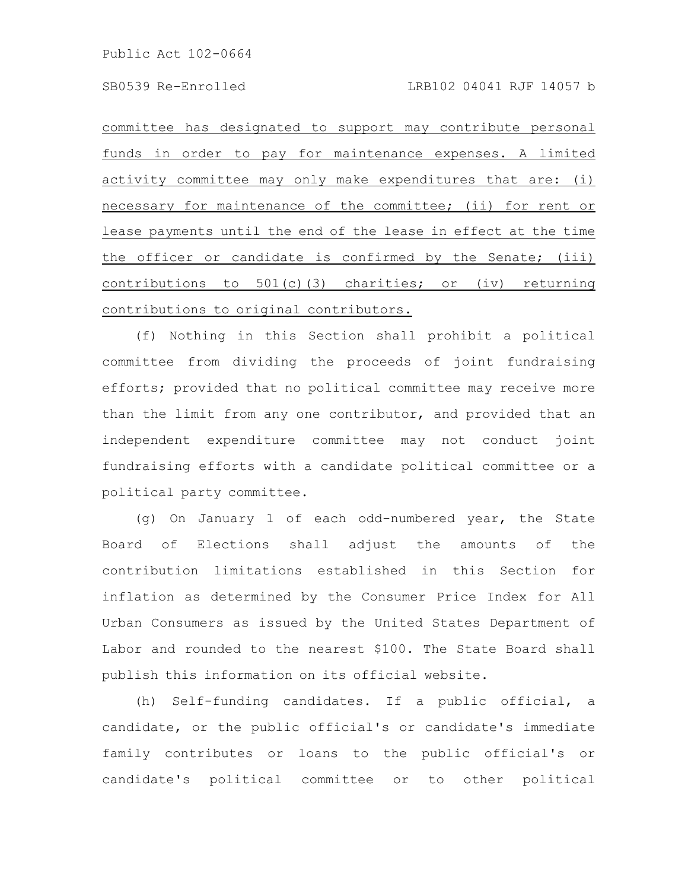committee has designated to support may contribute personal funds in order to pay for maintenance expenses. A limited activity committee may only make expenditures that are: (i) necessary for maintenance of the committee; (ii) for rent or lease payments until the end of the lease in effect at the time the officer or candidate is confirmed by the Senate; (iii) contributions to 501(c)(3) charities; or (iv) returning contributions to original contributors.

(f) Nothing in this Section shall prohibit a political committee from dividing the proceeds of joint fundraising efforts; provided that no political committee may receive more than the limit from any one contributor, and provided that an independent expenditure committee may not conduct joint fundraising efforts with a candidate political committee or a political party committee.

(g) On January 1 of each odd-numbered year, the State Board of Elections shall adjust the amounts of the contribution limitations established in this Section for inflation as determined by the Consumer Price Index for All Urban Consumers as issued by the United States Department of Labor and rounded to the nearest $100. The State Board shall publish this information on its official website.

(h) Self-funding candidates. If a public official, a candidate, or the public official's or candidate's immediate family contributes or loans to the public official's or candidate's political committee or to other political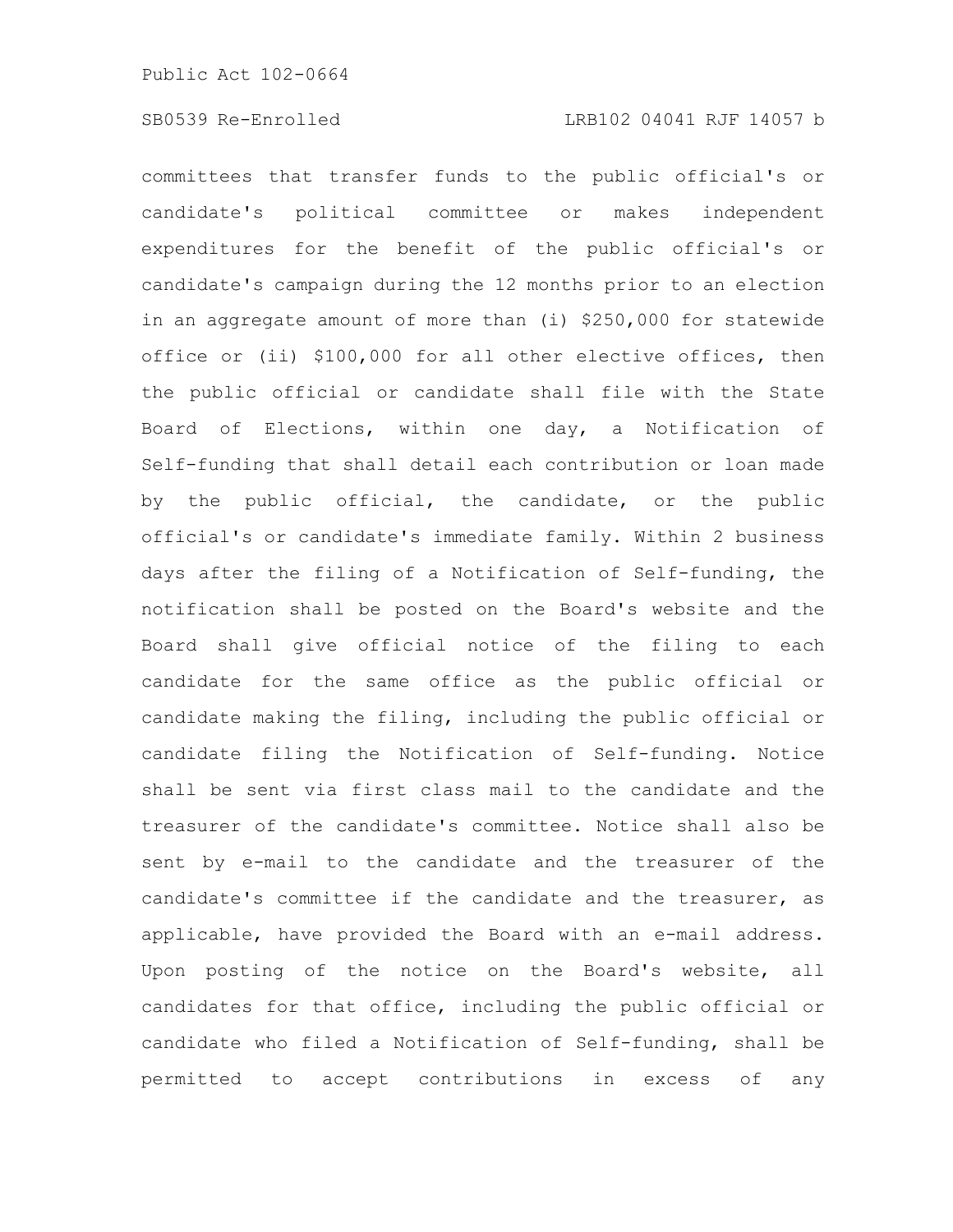committees that transfer funds to the public official's or candidate's political committee or makes independent expenditures for the benefit of the public official's or candidate's campaign during the 12 months prior to an election in an aggregate amount of more than (i) $250,000 for statewide office or (ii) $100,000 for all other elective offices, then the public official or candidate shall file with the State Board of Elections, within one day, a Notification of Self-funding that shall detail each contribution or loan made by the public official, the candidate, or the public official's or candidate's immediate family. Within 2 business days after the filing of a Notification of Self-funding, the notification shall be posted on the Board's website and the Board shall give official notice of the filing to each candidate for the same office as the public official or candidate making the filing, including the public official or candidate filing the Notification of Self-funding. Notice shall be sent via first class mail to the candidate and the treasurer of the candidate's committee. Notice shall also be sent by e-mail to the candidate and the treasurer of the candidate's committee if the candidate and the treasurer, as applicable, have provided the Board with an e-mail address. Upon posting of the notice on the Board's website, all candidates for that office, including the public official or candidate who filed a Notification of Self-funding, shall be permitted to accept contributions in excess of any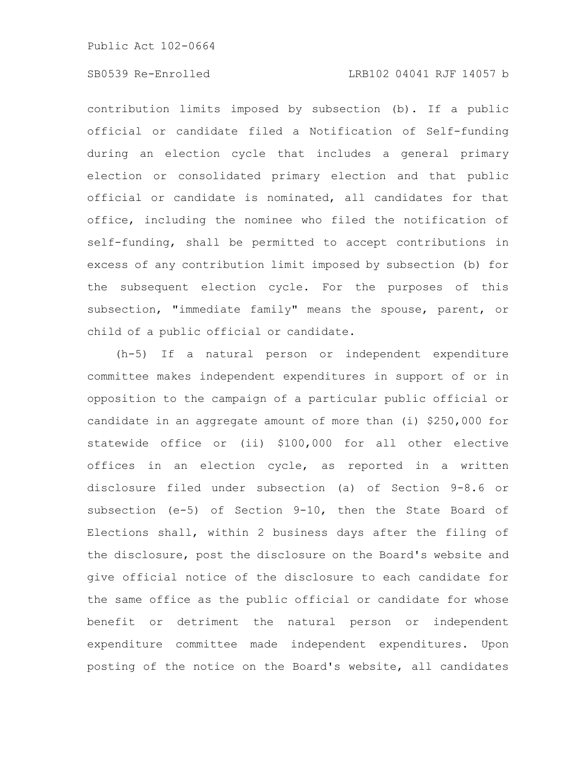contribution limits imposed by subsection (b). If a public official or candidate filed a Notification of Self-funding during an election cycle that includes a general primary election or consolidated primary election and that public official or candidate is nominated, all candidates for that office, including the nominee who filed the notification of self-funding, shall be permitted to accept contributions in excess of any contribution limit imposed by subsection (b) for the subsequent election cycle. For the purposes of this subsection, "immediate family" means the spouse, parent, or child of a public official or candidate.

(h-5) If a natural person or independent expenditure committee makes independent expenditures in support of or in opposition to the campaign of a particular public official or candidate in an aggregate amount of more than (i) $250,000 for statewide office or (ii) $100,000 for all other elective offices in an election cycle, as reported in a written disclosure filed under subsection (a) of Section 9-8.6 or subsection (e-5) of Section 9-10, then the State Board of Elections shall, within 2 business days after the filing of the disclosure, post the disclosure on the Board's website and give official notice of the disclosure to each candidate for the same office as the public official or candidate for whose benefit or detriment the natural person or independent expenditure committee made independent expenditures. Upon posting of the notice on the Board's website, all candidates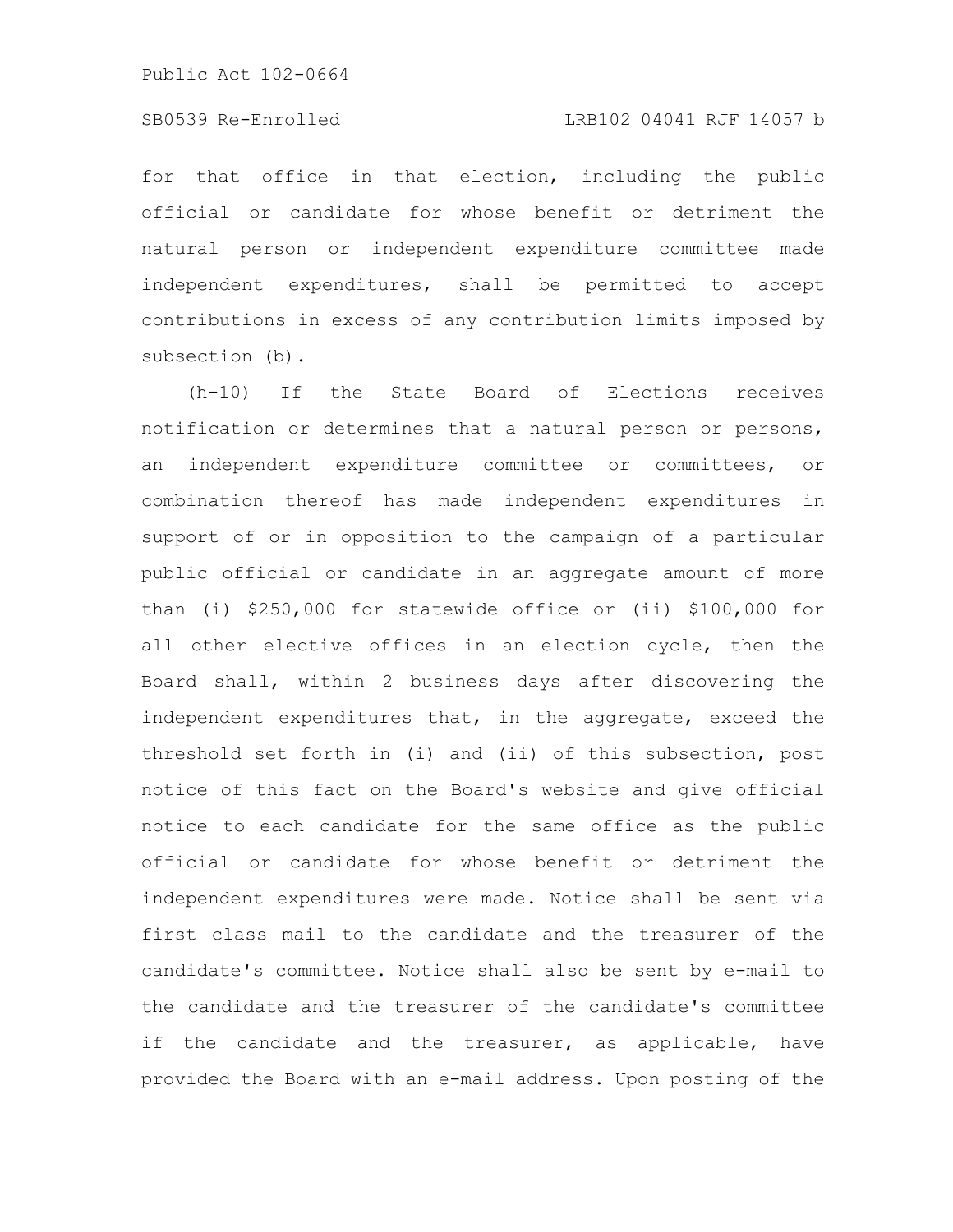for that office in that election, including the public official or candidate for whose benefit or detriment the natural person or independent expenditure committee made independent expenditures, shall be permitted to accept contributions in excess of any contribution limits imposed by subsection (b).

(h-10) If the State Board of Elections receives notification or determines that a natural person or persons, an independent expenditure committee or committees, or combination thereof has made independent expenditures in support of or in opposition to the campaign of a particular public official or candidate in an aggregate amount of more than (i) $250,000 for statewide office or (ii) $100,000 for all other elective offices in an election cycle, then the Board shall, within 2 business days after discovering the independent expenditures that, in the aggregate, exceed the threshold set forth in (i) and (ii) of this subsection, post notice of this fact on the Board's website and give official notice to each candidate for the same office as the public official or candidate for whose benefit or detriment the independent expenditures were made. Notice shall be sent via first class mail to the candidate and the treasurer of the candidate's committee. Notice shall also be sent by e-mail to the candidate and the treasurer of the candidate's committee if the candidate and the treasurer, as applicable, have provided the Board with an e-mail address. Upon posting of the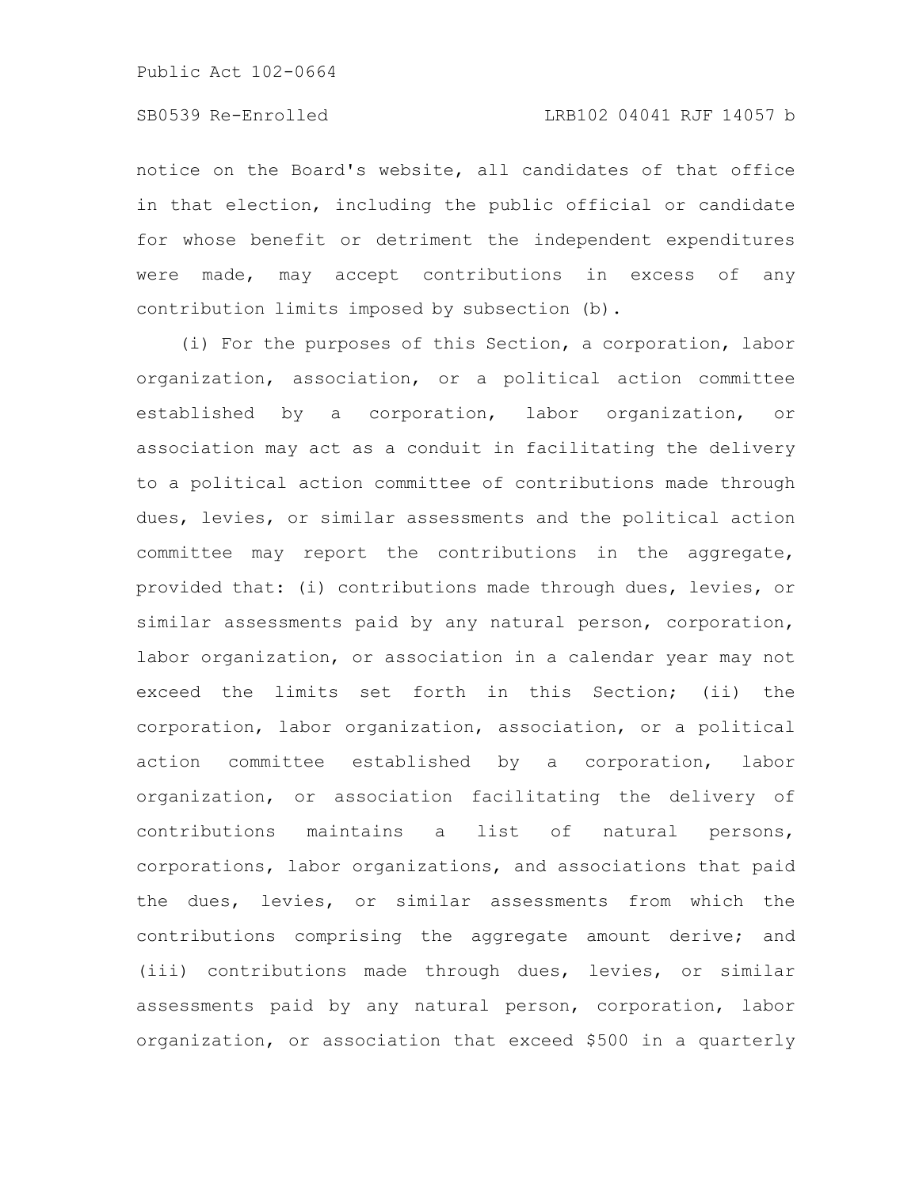notice on the Board's website, all candidates of that office in that election, including the public official or candidate for whose benefit or detriment the independent expenditures were made, may accept contributions in excess of any contribution limits imposed by subsection (b).

(i) For the purposes of this Section, a corporation, labor organization, association, or a political action committee established by a corporation, labor organization, or association may act as a conduit in facilitating the delivery to a political action committee of contributions made through dues, levies, or similar assessments and the political action committee may report the contributions in the aggregate, provided that: (i) contributions made through dues, levies, or similar assessments paid by any natural person, corporation, labor organization, or association in a calendar year may not exceed the limits set forth in this Section; (ii) the corporation, labor organization, association, or a political action committee established by a corporation, labor organization, or association facilitating the delivery of contributions maintains a list of natural persons, corporations, labor organizations, and associations that paid the dues, levies, or similar assessments from which the contributions comprising the aggregate amount derive; and (iii) contributions made through dues, levies, or similar assessments paid by any natural person, corporation, labor organization, or association that exceed $500 in a quarterly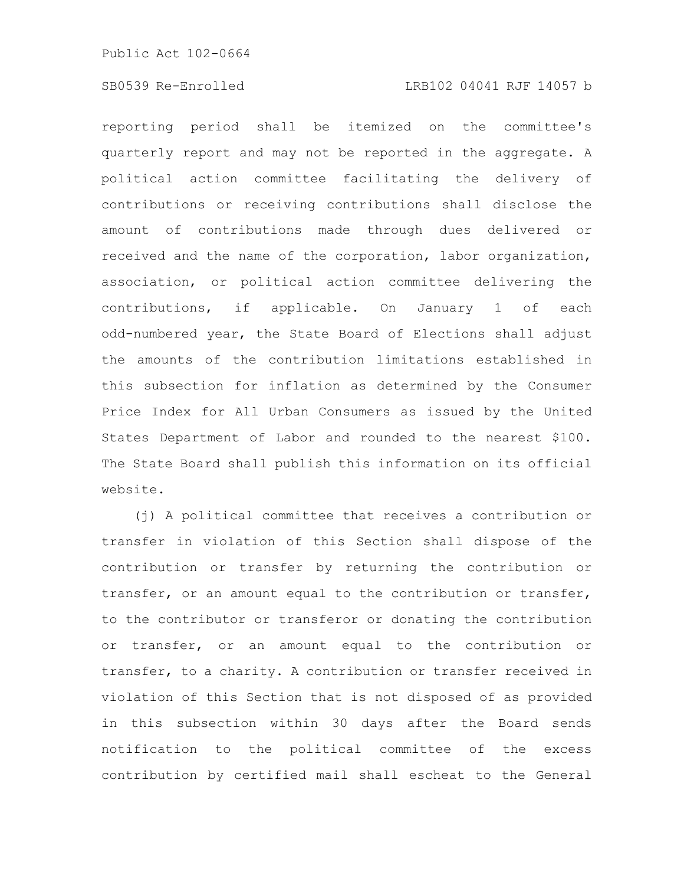reporting period shall be itemized on the committee's quarterly report and may not be reported in the aggregate. A political action committee facilitating the delivery of contributions or receiving contributions shall disclose the amount of contributions made through dues delivered or received and the name of the corporation, labor organization, association, or political action committee delivering the contributions, if applicable. On January 1 of each odd-numbered year, the State Board of Elections shall adjust the amounts of the contribution limitations established in this subsection for inflation as determined by the Consumer Price Index for All Urban Consumers as issued by the United States Department of Labor and rounded to the nearest $100. The State Board shall publish this information on its official website.

(j) A political committee that receives a contribution or transfer in violation of this Section shall dispose of the contribution or transfer by returning the contribution or transfer, or an amount equal to the contribution or transfer, to the contributor or transferor or donating the contribution or transfer, or an amount equal to the contribution or transfer, to a charity. A contribution or transfer received in violation of this Section that is not disposed of as provided in this subsection within 30 days after the Board sends notification to the political committee of the excess contribution by certified mail shall escheat to the General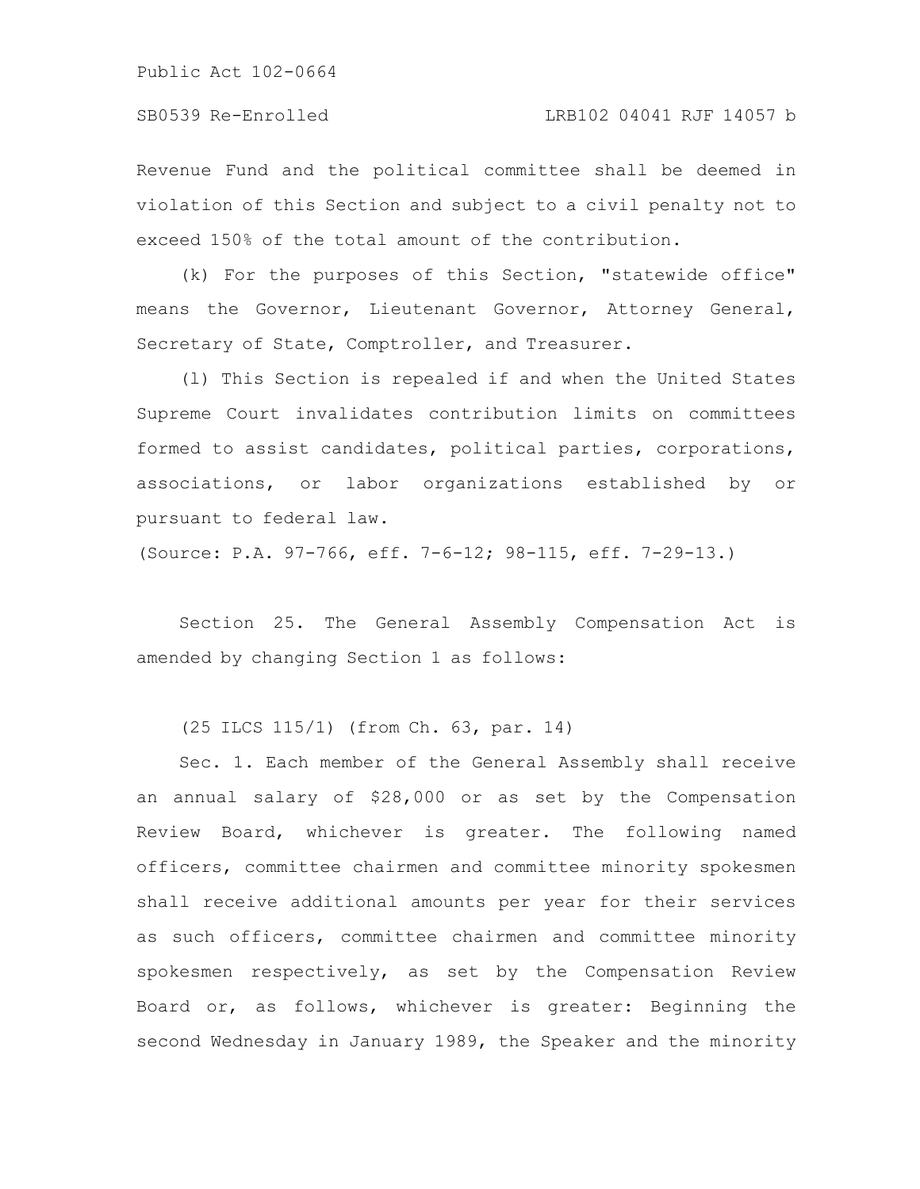Revenue Fund and the political committee shall be deemed in violation of this Section and subject to a civil penalty not to exceed 150% of the total amount of the contribution.

(k) For the purposes of this Section, "statewide office" means the Governor, Lieutenant Governor, Attorney General, Secretary of State, Comptroller, and Treasurer.

(l) This Section is repealed if and when the United States Supreme Court invalidates contribution limits on committees formed to assist candidates, political parties, corporations, associations, or labor organizations established by or pursuant to federal law.

(Source: P.A. 97-766, eff. 7-6-12; 98-115, eff. 7-29-13.)

Section 25. The General Assembly Compensation Act is amended by changing Section 1 as follows:

(25 ILCS 115/1) (from Ch. 63, par. 14)

Sec. 1. Each member of the General Assembly shall receive an annual salary of $28,000 or as set by the Compensation Review Board, whichever is greater. The following named officers, committee chairmen and committee minority spokesmen shall receive additional amounts per year for their services as such officers, committee chairmen and committee minority spokesmen respectively, as set by the Compensation Review Board or, as follows, whichever is greater: Beginning the second Wednesday in January 1989, the Speaker and the minority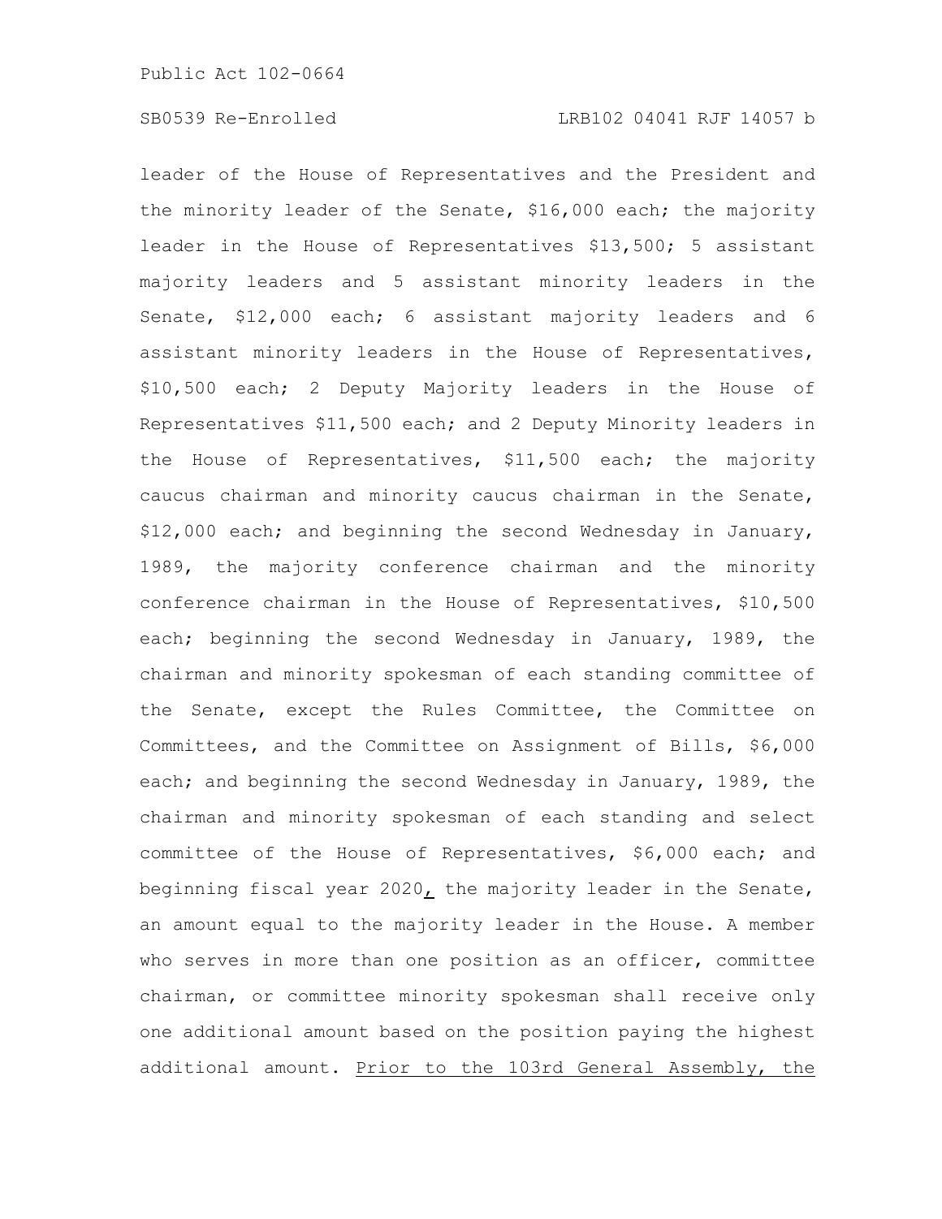leader of the House of Representatives and the President and the minority leader of the Senate, $16,000 each; the majority leader in the House of Representatives $13,500; 5 assistant majority leaders and 5 assistant minority leaders in the Senate, $12,000 each; 6 assistant majority leaders and 6 assistant minority leaders in the House of Representatives, $10,500 each; 2 Deputy Majority leaders in the House of Representatives $11,500 each; and 2 Deputy Minority leaders in the House of Representatives, $11,500 each; the majority caucus chairman and minority caucus chairman in the Senate, $12,000 each; and beginning the second Wednesday in January, 1989, the majority conference chairman and the minority conference chairman in the House of Representatives, $10,500 each; beginning the second Wednesday in January, 1989, the chairman and minority spokesman of each standing committee of the Senate, except the Rules Committee, the Committee on Committees, and the Committee on Assignment of Bills, $6,000 each; and beginning the second Wednesday in January, 1989, the chairman and minority spokesman of each standing and select committee of the House of Representatives, $6,000 each; and beginning fiscal year 2020, the majority leader in the Senate, an amount equal to the majority leader in the House. A member who serves in more than one position as an officer, committee chairman, or committee minority spokesman shall receive only one additional amount based on the position paying the highest additional amount. Prior to the 103rd General Assembly, the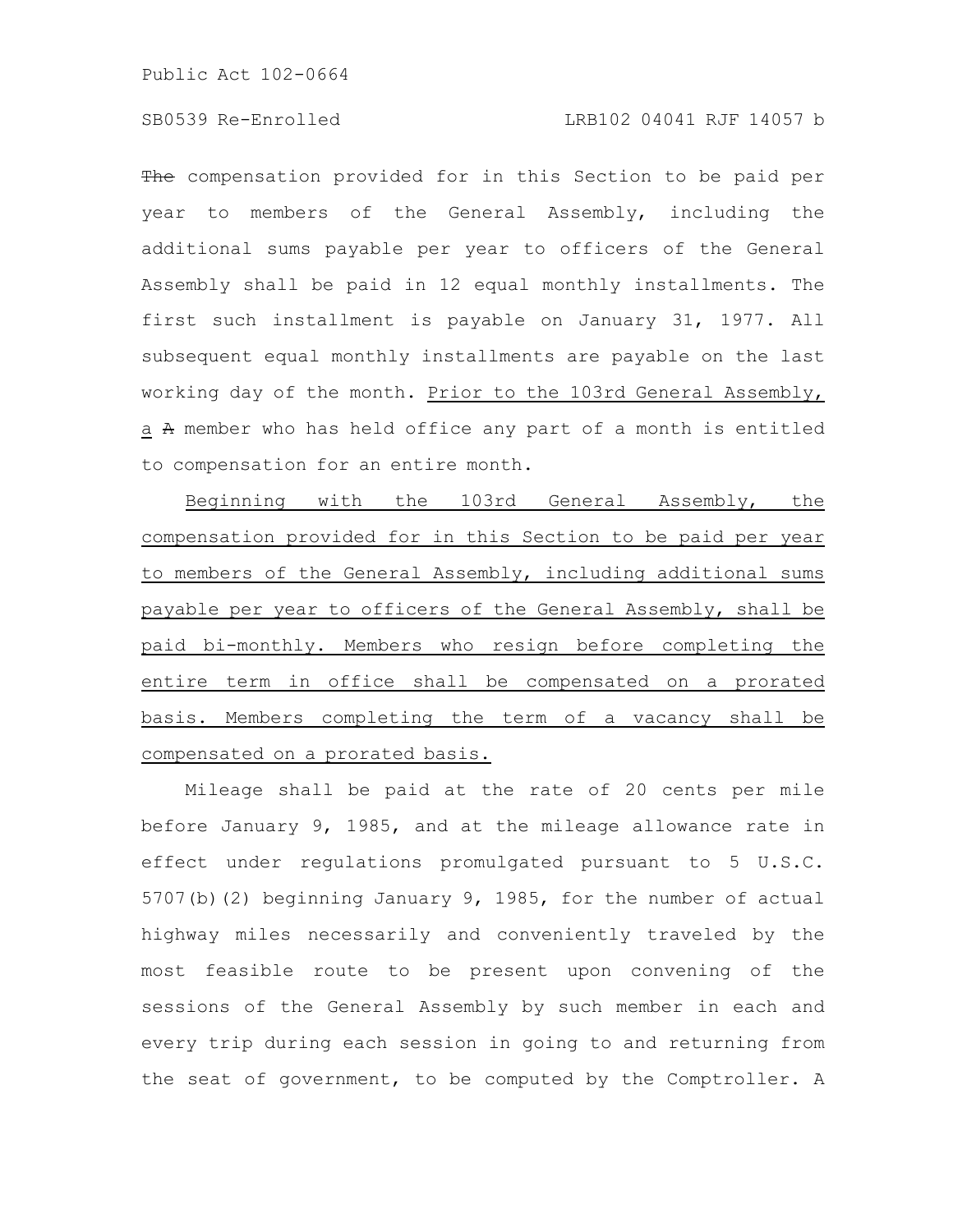~~The~~ compensation provided for in this Section to be paid per year to members of the General Assembly, including the additional sums payable per year to officers of the General Assembly shall be paid in 12 equal monthly installments. The first such installment is payable on January 31, 1977. All subsequent equal monthly installments are payable on the last working day of the month. <u>Prior to the 103rd General Assembly, a</u> ~~A~~ member who has held office any part of a month is entitled to compensation for an entire month.

<u>Beginning with the 103rd General Assembly, the compensation provided for in this Section to be paid per year to members of the General Assembly, including additional sums payable per year to officers of the General Assembly, shall be paid bi-monthly. Members who resign before completing the entire term in office shall be compensated on a prorated basis. Members completing the term of a vacancy shall be compensated on a prorated basis.</u>

Mileage shall be paid at the rate of 20 cents per mile before January 9, 1985, and at the mileage allowance rate in effect under regulations promulgated pursuant to 5 U.S.C. 5707(b)(2) beginning January 9, 1985, for the number of actual highway miles necessarily and conveniently traveled by the most feasible route to be present upon convening of the sessions of the General Assembly by such member in each and every trip during each session in going to and returning from the seat of government, to be computed by the Comptroller. A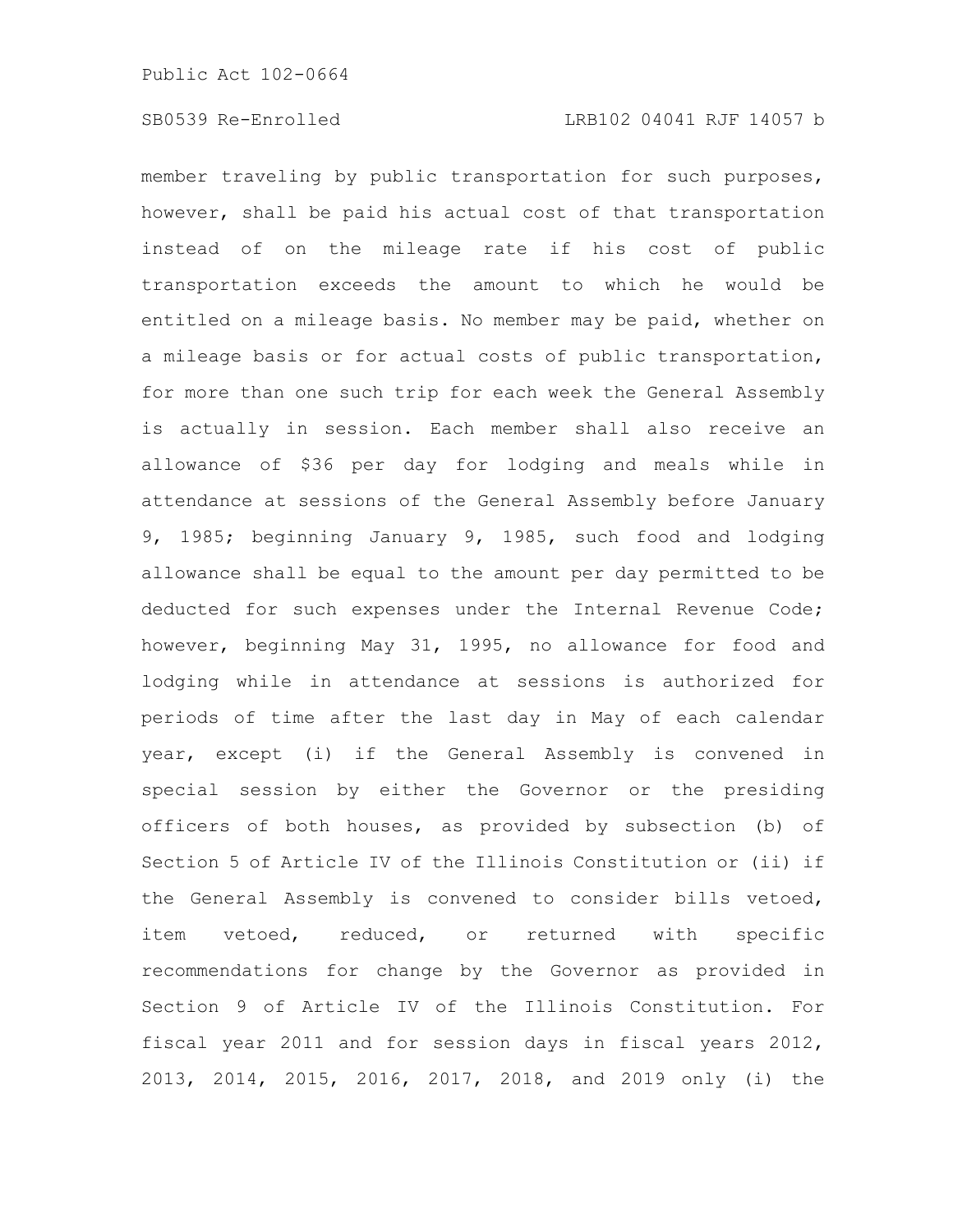member traveling by public transportation for such purposes, however, shall be paid his actual cost of that transportation instead of on the mileage rate if his cost of public transportation exceeds the amount to which he would be entitled on a mileage basis. No member may be paid, whether on a mileage basis or for actual costs of public transportation, for more than one such trip for each week the General Assembly is actually in session. Each member shall also receive an allowance of $36 per day for lodging and meals while in attendance at sessions of the General Assembly before January 9, 1985; beginning January 9, 1985, such food and lodging allowance shall be equal to the amount per day permitted to be deducted for such expenses under the Internal Revenue Code; however, beginning May 31, 1995, no allowance for food and lodging while in attendance at sessions is authorized for periods of time after the last day in May of each calendar year, except (i) if the General Assembly is convened in special session by either the Governor or the presiding officers of both houses, as provided by subsection (b) of Section 5 of Article IV of the Illinois Constitution or (ii) if the General Assembly is convened to consider bills vetoed, item vetoed, reduced, or returned with specific recommendations for change by the Governor as provided in Section 9 of Article IV of the Illinois Constitution. For fiscal year 2011 and for session days in fiscal years 2012, 2013, 2014, 2015, 2016, 2017, 2018, and 2019 only (i) the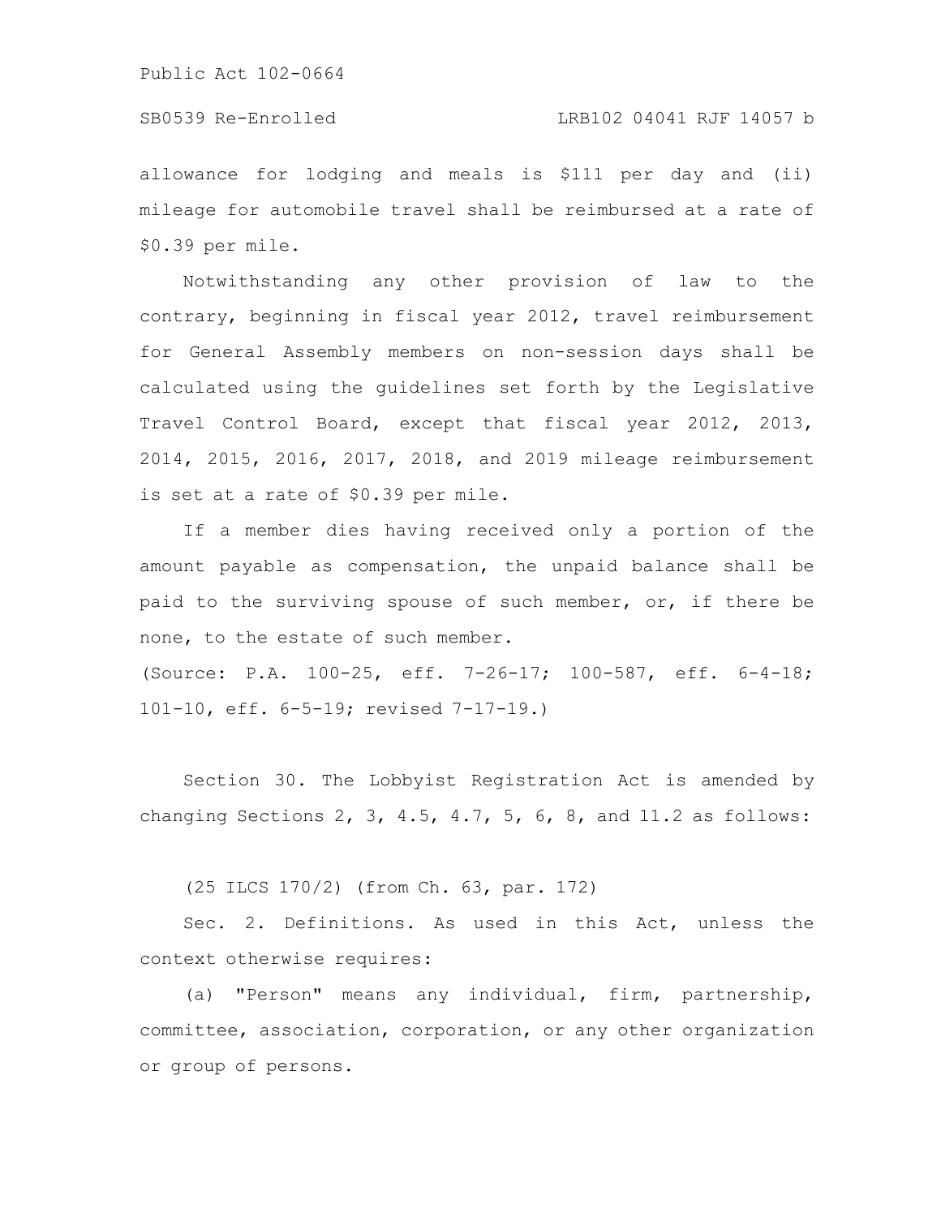allowance for lodging and meals is $111 per day and (ii) mileage for automobile travel shall be reimbursed at a rate of $0.39 per mile.

Notwithstanding any other provision of law to the contrary, beginning in fiscal year 2012, travel reimbursement for General Assembly members on non-session days shall be calculated using the guidelines set forth by the Legislative Travel Control Board, except that fiscal year 2012, 2013, 2014, 2015, 2016, 2017, 2018, and 2019 mileage reimbursement is set at a rate of $0.39 per mile.

If a member dies having received only a portion of the amount payable as compensation, the unpaid balance shall be paid to the surviving spouse of such member, or, if there be none, to the estate of such member.

(Source: P.A. 100-25, eff. 7-26-17; 100-587, eff. 6-4-18; 101-10, eff. 6-5-19; revised 7-17-19.)

Section 30. The Lobbyist Registration Act is amended by changing Sections 2, 3, 4.5, 4.7, 5, 6, 8, and 11.2 as follows:

(25 ILCS 170/2) (from Ch. 63, par. 172)

Sec. 2. Definitions. As used in this Act, unless the context otherwise requires:

(a) "Person" means any individual, firm, partnership, committee, association, corporation, or any other organization or group of persons.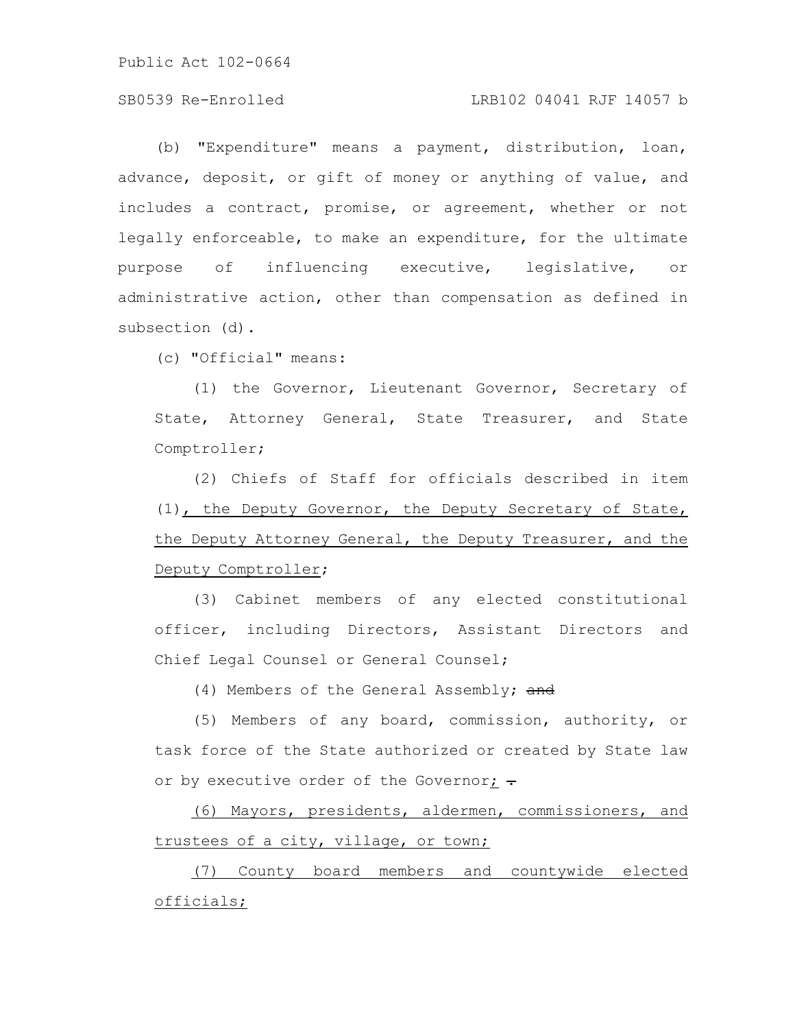(b) "Expenditure" means a payment, distribution, loan, advance, deposit, or gift of money or anything of value, and includes a contract, promise, or agreement, whether or not legally enforceable, to make an expenditure, for the ultimate purpose of influencing executive, legislative, or administrative action, other than compensation as defined in subsection (d).

(c) "Official" means:

(1) the Governor, Lieutenant Governor, Secretary of State, Attorney General, State Treasurer, and State Comptroller;

(2) Chiefs of Staff for officials described in item (1), the Deputy Governor, the Deputy Secretary of State, the Deputy Attorney General, the Deputy Treasurer, and the Deputy Comptroller;

(3) Cabinet members of any elected constitutional officer, including Directors, Assistant Directors and Chief Legal Counsel or General Counsel;

(4) Members of the General Assembly; ~~and~~

(5) Members of any board, commission, authority, or task force of the State authorized or created by State law or by executive order of the Governor; ~~.~~

(6) Mayors, presidents, aldermen, commissioners, and trustees of a city, village, or town;

(7) County board members and countywide elected officials;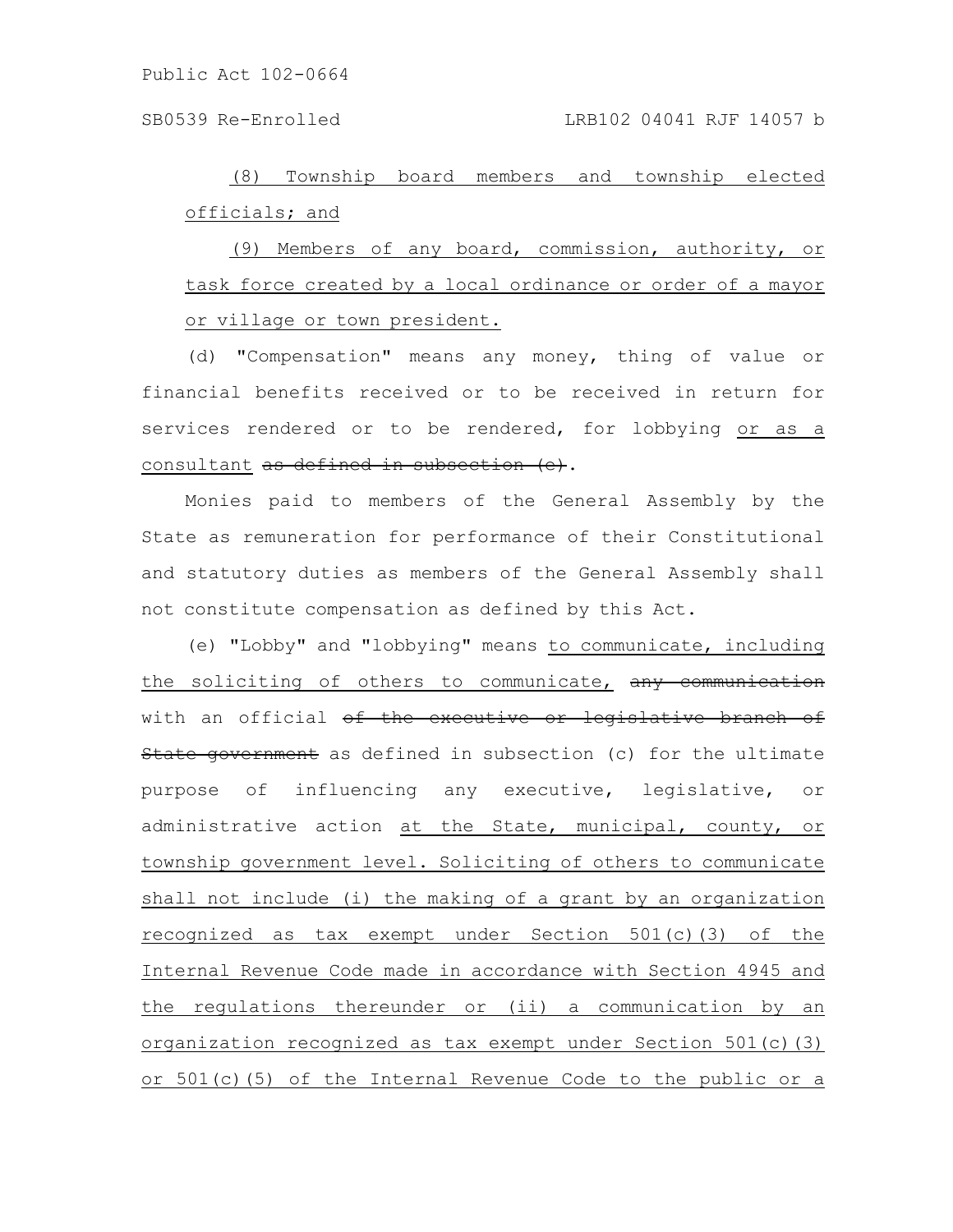(8) Township board members and township elected officials; and

(9) Members of any board, commission, authority, or task force created by a local ordinance or order of a mayor or village or town president.

(d) "Compensation" means any money, thing of value or financial benefits received or to be received in return for services rendered or to be rendered, for lobbying or as a consultant ~~as defined in subsection (e)~~.

Monies paid to members of the General Assembly by the State as remuneration for performance of their Constitutional and statutory duties as members of the General Assembly shall not constitute compensation as defined by this Act.

(e) "Lobby" and "lobbying" means to communicate, including the soliciting of others to communicate, ~~any communication~~ with an official ~~of the executive or legislative branch of State government~~ as defined in subsection (c) for the ultimate purpose of influencing any executive, legislative, or administrative action at the State, municipal, county, or township government level. Soliciting of others to communicate shall not include (i) the making of a grant by an organization recognized as tax exempt under Section 501(c)(3) of the Internal Revenue Code made in accordance with Section 4945 and the regulations thereunder or (ii) a communication by an organization recognized as tax exempt under Section 501(c)(3) or 501(c)(5) of the Internal Revenue Code to the public or a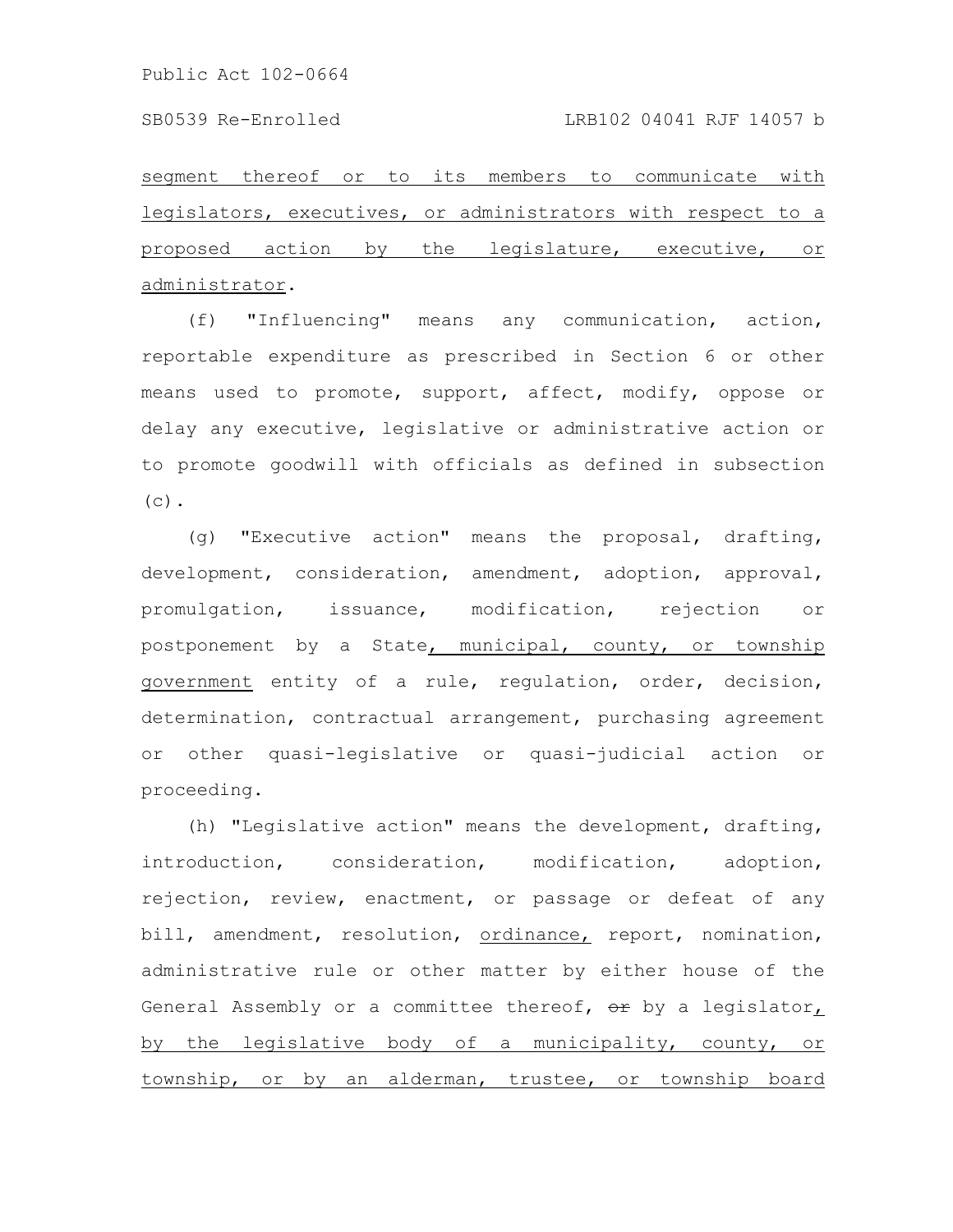segment thereof or to its members to communicate with legislators, executives, or administrators with respect to a proposed action by the legislature, executive, or administrator.

(f) "Influencing" means any communication, action, reportable expenditure as prescribed in Section 6 or other means used to promote, support, affect, modify, oppose or delay any executive, legislative or administrative action or to promote goodwill with officials as defined in subsection (c).

(g) "Executive action" means the proposal, drafting, development, consideration, amendment, adoption, approval, promulgation, issuance, modification, rejection or postponement by a State, municipal, county, or township government entity of a rule, regulation, order, decision, determination, contractual arrangement, purchasing agreement or other quasi-legislative or quasi-judicial action or proceeding.

(h) "Legislative action" means the development, drafting, introduction, consideration, modification, adoption, rejection, review, enactment, or passage or defeat of any bill, amendment, resolution, ordinance, report, nomination, administrative rule or other matter by either house of the General Assembly or a committee thereof, ~~or~~ by a legislator, by the legislative body of a municipality, county, or township, or by an alderman, trustee, or township board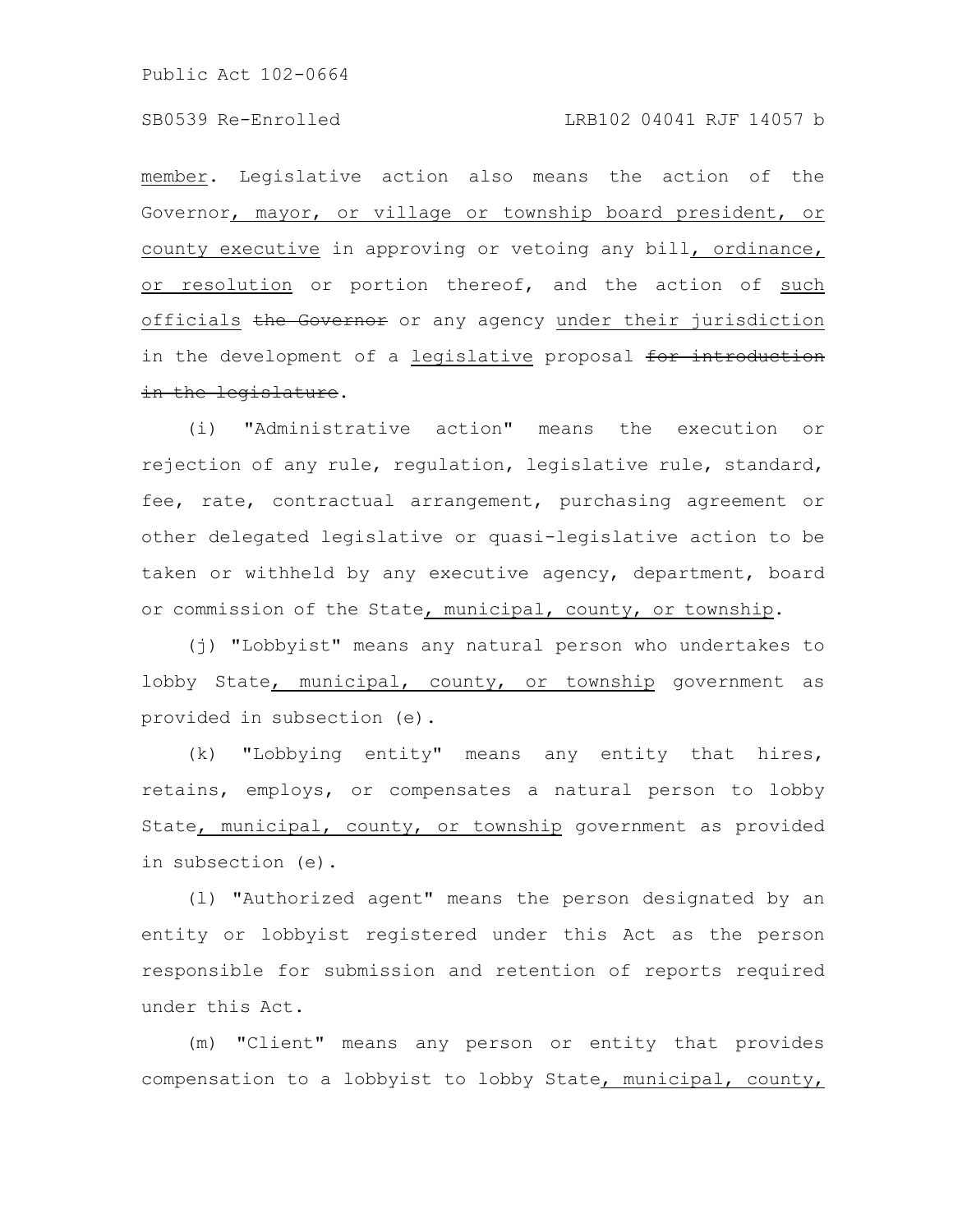member. Legislative action also means the action of the Governor, mayor, or village or township board president, or county executive in approving or vetoing any bill, ordinance, or resolution or portion thereof, and the action of such officials ~~the Governor~~ or any agency under their jurisdiction in the development of a legislative proposal ~~for introduction in the legislature~~.

(i) "Administrative action" means the execution or rejection of any rule, regulation, legislative rule, standard, fee, rate, contractual arrangement, purchasing agreement or other delegated legislative or quasi-legislative action to be taken or withheld by any executive agency, department, board or commission of the State, municipal, county, or township.

(j) "Lobbyist" means any natural person who undertakes to lobby State, municipal, county, or township government as provided in subsection (e).

(k) "Lobbying entity" means any entity that hires, retains, employs, or compensates a natural person to lobby State, municipal, county, or township government as provided in subsection (e).

(l) "Authorized agent" means the person designated by an entity or lobbyist registered under this Act as the person responsible for submission and retention of reports required under this Act.

(m) "Client" means any person or entity that provides compensation to a lobbyist to lobby State, municipal, county,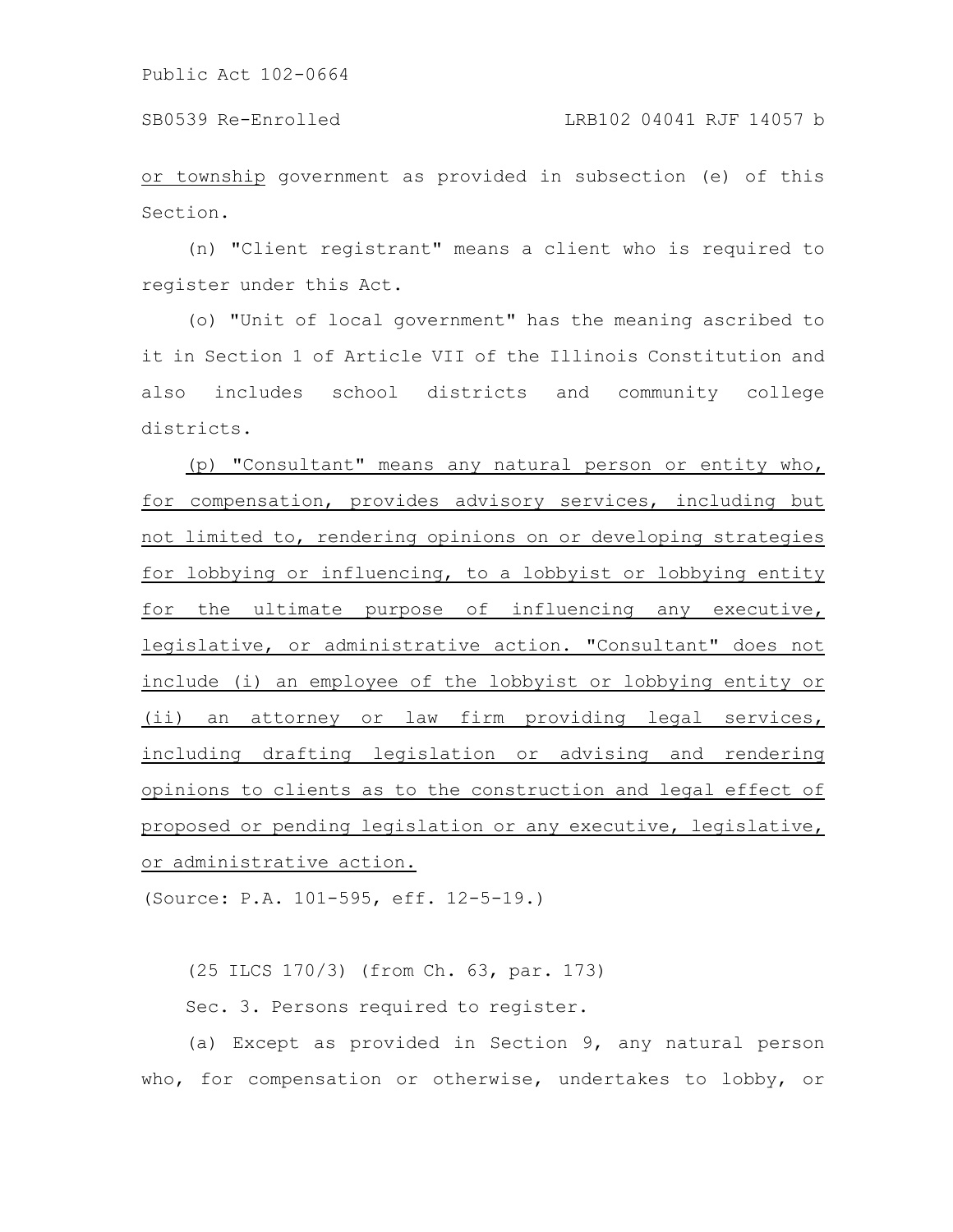or township government as provided in subsection (e) of this Section.

(n) "Client registrant" means a client who is required to register under this Act.

(o) "Unit of local government" has the meaning ascribed to it in Section 1 of Article VII of the Illinois Constitution and also includes school districts and community college districts.

(p) "Consultant" means any natural person or entity who, for compensation, provides advisory services, including but not limited to, rendering opinions on or developing strategies for lobbying or influencing, to a lobbyist or lobbying entity for the ultimate purpose of influencing any executive, legislative, or administrative action. "Consultant" does not include (i) an employee of the lobbyist or lobbying entity or (ii) an attorney or law firm providing legal services, including drafting legislation or advising and rendering opinions to clients as to the construction and legal effect of proposed or pending legislation or any executive, legislative, or administrative action.

(Source: P.A. 101-595, eff. 12-5-19.)

(25 ILCS 170/3) (from Ch. 63, par. 173)

Sec. 3. Persons required to register.

(a) Except as provided in Section 9, any natural person who, for compensation or otherwise, undertakes to lobby, or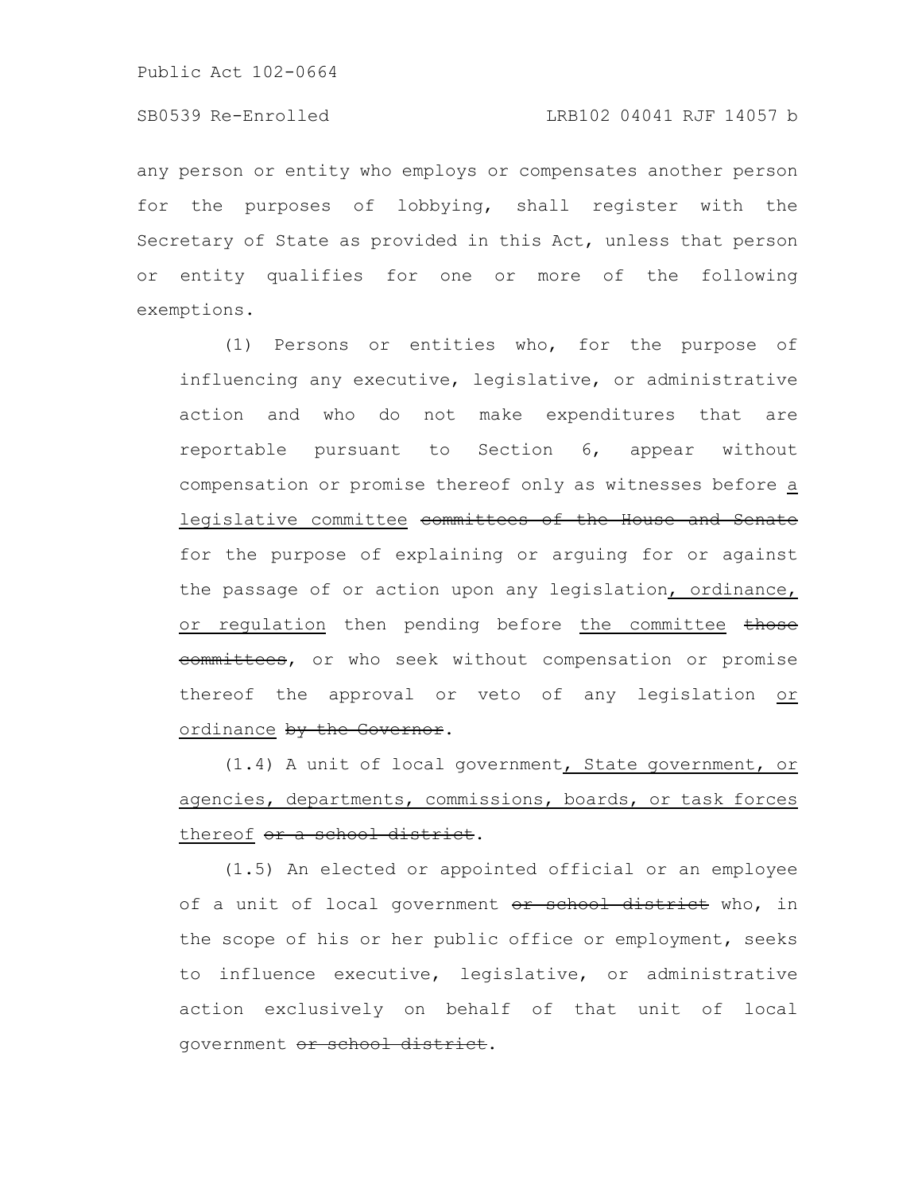any person or entity who employs or compensates another person for the purposes of lobbying, shall register with the Secretary of State as provided in this Act, unless that person or entity qualifies for one or more of the following exemptions.

(1) Persons or entities who, for the purpose of influencing any executive, legislative, or administrative action and who do not make expenditures that are reportable pursuant to Section 6, appear without compensation or promise thereof only as witnesses before <u>a legislative committee</u> ~~committees of the House and Senate~~ for the purpose of explaining or arguing for or against the passage of or action upon any legislation<u>, ordinance, or regulation</u> then pending before <u>the committee</u> ~~those committees~~, or who seek without compensation or promise thereof the approval or veto of any legislation <u>or ordinance</u> ~~by the Governor~~.

(1.4) A unit of local government<u>, State government, or agencies, departments, commissions, boards, or task forces thereof</u> ~~or a school district~~.

(1.5) An elected or appointed official or an employee of a unit of local government ~~or school district~~ who, in the scope of his or her public office or employment, seeks to influence executive, legislative, or administrative action exclusively on behalf of that unit of local government ~~or school district~~.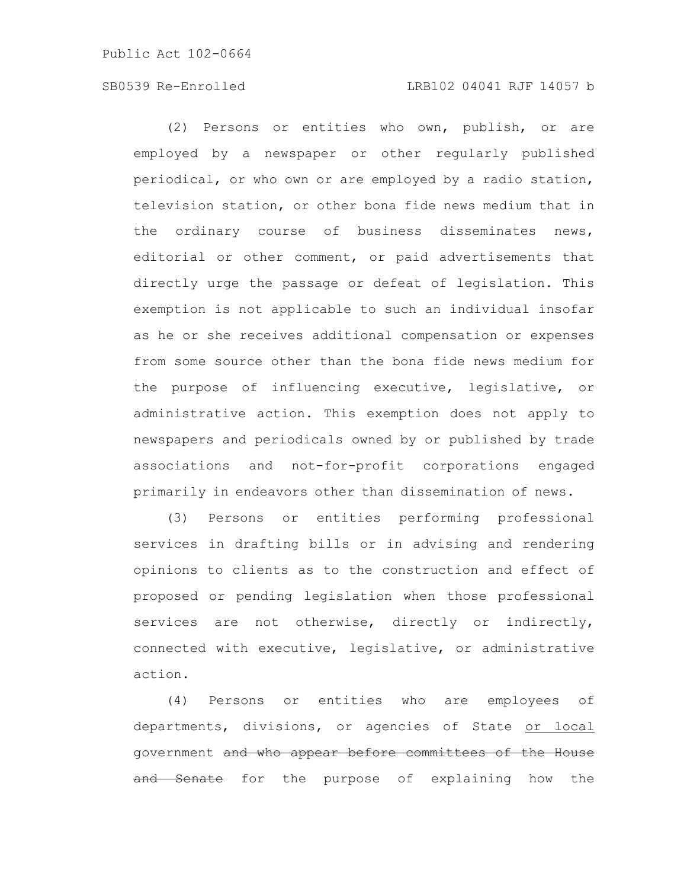(2) Persons or entities who own, publish, or are employed by a newspaper or other regularly published periodical, or who own or are employed by a radio station, television station, or other bona fide news medium that in the ordinary course of business disseminates news, editorial or other comment, or paid advertisements that directly urge the passage or defeat of legislation. This exemption is not applicable to such an individual insofar as he or she receives additional compensation or expenses from some source other than the bona fide news medium for the purpose of influencing executive, legislative, or administrative action. This exemption does not apply to newspapers and periodicals owned by or published by trade associations and not-for-profit corporations engaged primarily in endeavors other than dissemination of news.

(3) Persons or entities performing professional services in drafting bills or in advising and rendering opinions to clients as to the construction and effect of proposed or pending legislation when those professional services are not otherwise, directly or indirectly, connected with executive, legislative, or administrative action.

(4) Persons or entities who are employees of departments, divisions, or agencies of State <u>or local</u> government ~~and who appear before committees of the House and Senate~~ for the purpose of explaining how the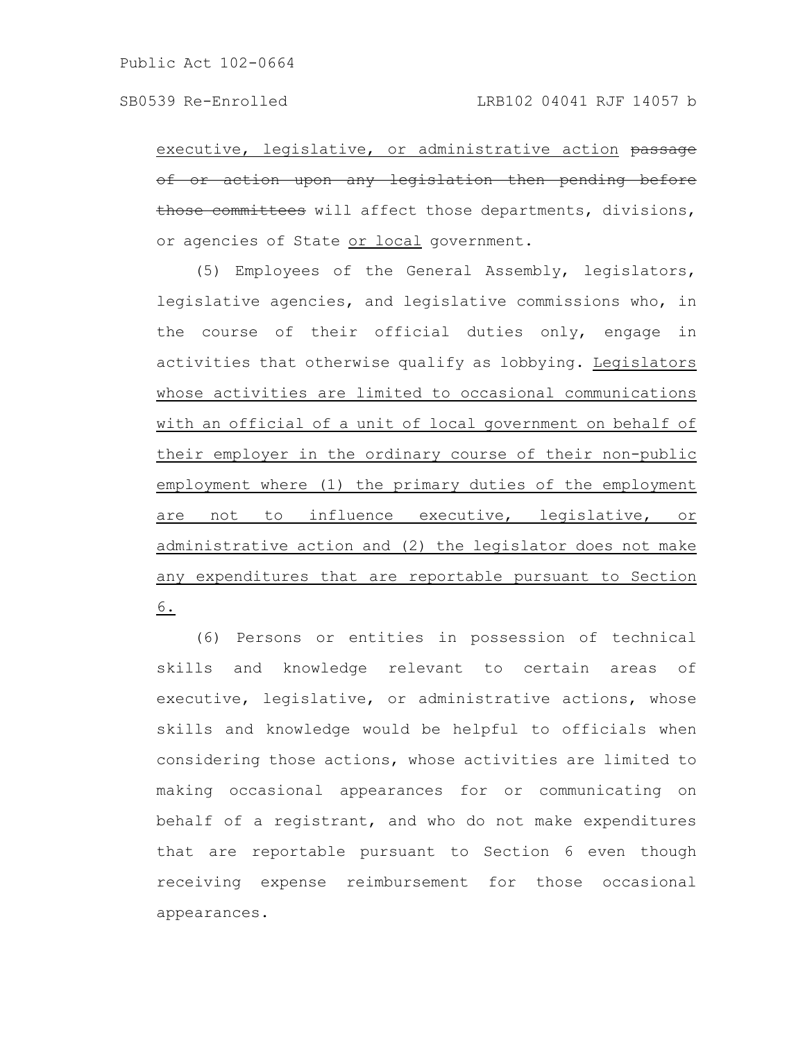executive, legislative, or administrative action ~~passage of or action upon any legislation then pending before those committees~~ will affect those departments, divisions, or agencies of State or local government.

(5) Employees of the General Assembly, legislators, legislative agencies, and legislative commissions who, in the course of their official duties only, engage in activities that otherwise qualify as lobbying. Legislators whose activities are limited to occasional communications with an official of a unit of local government on behalf of their employer in the ordinary course of their non-public employment where (1) the primary duties of the employment are not to influence executive, legislative, or administrative action and (2) the legislator does not make any expenditures that are reportable pursuant to Section 6.

(6) Persons or entities in possession of technical skills and knowledge relevant to certain areas of executive, legislative, or administrative actions, whose skills and knowledge would be helpful to officials when considering those actions, whose activities are limited to making occasional appearances for or communicating on behalf of a registrant, and who do not make expenditures that are reportable pursuant to Section 6 even though receiving expense reimbursement for those occasional appearances.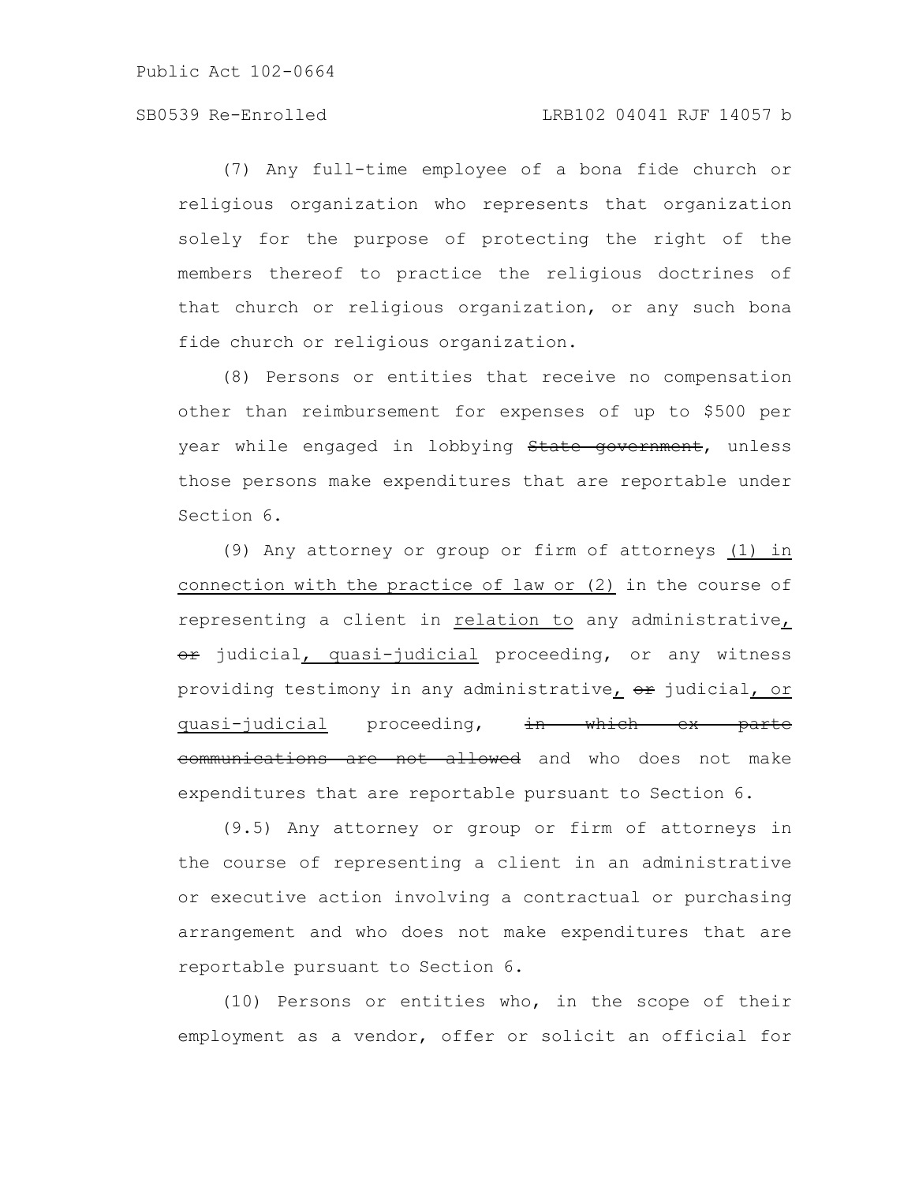(7) Any full-time employee of a bona fide church or religious organization who represents that organization solely for the purpose of protecting the right of the members thereof to practice the religious doctrines of that church or religious organization, or any such bona fide church or religious organization.

(8) Persons or entities that receive no compensation other than reimbursement for expenses of up to $500 per year while engaged in lobbying ~~State government~~, unless those persons make expenditures that are reportable under Section 6.

(9) Any attorney or group or firm of attorneys <u>(1) in connection with the practice of law or (2)</u> in the course of representing a client in <u>relation to</u> any administrative<u>,</u> ~~or~~ judicial<u>, quasi-judicial</u> proceeding, or any witness providing testimony in any administrative<u>,</u> ~~or~~ judicial<u>, or quasi-judicial</u> proceeding, ~~in which ex parte communications are not allowed~~ and who does not make expenditures that are reportable pursuant to Section 6.

(9.5) Any attorney or group or firm of attorneys in the course of representing a client in an administrative or executive action involving a contractual or purchasing arrangement and who does not make expenditures that are reportable pursuant to Section 6.

(10) Persons or entities who, in the scope of their employment as a vendor, offer or solicit an official for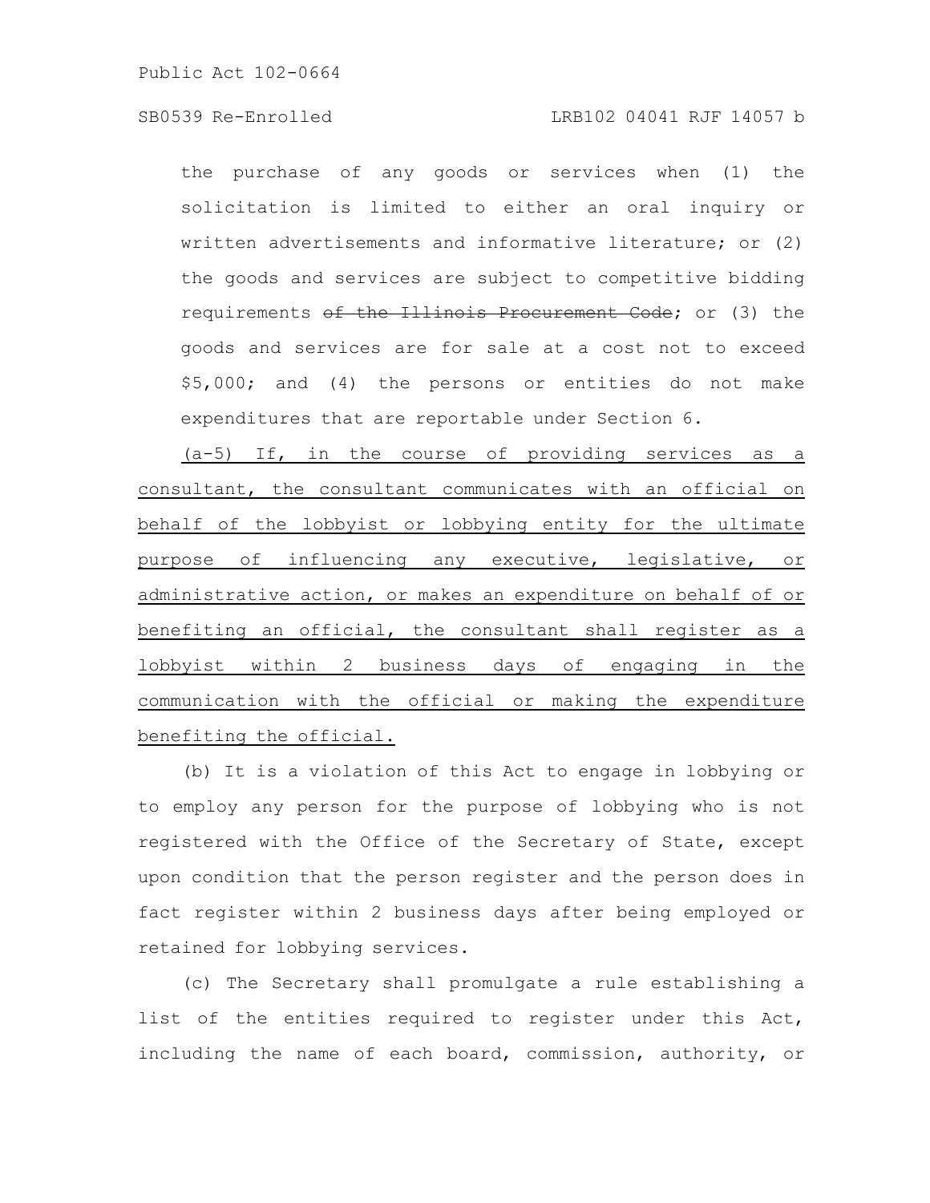the purchase of any goods or services when (1) the solicitation is limited to either an oral inquiry or written advertisements and informative literature; or (2) the goods and services are subject to competitive bidding requirements ~~of the Illinois Procurement Code~~; or (3) the goods and services are for sale at a cost not to exceed \$5,000; and (4) the persons or entities do not make expenditures that are reportable under Section 6.

<u>(a-5) If, in the course of providing services as a consultant, the consultant communicates with an official on behalf of the lobbyist or lobbying entity for the ultimate purpose of influencing any executive, legislative, or administrative action, or makes an expenditure on behalf of or benefiting an official, the consultant shall register as a lobbyist within 2 business days of engaging in the communication with the official or making the expenditure benefiting the official.</u>

(b) It is a violation of this Act to engage in lobbying or to employ any person for the purpose of lobbying who is not registered with the Office of the Secretary of State, except upon condition that the person register and the person does in fact register within 2 business days after being employed or retained for lobbying services.

(c) The Secretary shall promulgate a rule establishing a list of the entities required to register under this Act, including the name of each board, commission, authority, or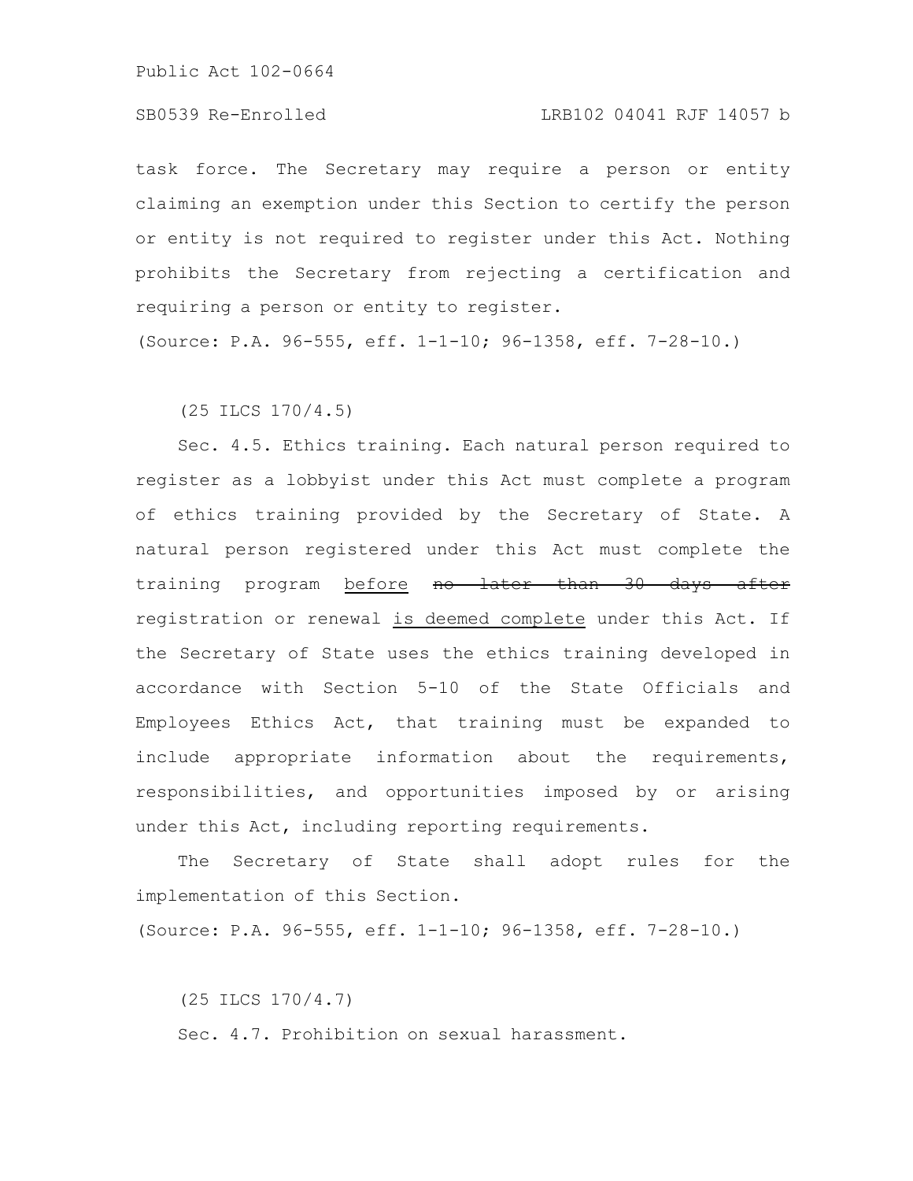task force. The Secretary may require a person or entity claiming an exemption under this Section to certify the person or entity is not required to register under this Act. Nothing prohibits the Secretary from rejecting a certification and requiring a person or entity to register.

(Source: P.A. 96-555, eff. 1-1-10; 96-1358, eff. 7-28-10.)

(25 ILCS 170/4.5)

Sec. 4.5. Ethics training. Each natural person required to register as a lobbyist under this Act must complete a program of ethics training provided by the Secretary of State. A natural person registered under this Act must complete the training program <u>before</u> ~~no later than 30 days after~~ registration or renewal <u>is deemed complete</u> under this Act. If the Secretary of State uses the ethics training developed in accordance with Section 5-10 of the State Officials and Employees Ethics Act, that training must be expanded to include appropriate information about the requirements, responsibilities, and opportunities imposed by or arising under this Act, including reporting requirements.

The Secretary of State shall adopt rules for the implementation of this Section.

(Source: P.A. 96-555, eff. 1-1-10; 96-1358, eff. 7-28-10.)

(25 ILCS 170/4.7)

Sec. 4.7. Prohibition on sexual harassment.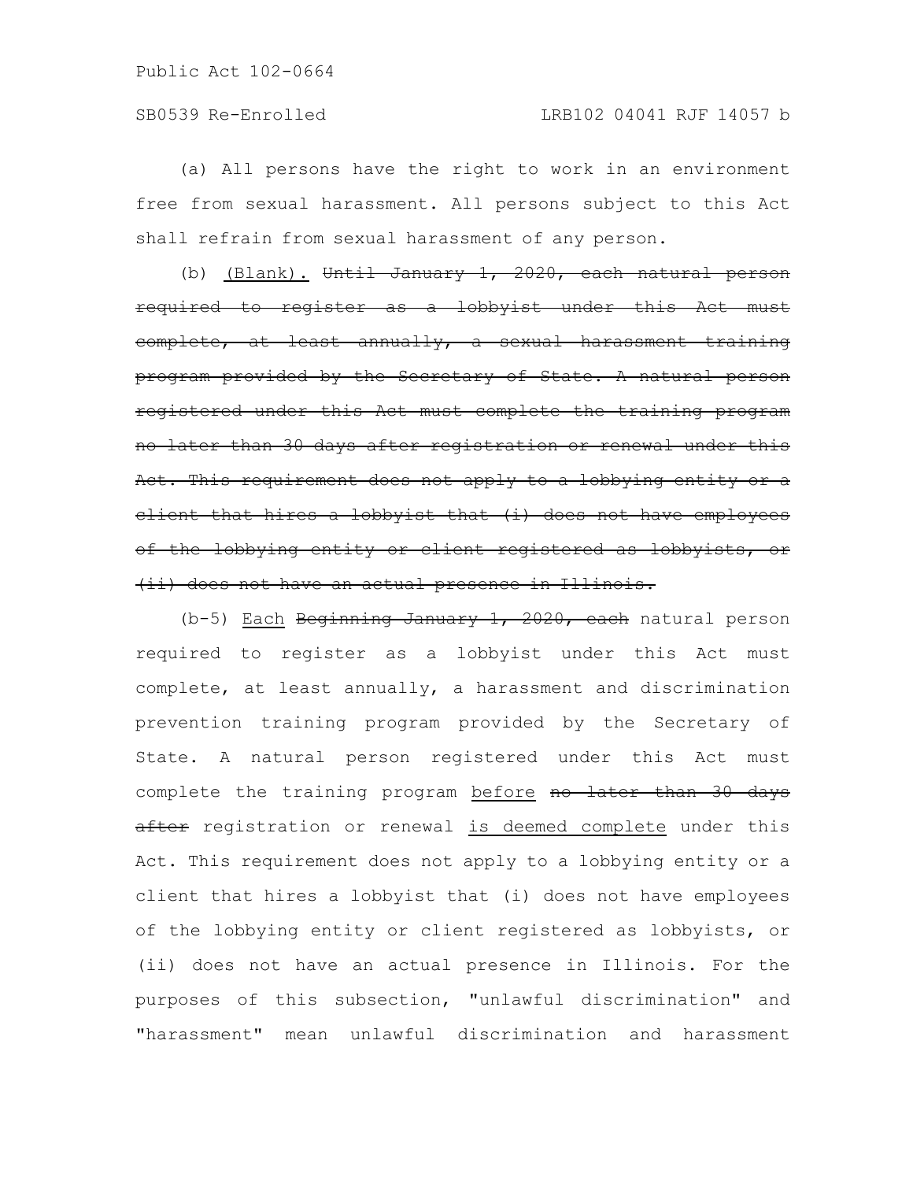(a) All persons have the right to work in an environment free from sexual harassment. All persons subject to this Act shall refrain from sexual harassment of any person.

(b) <u>(Blank).</u> ~~Until January 1, 2020, each natural person required to register as a lobbyist under this Act must complete, at least annually, a sexual harassment training program provided by the Secretary of State. A natural person registered under this Act must complete the training program no later than 30 days after registration or renewal under this Act. This requirement does not apply to a lobbying entity or a client that hires a lobbyist that (i) does not have employees of the lobbying entity or client registered as lobbyists, or (ii) does not have an actual presence in Illinois.~~

(b-5) <u>Each</u> ~~Beginning January 1, 2020, each~~ natural person required to register as a lobbyist under this Act must complete, at least annually, a harassment and discrimination prevention training program provided by the Secretary of State. A natural person registered under this Act must complete the training program <u>before</u> ~~no later than 30 days after~~ registration or renewal <u>is deemed complete</u> under this Act. This requirement does not apply to a lobbying entity or a client that hires a lobbyist that (i) does not have employees of the lobbying entity or client registered as lobbyists, or (ii) does not have an actual presence in Illinois. For the purposes of this subsection, "unlawful discrimination" and "harassment" mean unlawful discrimination and harassment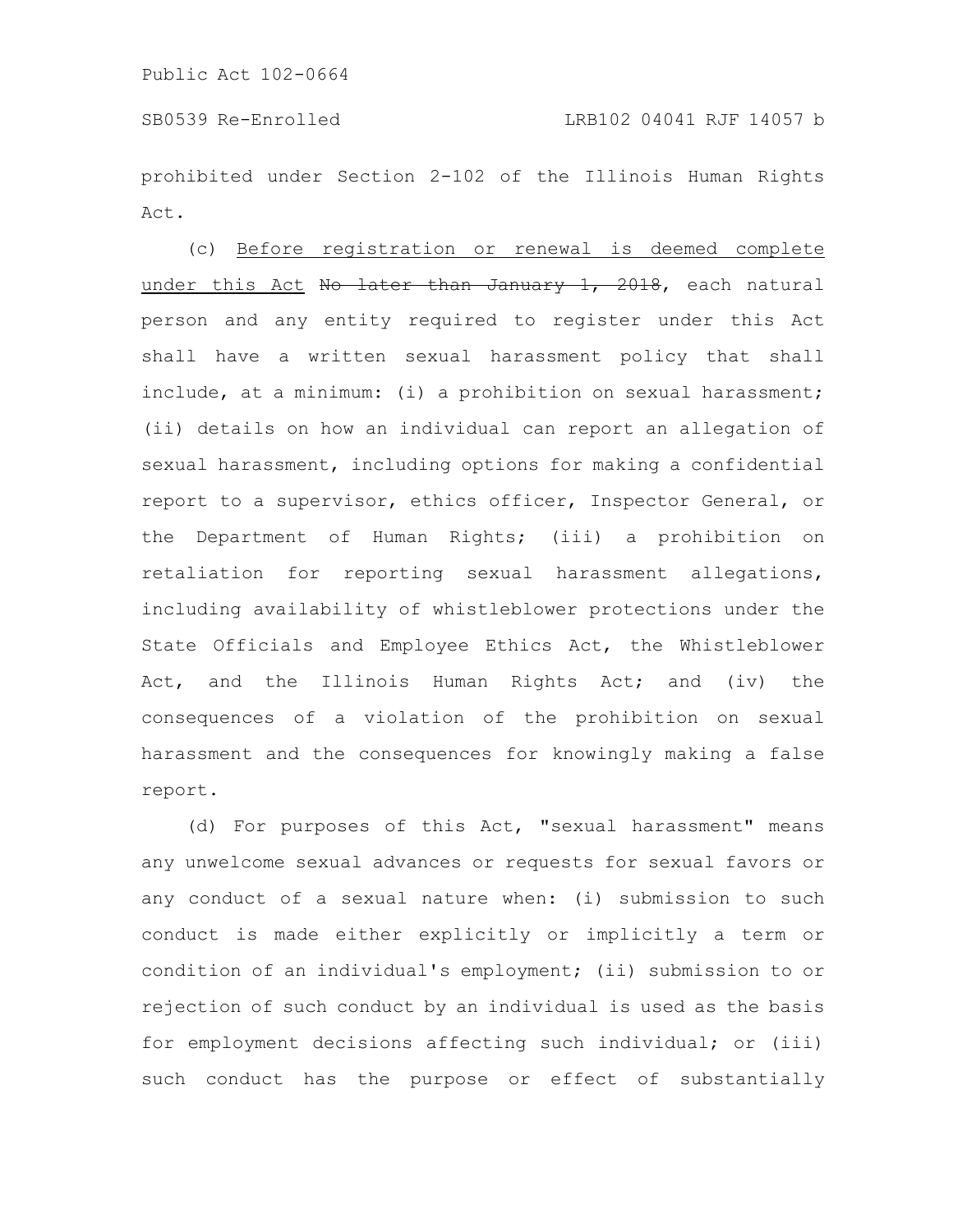prohibited under Section 2-102 of the Illinois Human Rights Act.

(c) Before registration or renewal is deemed complete under this Act ~~No later than January 1, 2018~~, each natural person and any entity required to register under this Act shall have a written sexual harassment policy that shall include, at a minimum: (i) a prohibition on sexual harassment; (ii) details on how an individual can report an allegation of sexual harassment, including options for making a confidential report to a supervisor, ethics officer, Inspector General, or the Department of Human Rights; (iii) a prohibition on retaliation for reporting sexual harassment allegations, including availability of whistleblower protections under the State Officials and Employee Ethics Act, the Whistleblower Act, and the Illinois Human Rights Act; and (iv) the consequences of a violation of the prohibition on sexual harassment and the consequences for knowingly making a false report.

(d) For purposes of this Act, "sexual harassment" means any unwelcome sexual advances or requests for sexual favors or any conduct of a sexual nature when: (i) submission to such conduct is made either explicitly or implicitly a term or condition of an individual's employment; (ii) submission to or rejection of such conduct by an individual is used as the basis for employment decisions affecting such individual; or (iii) such conduct has the purpose or effect of substantially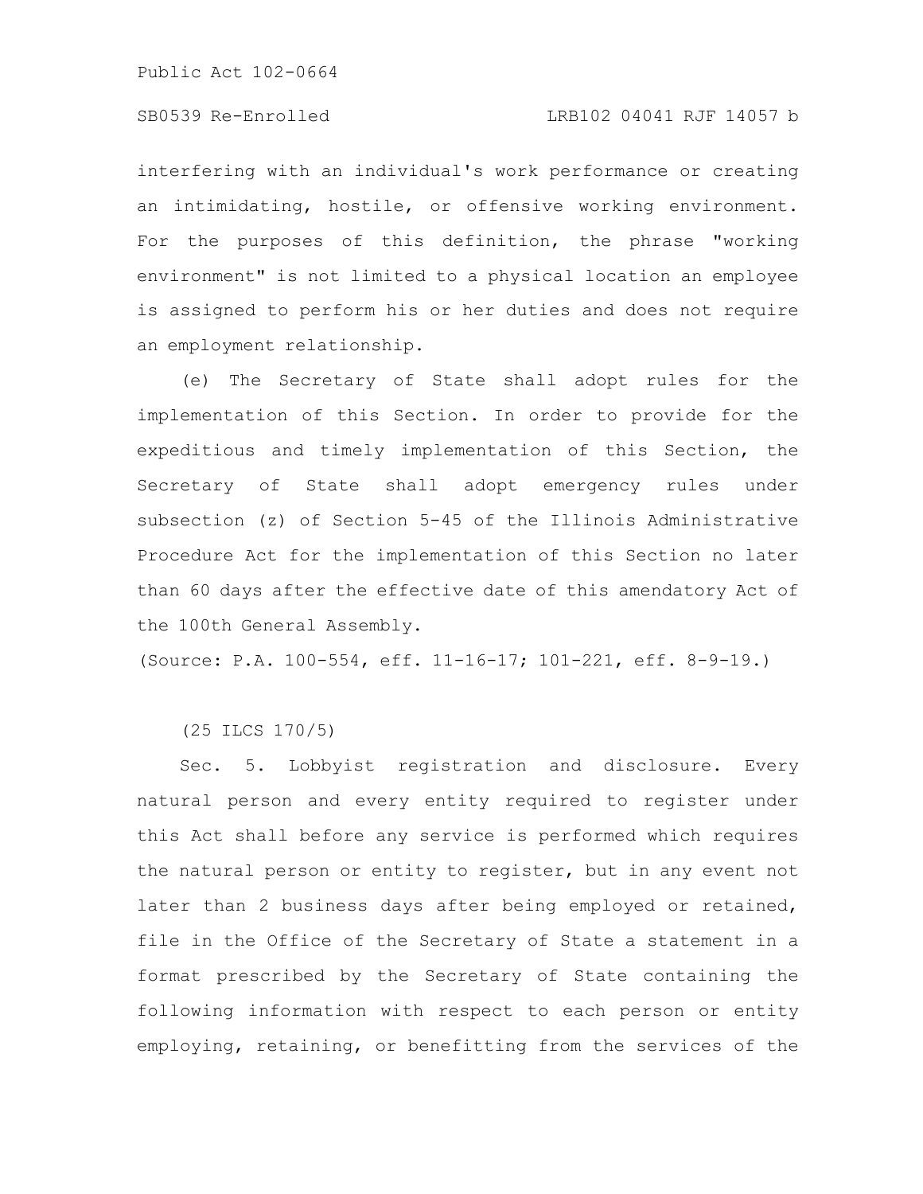interfering with an individual's work performance or creating an intimidating, hostile, or offensive working environment. For the purposes of this definition, the phrase "working environment" is not limited to a physical location an employee is assigned to perform his or her duties and does not require an employment relationship.

(e) The Secretary of State shall adopt rules for the implementation of this Section. In order to provide for the expeditious and timely implementation of this Section, the Secretary of State shall adopt emergency rules under subsection (z) of Section 5-45 of the Illinois Administrative Procedure Act for the implementation of this Section no later than 60 days after the effective date of this amendatory Act of the 100th General Assembly.

(Source: P.A. 100-554, eff. 11-16-17; 101-221, eff. 8-9-19.)

(25 ILCS 170/5)

Sec. 5. Lobbyist registration and disclosure. Every natural person and every entity required to register under this Act shall before any service is performed which requires the natural person or entity to register, but in any event not later than 2 business days after being employed or retained, file in the Office of the Secretary of State a statement in a format prescribed by the Secretary of State containing the following information with respect to each person or entity employing, retaining, or benefitting from the services of the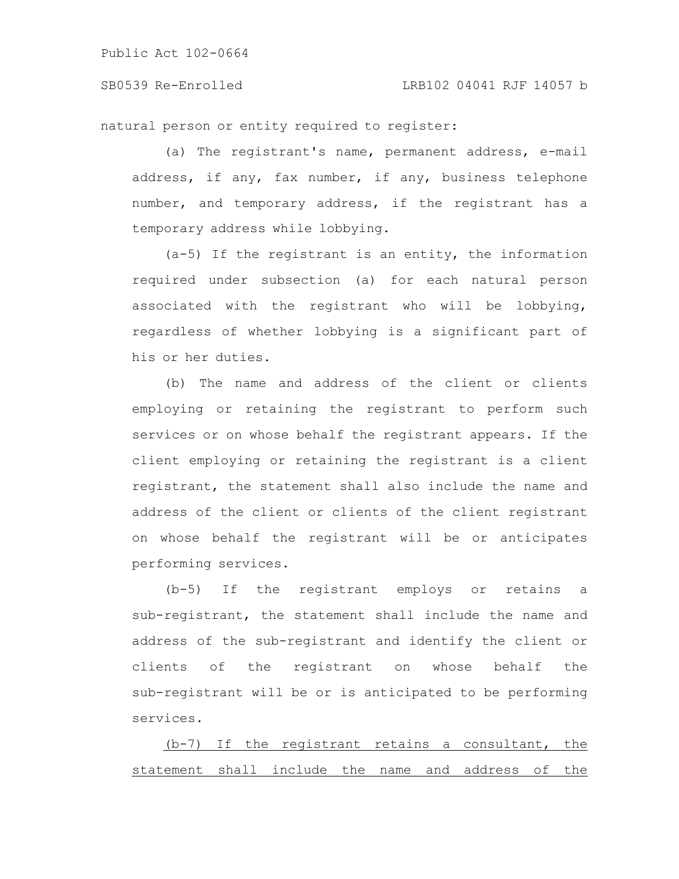natural person or entity required to register:

(a) The registrant's name, permanent address, e-mail address, if any, fax number, if any, business telephone number, and temporary address, if the registrant has a temporary address while lobbying.

(a-5) If the registrant is an entity, the information required under subsection (a) for each natural person associated with the registrant who will be lobbying, regardless of whether lobbying is a significant part of his or her duties.

(b) The name and address of the client or clients employing or retaining the registrant to perform such services or on whose behalf the registrant appears. If the client employing or retaining the registrant is a client registrant, the statement shall also include the name and address of the client or clients of the client registrant on whose behalf the registrant will be or anticipates performing services.

(b-5) If the registrant employs or retains a sub-registrant, the statement shall include the name and address of the sub-registrant and identify the client or clients of the registrant on whose behalf the sub-registrant will be or is anticipated to be performing services.

<u>(b-7) If the registrant retains a consultant, the statement shall include the name and address of the</u>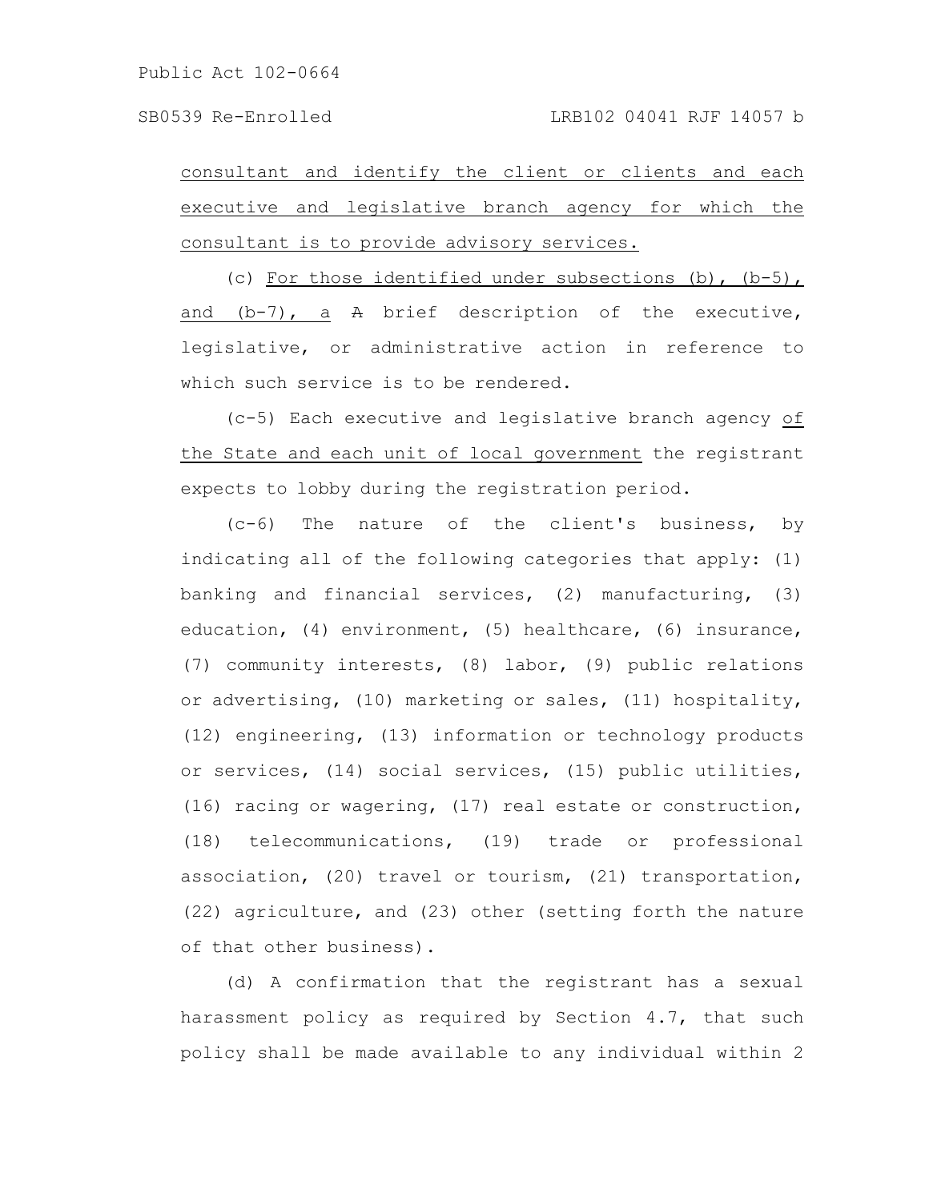consultant and identify the client or clients and each executive and legislative branch agency for which the consultant is to provide advisory services.

(c) For those identified under subsections (b), (b-5), and (b-7), a ~~A~~ brief description of the executive, legislative, or administrative action in reference to which such service is to be rendered.

(c-5) Each executive and legislative branch agency of the State and each unit of local government the registrant expects to lobby during the registration period.

(c-6) The nature of the client's business, by indicating all of the following categories that apply: (1) banking and financial services, (2) manufacturing, (3) education, (4) environment, (5) healthcare, (6) insurance, (7) community interests, (8) labor, (9) public relations or advertising, (10) marketing or sales, (11) hospitality, (12) engineering, (13) information or technology products or services, (14) social services, (15) public utilities, (16) racing or wagering, (17) real estate or construction, (18) telecommunications, (19) trade or professional association, (20) travel or tourism, (21) transportation, (22) agriculture, and (23) other (setting forth the nature of that other business).

(d) A confirmation that the registrant has a sexual harassment policy as required by Section 4.7, that such policy shall be made available to any individual within 2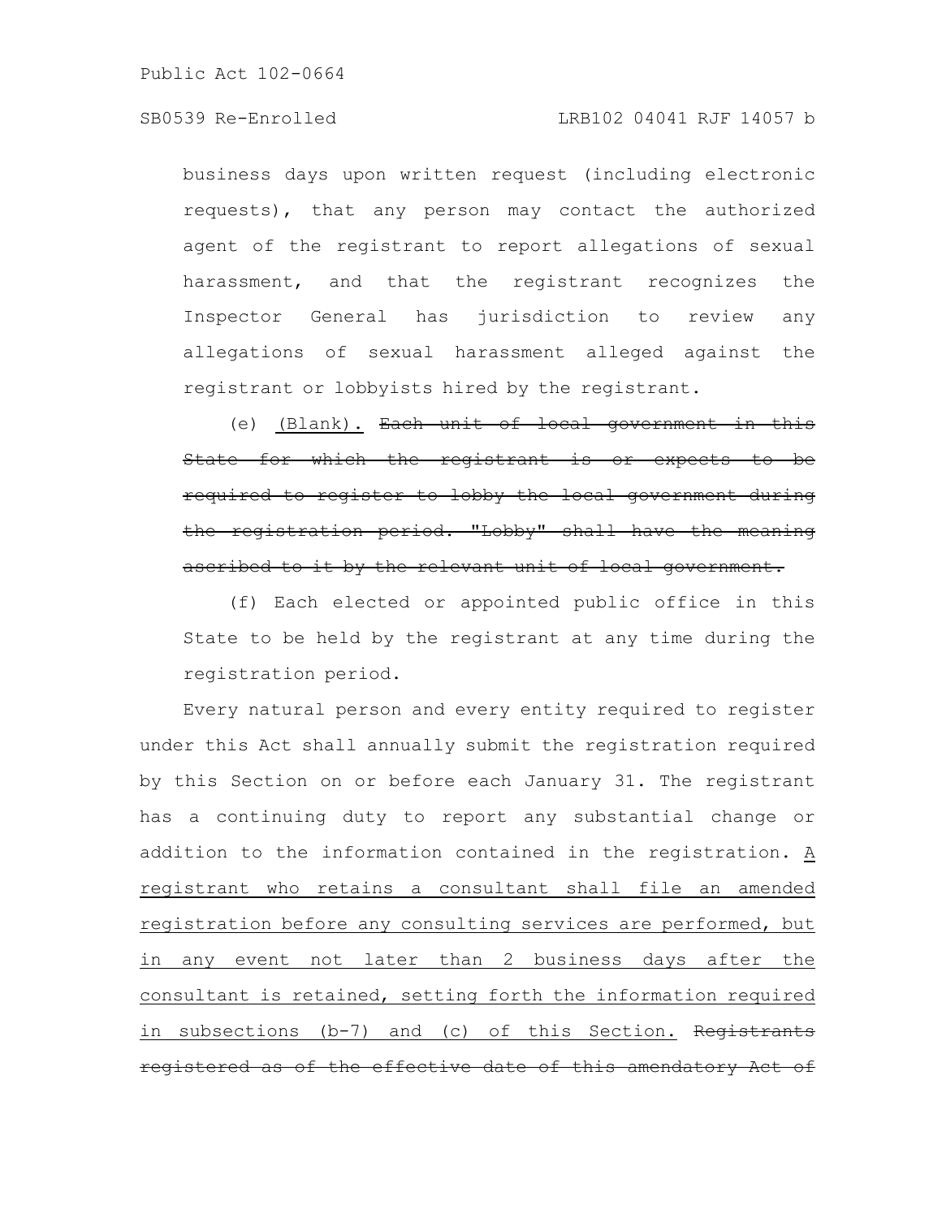business days upon written request (including electronic requests), that any person may contact the authorized agent of the registrant to report allegations of sexual harassment, and that the registrant recognizes the Inspector General has jurisdiction to review any allegations of sexual harassment alleged against the registrant or lobbyists hired by the registrant.

(e) <u>(Blank).</u> ~~Each unit of local government in this State for which the registrant is or expects to be required to register to lobby the local government during the registration period. "Lobby" shall have the meaning ascribed to it by the relevant unit of local government.~~

(f) Each elected or appointed public office in this State to be held by the registrant at any time during the registration period.

Every natural person and every entity required to register under this Act shall annually submit the registration required by this Section on or before each January 31. The registrant has a continuing duty to report any substantial change or addition to the information contained in the registration. <u>A registrant who retains a consultant shall file an amended registration before any consulting services are performed, but in any event not later than 2 business days after the consultant is retained, setting forth the information required in subsections (b-7) and (c) of this Section.</u> ~~Registrants registered as of the effective date of this amendatory Act of~~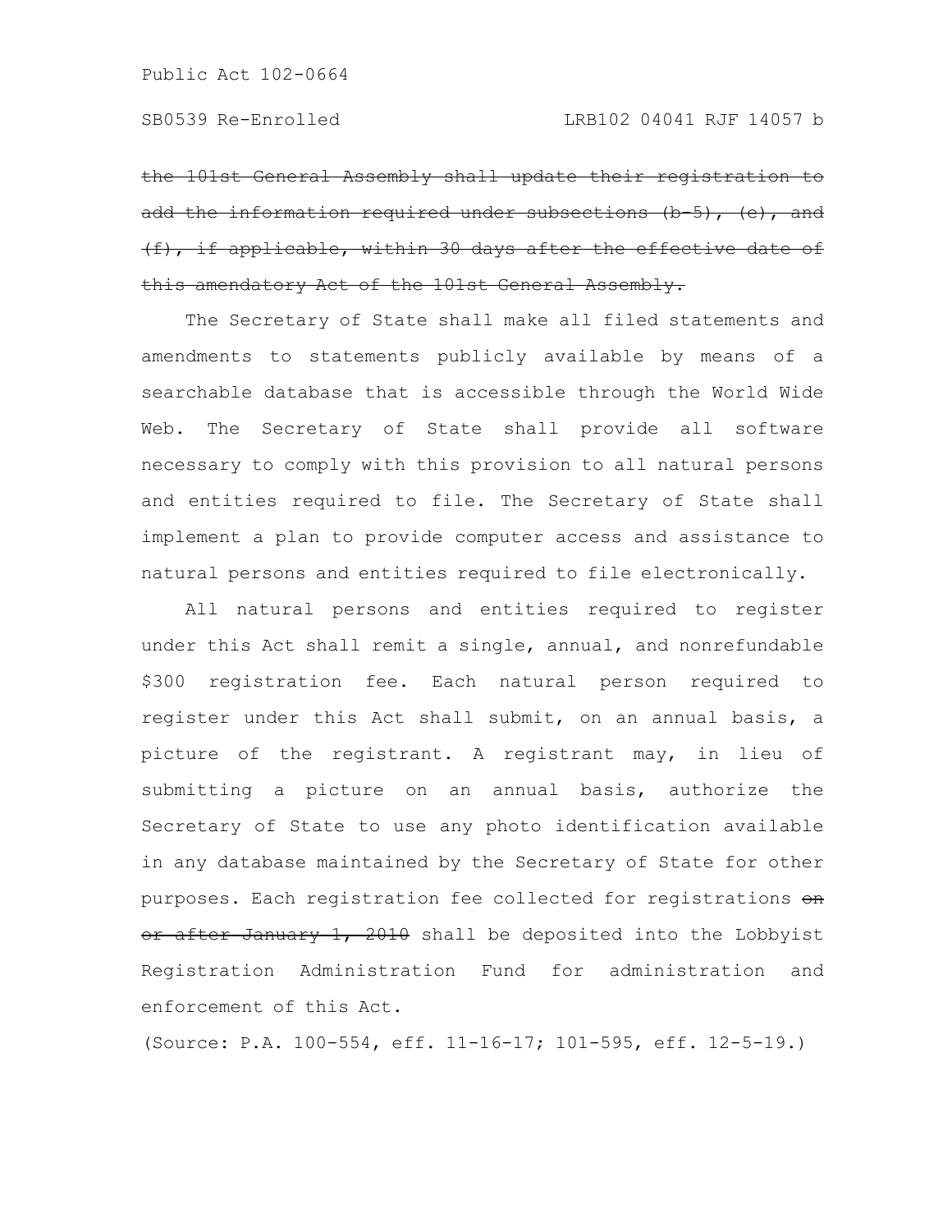~~the 101st General Assembly shall update their registration to add the information required under subsections (b-5), (e), and (f), if applicable, within 30 days after the effective date of this amendatory Act of the 101st General Assembly.~~

The Secretary of State shall make all filed statements and amendments to statements publicly available by means of a searchable database that is accessible through the World Wide Web. The Secretary of State shall provide all software necessary to comply with this provision to all natural persons and entities required to file. The Secretary of State shall implement a plan to provide computer access and assistance to natural persons and entities required to file electronically.

All natural persons and entities required to register under this Act shall remit a single, annual, and nonrefundable $300 registration fee. Each natural person required to register under this Act shall submit, on an annual basis, a picture of the registrant. A registrant may, in lieu of submitting a picture on an annual basis, authorize the Secretary of State to use any photo identification available in any database maintained by the Secretary of State for other purposes. Each registration fee collected for registrations ~~on or after January 1, 2010~~ shall be deposited into the Lobbyist Registration Administration Fund for administration and enforcement of this Act.

(Source: P.A. 100-554, eff. 11-16-17; 101-595, eff. 12-5-19.)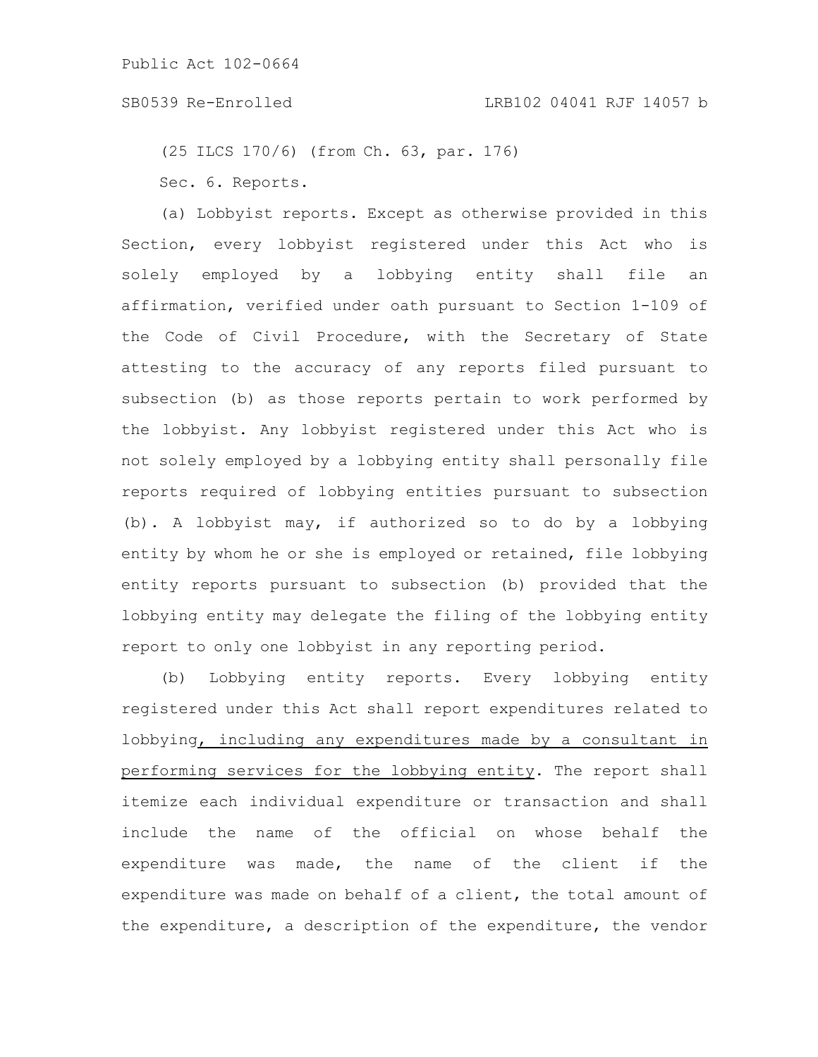(25 ILCS 170/6) (from Ch. 63, par. 176)

Sec. 6. Reports.

(a) Lobbyist reports. Except as otherwise provided in this Section, every lobbyist registered under this Act who is solely employed by a lobbying entity shall file an affirmation, verified under oath pursuant to Section 1-109 of the Code of Civil Procedure, with the Secretary of State attesting to the accuracy of any reports filed pursuant to subsection (b) as those reports pertain to work performed by the lobbyist. Any lobbyist registered under this Act who is not solely employed by a lobbying entity shall personally file reports required of lobbying entities pursuant to subsection (b). A lobbyist may, if authorized so to do by a lobbying entity by whom he or she is employed or retained, file lobbying entity reports pursuant to subsection (b) provided that the lobbying entity may delegate the filing of the lobbying entity report to only one lobbyist in any reporting period.

(b) Lobbying entity reports. Every lobbying entity registered under this Act shall report expenditures related to lobbying<u>, including any expenditures made by a consultant in performing services for the lobbying entity</u>. The report shall itemize each individual expenditure or transaction and shall include the name of the official on whose behalf the expenditure was made, the name of the client if the expenditure was made on behalf of a client, the total amount of the expenditure, a description of the expenditure, the vendor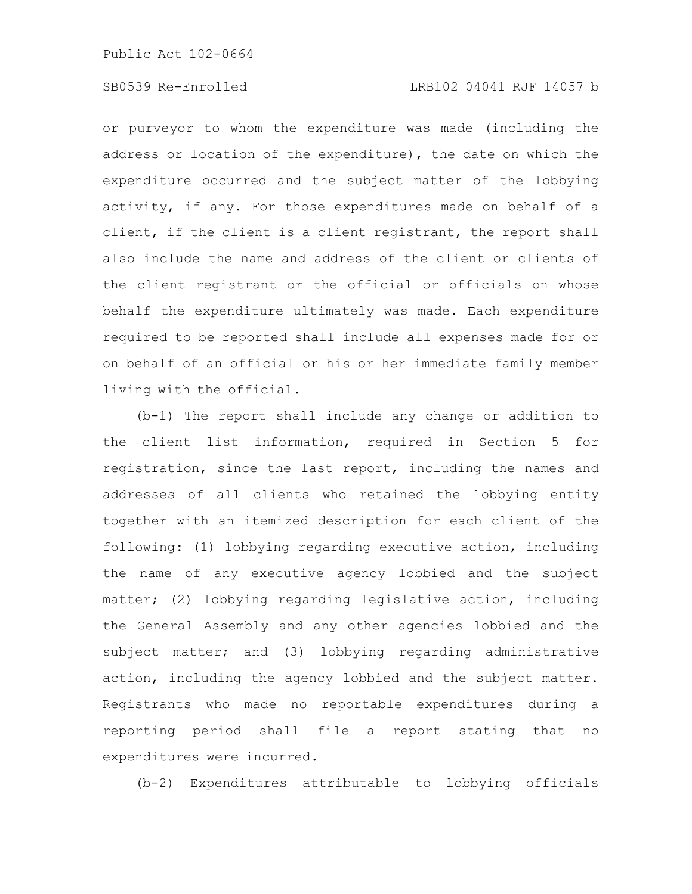or purveyor to whom the expenditure was made (including the address or location of the expenditure), the date on which the expenditure occurred and the subject matter of the lobbying activity, if any. For those expenditures made on behalf of a client, if the client is a client registrant, the report shall also include the name and address of the client or clients of the client registrant or the official or officials on whose behalf the expenditure ultimately was made. Each expenditure required to be reported shall include all expenses made for or on behalf of an official or his or her immediate family member living with the official.

(b-1) The report shall include any change or addition to the client list information, required in Section 5 for registration, since the last report, including the names and addresses of all clients who retained the lobbying entity together with an itemized description for each client of the following: (1) lobbying regarding executive action, including the name of any executive agency lobbied and the subject matter; (2) lobbying regarding legislative action, including the General Assembly and any other agencies lobbied and the subject matter; and (3) lobbying regarding administrative action, including the agency lobbied and the subject matter. Registrants who made no reportable expenditures during a reporting period shall file a report stating that no expenditures were incurred.

(b-2) Expenditures attributable to lobbying officials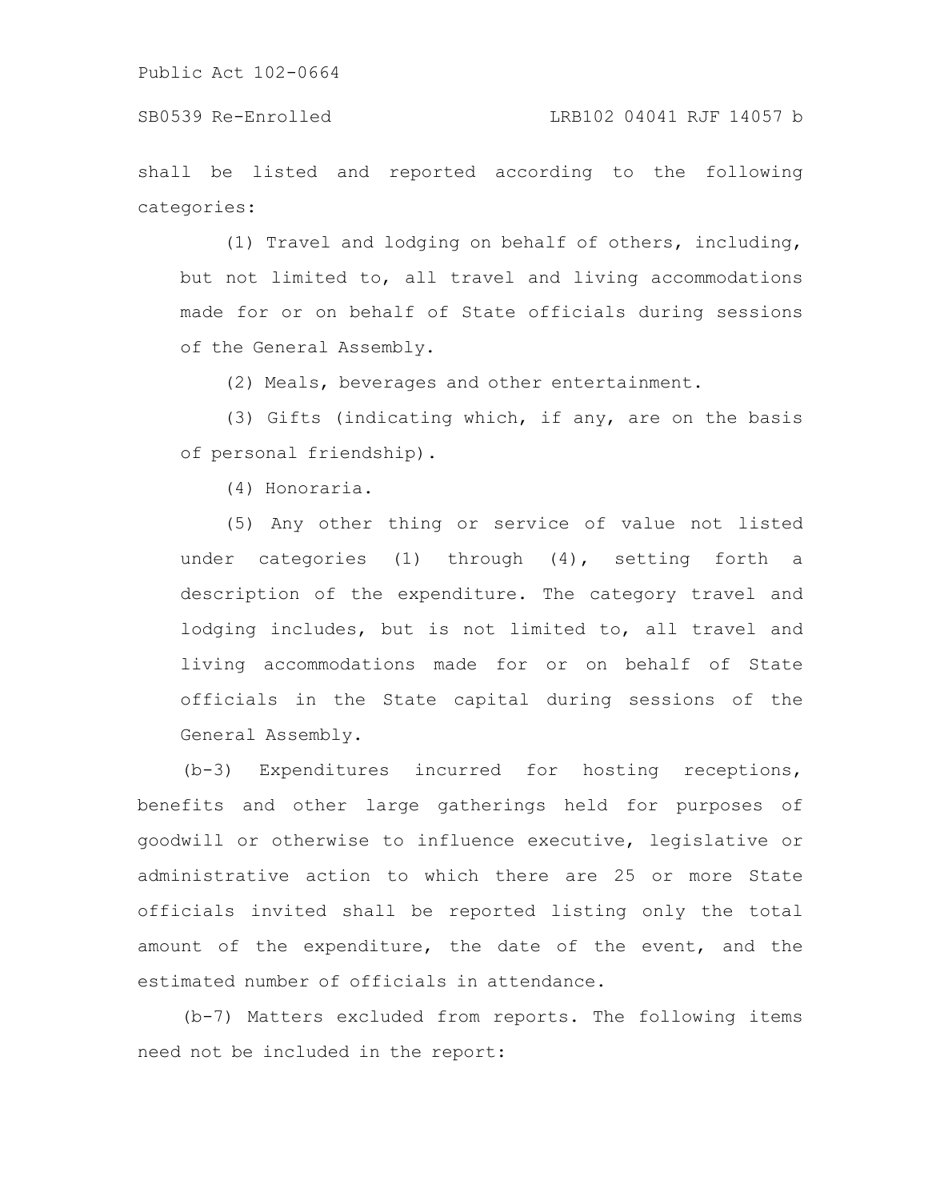shall be listed and reported according to the following categories:

(1) Travel and lodging on behalf of others, including, but not limited to, all travel and living accommodations made for or on behalf of State officials during sessions of the General Assembly.

(2) Meals, beverages and other entertainment.

(3) Gifts (indicating which, if any, are on the basis of personal friendship).

(4) Honoraria.

(5) Any other thing or service of value not listed under categories (1) through (4), setting forth a description of the expenditure. The category travel and lodging includes, but is not limited to, all travel and living accommodations made for or on behalf of State officials in the State capital during sessions of the General Assembly.

(b-3) Expenditures incurred for hosting receptions, benefits and other large gatherings held for purposes of goodwill or otherwise to influence executive, legislative or administrative action to which there are 25 or more State officials invited shall be reported listing only the total amount of the expenditure, the date of the event, and the estimated number of officials in attendance.

(b-7) Matters excluded from reports. The following items need not be included in the report: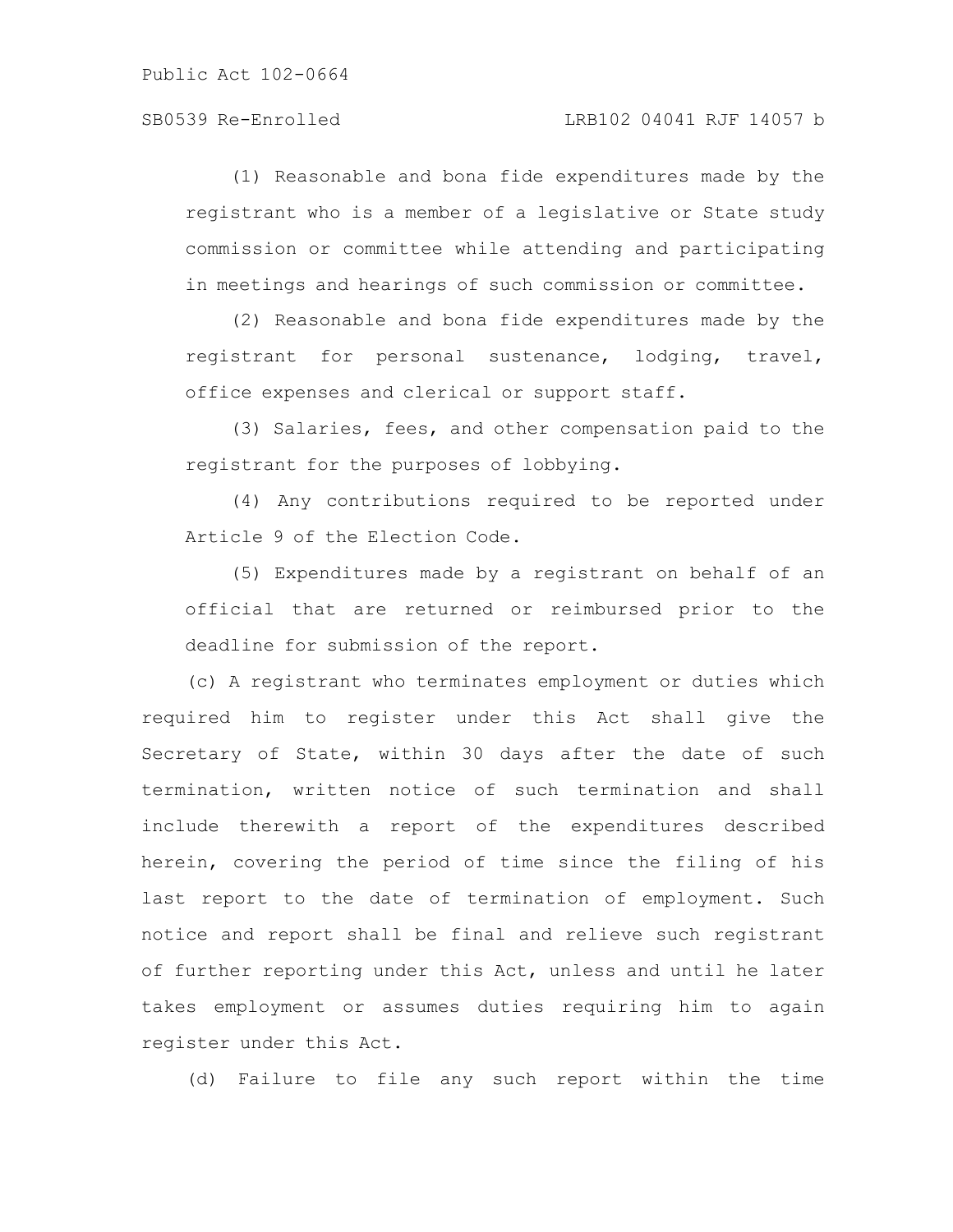(1) Reasonable and bona fide expenditures made by the registrant who is a member of a legislative or State study commission or committee while attending and participating in meetings and hearings of such commission or committee.

(2) Reasonable and bona fide expenditures made by the registrant for personal sustenance, lodging, travel, office expenses and clerical or support staff.

(3) Salaries, fees, and other compensation paid to the registrant for the purposes of lobbying.

(4) Any contributions required to be reported under Article 9 of the Election Code.

(5) Expenditures made by a registrant on behalf of an official that are returned or reimbursed prior to the deadline for submission of the report.

(c) A registrant who terminates employment or duties which required him to register under this Act shall give the Secretary of State, within 30 days after the date of such termination, written notice of such termination and shall include therewith a report of the expenditures described herein, covering the period of time since the filing of his last report to the date of termination of employment. Such notice and report shall be final and relieve such registrant of further reporting under this Act, unless and until he later takes employment or assumes duties requiring him to again register under this Act.

(d) Failure to file any such report within the time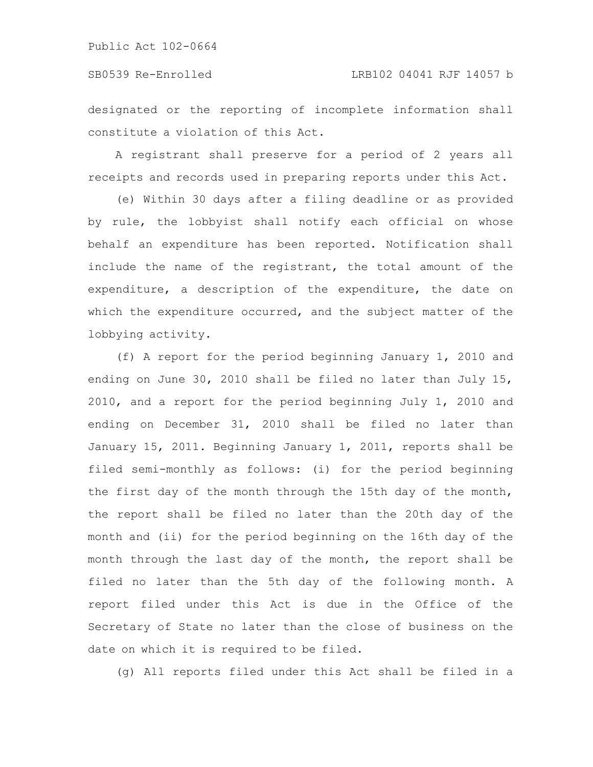designated or the reporting of incomplete information shall constitute a violation of this Act.

A registrant shall preserve for a period of 2 years all receipts and records used in preparing reports under this Act.

(e) Within 30 days after a filing deadline or as provided by rule, the lobbyist shall notify each official on whose behalf an expenditure has been reported. Notification shall include the name of the registrant, the total amount of the expenditure, a description of the expenditure, the date on which the expenditure occurred, and the subject matter of the lobbying activity.

(f) A report for the period beginning January 1, 2010 and ending on June 30, 2010 shall be filed no later than July 15, 2010, and a report for the period beginning July 1, 2010 and ending on December 31, 2010 shall be filed no later than January 15, 2011. Beginning January 1, 2011, reports shall be filed semi-monthly as follows: (i) for the period beginning the first day of the month through the 15th day of the month, the report shall be filed no later than the 20th day of the month and (ii) for the period beginning on the 16th day of the month through the last day of the month, the report shall be filed no later than the 5th day of the following month. A report filed under this Act is due in the Office of the Secretary of State no later than the close of business on the date on which it is required to be filed.

(g) All reports filed under this Act shall be filed in a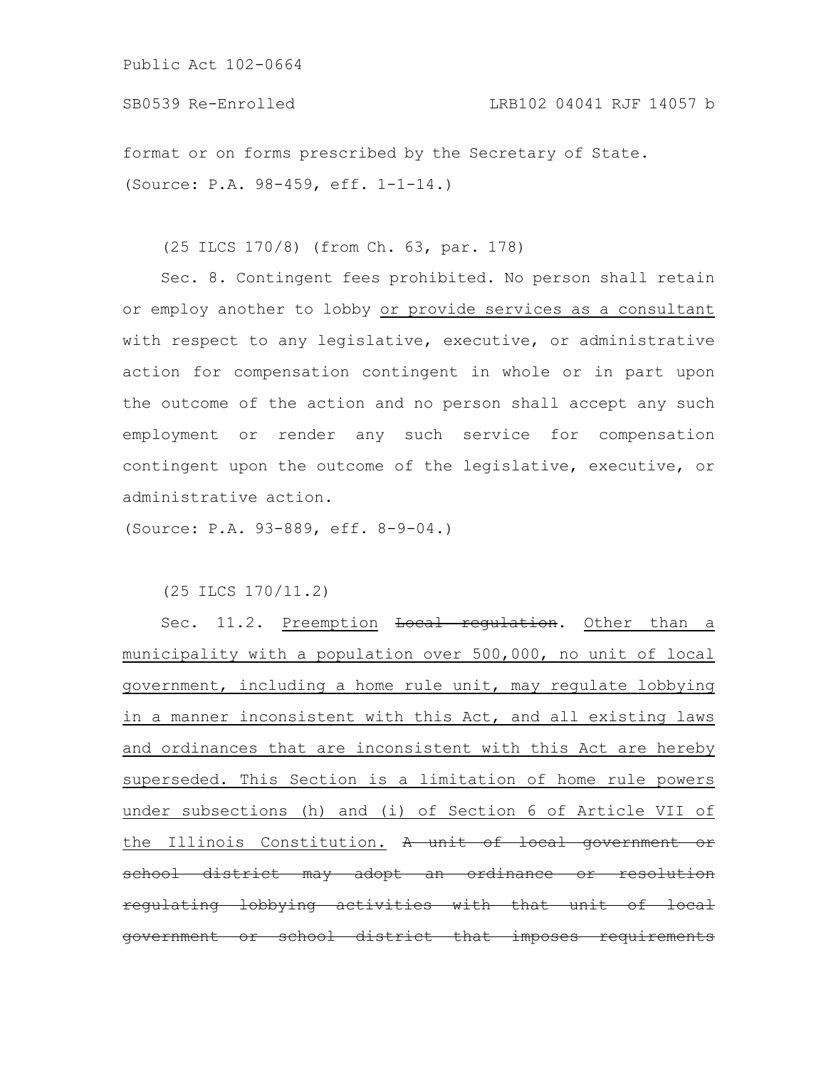format or on forms prescribed by the Secretary of State.

(Source: P.A. 98-459, eff. 1-1-14.)

(25 ILCS 170/8) (from Ch. 63, par. 178)

Sec. 8. Contingent fees prohibited. No person shall retain or employ another to lobby <u>or provide services as a consultant</u> with respect to any legislative, executive, or administrative action for compensation contingent in whole or in part upon the outcome of the action and no person shall accept any such employment or render any such service for compensation contingent upon the outcome of the legislative, executive, or administrative action.

(Source: P.A. 93-889, eff. 8-9-04.)

(25 ILCS 170/11.2)

Sec. 11.2. <u>Preemption</u> ~~Local regulation~~. <u>Other than a municipality with a population over 500,000, no unit of local government, including a home rule unit, may regulate lobbying in a manner inconsistent with this Act, and all existing laws and ordinances that are inconsistent with this Act are hereby superseded. This Section is a limitation of home rule powers under subsections (h) and (i) of Section 6 of Article VII of the Illinois Constitution.</u> ~~A unit of local government or school district may adopt an ordinance or resolution regulating lobbying activities with that unit of local government or school district that imposes requirements~~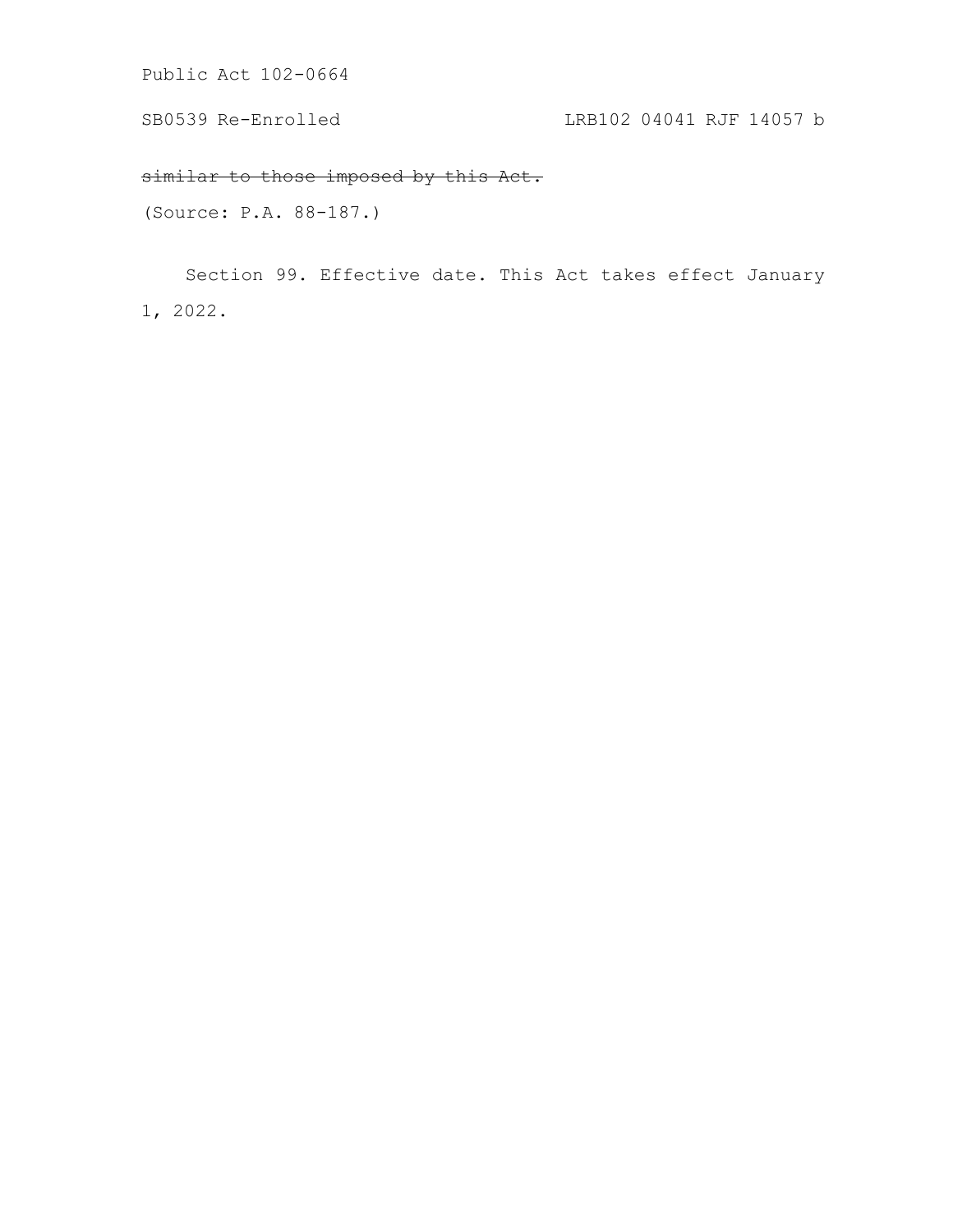~~similar to those imposed by this Act.~~

(Source: P.A. 88-187.)

Section 99. Effective date. This Act takes effect January 1, 2022.